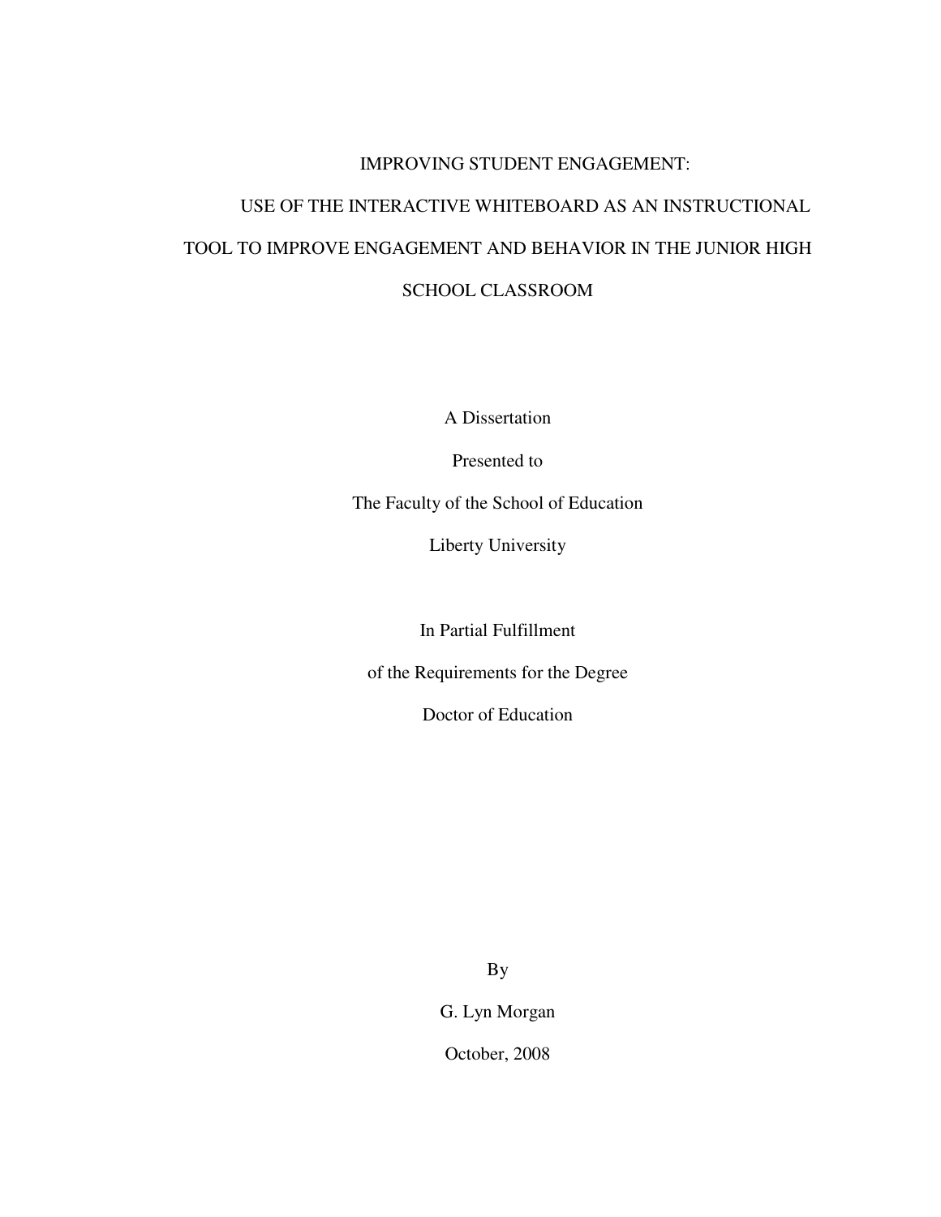# IMPROVING STUDENT ENGAGEMENT:

# USE OF THE INTERACTIVE WHITEBOARD AS AN INSTRUCTIONAL TOOL TO IMPROVE ENGAGEMENT AND BEHAVIOR IN THE JUNIOR HIGH SCHOOL CLASSROOM

A Dissertation

Presented to

The Faculty of the School of Education

Liberty University

In Partial Fulfillment

of the Requirements for the Degree

Doctor of Education

By

G. Lyn Morgan

October, 2008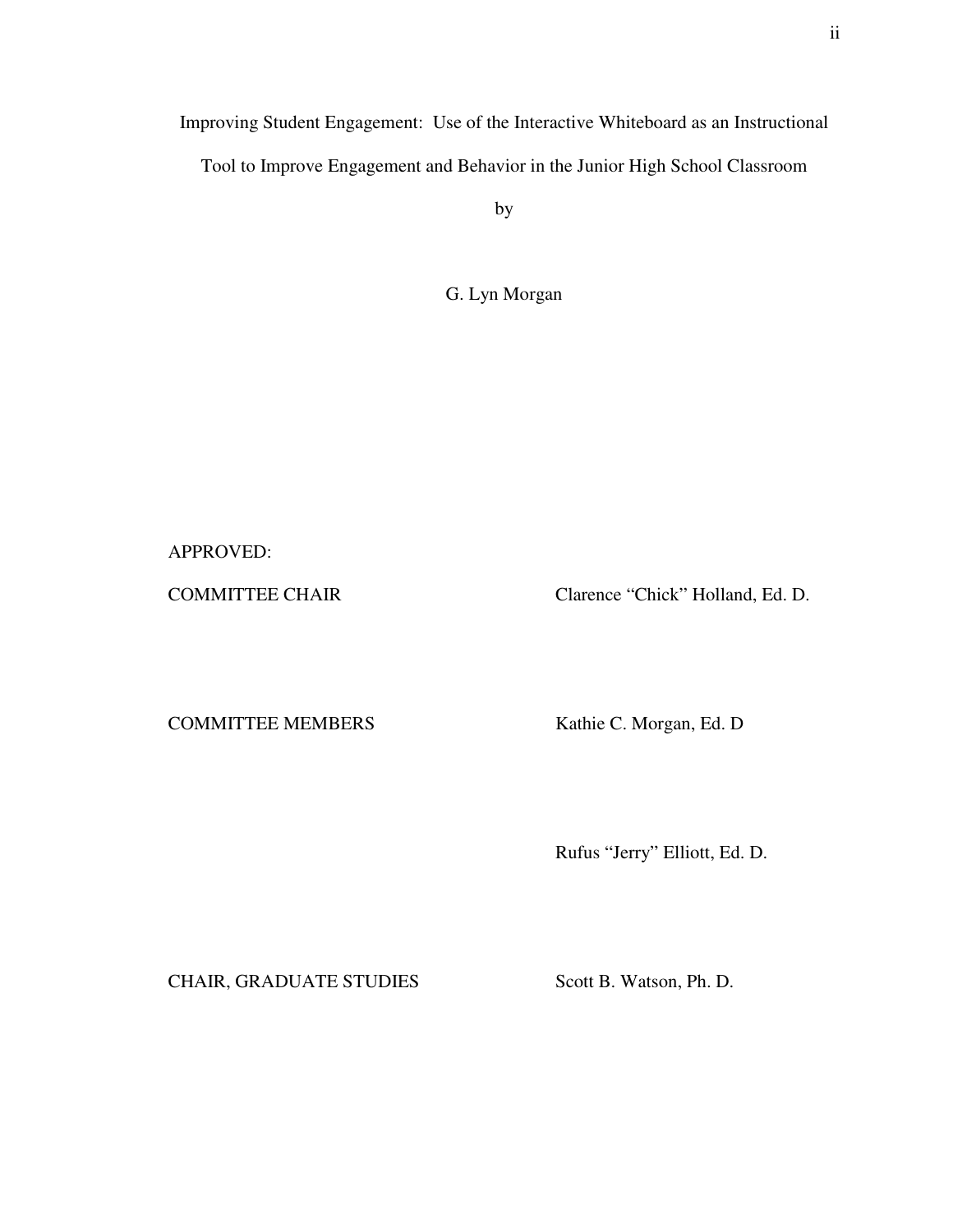Improving Student Engagement: Use of the Interactive Whiteboard as an Instructional Tool to Improve Engagement and Behavior in the Junior High School Classroom

by

G. Lyn Morgan

APPROVED:

| | |
|---|---|
| COMMITTEE CHAIR | Clarence “Chick” Holland, Ed. D. |
| COMMITTEE MEMBERS | Kathie C. Morgan, Ed. D |
| | Rufus “Jerry” Elliott, Ed. D. |
| CHAIR, GRADUATE STUDIES | Scott B. Watson, Ph. D. |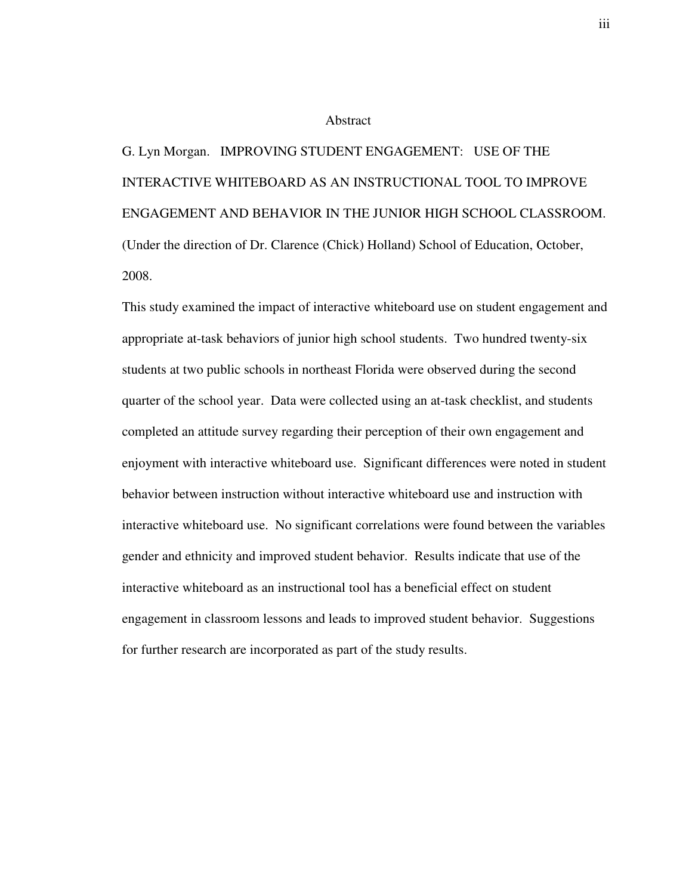# Abstract

G. Lyn Morgan. IMPROVING STUDENT ENGAGEMENT: USE OF THE INTERACTIVE WHITEBOARD AS AN INSTRUCTIONAL TOOL TO IMPROVE ENGAGEMENT AND BEHAVIOR IN THE JUNIOR HIGH SCHOOL CLASSROOM. (Under the direction of Dr. Clarence (Chick) Holland) School of Education, October, 2008.

This study examined the impact of interactive whiteboard use on student engagement and appropriate at-task behaviors of junior high school students. Two hundred twenty-six students at two public schools in northeast Florida were observed during the second quarter of the school year. Data were collected using an at-task checklist, and students completed an attitude survey regarding their perception of their own engagement and enjoyment with interactive whiteboard use. Significant differences were noted in student behavior between instruction without interactive whiteboard use and instruction with interactive whiteboard use. No significant correlations were found between the variables gender and ethnicity and improved student behavior. Results indicate that use of the interactive whiteboard as an instructional tool has a beneficial effect on student engagement in classroom lessons and leads to improved student behavior. Suggestions for further research are incorporated as part of the study results.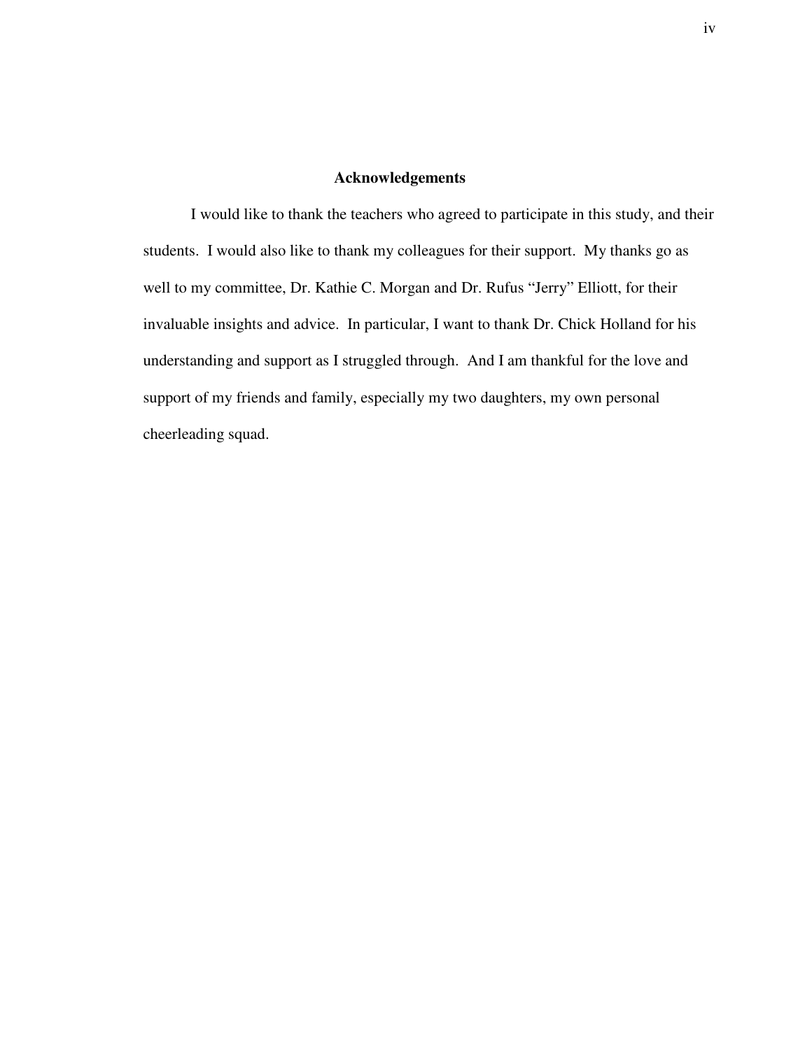# Acknowledgements

I would like to thank the teachers who agreed to participate in this study, and their students. I would also like to thank my colleagues for their support. My thanks go as well to my committee, Dr. Kathie C. Morgan and Dr. Rufus "Jerry" Elliott, for their invaluable insights and advice. In particular, I want to thank Dr. Chick Holland for his understanding and support as I struggled through. And I am thankful for the love and support of my friends and family, especially my two daughters, my own personal cheerleading squad.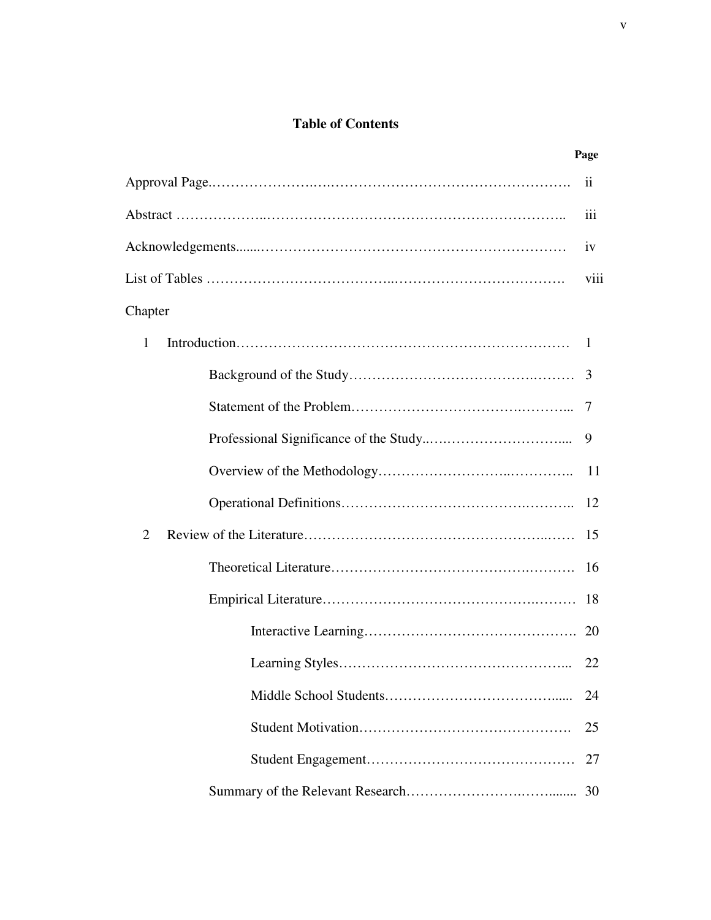## Table of Contents

| | Page |
|---|---|
| Approval Page | ii |
| Abstract | iii |
| Acknowledgements | iv |
| List of Tables | viii |
| Chapter | |
| 1 Introduction | 1 |
| Background of the Study | 3 |
| Statement of the Problem | 7 |
| Professional Significance of the Study | 9 |
| Overview of the Methodology | 11 |
| Operational Definitions | 12 |
| 2 Review of the Literature | 15 |
| Theoretical Literature | 16 |
| Empirical Literature | 18 |
| Interactive Learning | 20 |
| Learning Styles | 22 |
| Middle School Students | 24 |
| Student Motivation | 25 |
| Student Engagement | 27 |
| Summary of the Relevant Research | 30 |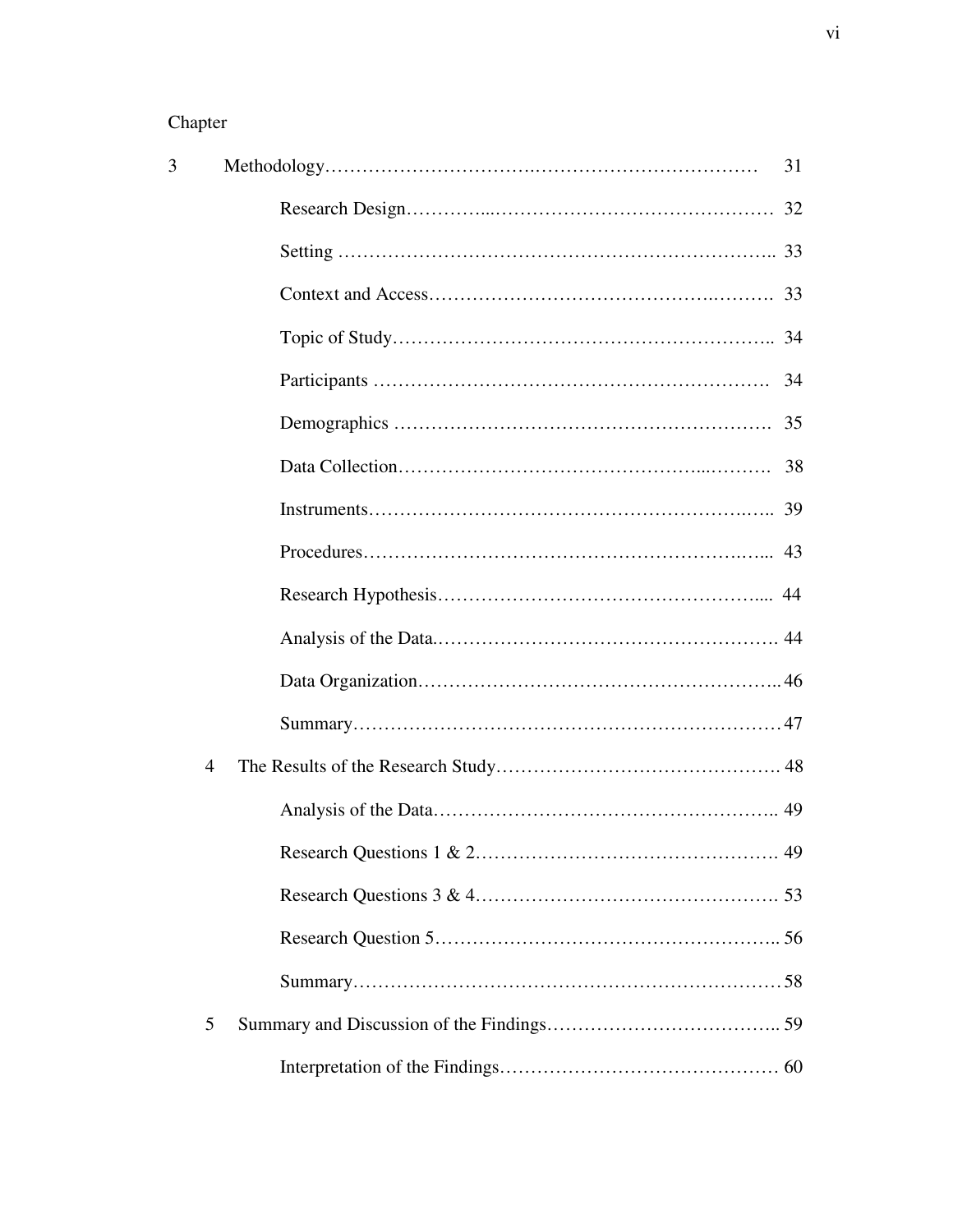Chapter

| | | |
|---|---|---|
| 3 | Methodology | 31 |
| | Research Design | 32 |
| | Setting | 33 |
| | Context and Access | 33 |
| | Topic of Study | 34 |
| | Participants | 34 |
| | Demographics | 35 |
| | Data Collection | 38 |
| | Instruments | 39 |
| | Procedures | 43 |
| | Research Hypothesis | 44 |
| | Analysis of the Data | 44 |
| | Data Organization | 46 |
| | Summary | 47 |
| 4 | The Results of the Research Study | 48 |
| | Analysis of the Data | 49 |
| | Research Questions 1 & 2 | 49 |
| | Research Questions 3 & 4 | 53 |
| | Research Question 5 | 56 |
| | Summary | 58 |
| 5 | Summary and Discussion of the Findings | 59 |
| | Interpretation of the Findings | 60 |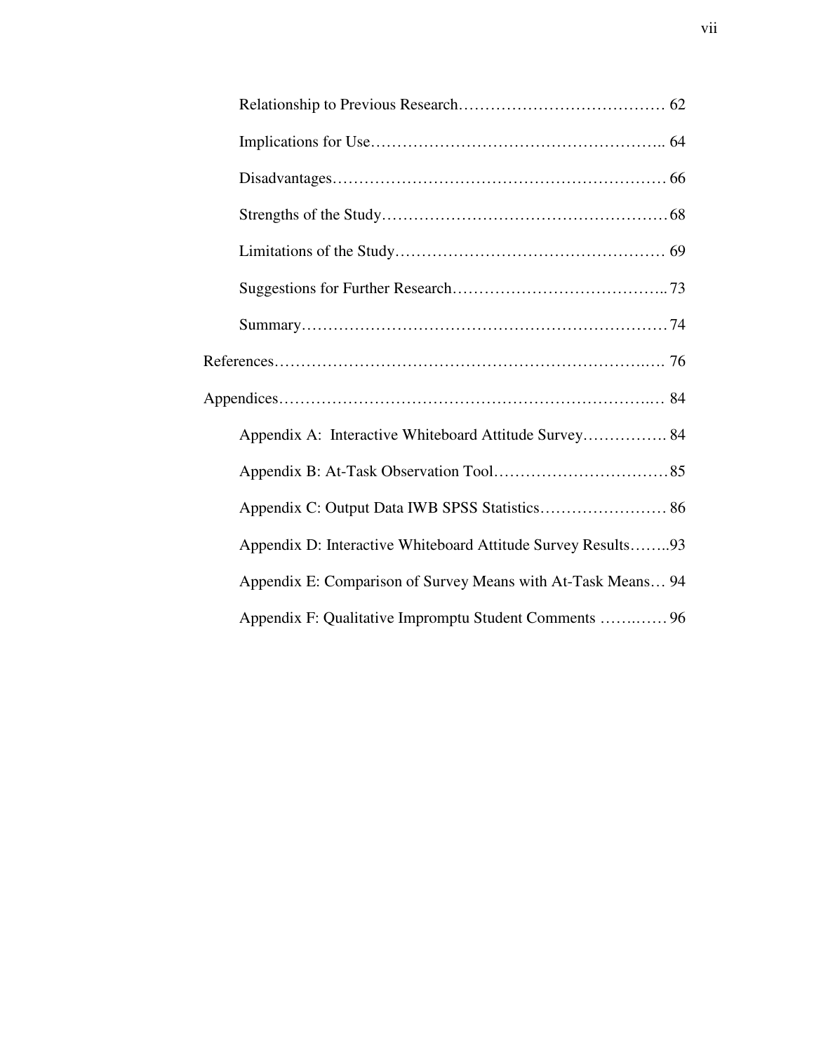Relationship to Previous Research………………………………… 62

Implications for Use……………………………………………….. 64

Disadvantages……………………………………………………… 66

Strengths of the Study……………………………………………… 68

Limitations of the Study…………………………………………… 69

Suggestions for Further Research………………………………….. 73

Summary…………………………………………………………… 74

References………………………………………………………………. 76

Appendices……………………………………………………………… 84

Appendix A: Interactive Whiteboard Attitude Survey……………. 84

Appendix B: At-Task Observation Tool…………………………… 85

Appendix C: Output Data IWB SPSS Statistics…………………… 86

Appendix D: Interactive Whiteboard Attitude Survey Results……..93

Appendix E: Comparison of Survey Means with At-Task Means… 94

Appendix F: Qualitative Impromptu Student Comments ………… 96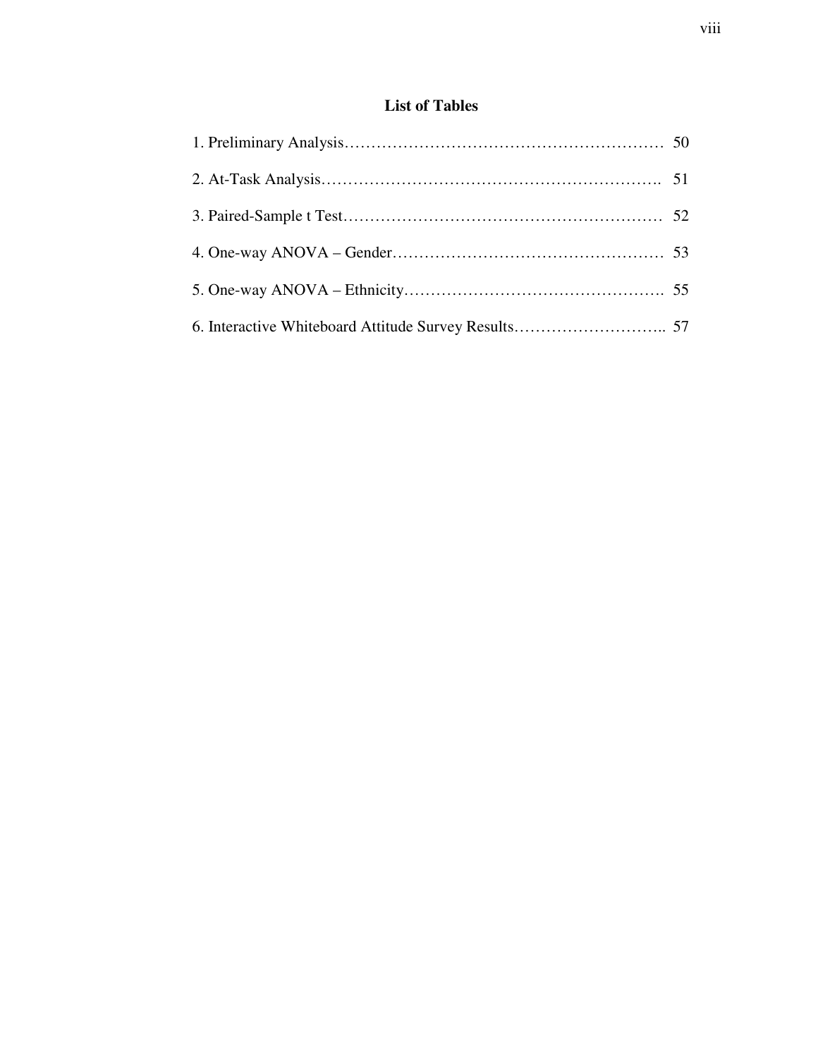## List of Tables

1. Preliminary Analysis…………………………………………………… 50

2. At-Task Analysis……………………………………………………. 51

3. Paired-Sample t Test………………………………………………… 52

4. One-way ANOVA – Gender…………………………………………… 53

5. One-way ANOVA – Ethnicity…………………………………………. 55

6. Interactive Whiteboard Attitude Survey Results……………………….. 57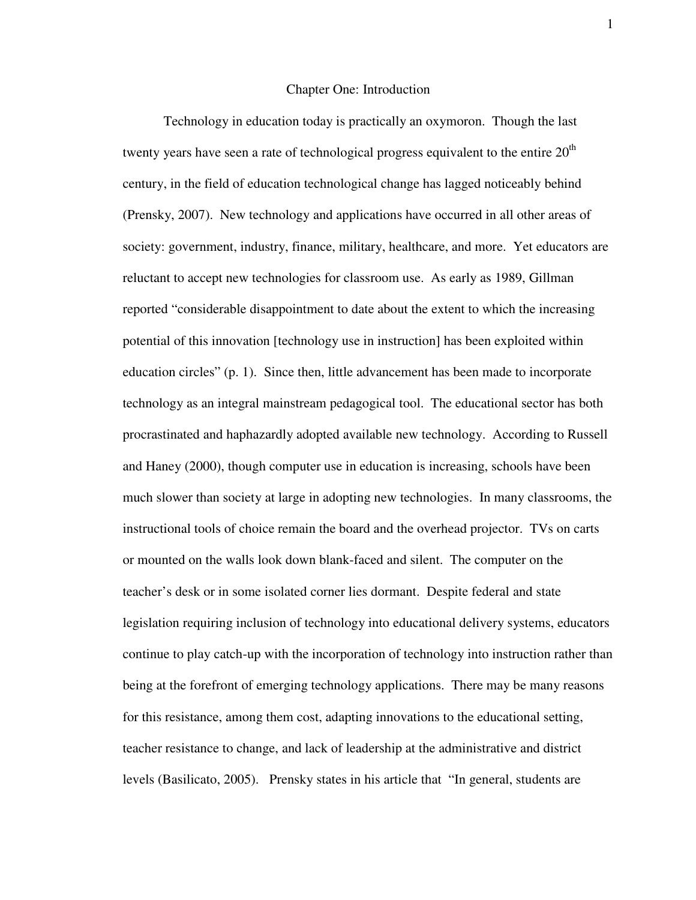# Chapter One: Introduction

Technology in education today is practically an oxymoron. Though the last twenty years have seen a rate of technological progress equivalent to the entire 20$^{th}$ century, in the field of education technological change has lagged noticeably behind (Prensky, 2007). New technology and applications have occurred in all other areas of society: government, industry, finance, military, healthcare, and more. Yet educators are reluctant to accept new technologies for classroom use. As early as 1989, Gillman reported "considerable disappointment to date about the extent to which the increasing potential of this innovation [technology use in instruction] has been exploited within education circles" (p. 1). Since then, little advancement has been made to incorporate technology as an integral mainstream pedagogical tool. The educational sector has both procrastinated and haphazardly adopted available new technology. According to Russell and Haney (2000), though computer use in education is increasing, schools have been much slower than society at large in adopting new technologies. In many classrooms, the instructional tools of choice remain the board and the overhead projector. TVs on carts or mounted on the walls look down blank-faced and silent. The computer on the teacher's desk or in some isolated corner lies dormant. Despite federal and state legislation requiring inclusion of technology into educational delivery systems, educators continue to play catch-up with the incorporation of technology into instruction rather than being at the forefront of emerging technology applications. There may be many reasons for this resistance, among them cost, adapting innovations to the educational setting, teacher resistance to change, and lack of leadership at the administrative and district levels (Basilicato, 2005). Prensky states in his article that "In general, students are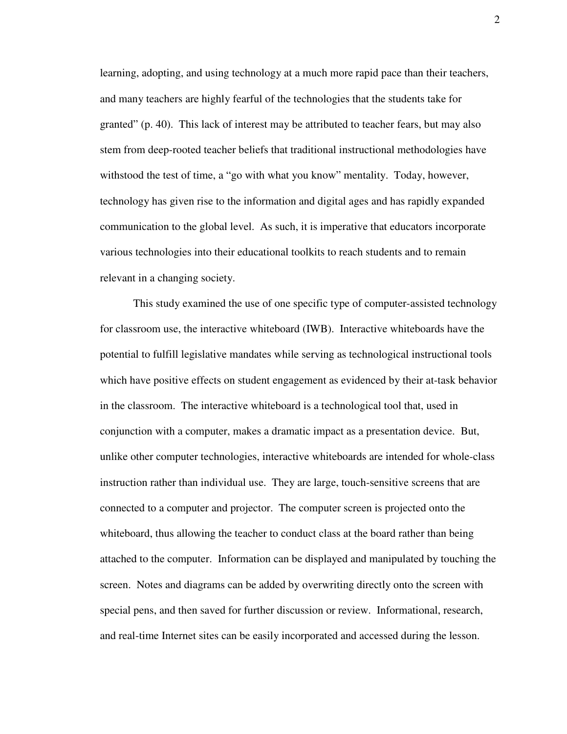learning, adopting, and using technology at a much more rapid pace than their teachers, and many teachers are highly fearful of the technologies that the students take for granted" (p. 40). This lack of interest may be attributed to teacher fears, but may also stem from deep-rooted teacher beliefs that traditional instructional methodologies have withstood the test of time, a "go with what you know" mentality. Today, however, technology has given rise to the information and digital ages and has rapidly expanded communication to the global level. As such, it is imperative that educators incorporate various technologies into their educational toolkits to reach students and to remain relevant in a changing society.

This study examined the use of one specific type of computer-assisted technology for classroom use, the interactive whiteboard (IWB). Interactive whiteboards have the potential to fulfill legislative mandates while serving as technological instructional tools which have positive effects on student engagement as evidenced by their at-task behavior in the classroom. The interactive whiteboard is a technological tool that, used in conjunction with a computer, makes a dramatic impact as a presentation device. But, unlike other computer technologies, interactive whiteboards are intended for whole-class instruction rather than individual use. They are large, touch-sensitive screens that are connected to a computer and projector. The computer screen is projected onto the whiteboard, thus allowing the teacher to conduct class at the board rather than being attached to the computer. Information can be displayed and manipulated by touching the screen. Notes and diagrams can be added by overwriting directly onto the screen with special pens, and then saved for further discussion or review. Informational, research, and real-time Internet sites can be easily incorporated and accessed during the lesson.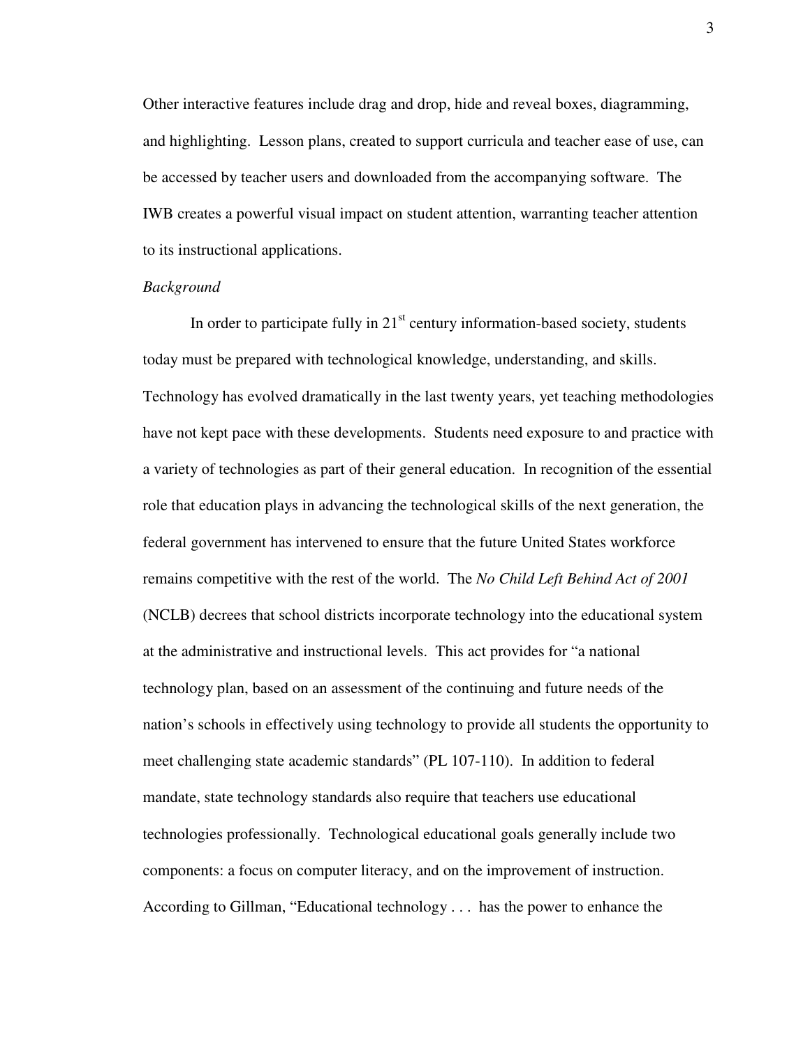Other interactive features include drag and drop, hide and reveal boxes, diagramming, and highlighting. Lesson plans, created to support curricula and teacher ease of use, can be accessed by teacher users and downloaded from the accompanying software. The IWB creates a powerful visual impact on student attention, warranting teacher attention to its instructional applications.

*Background*

In order to participate fully in 21st century information-based society, students today must be prepared with technological knowledge, understanding, and skills. Technology has evolved dramatically in the last twenty years, yet teaching methodologies have not kept pace with these developments. Students need exposure to and practice with a variety of technologies as part of their general education. In recognition of the essential role that education plays in advancing the technological skills of the next generation, the federal government has intervened to ensure that the future United States workforce remains competitive with the rest of the world. The *No Child Left Behind Act of 2001* (NCLB) decrees that school districts incorporate technology into the educational system at the administrative and instructional levels. This act provides for "a national technology plan, based on an assessment of the continuing and future needs of the nation's schools in effectively using technology to provide all students the opportunity to meet challenging state academic standards" (PL 107-110). In addition to federal mandate, state technology standards also require that teachers use educational technologies professionally. Technological educational goals generally include two components: a focus on computer literacy, and on the improvement of instruction. According to Gillman, "Educational technology . . . has the power to enhance the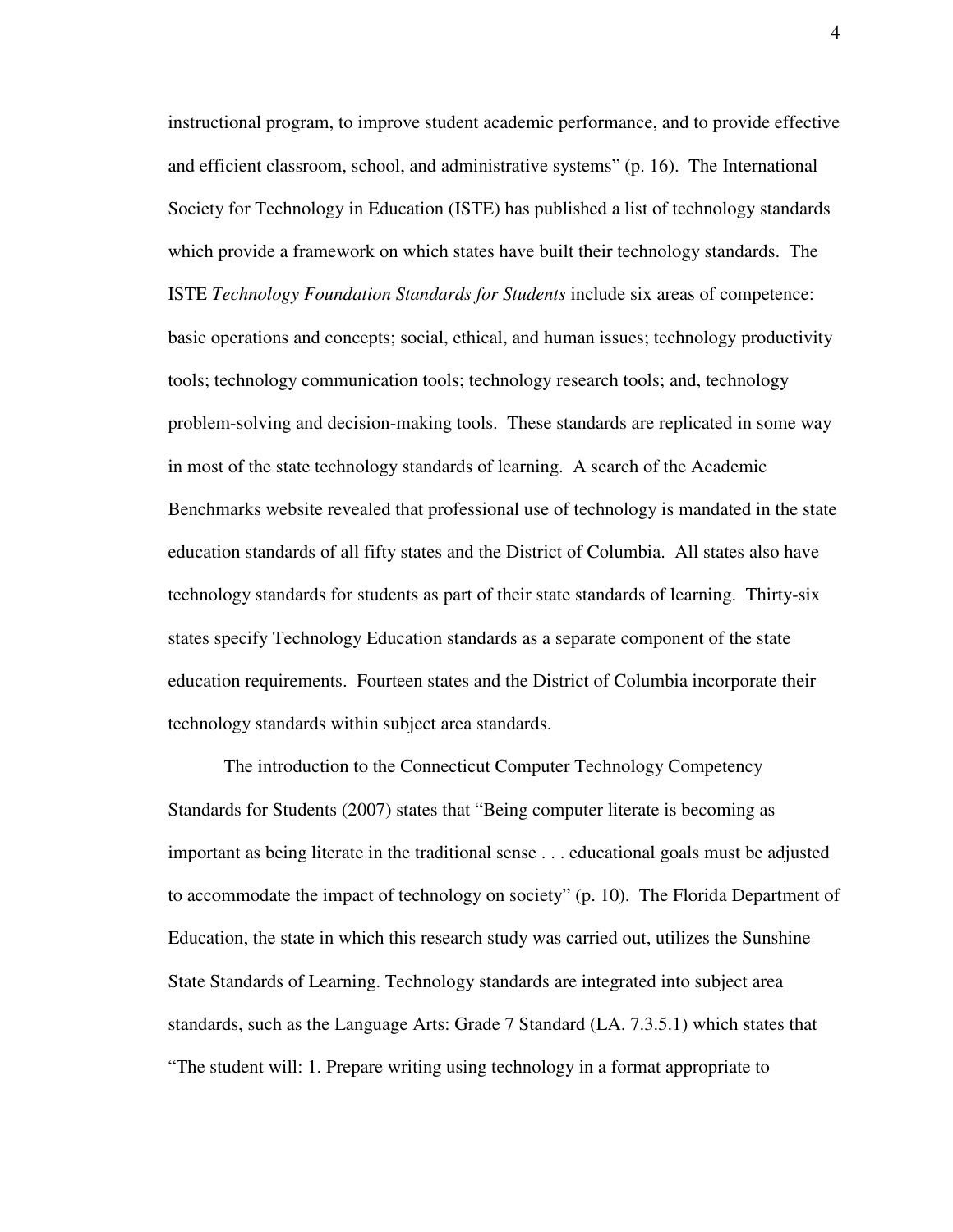instructional program, to improve student academic performance, and to provide effective and efficient classroom, school, and administrative systems" (p. 16). The International Society for Technology in Education (ISTE) has published a list of technology standards which provide a framework on which states have built their technology standards. The ISTE *Technology Foundation Standards for Students* include six areas of competence: basic operations and concepts; social, ethical, and human issues; technology productivity tools; technology communication tools; technology research tools; and, technology problem-solving and decision-making tools. These standards are replicated in some way in most of the state technology standards of learning. A search of the Academic Benchmarks website revealed that professional use of technology is mandated in the state education standards of all fifty states and the District of Columbia. All states also have technology standards for students as part of their state standards of learning. Thirty-six states specify Technology Education standards as a separate component of the state education requirements. Fourteen states and the District of Columbia incorporate their technology standards within subject area standards.

The introduction to the Connecticut Computer Technology Competency Standards for Students (2007) states that "Being computer literate is becoming as important as being literate in the traditional sense . . . educational goals must be adjusted to accommodate the impact of technology on society" (p. 10). The Florida Department of Education, the state in which this research study was carried out, utilizes the Sunshine State Standards of Learning. Technology standards are integrated into subject area standards, such as the Language Arts: Grade 7 Standard (LA. 7.3.5.1) which states that "The student will: 1. Prepare writing using technology in a format appropriate to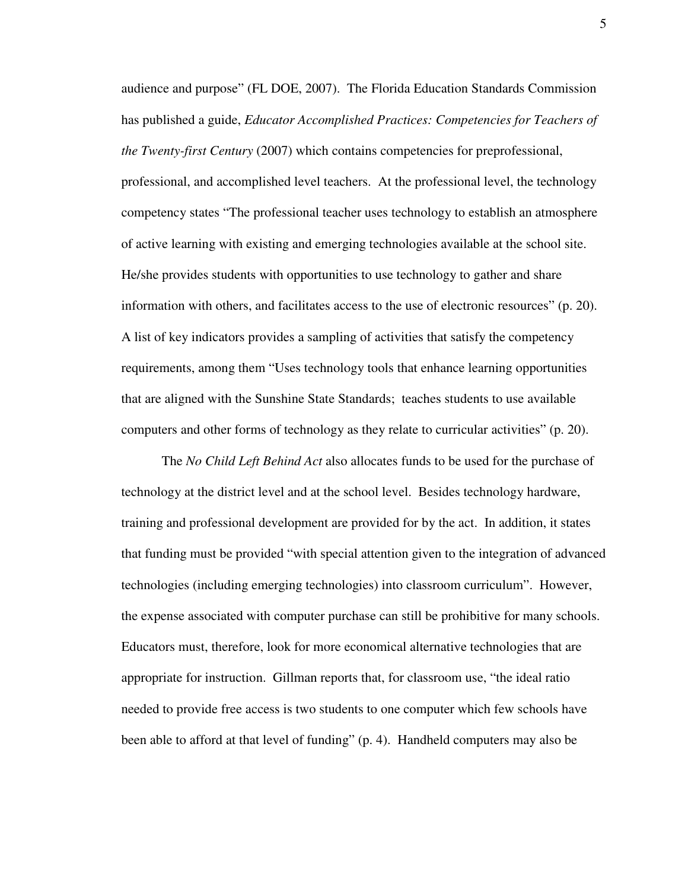audience and purpose" (FL DOE, 2007). The Florida Education Standards Commission has published a guide, *Educator Accomplished Practices: Competencies for Teachers of the Twenty-first Century* (2007) which contains competencies for preprofessional, professional, and accomplished level teachers. At the professional level, the technology competency states "The professional teacher uses technology to establish an atmosphere of active learning with existing and emerging technologies available at the school site. He/she provides students with opportunities to use technology to gather and share information with others, and facilitates access to the use of electronic resources" (p. 20). A list of key indicators provides a sampling of activities that satisfy the competency requirements, among them "Uses technology tools that enhance learning opportunities that are aligned with the Sunshine State Standards; teaches students to use available computers and other forms of technology as they relate to curricular activities" (p. 20).

The *No Child Left Behind Act* also allocates funds to be used for the purchase of technology at the district level and at the school level. Besides technology hardware, training and professional development are provided for by the act. In addition, it states that funding must be provided "with special attention given to the integration of advanced technologies (including emerging technologies) into classroom curriculum". However, the expense associated with computer purchase can still be prohibitive for many schools. Educators must, therefore, look for more economical alternative technologies that are appropriate for instruction. Gillman reports that, for classroom use, "the ideal ratio needed to provide free access is two students to one computer which few schools have been able to afford at that level of funding" (p. 4). Handheld computers may also be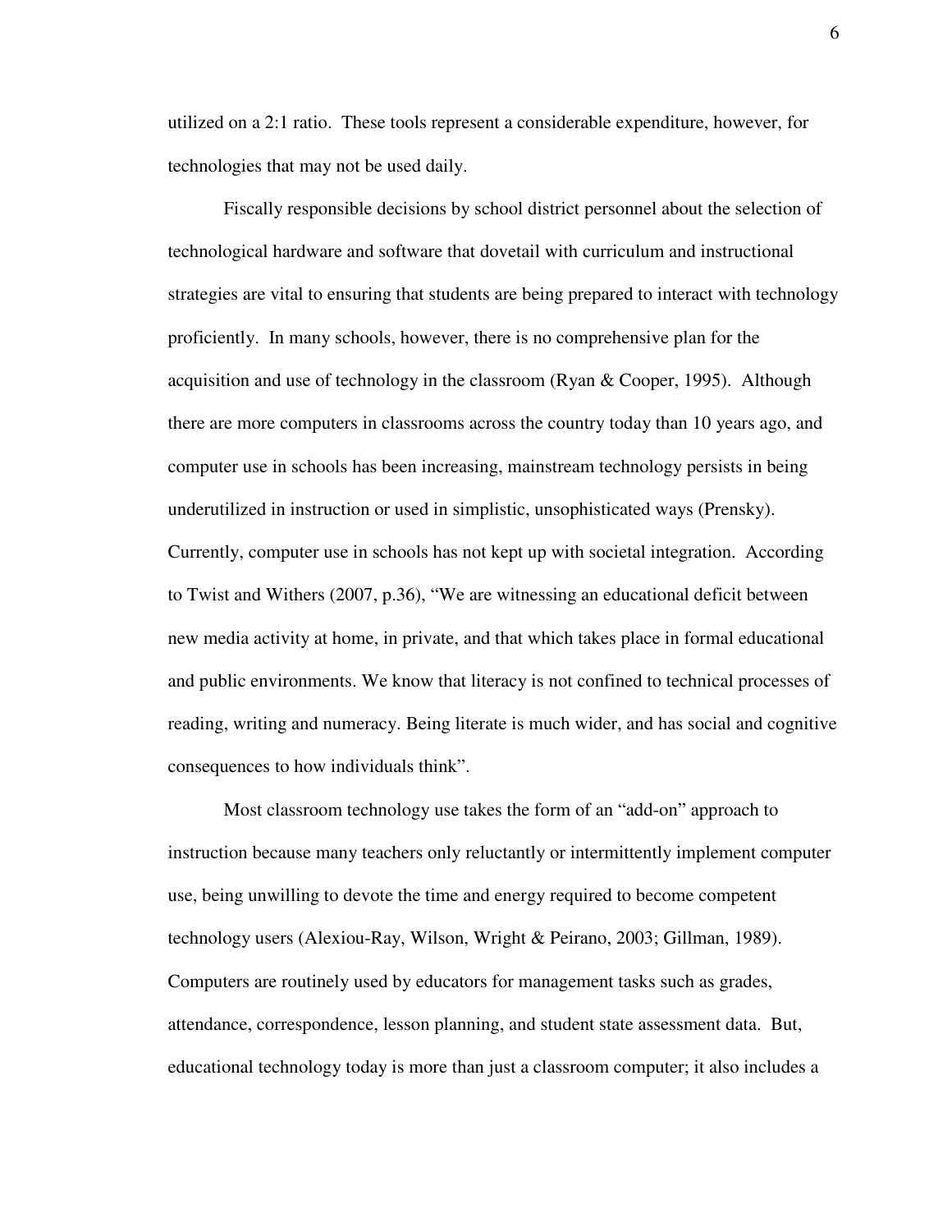utilized on a 2:1 ratio. These tools represent a considerable expenditure, however, for technologies that may not be used daily.

Fiscally responsible decisions by school district personnel about the selection of technological hardware and software that dovetail with curriculum and instructional strategies are vital to ensuring that students are being prepared to interact with technology proficiently. In many schools, however, there is no comprehensive plan for the acquisition and use of technology in the classroom (Ryan & Cooper, 1995). Although there are more computers in classrooms across the country today than 10 years ago, and computer use in schools has been increasing, mainstream technology persists in being underutilized in instruction or used in simplistic, unsophisticated ways (Prensky). Currently, computer use in schools has not kept up with societal integration. According to Twist and Withers (2007, p.36), "We are witnessing an educational deficit between new media activity at home, in private, and that which takes place in formal educational and public environments. We know that literacy is not confined to technical processes of reading, writing and numeracy. Being literate is much wider, and has social and cognitive consequences to how individuals think".

Most classroom technology use takes the form of an "add-on" approach to instruction because many teachers only reluctantly or intermittently implement computer use, being unwilling to devote the time and energy required to become competent technology users (Alexiou-Ray, Wilson, Wright & Peirano, 2003; Gillman, 1989). Computers are routinely used by educators for management tasks such as grades, attendance, correspondence, lesson planning, and student state assessment data. But, educational technology today is more than just a classroom computer; it also includes a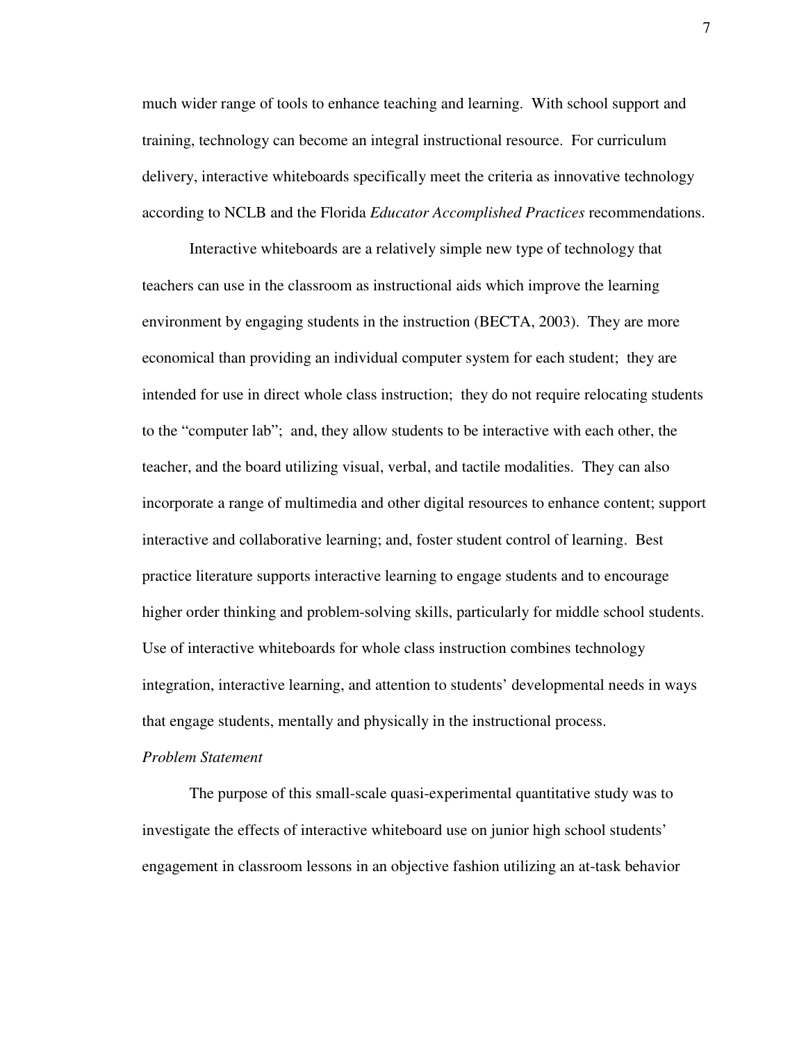much wider range of tools to enhance teaching and learning. With school support and training, technology can become an integral instructional resource. For curriculum delivery, interactive whiteboards specifically meet the criteria as innovative technology according to NCLB and the Florida *Educator Accomplished Practices* recommendations.

Interactive whiteboards are a relatively simple new type of technology that teachers can use in the classroom as instructional aids which improve the learning environment by engaging students in the instruction (BECTA, 2003). They are more economical than providing an individual computer system for each student; they are intended for use in direct whole class instruction; they do not require relocating students to the "computer lab"; and, they allow students to be interactive with each other, the teacher, and the board utilizing visual, verbal, and tactile modalities. They can also incorporate a range of multimedia and other digital resources to enhance content; support interactive and collaborative learning; and, foster student control of learning. Best practice literature supports interactive learning to engage students and to encourage higher order thinking and problem-solving skills, particularly for middle school students. Use of interactive whiteboards for whole class instruction combines technology integration, interactive learning, and attention to students' developmental needs in ways that engage students, mentally and physically in the instructional process.

*Problem Statement*

The purpose of this small-scale quasi-experimental quantitative study was to investigate the effects of interactive whiteboard use on junior high school students' engagement in classroom lessons in an objective fashion utilizing an at-task behavior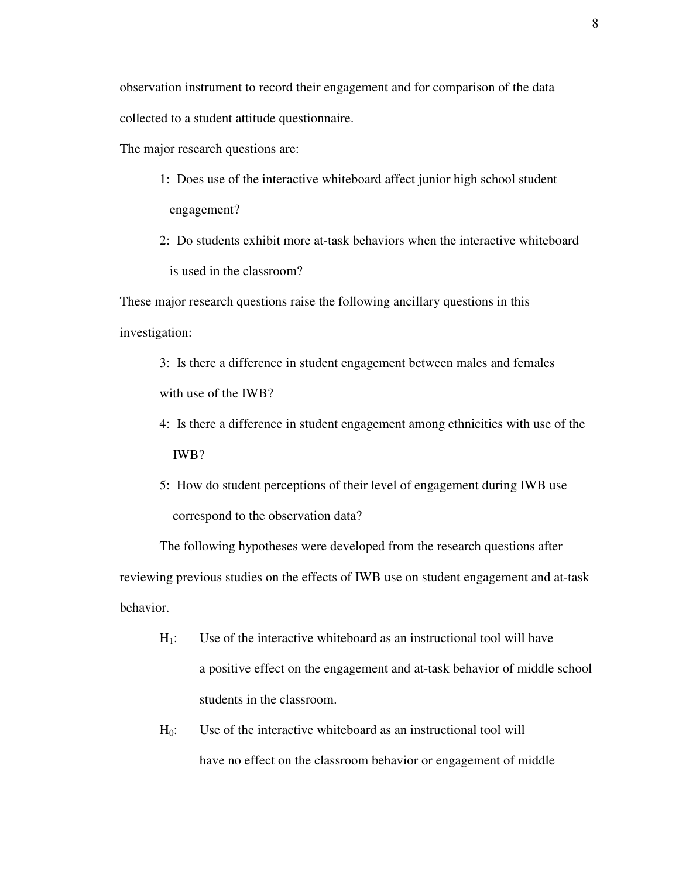observation instrument to record their engagement and for comparison of the data collected to a student attitude questionnaire.

The major research questions are:

1: Does use of the interactive whiteboard affect junior high school student engagement?

2: Do students exhibit more at-task behaviors when the interactive whiteboard is used in the classroom?

These major research questions raise the following ancillary questions in this investigation:

3: Is there a difference in student engagement between males and females with use of the IWB?

4: Is there a difference in student engagement among ethnicities with use of the IWB?

5: How do student perceptions of their level of engagement during IWB use correspond to the observation data?

The following hypotheses were developed from the research questions after reviewing previous studies on the effects of IWB use on student engagement and at-task behavior.

$H_1$: Use of the interactive whiteboard as an instructional tool will have a positive effect on the engagement and at-task behavior of middle school students in the classroom.

$H_0$: Use of the interactive whiteboard as an instructional tool will have no effect on the classroom behavior or engagement of middle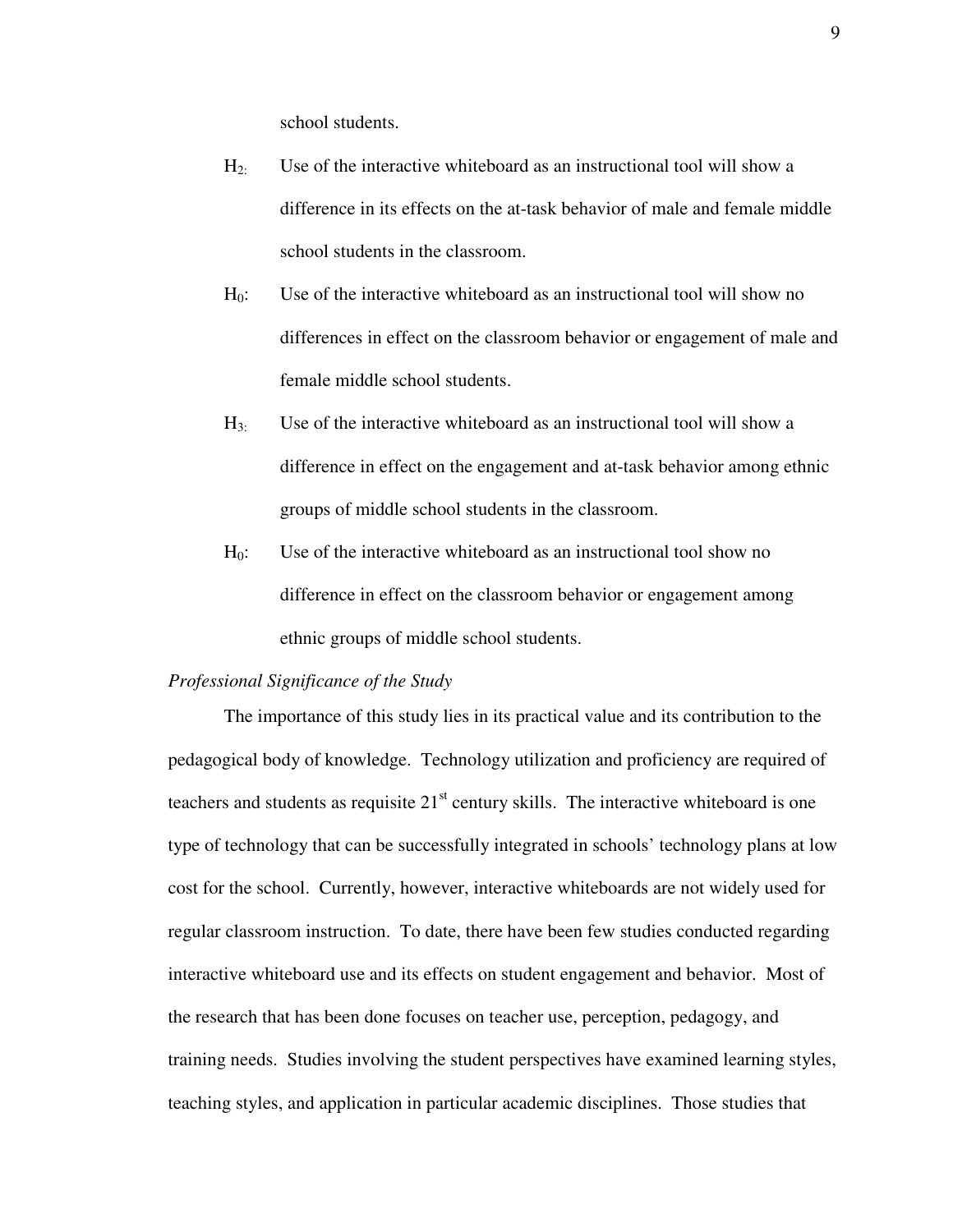school students.

$H_2$: Use of the interactive whiteboard as an instructional tool will show a difference in its effects on the at-task behavior of male and female middle school students in the classroom.

$H_0$: Use of the interactive whiteboard as an instructional tool will show no differences in effect on the classroom behavior or engagement of male and female middle school students.

$H_3$: Use of the interactive whiteboard as an instructional tool will show a difference in effect on the engagement and at-task behavior among ethnic groups of middle school students in the classroom.

$H_0$: Use of the interactive whiteboard as an instructional tool show no difference in effect on the classroom behavior or engagement among ethnic groups of middle school students.

*Professional Significance of the Study*

The importance of this study lies in its practical value and its contribution to the pedagogical body of knowledge. Technology utilization and proficiency are required of teachers and students as requisite 21st century skills. The interactive whiteboard is one type of technology that can be successfully integrated in schools' technology plans at low cost for the school. Currently, however, interactive whiteboards are not widely used for regular classroom instruction. To date, there have been few studies conducted regarding interactive whiteboard use and its effects on student engagement and behavior. Most of the research that has been done focuses on teacher use, perception, pedagogy, and training needs. Studies involving the student perspectives have examined learning styles, teaching styles, and application in particular academic disciplines. Those studies that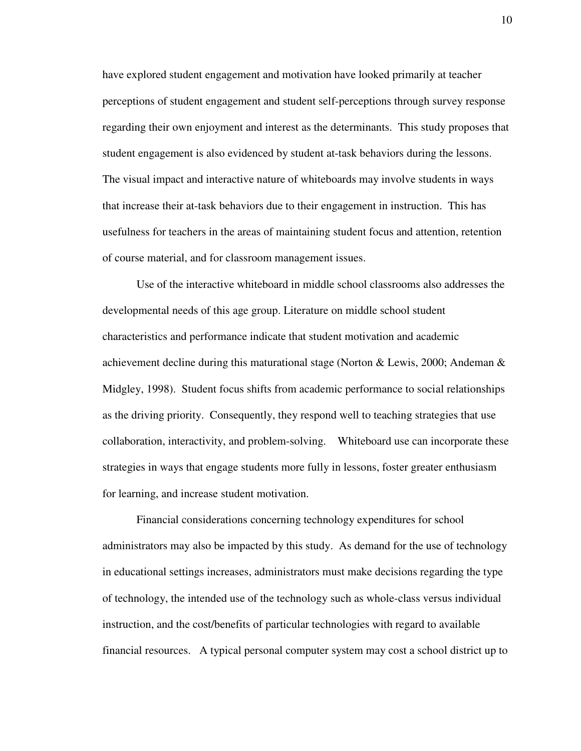have explored student engagement and motivation have looked primarily at teacher perceptions of student engagement and student self-perceptions through survey response regarding their own enjoyment and interest as the determinants. This study proposes that student engagement is also evidenced by student at-task behaviors during the lessons. The visual impact and interactive nature of whiteboards may involve students in ways that increase their at-task behaviors due to their engagement in instruction. This has usefulness for teachers in the areas of maintaining student focus and attention, retention of course material, and for classroom management issues.

Use of the interactive whiteboard in middle school classrooms also addresses the developmental needs of this age group. Literature on middle school student characteristics and performance indicate that student motivation and academic achievement decline during this maturational stage (Norton & Lewis, 2000; Andeman & Midgley, 1998). Student focus shifts from academic performance to social relationships as the driving priority. Consequently, they respond well to teaching strategies that use collaboration, interactivity, and problem-solving. Whiteboard use can incorporate these strategies in ways that engage students more fully in lessons, foster greater enthusiasm for learning, and increase student motivation.

Financial considerations concerning technology expenditures for school administrators may also be impacted by this study. As demand for the use of technology in educational settings increases, administrators must make decisions regarding the type of technology, the intended use of the technology such as whole-class versus individual instruction, and the cost/benefits of particular technologies with regard to available financial resources. A typical personal computer system may cost a school district up to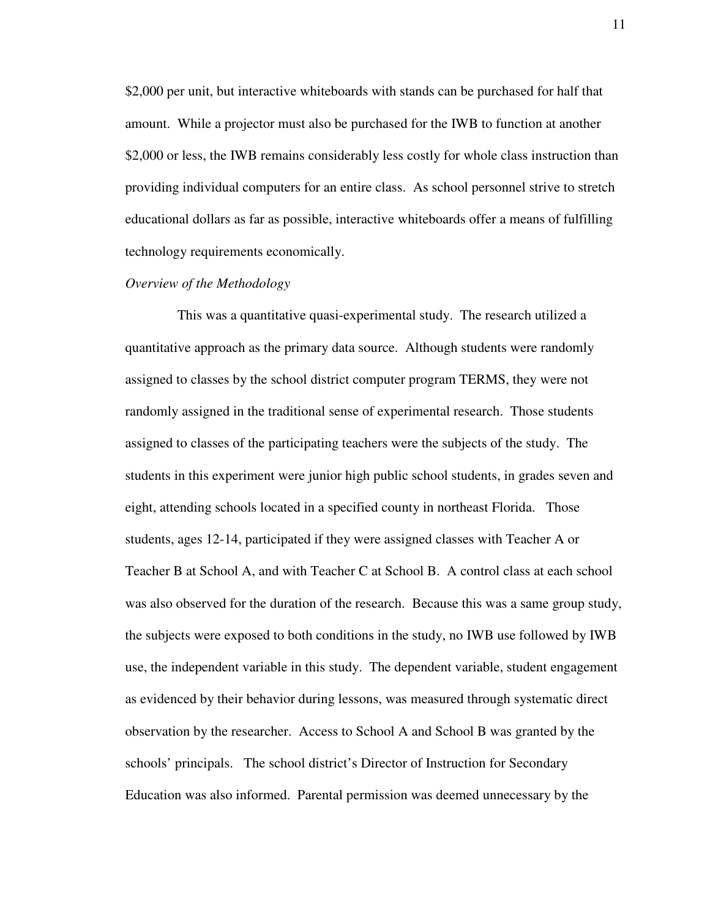$2,000 per unit, but interactive whiteboards with stands can be purchased for half that amount. While a projector must also be purchased for the IWB to function at another $2,000 or less, the IWB remains considerably less costly for whole class instruction than providing individual computers for an entire class. As school personnel strive to stretch educational dollars as far as possible, interactive whiteboards offer a means of fulfilling technology requirements economically.

*Overview of the Methodology*

This was a quantitative quasi-experimental study. The research utilized a quantitative approach as the primary data source. Although students were randomly assigned to classes by the school district computer program TERMS, they were not randomly assigned in the traditional sense of experimental research. Those students assigned to classes of the participating teachers were the subjects of the study. The students in this experiment were junior high public school students, in grades seven and eight, attending schools located in a specified county in northeast Florida. Those students, ages 12-14, participated if they were assigned classes with Teacher A or Teacher B at School A, and with Teacher C at School B. A control class at each school was also observed for the duration of the research. Because this was a same group study, the subjects were exposed to both conditions in the study, no IWB use followed by IWB use, the independent variable in this study. The dependent variable, student engagement as evidenced by their behavior during lessons, was measured through systematic direct observation by the researcher. Access to School A and School B was granted by the schools' principals. The school district's Director of Instruction for Secondary Education was also informed. Parental permission was deemed unnecessary by the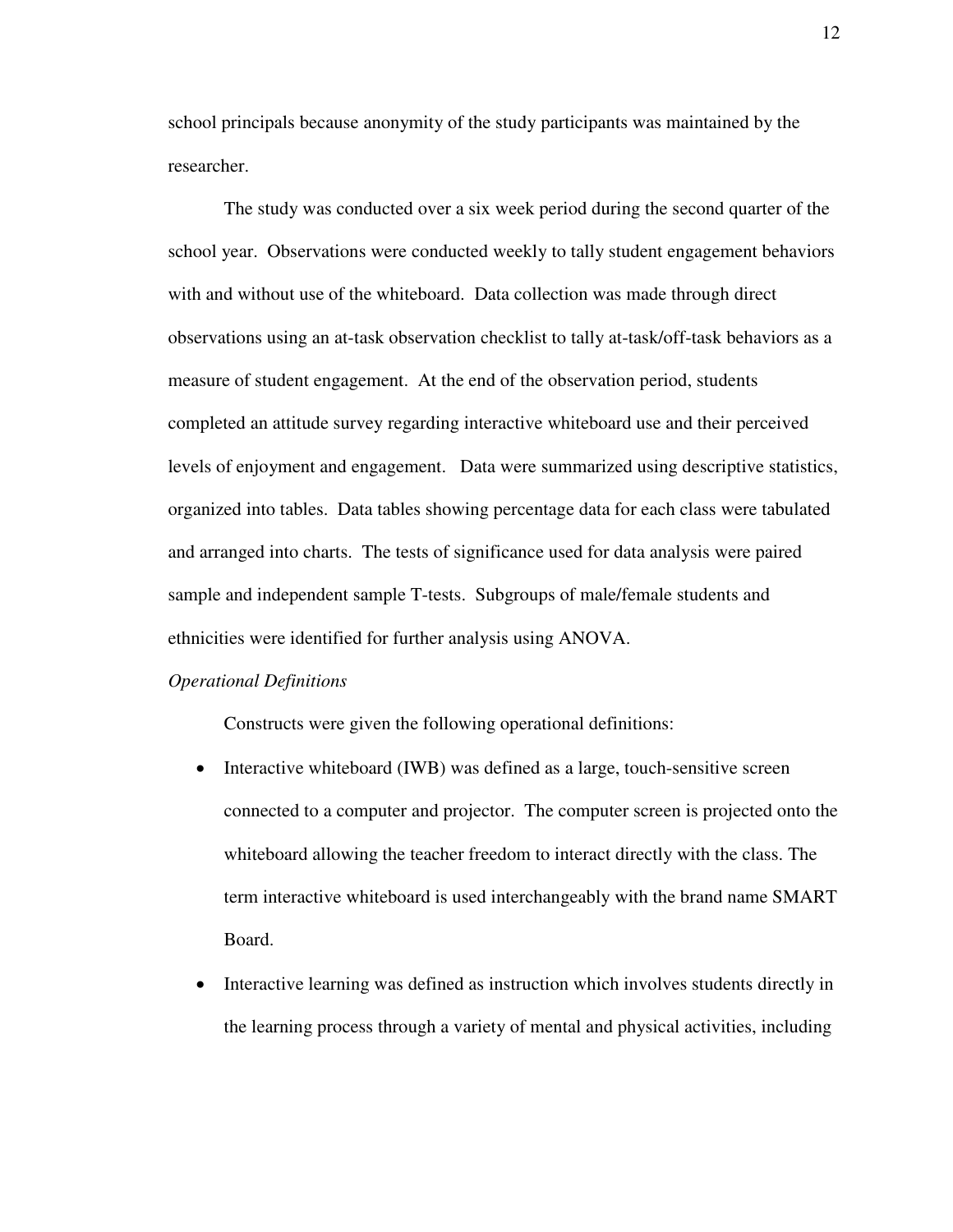school principals because anonymity of the study participants was maintained by the researcher.

The study was conducted over a six week period during the second quarter of the school year. Observations were conducted weekly to tally student engagement behaviors with and without use of the whiteboard. Data collection was made through direct observations using an at-task observation checklist to tally at-task/off-task behaviors as a measure of student engagement. At the end of the observation period, students completed an attitude survey regarding interactive whiteboard use and their perceived levels of enjoyment and engagement. Data were summarized using descriptive statistics, organized into tables. Data tables showing percentage data for each class were tabulated and arranged into charts. The tests of significance used for data analysis were paired sample and independent sample T-tests. Subgroups of male/female students and ethnicities were identified for further analysis using ANOVA.

*Operational Definitions*

Constructs were given the following operational definitions:

- Interactive whiteboard (IWB) was defined as a large, touch-sensitive screen connected to a computer and projector. The computer screen is projected onto the whiteboard allowing the teacher freedom to interact directly with the class. The term interactive whiteboard is used interchangeably with the brand name SMART Board.
- Interactive learning was defined as instruction which involves students directly in the learning process through a variety of mental and physical activities, including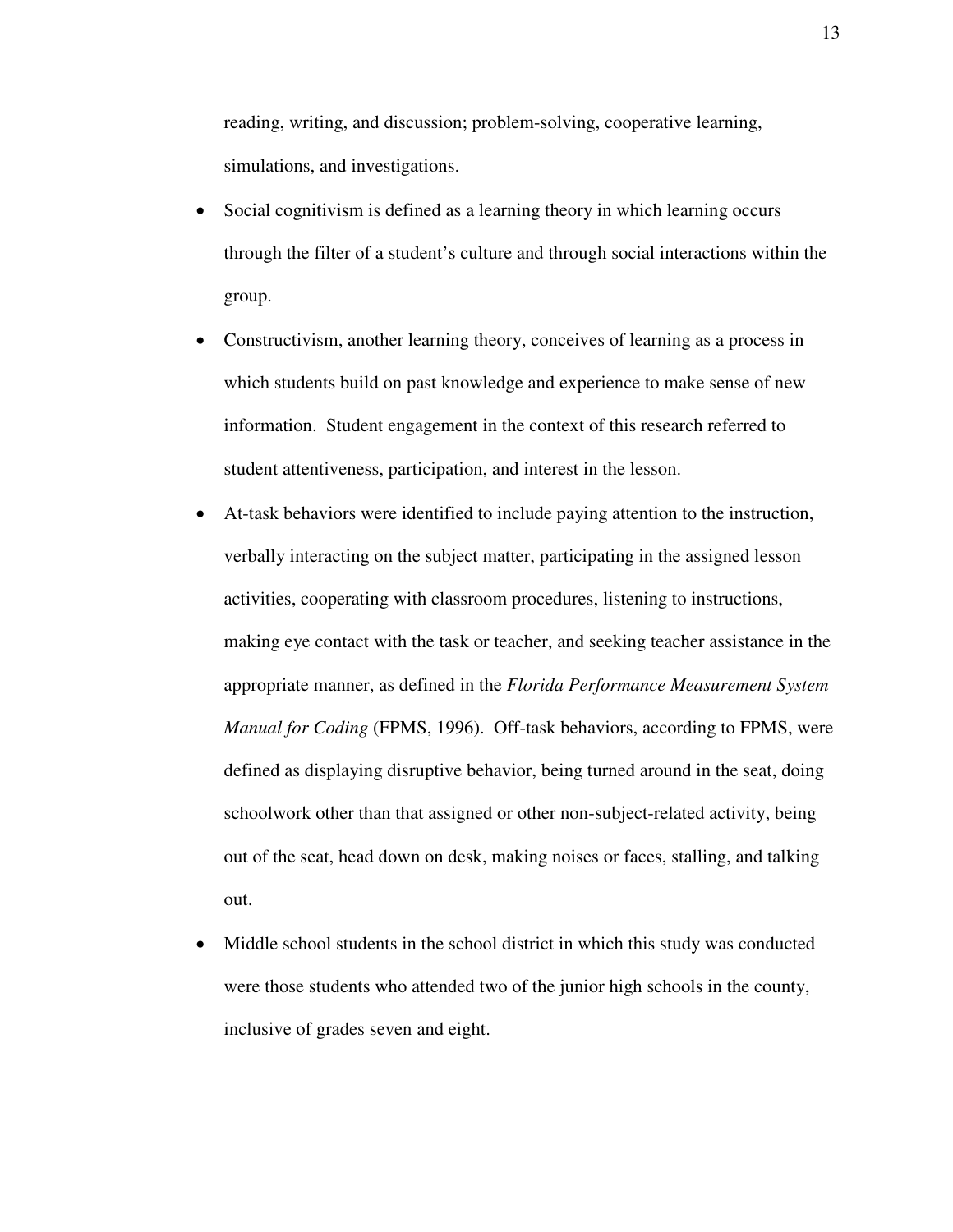reading, writing, and discussion; problem-solving, cooperative learning, simulations, and investigations.

- Social cognitivism is defined as a learning theory in which learning occurs through the filter of a student's culture and through social interactions within the group.
- Constructivism, another learning theory, conceives of learning as a process in which students build on past knowledge and experience to make sense of new information. Student engagement in the context of this research referred to student attentiveness, participation, and interest in the lesson.
- At-task behaviors were identified to include paying attention to the instruction, verbally interacting on the subject matter, participating in the assigned lesson activities, cooperating with classroom procedures, listening to instructions, making eye contact with the task or teacher, and seeking teacher assistance in the appropriate manner, as defined in the *Florida Performance Measurement System Manual for Coding* (FPMS, 1996). Off-task behaviors, according to FPMS, were defined as displaying disruptive behavior, being turned around in the seat, doing schoolwork other than that assigned or other non-subject-related activity, being out of the seat, head down on desk, making noises or faces, stalling, and talking out.
- Middle school students in the school district in which this study was conducted were those students who attended two of the junior high schools in the county, inclusive of grades seven and eight.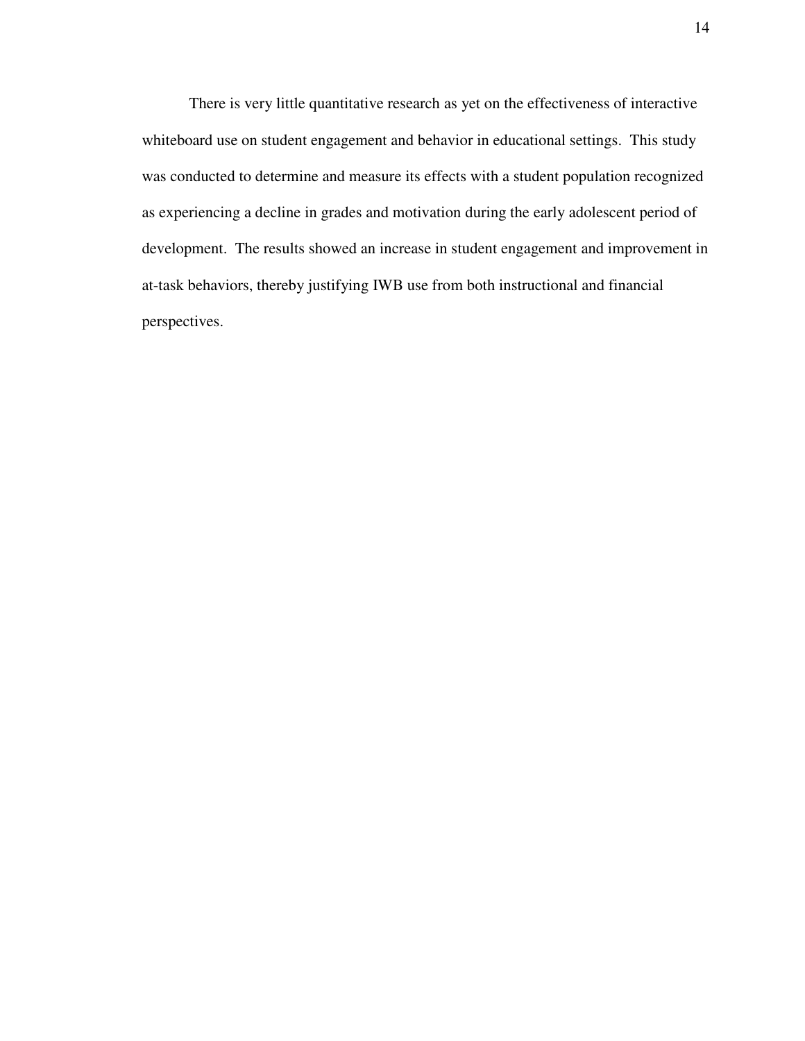There is very little quantitative research as yet on the effectiveness of interactive whiteboard use on student engagement and behavior in educational settings. This study was conducted to determine and measure its effects with a student population recognized as experiencing a decline in grades and motivation during the early adolescent period of development. The results showed an increase in student engagement and improvement in at-task behaviors, thereby justifying IWB use from both instructional and financial perspectives.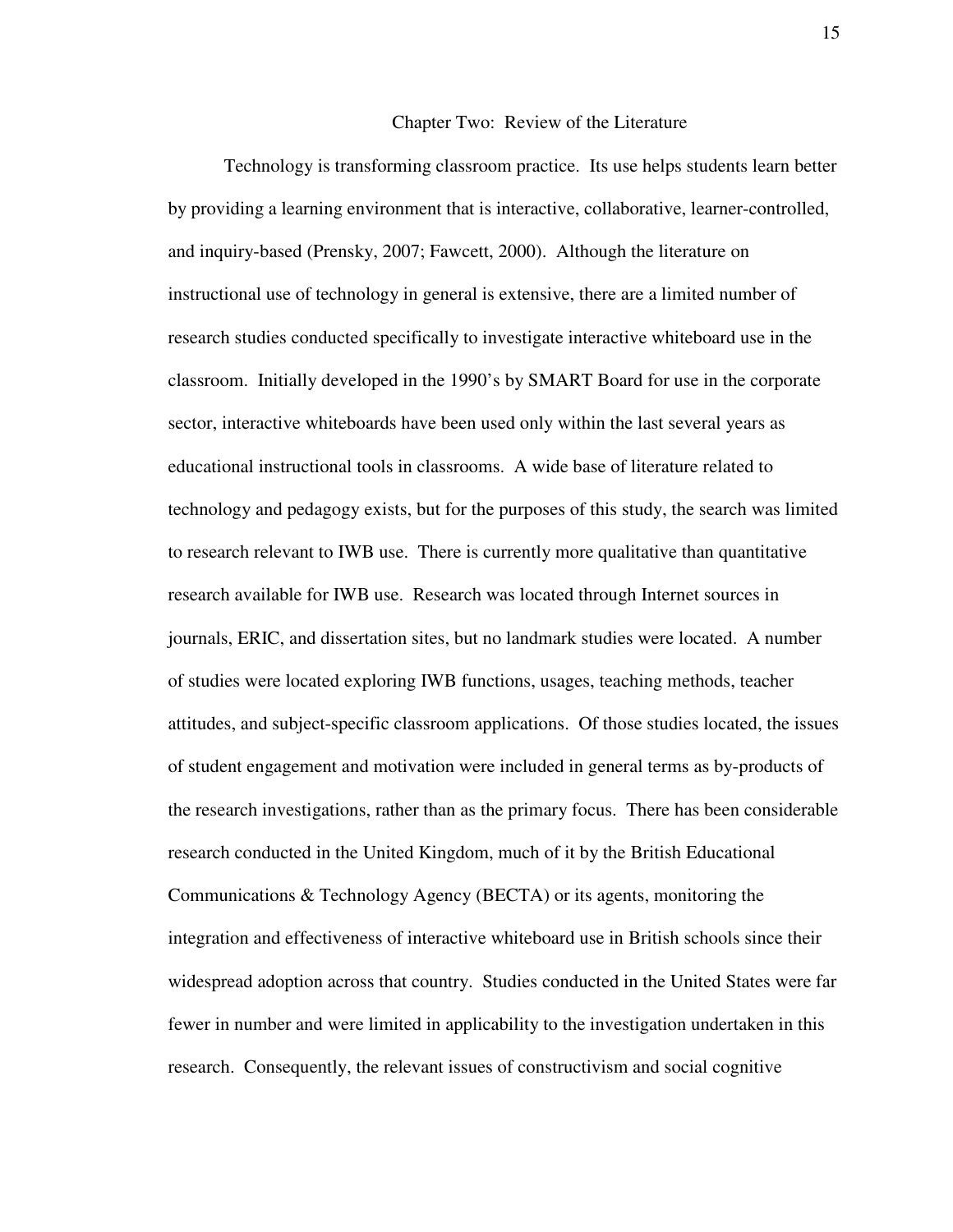# Chapter Two: Review of the Literature

Technology is transforming classroom practice. Its use helps students learn better by providing a learning environment that is interactive, collaborative, learner-controlled, and inquiry-based (Prensky, 2007; Fawcett, 2000). Although the literature on instructional use of technology in general is extensive, there are a limited number of research studies conducted specifically to investigate interactive whiteboard use in the classroom. Initially developed in the 1990's by SMART Board for use in the corporate sector, interactive whiteboards have been used only within the last several years as educational instructional tools in classrooms. A wide base of literature related to technology and pedagogy exists, but for the purposes of this study, the search was limited to research relevant to IWB use. There is currently more qualitative than quantitative research available for IWB use. Research was located through Internet sources in journals, ERIC, and dissertation sites, but no landmark studies were located. A number of studies were located exploring IWB functions, usages, teaching methods, teacher attitudes, and subject-specific classroom applications. Of those studies located, the issues of student engagement and motivation were included in general terms as by-products of the research investigations, rather than as the primary focus. There has been considerable research conducted in the United Kingdom, much of it by the British Educational Communications & Technology Agency (BECTA) or its agents, monitoring the integration and effectiveness of interactive whiteboard use in British schools since their widespread adoption across that country. Studies conducted in the United States were far fewer in number and were limited in applicability to the investigation undertaken in this research. Consequently, the relevant issues of constructivism and social cognitive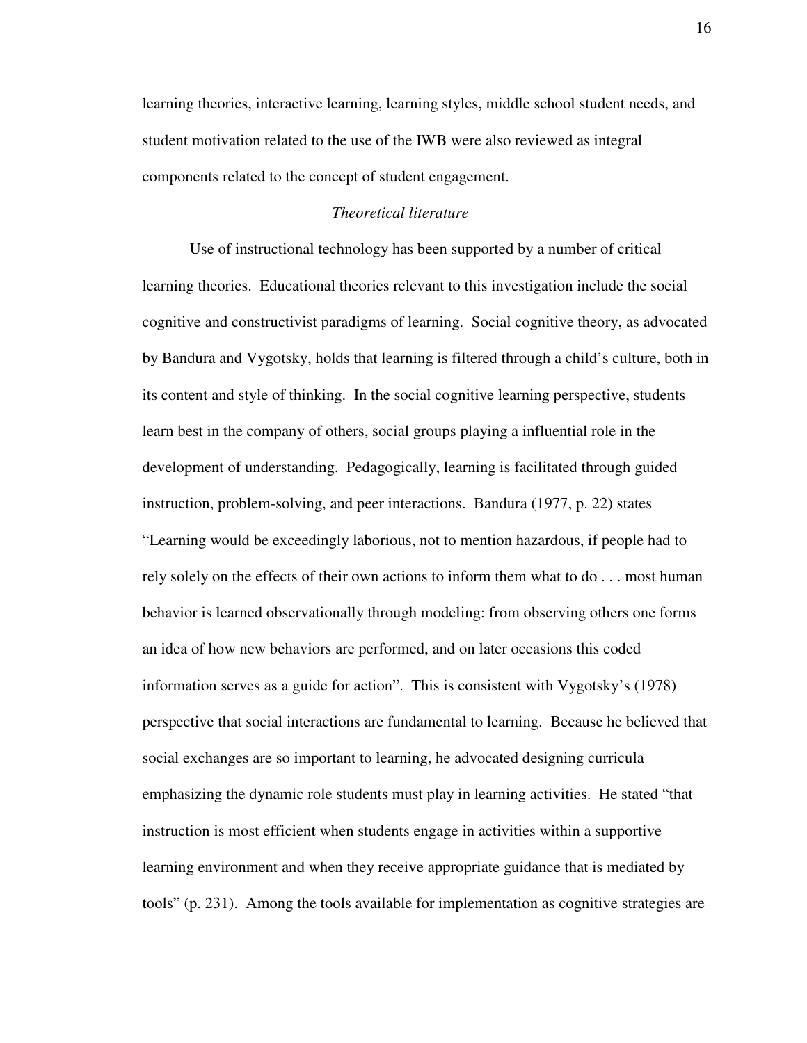learning theories, interactive learning, learning styles, middle school student needs, and student motivation related to the use of the IWB were also reviewed as integral components related to the concept of student engagement.

### *Theoretical literature*

Use of instructional technology has been supported by a number of critical learning theories. Educational theories relevant to this investigation include the social cognitive and constructivist paradigms of learning. Social cognitive theory, as advocated by Bandura and Vygotsky, holds that learning is filtered through a child's culture, both in its content and style of thinking. In the social cognitive learning perspective, students learn best in the company of others, social groups playing a influential role in the development of understanding. Pedagogically, learning is facilitated through guided instruction, problem-solving, and peer interactions. Bandura (1977, p. 22) states "Learning would be exceedingly laborious, not to mention hazardous, if people had to rely solely on the effects of their own actions to inform them what to do . . . most human behavior is learned observationally through modeling: from observing others one forms an idea of how new behaviors are performed, and on later occasions this coded information serves as a guide for action". This is consistent with Vygotsky's (1978) perspective that social interactions are fundamental to learning. Because he believed that social exchanges are so important to learning, he advocated designing curricula emphasizing the dynamic role students must play in learning activities. He stated "that instruction is most efficient when students engage in activities within a supportive learning environment and when they receive appropriate guidance that is mediated by tools" (p. 231). Among the tools available for implementation as cognitive strategies are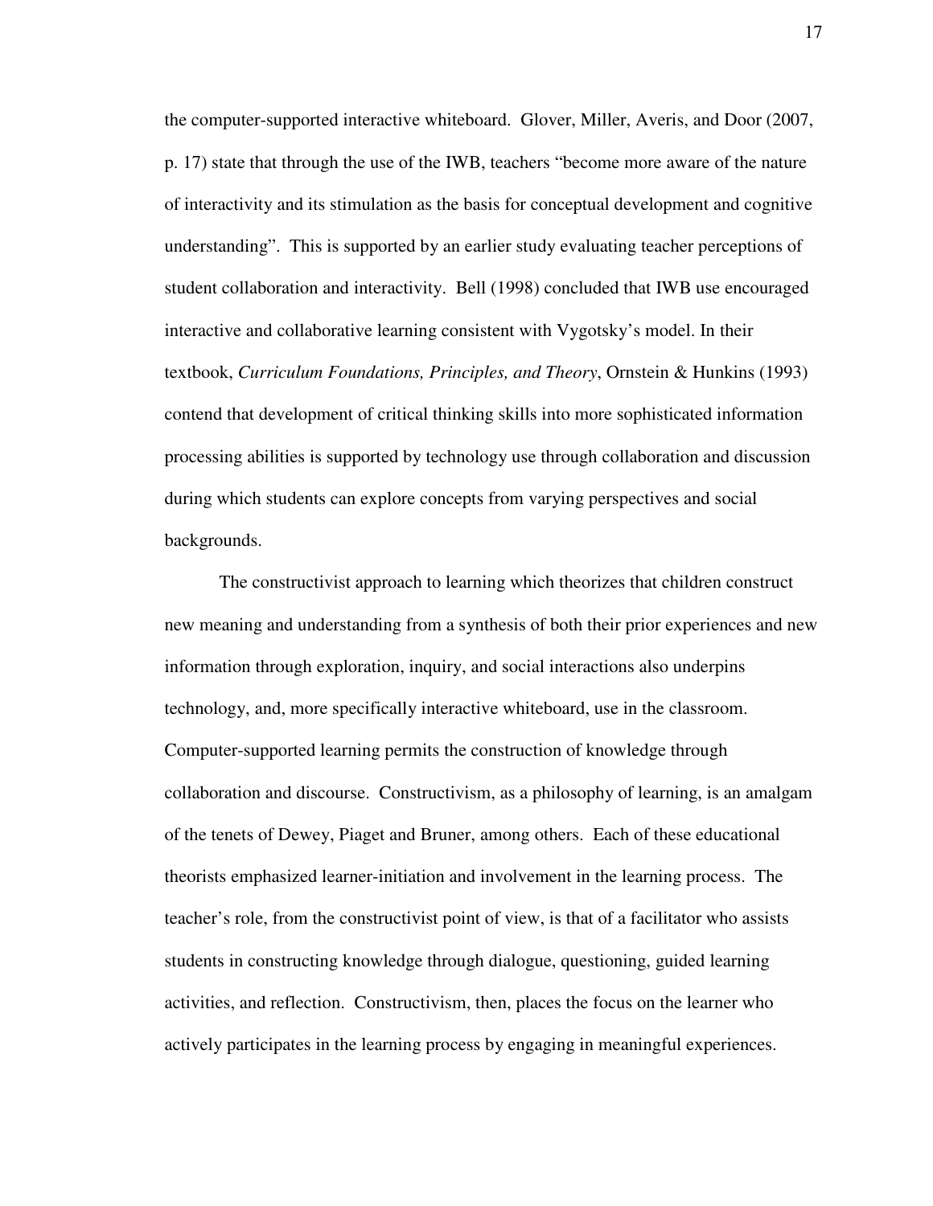the computer-supported interactive whiteboard. Glover, Miller, Averis, and Door (2007, p. 17) state that through the use of the IWB, teachers "become more aware of the nature of interactivity and its stimulation as the basis for conceptual development and cognitive understanding". This is supported by an earlier study evaluating teacher perceptions of student collaboration and interactivity. Bell (1998) concluded that IWB use encouraged interactive and collaborative learning consistent with Vygotsky's model. In their textbook, *Curriculum Foundations, Principles, and Theory*, Ornstein & Hunkins (1993) contend that development of critical thinking skills into more sophisticated information processing abilities is supported by technology use through collaboration and discussion during which students can explore concepts from varying perspectives and social backgrounds.

The constructivist approach to learning which theorizes that children construct new meaning and understanding from a synthesis of both their prior experiences and new information through exploration, inquiry, and social interactions also underpins technology, and, more specifically interactive whiteboard, use in the classroom. Computer-supported learning permits the construction of knowledge through collaboration and discourse. Constructivism, as a philosophy of learning, is an amalgam of the tenets of Dewey, Piaget and Bruner, among others. Each of these educational theorists emphasized learner-initiation and involvement in the learning process. The teacher's role, from the constructivist point of view, is that of a facilitator who assists students in constructing knowledge through dialogue, questioning, guided learning activities, and reflection. Constructivism, then, places the focus on the learner who actively participates in the learning process by engaging in meaningful experiences.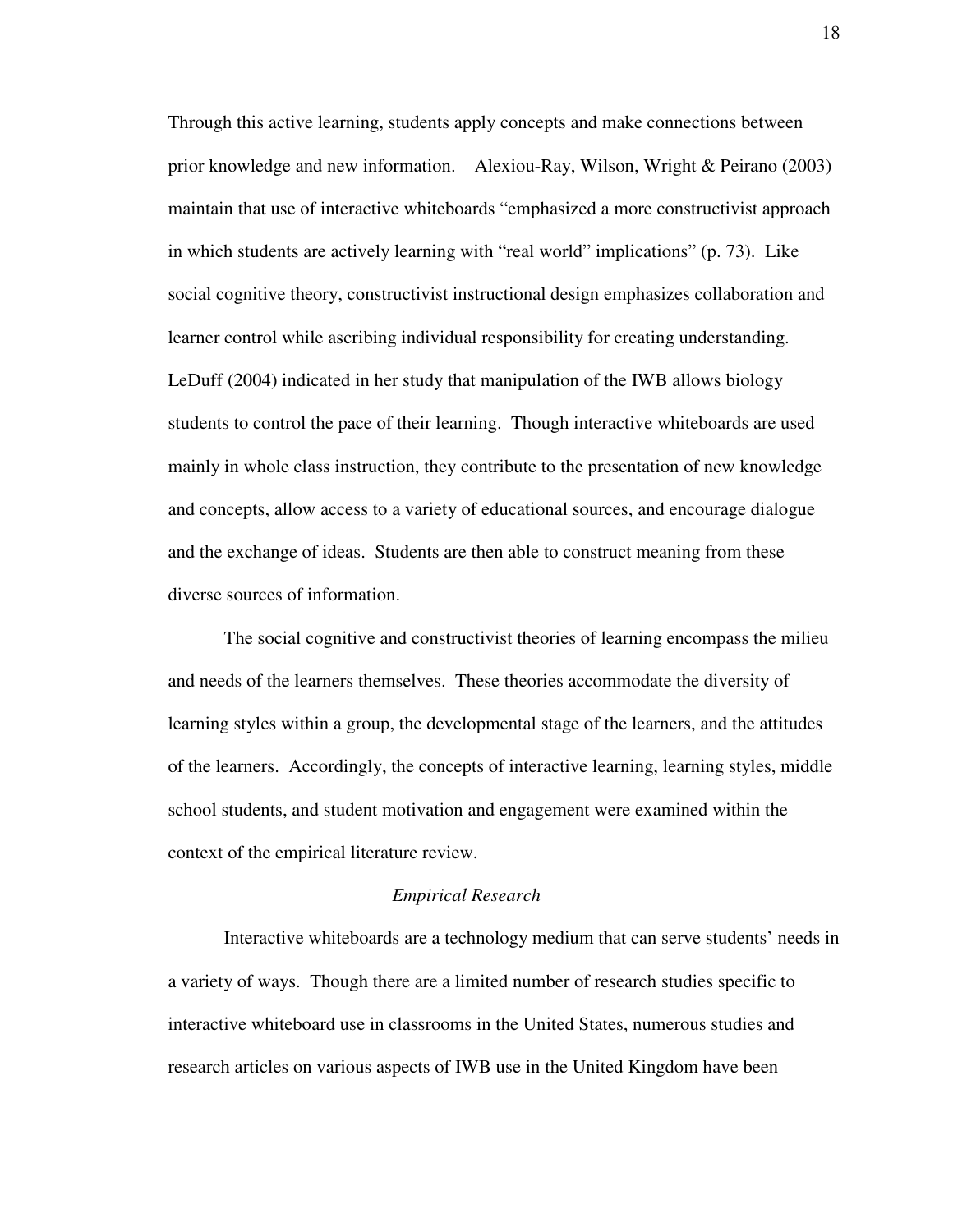Through this active learning, students apply concepts and make connections between prior knowledge and new information.  Alexiou-Ray, Wilson, Wright & Peirano (2003) maintain that use of interactive whiteboards "emphasized a more constructivist approach in which students are actively learning with "real world" implications" (p. 73).  Like social cognitive theory, constructivist instructional design emphasizes collaboration and learner control while ascribing individual responsibility for creating understanding. LeDuff (2004) indicated in her study that manipulation of the IWB allows biology students to control the pace of their learning.  Though interactive whiteboards are used mainly in whole class instruction, they contribute to the presentation of new knowledge and concepts, allow access to a variety of educational sources, and encourage dialogue and the exchange of ideas.  Students are then able to construct meaning from these diverse sources of information.

The social cognitive and constructivist theories of learning encompass the milieu and needs of the learners themselves.  These theories accommodate the diversity of learning styles within a group, the developmental stage of the learners, and the attitudes of the learners.  Accordingly, the concepts of interactive learning, learning styles, middle school students, and student motivation and engagement were examined within the context of the empirical literature review.

*Empirical Research*

Interactive whiteboards are a technology medium that can serve students' needs in a variety of ways.  Though there are a limited number of research studies specific to interactive whiteboard use in classrooms in the United States, numerous studies and research articles on various aspects of IWB use in the United Kingdom have been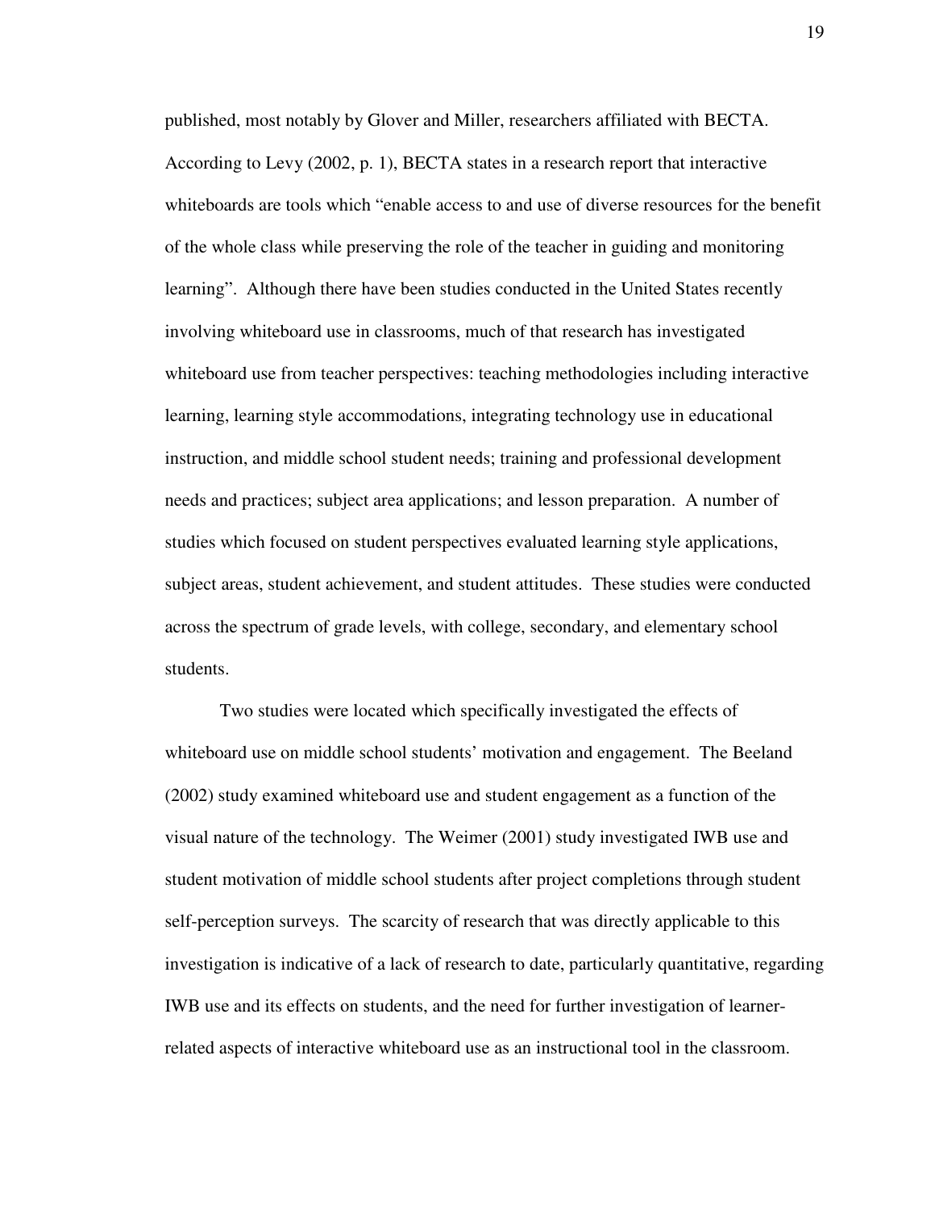published, most notably by Glover and Miller, researchers affiliated with BECTA. According to Levy (2002, p. 1), BECTA states in a research report that interactive whiteboards are tools which "enable access to and use of diverse resources for the benefit of the whole class while preserving the role of the teacher in guiding and monitoring learning". Although there have been studies conducted in the United States recently involving whiteboard use in classrooms, much of that research has investigated whiteboard use from teacher perspectives: teaching methodologies including interactive learning, learning style accommodations, integrating technology use in educational instruction, and middle school student needs; training and professional development needs and practices; subject area applications; and lesson preparation. A number of studies which focused on student perspectives evaluated learning style applications, subject areas, student achievement, and student attitudes. These studies were conducted across the spectrum of grade levels, with college, secondary, and elementary school students.

Two studies were located which specifically investigated the effects of whiteboard use on middle school students' motivation and engagement. The Beeland (2002) study examined whiteboard use and student engagement as a function of the visual nature of the technology. The Weimer (2001) study investigated IWB use and student motivation of middle school students after project completions through student self-perception surveys. The scarcity of research that was directly applicable to this investigation is indicative of a lack of research to date, particularly quantitative, regarding IWB use and its effects on students, and the need for further investigation of learner-related aspects of interactive whiteboard use as an instructional tool in the classroom.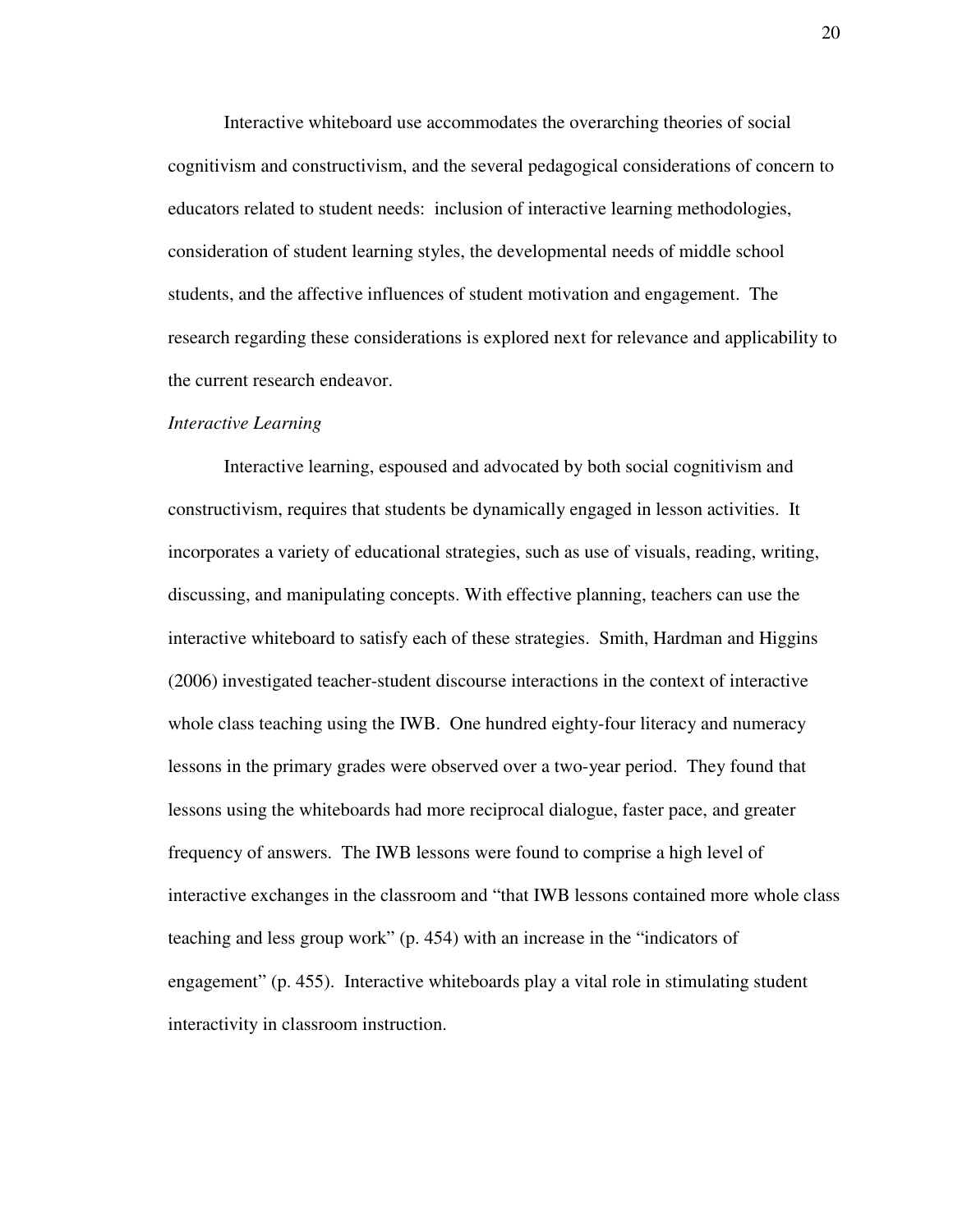Interactive whiteboard use accommodates the overarching theories of social cognitivism and constructivism, and the several pedagogical considerations of concern to educators related to student needs: inclusion of interactive learning methodologies, consideration of student learning styles, the developmental needs of middle school students, and the affective influences of student motivation and engagement. The research regarding these considerations is explored next for relevance and applicability to the current research endeavor.

*Interactive Learning*

Interactive learning, espoused and advocated by both social cognitivism and constructivism, requires that students be dynamically engaged in lesson activities. It incorporates a variety of educational strategies, such as use of visuals, reading, writing, discussing, and manipulating concepts. With effective planning, teachers can use the interactive whiteboard to satisfy each of these strategies. Smith, Hardman and Higgins (2006) investigated teacher-student discourse interactions in the context of interactive whole class teaching using the IWB. One hundred eighty-four literacy and numeracy lessons in the primary grades were observed over a two-year period. They found that lessons using the whiteboards had more reciprocal dialogue, faster pace, and greater frequency of answers. The IWB lessons were found to comprise a high level of interactive exchanges in the classroom and "that IWB lessons contained more whole class teaching and less group work" (p. 454) with an increase in the "indicators of engagement" (p. 455). Interactive whiteboards play a vital role in stimulating student interactivity in classroom instruction.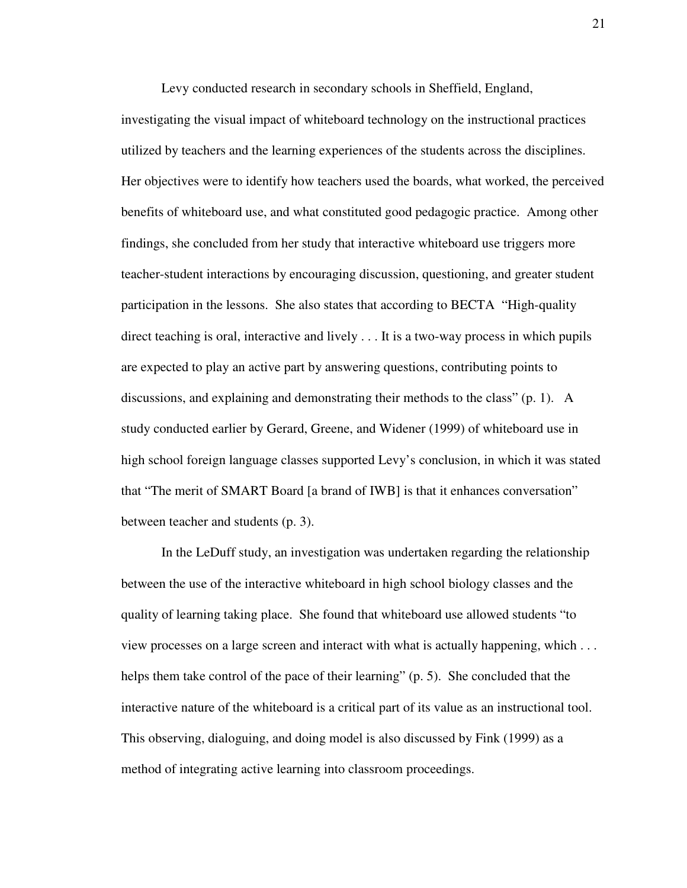Levy conducted research in secondary schools in Sheffield, England, investigating the visual impact of whiteboard technology on the instructional practices utilized by teachers and the learning experiences of the students across the disciplines. Her objectives were to identify how teachers used the boards, what worked, the perceived benefits of whiteboard use, and what constituted good pedagogic practice. Among other findings, she concluded from her study that interactive whiteboard use triggers more teacher-student interactions by encouraging discussion, questioning, and greater student participation in the lessons. She also states that according to BECTA "High-quality direct teaching is oral, interactive and lively . . . It is a two-way process in which pupils are expected to play an active part by answering questions, contributing points to discussions, and explaining and demonstrating their methods to the class" (p. 1). A study conducted earlier by Gerard, Greene, and Widener (1999) of whiteboard use in high school foreign language classes supported Levy's conclusion, in which it was stated that "The merit of SMART Board [a brand of IWB] is that it enhances conversation" between teacher and students (p. 3).

In the LeDuff study, an investigation was undertaken regarding the relationship between the use of the interactive whiteboard in high school biology classes and the quality of learning taking place. She found that whiteboard use allowed students "to view processes on a large screen and interact with what is actually happening, which . . . helps them take control of the pace of their learning" (p. 5). She concluded that the interactive nature of the whiteboard is a critical part of its value as an instructional tool. This observing, dialoguing, and doing model is also discussed by Fink (1999) as a method of integrating active learning into classroom proceedings.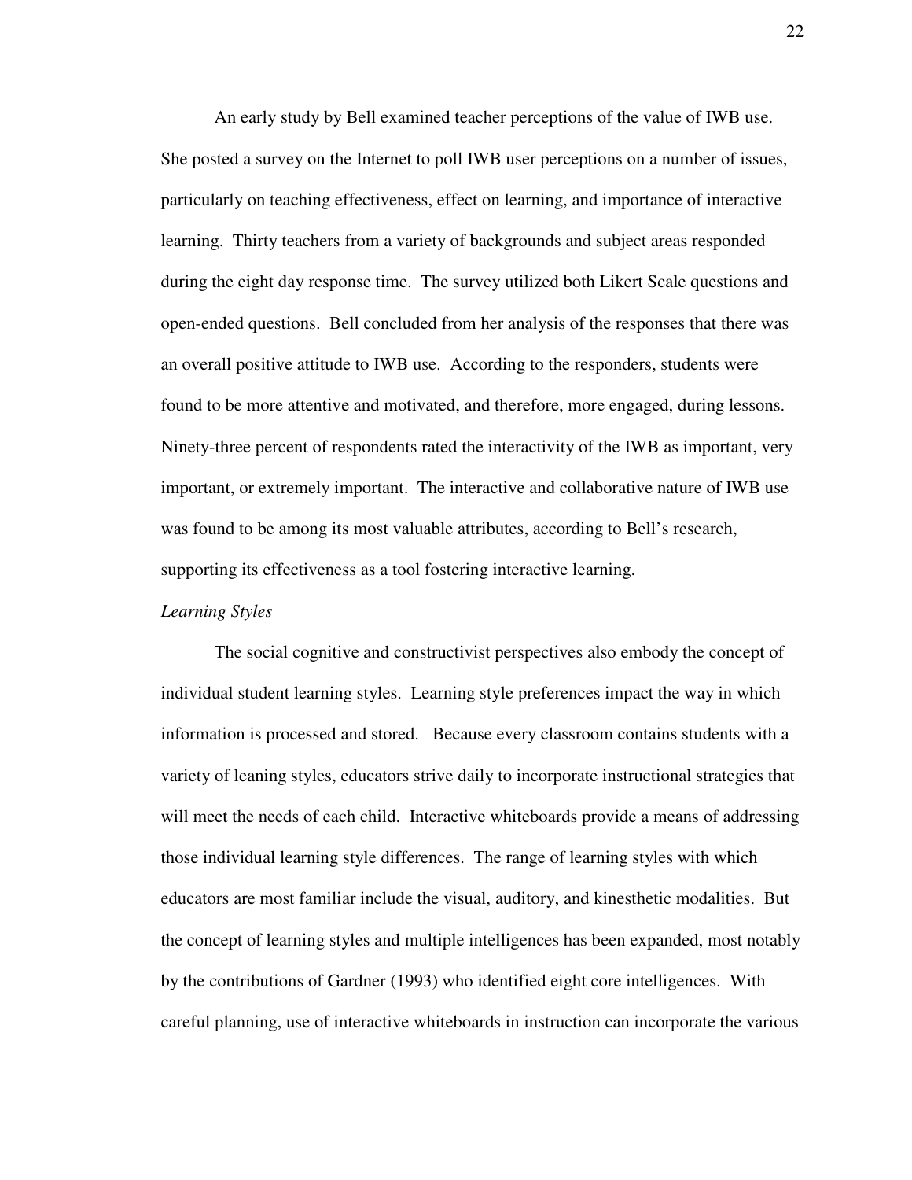An early study by Bell examined teacher perceptions of the value of IWB use. She posted a survey on the Internet to poll IWB user perceptions on a number of issues, particularly on teaching effectiveness, effect on learning, and importance of interactive learning. Thirty teachers from a variety of backgrounds and subject areas responded during the eight day response time. The survey utilized both Likert Scale questions and open-ended questions. Bell concluded from her analysis of the responses that there was an overall positive attitude to IWB use. According to the responders, students were found to be more attentive and motivated, and therefore, more engaged, during lessons. Ninety-three percent of respondents rated the interactivity of the IWB as important, very important, or extremely important. The interactive and collaborative nature of IWB use was found to be among its most valuable attributes, according to Bell's research, supporting its effectiveness as a tool fostering interactive learning.

*Learning Styles*

The social cognitive and constructivist perspectives also embody the concept of individual student learning styles. Learning style preferences impact the way in which information is processed and stored. Because every classroom contains students with a variety of leaning styles, educators strive daily to incorporate instructional strategies that will meet the needs of each child. Interactive whiteboards provide a means of addressing those individual learning style differences. The range of learning styles with which educators are most familiar include the visual, auditory, and kinesthetic modalities. But the concept of learning styles and multiple intelligences has been expanded, most notably by the contributions of Gardner (1993) who identified eight core intelligences. With careful planning, use of interactive whiteboards in instruction can incorporate the various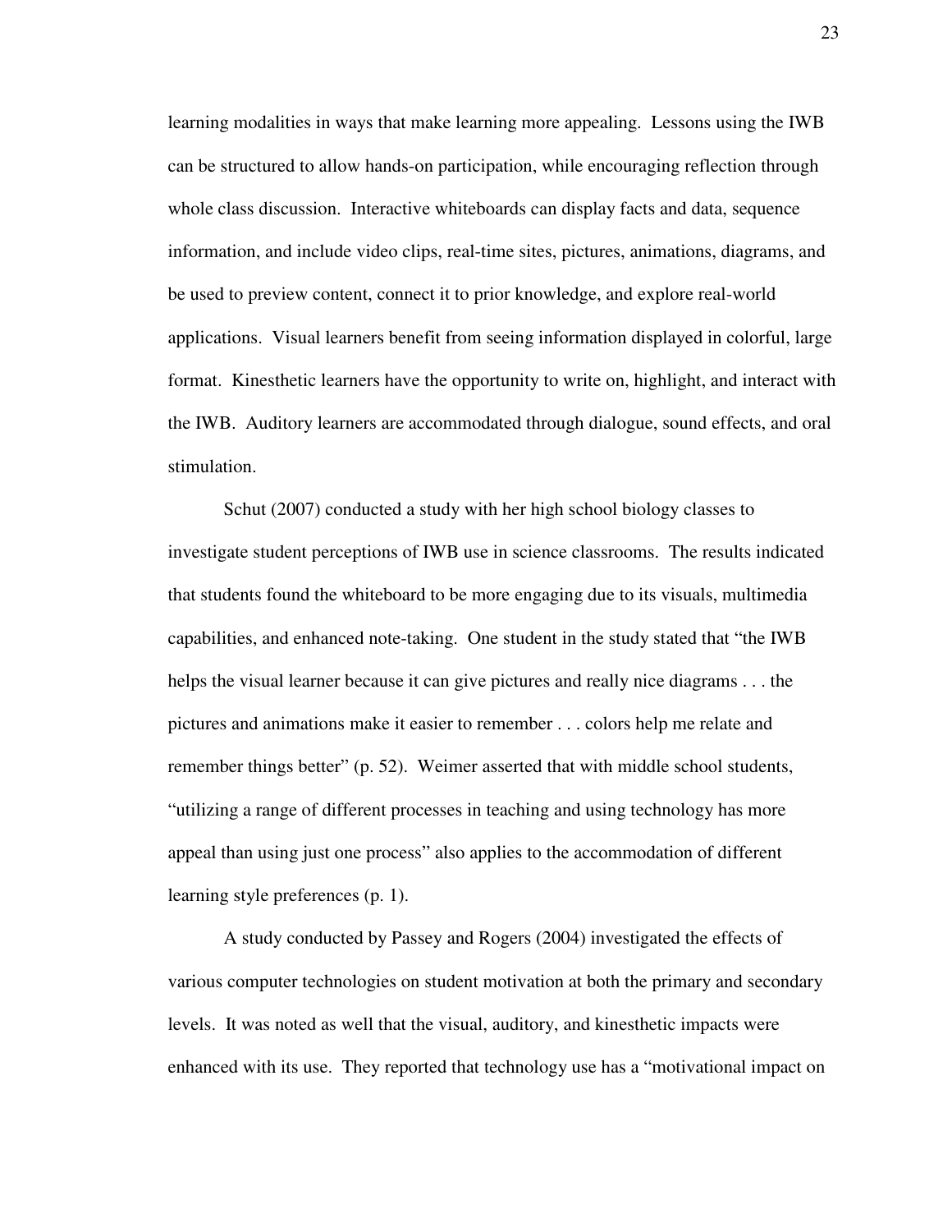learning modalities in ways that make learning more appealing. Lessons using the IWB can be structured to allow hands-on participation, while encouraging reflection through whole class discussion. Interactive whiteboards can display facts and data, sequence information, and include video clips, real-time sites, pictures, animations, diagrams, and be used to preview content, connect it to prior knowledge, and explore real-world applications. Visual learners benefit from seeing information displayed in colorful, large format. Kinesthetic learners have the opportunity to write on, highlight, and interact with the IWB. Auditory learners are accommodated through dialogue, sound effects, and oral stimulation.

Schut (2007) conducted a study with her high school biology classes to investigate student perceptions of IWB use in science classrooms. The results indicated that students found the whiteboard to be more engaging due to its visuals, multimedia capabilities, and enhanced note-taking. One student in the study stated that "the IWB helps the visual learner because it can give pictures and really nice diagrams . . . the pictures and animations make it easier to remember . . . colors help me relate and remember things better" (p. 52). Weimer asserted that with middle school students, "utilizing a range of different processes in teaching and using technology has more appeal than using just one process" also applies to the accommodation of different learning style preferences (p. 1).

A study conducted by Passey and Rogers (2004) investigated the effects of various computer technologies on student motivation at both the primary and secondary levels. It was noted as well that the visual, auditory, and kinesthetic impacts were enhanced with its use. They reported that technology use has a "motivational impact on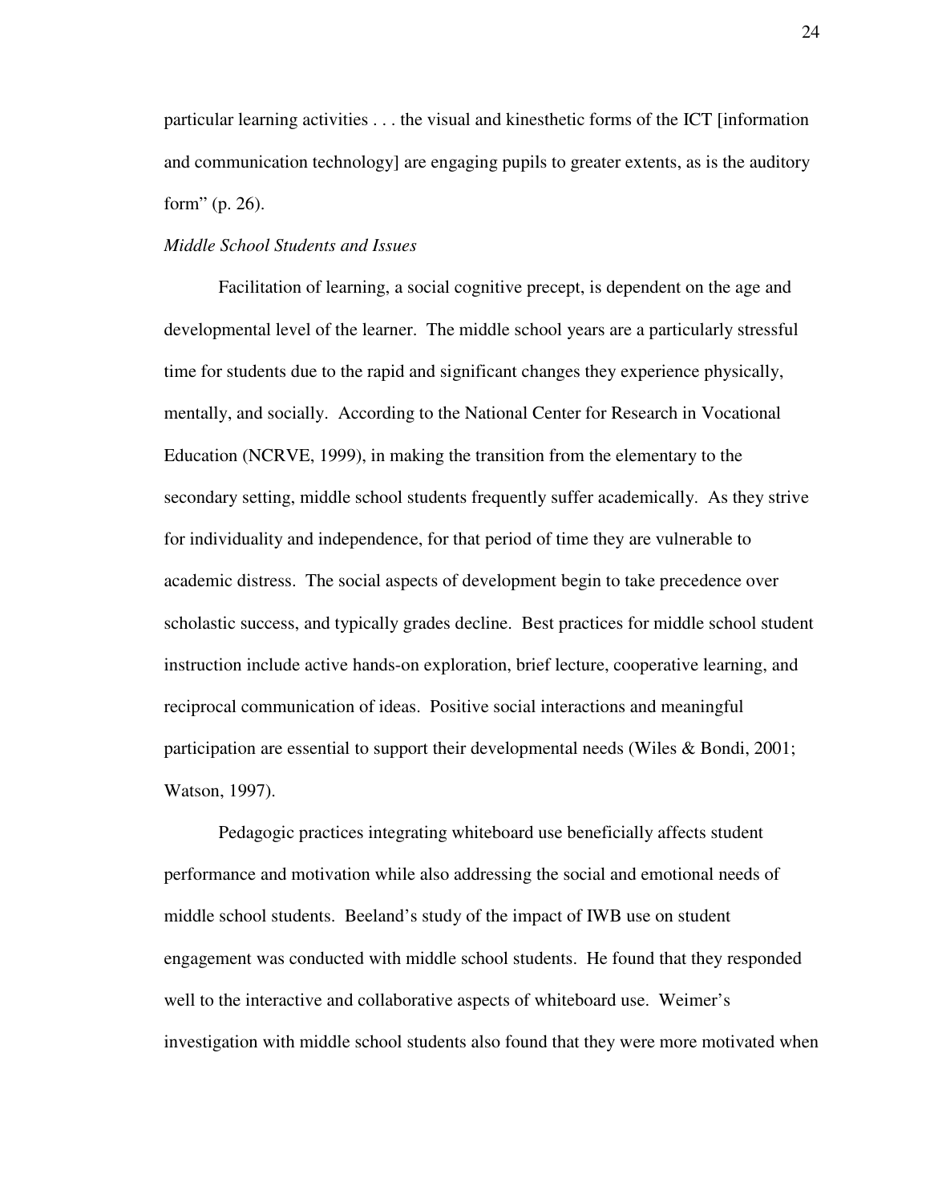particular learning activities . . . the visual and kinesthetic forms of the ICT [information and communication technology] are engaging pupils to greater extents, as is the auditory form" (p. 26).

*Middle School Students and Issues*

Facilitation of learning, a social cognitive precept, is dependent on the age and developmental level of the learner. The middle school years are a particularly stressful time for students due to the rapid and significant changes they experience physically, mentally, and socially. According to the National Center for Research in Vocational Education (NCRVE, 1999), in making the transition from the elementary to the secondary setting, middle school students frequently suffer academically. As they strive for individuality and independence, for that period of time they are vulnerable to academic distress. The social aspects of development begin to take precedence over scholastic success, and typically grades decline. Best practices for middle school student instruction include active hands-on exploration, brief lecture, cooperative learning, and reciprocal communication of ideas. Positive social interactions and meaningful participation are essential to support their developmental needs (Wiles & Bondi, 2001; Watson, 1997).

Pedagogic practices integrating whiteboard use beneficially affects student performance and motivation while also addressing the social and emotional needs of middle school students. Beeland's study of the impact of IWB use on student engagement was conducted with middle school students. He found that they responded well to the interactive and collaborative aspects of whiteboard use. Weimer's investigation with middle school students also found that they were more motivated when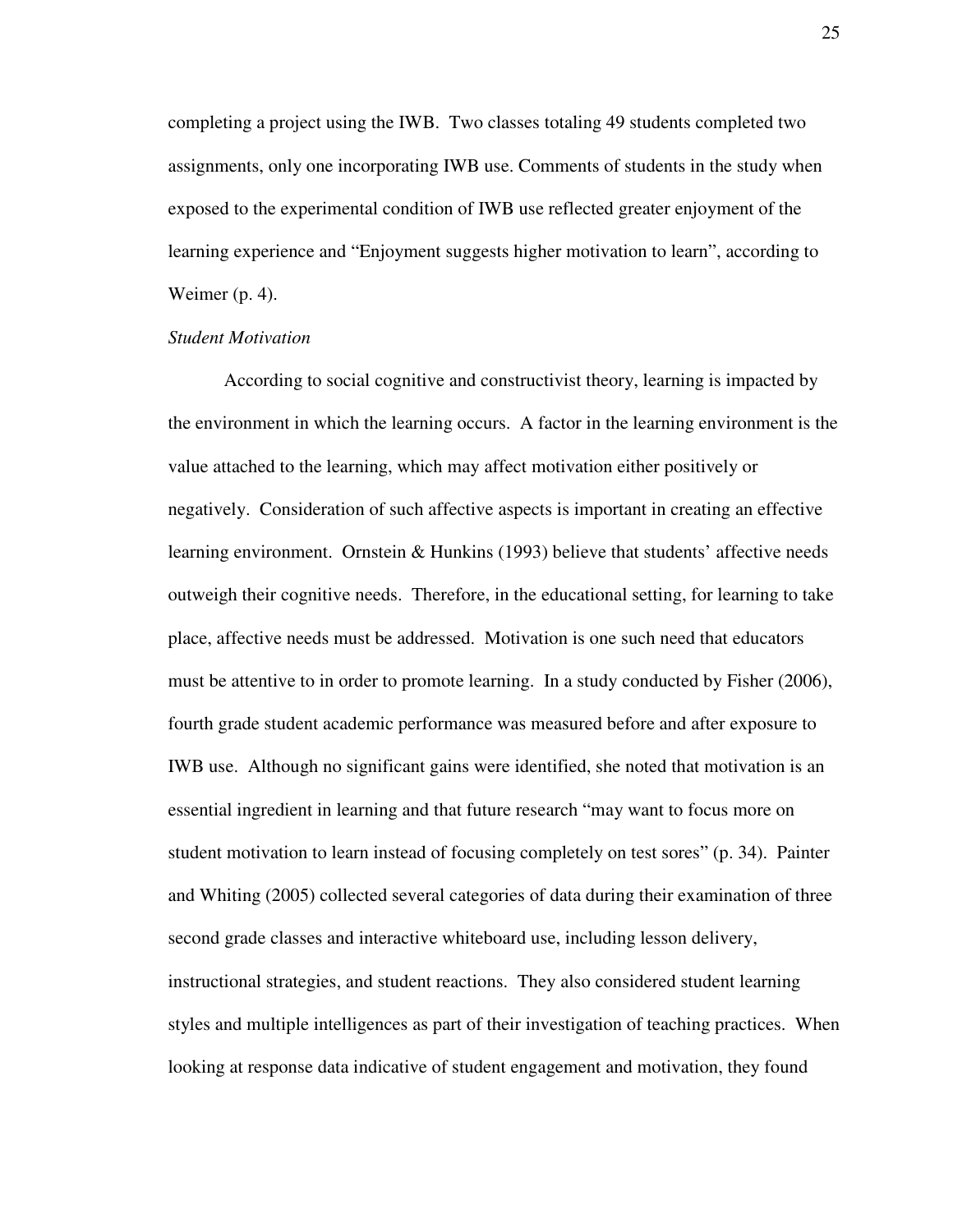completing a project using the IWB. Two classes totaling 49 students completed two assignments, only one incorporating IWB use. Comments of students in the study when exposed to the experimental condition of IWB use reflected greater enjoyment of the learning experience and "Enjoyment suggests higher motivation to learn", according to Weimer (p. 4).

*Student Motivation*

According to social cognitive and constructivist theory, learning is impacted by the environment in which the learning occurs. A factor in the learning environment is the value attached to the learning, which may affect motivation either positively or negatively. Consideration of such affective aspects is important in creating an effective learning environment. Ornstein & Hunkins (1993) believe that students' affective needs outweigh their cognitive needs. Therefore, in the educational setting, for learning to take place, affective needs must be addressed. Motivation is one such need that educators must be attentive to in order to promote learning. In a study conducted by Fisher (2006), fourth grade student academic performance was measured before and after exposure to IWB use. Although no significant gains were identified, she noted that motivation is an essential ingredient in learning and that future research "may want to focus more on student motivation to learn instead of focusing completely on test sores" (p. 34). Painter and Whiting (2005) collected several categories of data during their examination of three second grade classes and interactive whiteboard use, including lesson delivery, instructional strategies, and student reactions. They also considered student learning styles and multiple intelligences as part of their investigation of teaching practices. When looking at response data indicative of student engagement and motivation, they found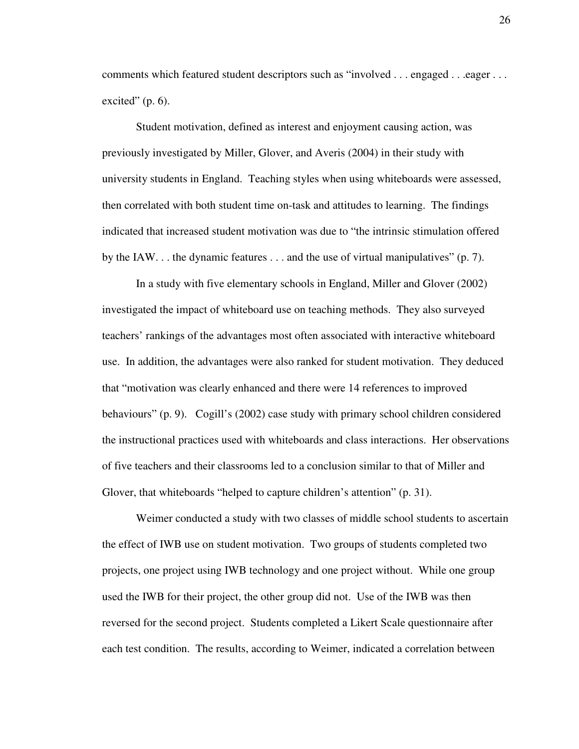comments which featured student descriptors such as "involved . . . engaged . . .eager . . . excited" (p. 6).

Student motivation, defined as interest and enjoyment causing action, was previously investigated by Miller, Glover, and Averis (2004) in their study with university students in England. Teaching styles when using whiteboards were assessed, then correlated with both student time on-task and attitudes to learning. The findings indicated that increased student motivation was due to "the intrinsic stimulation offered by the IAW. . . the dynamic features . . . and the use of virtual manipulatives" (p. 7).

In a study with five elementary schools in England, Miller and Glover (2002) investigated the impact of whiteboard use on teaching methods. They also surveyed teachers' rankings of the advantages most often associated with interactive whiteboard use. In addition, the advantages were also ranked for student motivation. They deduced that "motivation was clearly enhanced and there were 14 references to improved behaviours" (p. 9). Cogill's (2002) case study with primary school children considered the instructional practices used with whiteboards and class interactions. Her observations of five teachers and their classrooms led to a conclusion similar to that of Miller and Glover, that whiteboards "helped to capture children's attention" (p. 31).

Weimer conducted a study with two classes of middle school students to ascertain the effect of IWB use on student motivation. Two groups of students completed two projects, one project using IWB technology and one project without. While one group used the IWB for their project, the other group did not. Use of the IWB was then reversed for the second project. Students completed a Likert Scale questionnaire after each test condition. The results, according to Weimer, indicated a correlation between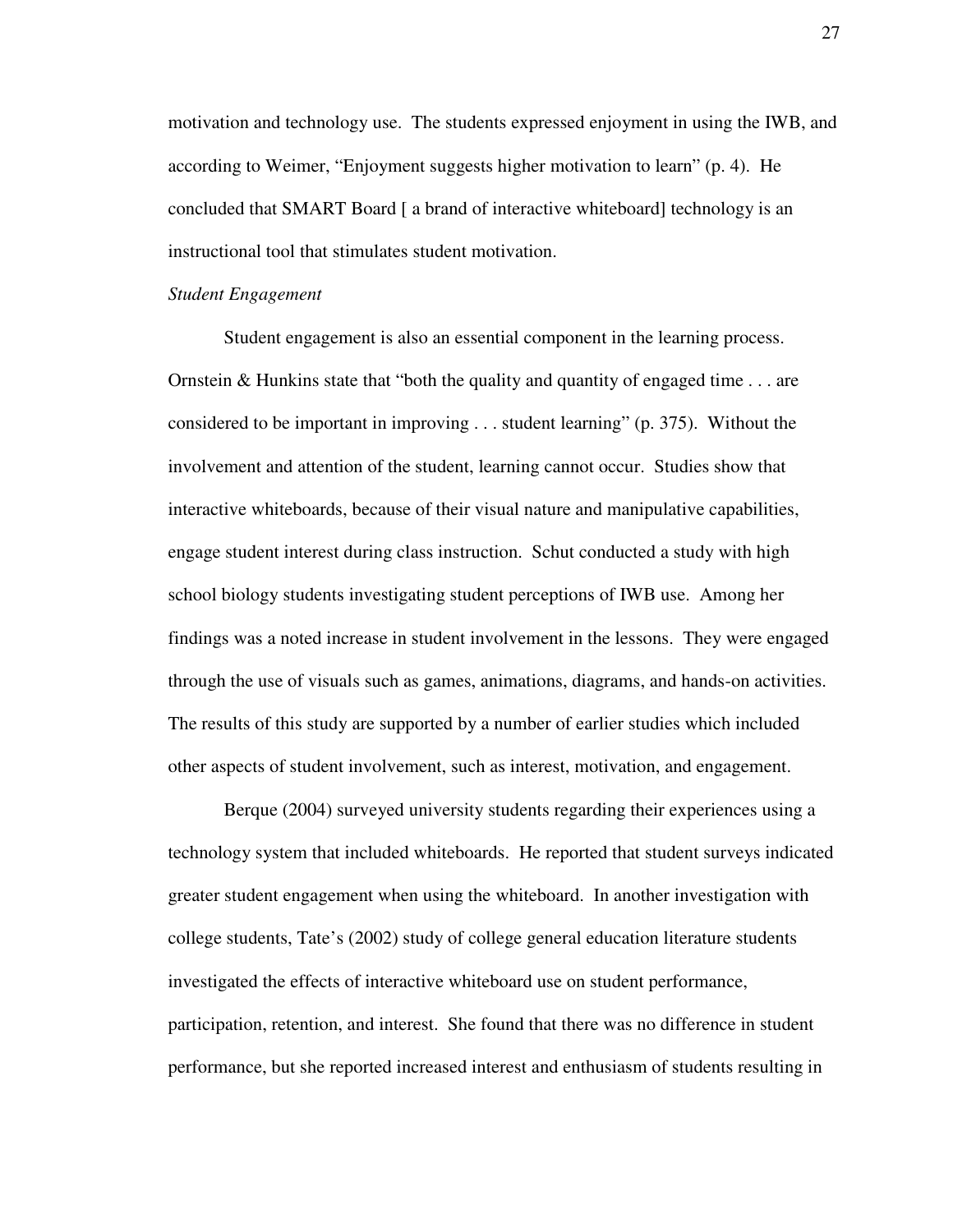motivation and technology use. The students expressed enjoyment in using the IWB, and according to Weimer, “Enjoyment suggests higher motivation to learn” (p. 4). He concluded that SMART Board [ a brand of interactive whiteboard] technology is an instructional tool that stimulates student motivation.

*Student Engagement*

Student engagement is also an essential component in the learning process. Ornstein & Hunkins state that “both the quality and quantity of engaged time . . . are considered to be important in improving . . . student learning” (p. 375). Without the involvement and attention of the student, learning cannot occur. Studies show that interactive whiteboards, because of their visual nature and manipulative capabilities, engage student interest during class instruction. Schut conducted a study with high school biology students investigating student perceptions of IWB use. Among her findings was a noted increase in student involvement in the lessons. They were engaged through the use of visuals such as games, animations, diagrams, and hands-on activities. The results of this study are supported by a number of earlier studies which included other aspects of student involvement, such as interest, motivation, and engagement.

Berque (2004) surveyed university students regarding their experiences using a technology system that included whiteboards. He reported that student surveys indicated greater student engagement when using the whiteboard. In another investigation with college students, Tate’s (2002) study of college general education literature students investigated the effects of interactive whiteboard use on student performance, participation, retention, and interest. She found that there was no difference in student performance, but she reported increased interest and enthusiasm of students resulting in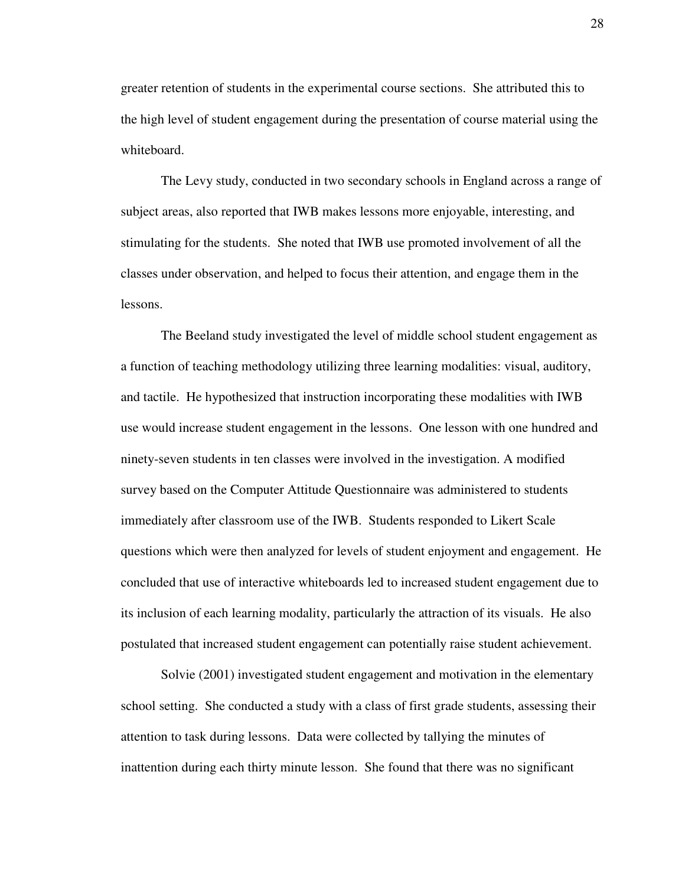greater retention of students in the experimental course sections. She attributed this to the high level of student engagement during the presentation of course material using the whiteboard.

The Levy study, conducted in two secondary schools in England across a range of subject areas, also reported that IWB makes lessons more enjoyable, interesting, and stimulating for the students. She noted that IWB use promoted involvement of all the classes under observation, and helped to focus their attention, and engage them in the lessons.

The Beeland study investigated the level of middle school student engagement as a function of teaching methodology utilizing three learning modalities: visual, auditory, and tactile. He hypothesized that instruction incorporating these modalities with IWB use would increase student engagement in the lessons. One lesson with one hundred and ninety-seven students in ten classes were involved in the investigation. A modified survey based on the Computer Attitude Questionnaire was administered to students immediately after classroom use of the IWB. Students responded to Likert Scale questions which were then analyzed for levels of student enjoyment and engagement. He concluded that use of interactive whiteboards led to increased student engagement due to its inclusion of each learning modality, particularly the attraction of its visuals. He also postulated that increased student engagement can potentially raise student achievement.

Solvie (2001) investigated student engagement and motivation in the elementary school setting. She conducted a study with a class of first grade students, assessing their attention to task during lessons. Data were collected by tallying the minutes of inattention during each thirty minute lesson. She found that there was no significant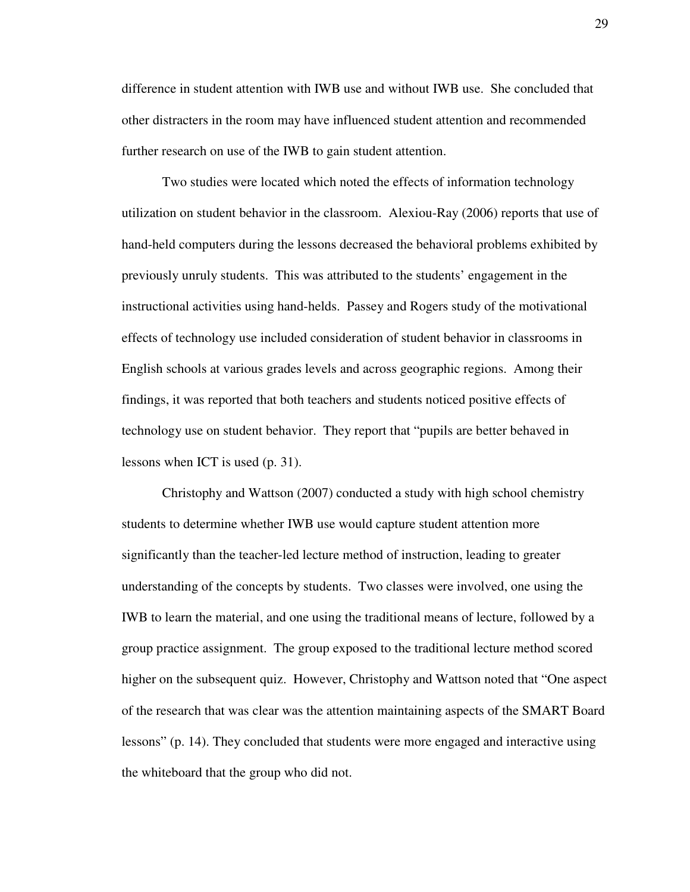difference in student attention with IWB use and without IWB use. She concluded that other distracters in the room may have influenced student attention and recommended further research on use of the IWB to gain student attention.

Two studies were located which noted the effects of information technology utilization on student behavior in the classroom. Alexiou-Ray (2006) reports that use of hand-held computers during the lessons decreased the behavioral problems exhibited by previously unruly students. This was attributed to the students' engagement in the instructional activities using hand-helds. Passey and Rogers study of the motivational effects of technology use included consideration of student behavior in classrooms in English schools at various grades levels and across geographic regions. Among their findings, it was reported that both teachers and students noticed positive effects of technology use on student behavior. They report that "pupils are better behaved in lessons when ICT is used (p. 31).

Christophy and Wattson (2007) conducted a study with high school chemistry students to determine whether IWB use would capture student attention more significantly than the teacher-led lecture method of instruction, leading to greater understanding of the concepts by students. Two classes were involved, one using the IWB to learn the material, and one using the traditional means of lecture, followed by a group practice assignment. The group exposed to the traditional lecture method scored higher on the subsequent quiz. However, Christophy and Wattson noted that "One aspect of the research that was clear was the attention maintaining aspects of the SMART Board lessons" (p. 14). They concluded that students were more engaged and interactive using the whiteboard that the group who did not.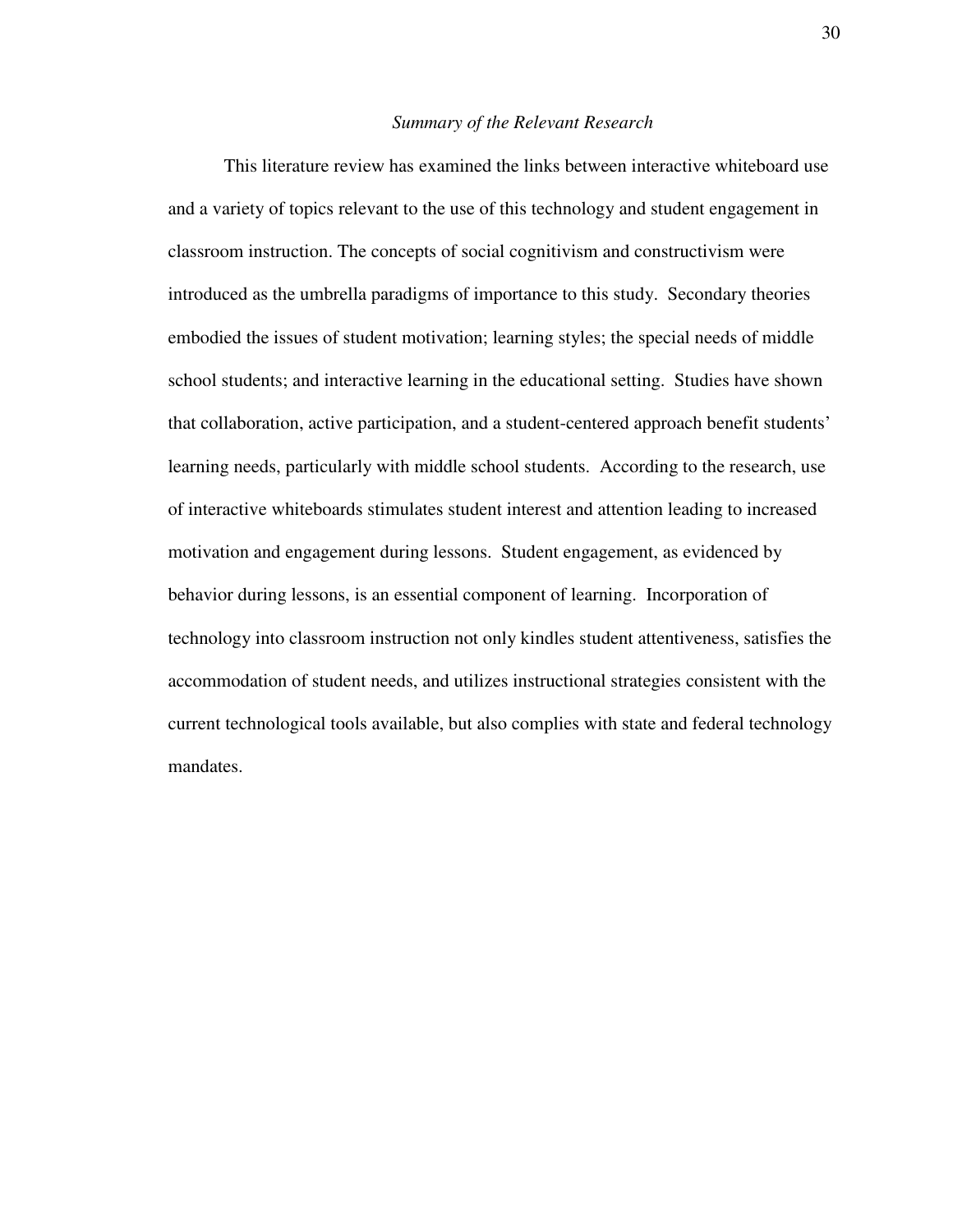### *Summary of the Relevant Research*

This literature review has examined the links between interactive whiteboard use and a variety of topics relevant to the use of this technology and student engagement in classroom instruction. The concepts of social cognitivism and constructivism were introduced as the umbrella paradigms of importance to this study. Secondary theories embodied the issues of student motivation; learning styles; the special needs of middle school students; and interactive learning in the educational setting. Studies have shown that collaboration, active participation, and a student-centered approach benefit students' learning needs, particularly with middle school students. According to the research, use of interactive whiteboards stimulates student interest and attention leading to increased motivation and engagement during lessons. Student engagement, as evidenced by behavior during lessons, is an essential component of learning. Incorporation of technology into classroom instruction not only kindles student attentiveness, satisfies the accommodation of student needs, and utilizes instructional strategies consistent with the current technological tools available, but also complies with state and federal technology mandates.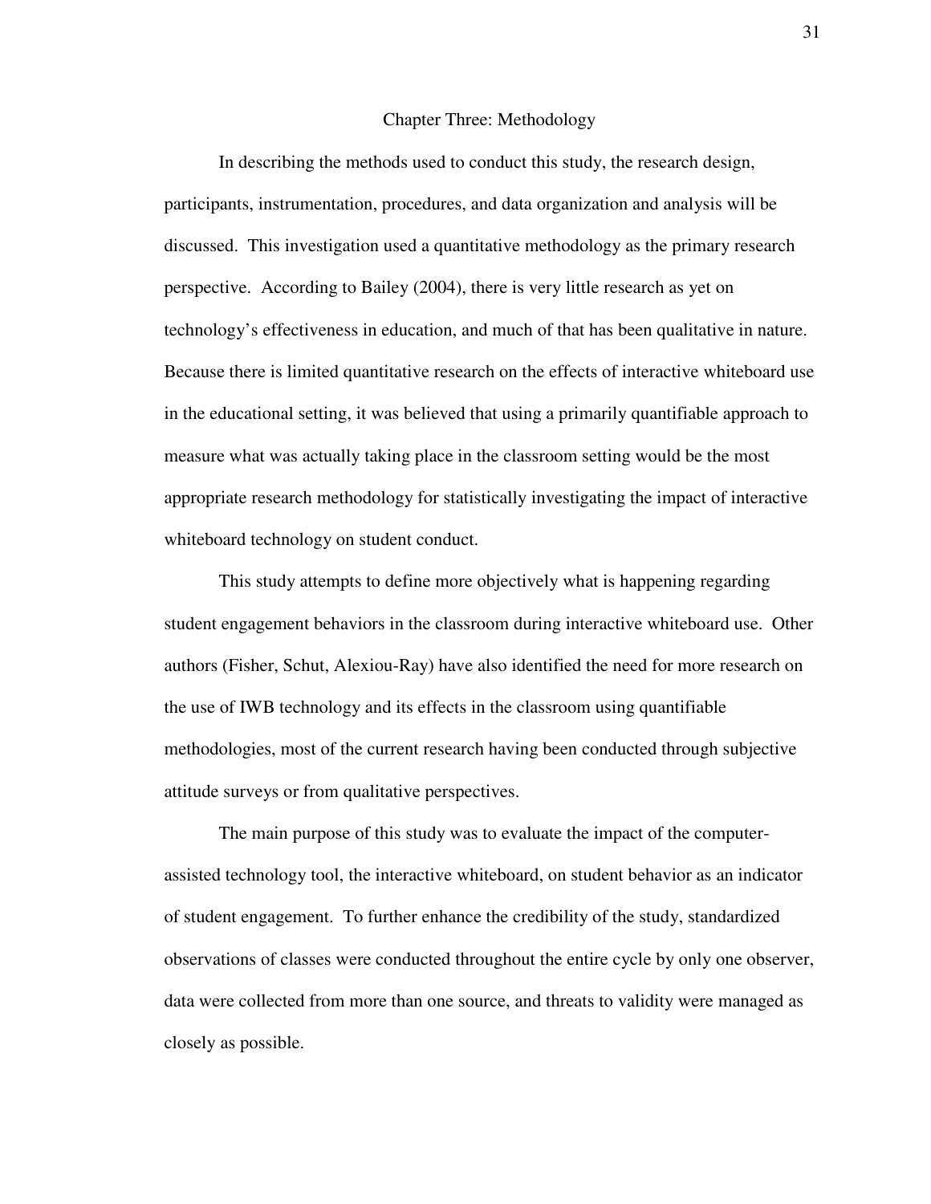# Chapter Three: Methodology

In describing the methods used to conduct this study, the research design, participants, instrumentation, procedures, and data organization and analysis will be discussed. This investigation used a quantitative methodology as the primary research perspective. According to Bailey (2004), there is very little research as yet on technology's effectiveness in education, and much of that has been qualitative in nature. Because there is limited quantitative research on the effects of interactive whiteboard use in the educational setting, it was believed that using a primarily quantifiable approach to measure what was actually taking place in the classroom setting would be the most appropriate research methodology for statistically investigating the impact of interactive whiteboard technology on student conduct.

This study attempts to define more objectively what is happening regarding student engagement behaviors in the classroom during interactive whiteboard use. Other authors (Fisher, Schut, Alexiou-Ray) have also identified the need for more research on the use of IWB technology and its effects in the classroom using quantifiable methodologies, most of the current research having been conducted through subjective attitude surveys or from qualitative perspectives.

The main purpose of this study was to evaluate the impact of the computer-assisted technology tool, the interactive whiteboard, on student behavior as an indicator of student engagement. To further enhance the credibility of the study, standardized observations of classes were conducted throughout the entire cycle by only one observer, data were collected from more than one source, and threats to validity were managed as closely as possible.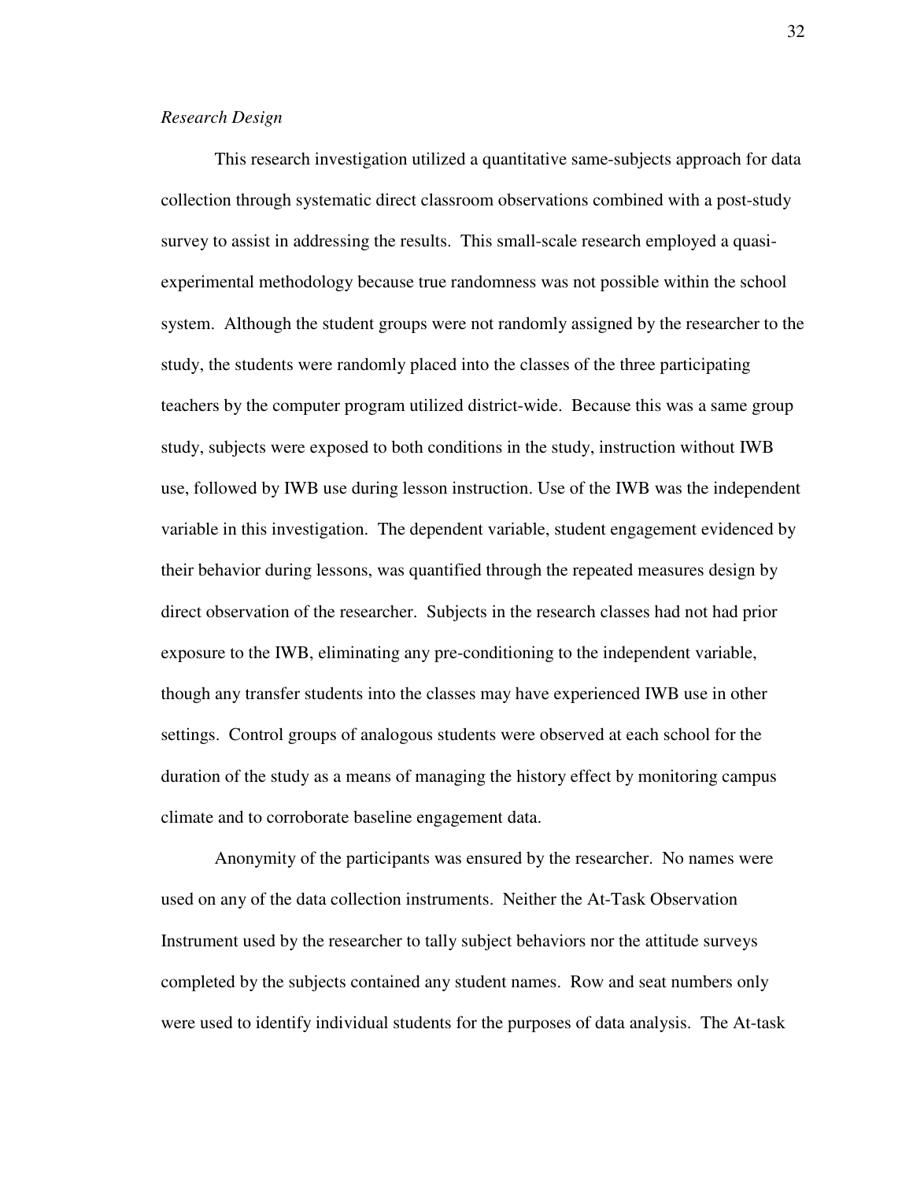*Research Design*

This research investigation utilized a quantitative same-subjects approach for data collection through systematic direct classroom observations combined with a post-study survey to assist in addressing the results. This small-scale research employed a quasi-experimental methodology because true randomness was not possible within the school system. Although the student groups were not randomly assigned by the researcher to the study, the students were randomly placed into the classes of the three participating teachers by the computer program utilized district-wide. Because this was a same group study, subjects were exposed to both conditions in the study, instruction without IWB use, followed by IWB use during lesson instruction. Use of the IWB was the independent variable in this investigation. The dependent variable, student engagement evidenced by their behavior during lessons, was quantified through the repeated measures design by direct observation of the researcher. Subjects in the research classes had not had prior exposure to the IWB, eliminating any pre-conditioning to the independent variable, though any transfer students into the classes may have experienced IWB use in other settings. Control groups of analogous students were observed at each school for the duration of the study as a means of managing the history effect by monitoring campus climate and to corroborate baseline engagement data.

Anonymity of the participants was ensured by the researcher. No names were used on any of the data collection instruments. Neither the At-Task Observation Instrument used by the researcher to tally subject behaviors nor the attitude surveys completed by the subjects contained any student names. Row and seat numbers only were used to identify individual students for the purposes of data analysis. The At-task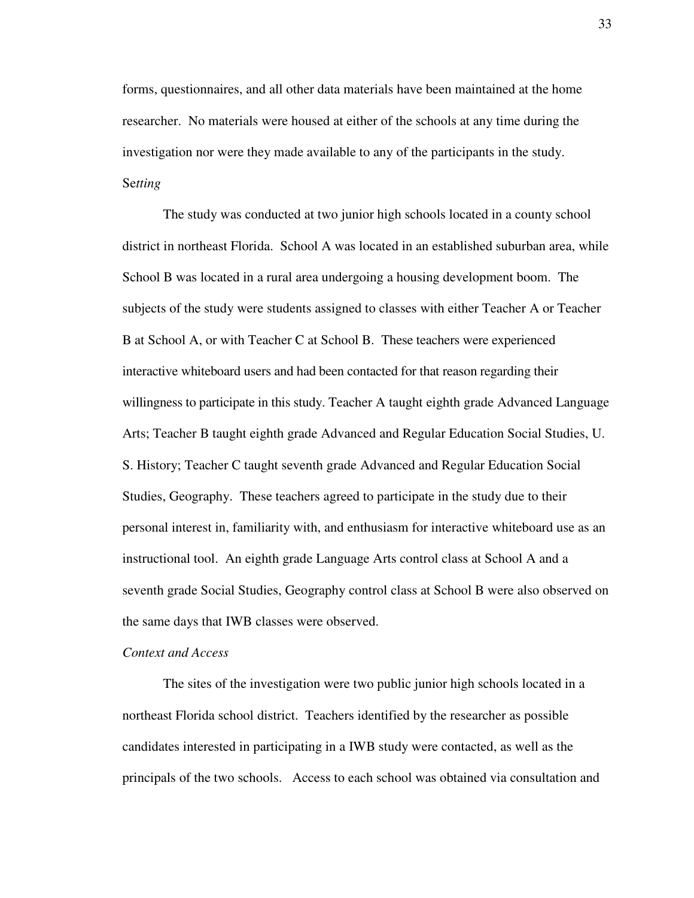forms, questionnaires, and all other data materials have been maintained at the home researcher. No materials were housed at either of the schools at any time during the investigation nor were they made available to any of the participants in the study.

Se*tting*

The study was conducted at two junior high schools located in a county school district in northeast Florida. School A was located in an established suburban area, while School B was located in a rural area undergoing a housing development boom. The subjects of the study were students assigned to classes with either Teacher A or Teacher B at School A, or with Teacher C at School B. These teachers were experienced interactive whiteboard users and had been contacted for that reason regarding their willingness to participate in this study. Teacher A taught eighth grade Advanced Language Arts; Teacher B taught eighth grade Advanced and Regular Education Social Studies, U. S. History; Teacher C taught seventh grade Advanced and Regular Education Social Studies, Geography. These teachers agreed to participate in the study due to their personal interest in, familiarity with, and enthusiasm for interactive whiteboard use as an instructional tool. An eighth grade Language Arts control class at School A and a seventh grade Social Studies, Geography control class at School B were also observed on the same days that IWB classes were observed.

*Context and Access*

The sites of the investigation were two public junior high schools located in a northeast Florida school district. Teachers identified by the researcher as possible candidates interested in participating in a IWB study were contacted, as well as the principals of the two schools. Access to each school was obtained via consultation and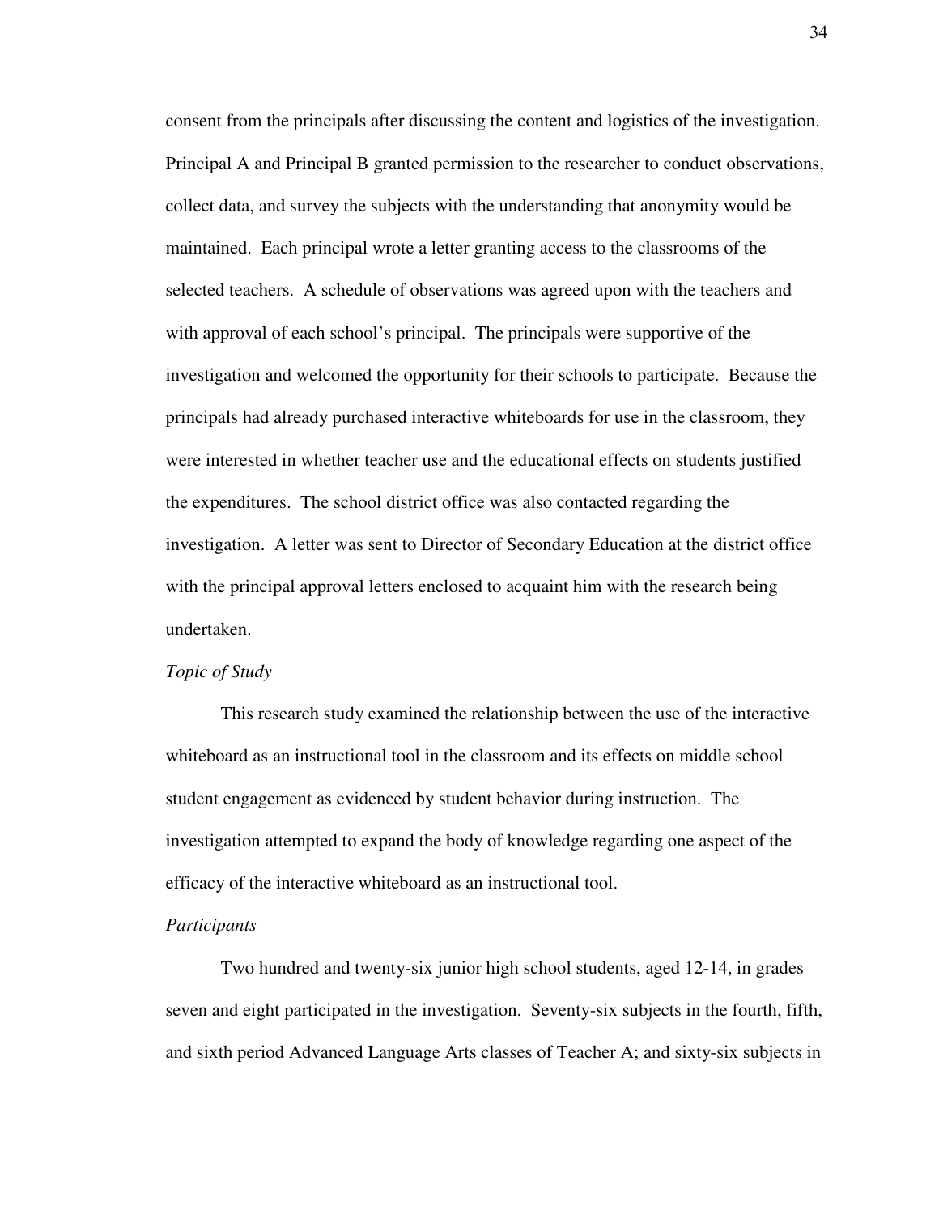consent from the principals after discussing the content and logistics of the investigation. Principal A and Principal B granted permission to the researcher to conduct observations, collect data, and survey the subjects with the understanding that anonymity would be maintained. Each principal wrote a letter granting access to the classrooms of the selected teachers. A schedule of observations was agreed upon with the teachers and with approval of each school's principal. The principals were supportive of the investigation and welcomed the opportunity for their schools to participate. Because the principals had already purchased interactive whiteboards for use in the classroom, they were interested in whether teacher use and the educational effects on students justified the expenditures. The school district office was also contacted regarding the investigation. A letter was sent to Director of Secondary Education at the district office with the principal approval letters enclosed to acquaint him with the research being undertaken.

*Topic of Study*

This research study examined the relationship between the use of the interactive whiteboard as an instructional tool in the classroom and its effects on middle school student engagement as evidenced by student behavior during instruction. The investigation attempted to expand the body of knowledge regarding one aspect of the efficacy of the interactive whiteboard as an instructional tool.

*Participants*

Two hundred and twenty-six junior high school students, aged 12-14, in grades seven and eight participated in the investigation. Seventy-six subjects in the fourth, fifth, and sixth period Advanced Language Arts classes of Teacher A; and sixty-six subjects in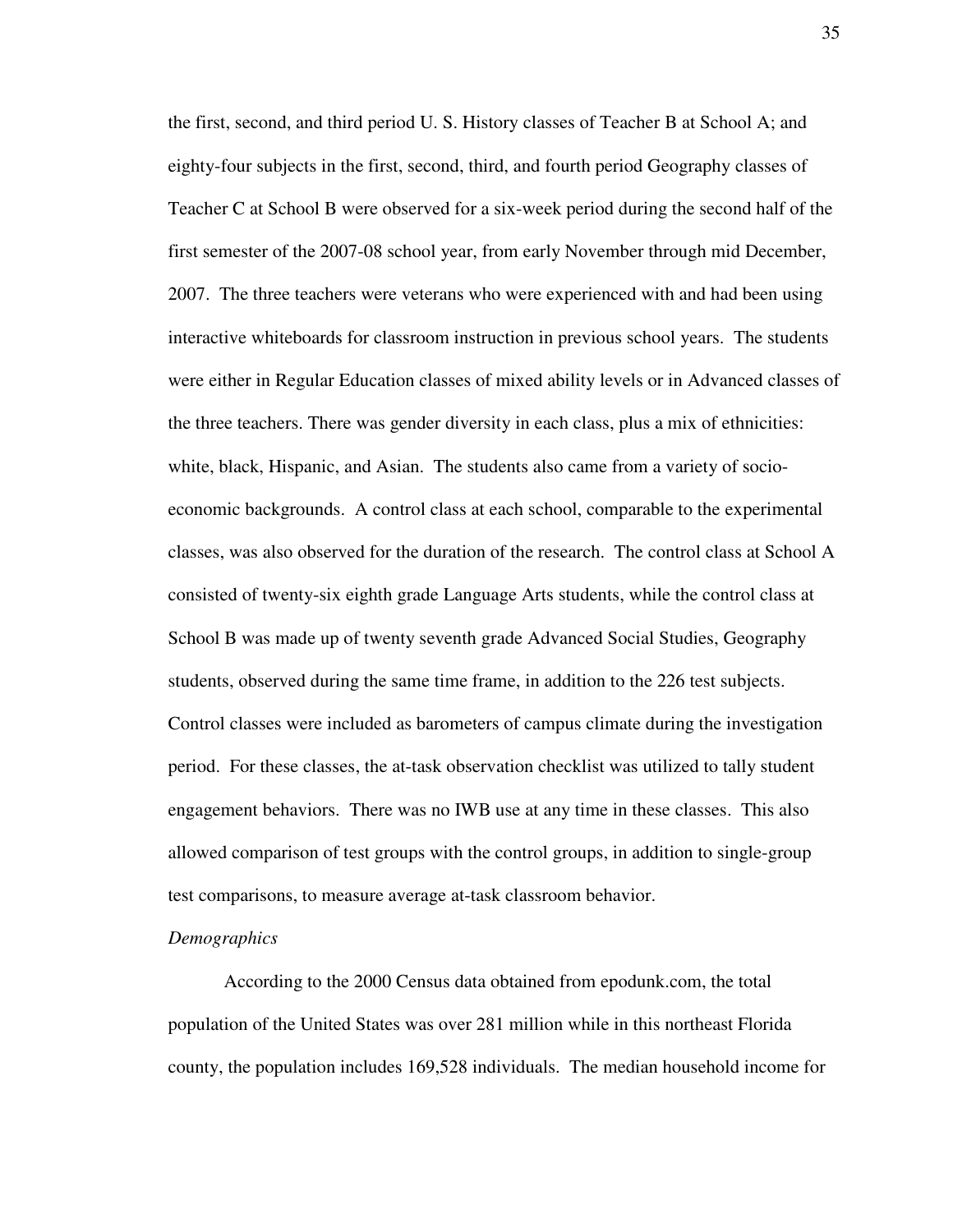the first, second, and third period U. S. History classes of Teacher B at School A; and eighty-four subjects in the first, second, third, and fourth period Geography classes of Teacher C at School B were observed for a six-week period during the second half of the first semester of the 2007-08 school year, from early November through mid December, 2007. The three teachers were veterans who were experienced with and had been using interactive whiteboards for classroom instruction in previous school years. The students were either in Regular Education classes of mixed ability levels or in Advanced classes of the three teachers. There was gender diversity in each class, plus a mix of ethnicities: white, black, Hispanic, and Asian. The students also came from a variety of socio-economic backgrounds. A control class at each school, comparable to the experimental classes, was also observed for the duration of the research. The control class at School A consisted of twenty-six eighth grade Language Arts students, while the control class at School B was made up of twenty seventh grade Advanced Social Studies, Geography students, observed during the same time frame, in addition to the 226 test subjects. Control classes were included as barometers of campus climate during the investigation period. For these classes, the at-task observation checklist was utilized to tally student engagement behaviors. There was no IWB use at any time in these classes. This also allowed comparison of test groups with the control groups, in addition to single-group test comparisons, to measure average at-task classroom behavior.

*Demographics*

According to the 2000 Census data obtained from epodunk.com, the total population of the United States was over 281 million while in this northeast Florida county, the population includes 169,528 individuals. The median household income for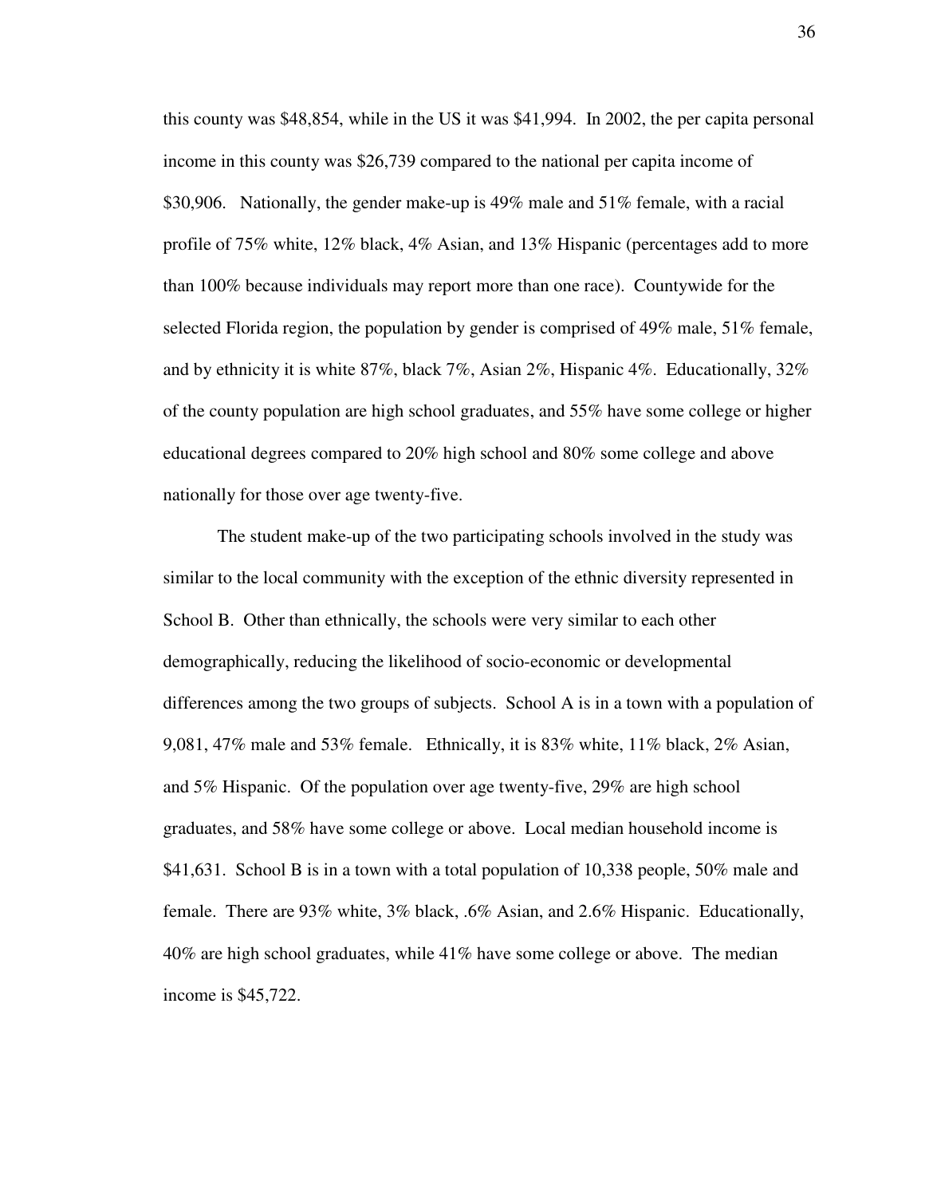this county was $48,854, while in the US it was $41,994. In 2002, the per capita personal income in this county was $26,739 compared to the national per capita income of $30,906. Nationally, the gender make-up is 49% male and 51% female, with a racial profile of 75% white, 12% black, 4% Asian, and 13% Hispanic (percentages add to more than 100% because individuals may report more than one race). Countywide for the selected Florida region, the population by gender is comprised of 49% male, 51% female, and by ethnicity it is white 87%, black 7%, Asian 2%, Hispanic 4%. Educationally, 32% of the county population are high school graduates, and 55% have some college or higher educational degrees compared to 20% high school and 80% some college and above nationally for those over age twenty-five.

The student make-up of the two participating schools involved in the study was similar to the local community with the exception of the ethnic diversity represented in School B. Other than ethnically, the schools were very similar to each other demographically, reducing the likelihood of socio-economic or developmental differences among the two groups of subjects. School A is in a town with a population of 9,081, 47% male and 53% female. Ethnically, it is 83% white, 11% black, 2% Asian, and 5% Hispanic. Of the population over age twenty-five, 29% are high school graduates, and 58% have some college or above. Local median household income is $41,631. School B is in a town with a total population of 10,338 people, 50% male and female. There are 93% white, 3% black, .6% Asian, and 2.6% Hispanic. Educationally, 40% are high school graduates, while 41% have some college or above. The median income is $45,722.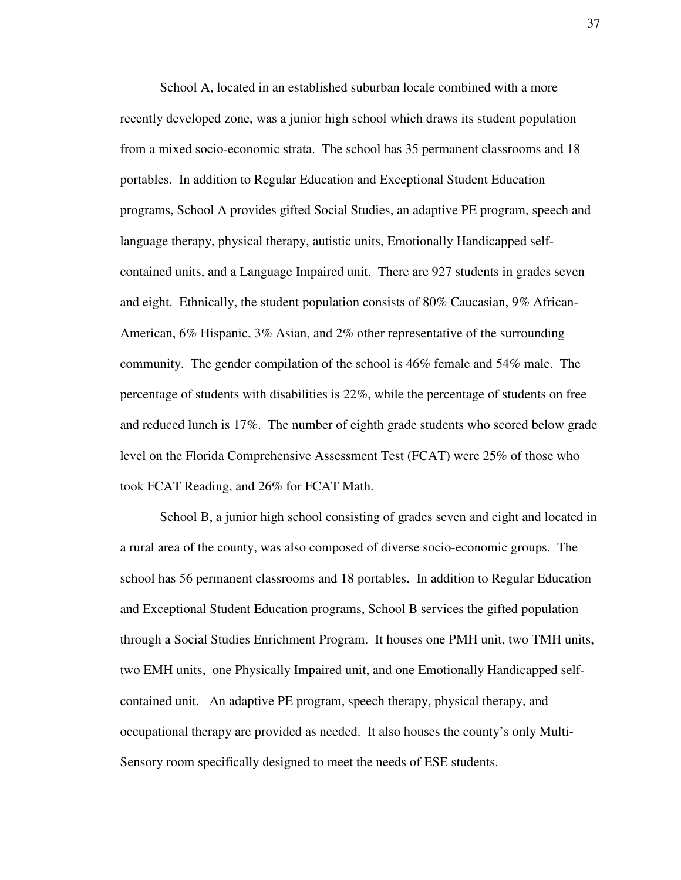School A, located in an established suburban locale combined with a more recently developed zone, was a junior high school which draws its student population from a mixed socio-economic strata. The school has 35 permanent classrooms and 18 portables. In addition to Regular Education and Exceptional Student Education programs, School A provides gifted Social Studies, an adaptive PE program, speech and language therapy, physical therapy, autistic units, Emotionally Handicapped self-contained units, and a Language Impaired unit. There are 927 students in grades seven and eight. Ethnically, the student population consists of 80% Caucasian, 9% African-American, 6% Hispanic, 3% Asian, and 2% other representative of the surrounding community. The gender compilation of the school is 46% female and 54% male. The percentage of students with disabilities is 22%, while the percentage of students on free and reduced lunch is 17%. The number of eighth grade students who scored below grade level on the Florida Comprehensive Assessment Test (FCAT) were 25% of those who took FCAT Reading, and 26% for FCAT Math.

School B, a junior high school consisting of grades seven and eight and located in a rural area of the county, was also composed of diverse socio-economic groups. The school has 56 permanent classrooms and 18 portables. In addition to Regular Education and Exceptional Student Education programs, School B services the gifted population through a Social Studies Enrichment Program. It houses one PMH unit, two TMH units, two EMH units, one Physically Impaired unit, and one Emotionally Handicapped self-contained unit. An adaptive PE program, speech therapy, physical therapy, and occupational therapy are provided as needed. It also houses the county's only Multi-Sensory room specifically designed to meet the needs of ESE students.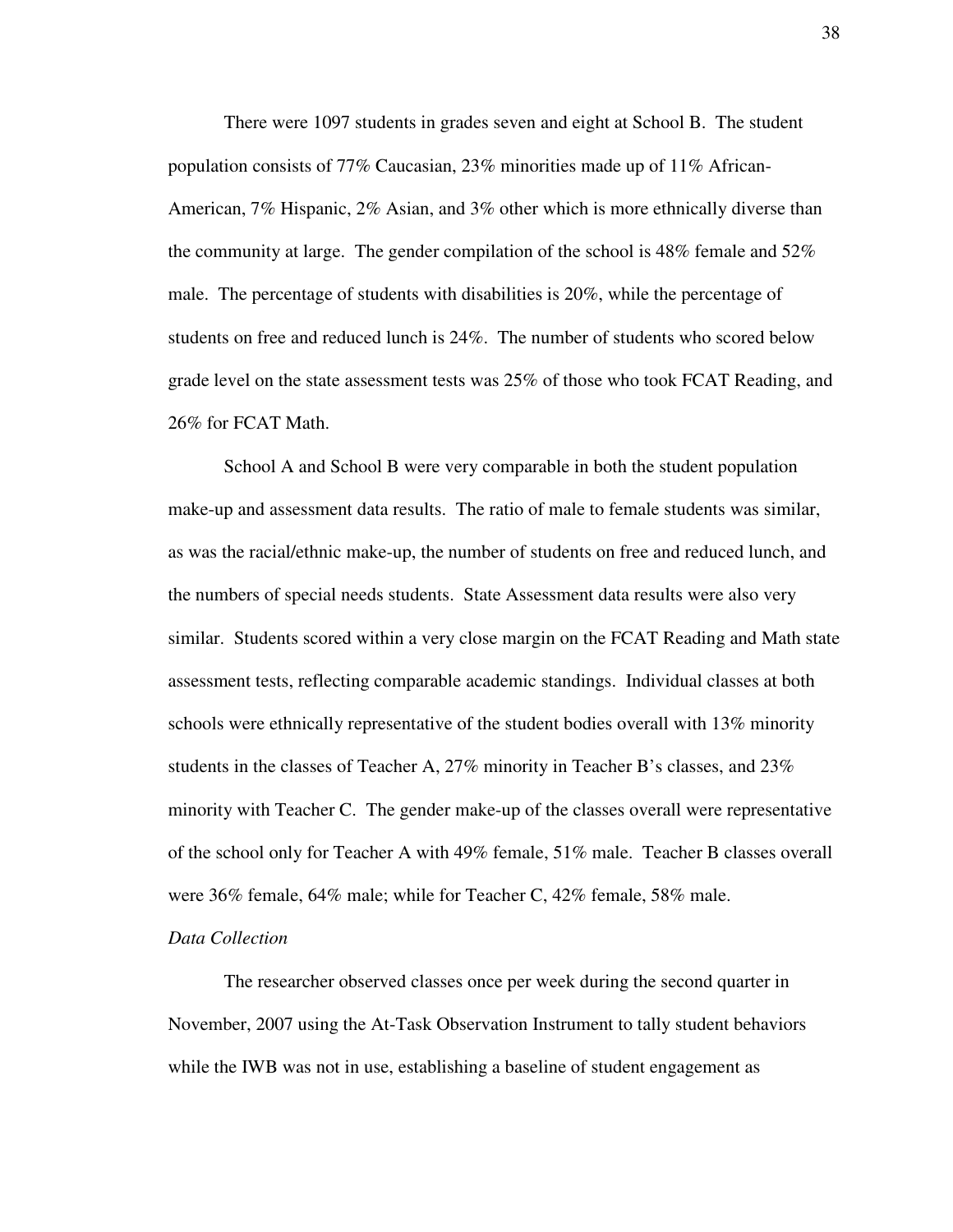There were 1097 students in grades seven and eight at School B. The student population consists of 77% Caucasian, 23% minorities made up of 11% African-American, 7% Hispanic, 2% Asian, and 3% other which is more ethnically diverse than the community at large. The gender compilation of the school is 48% female and 52% male. The percentage of students with disabilities is 20%, while the percentage of students on free and reduced lunch is 24%. The number of students who scored below grade level on the state assessment tests was 25% of those who took FCAT Reading, and 26% for FCAT Math.

School A and School B were very comparable in both the student population make-up and assessment data results. The ratio of male to female students was similar, as was the racial/ethnic make-up, the number of students on free and reduced lunch, and the numbers of special needs students. State Assessment data results were also very similar. Students scored within a very close margin on the FCAT Reading and Math state assessment tests, reflecting comparable academic standings. Individual classes at both schools were ethnically representative of the student bodies overall with 13% minority students in the classes of Teacher A, 27% minority in Teacher B's classes, and 23% minority with Teacher C. The gender make-up of the classes overall were representative of the school only for Teacher A with 49% female, 51% male. Teacher B classes overall were 36% female, 64% male; while for Teacher C, 42% female, 58% male.

*Data Collection*

The researcher observed classes once per week during the second quarter in November, 2007 using the At-Task Observation Instrument to tally student behaviors while the IWB was not in use, establishing a baseline of student engagement as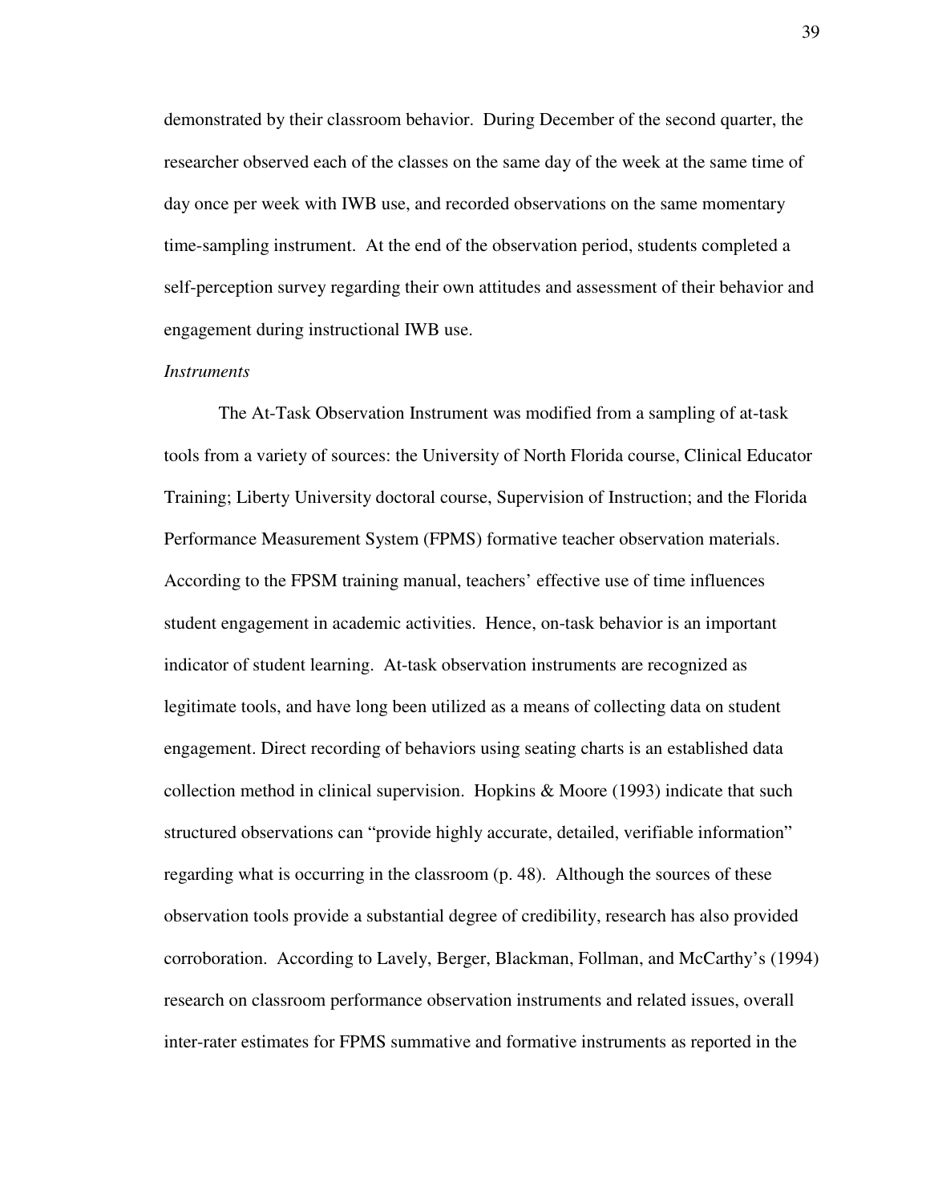demonstrated by their classroom behavior. During December of the second quarter, the researcher observed each of the classes on the same day of the week at the same time of day once per week with IWB use, and recorded observations on the same momentary time-sampling instrument. At the end of the observation period, students completed a self-perception survey regarding their own attitudes and assessment of their behavior and engagement during instructional IWB use.

*Instruments*

The At-Task Observation Instrument was modified from a sampling of at-task tools from a variety of sources: the University of North Florida course, Clinical Educator Training; Liberty University doctoral course, Supervision of Instruction; and the Florida Performance Measurement System (FPMS) formative teacher observation materials. According to the FPSM training manual, teachers' effective use of time influences student engagement in academic activities. Hence, on-task behavior is an important indicator of student learning. At-task observation instruments are recognized as legitimate tools, and have long been utilized as a means of collecting data on student engagement. Direct recording of behaviors using seating charts is an established data collection method in clinical supervision. Hopkins & Moore (1993) indicate that such structured observations can "provide highly accurate, detailed, verifiable information" regarding what is occurring in the classroom (p. 48). Although the sources of these observation tools provide a substantial degree of credibility, research has also provided corroboration. According to Lavely, Berger, Blackman, Follman, and McCarthy's (1994) research on classroom performance observation instruments and related issues, overall inter-rater estimates for FPMS summative and formative instruments as reported in the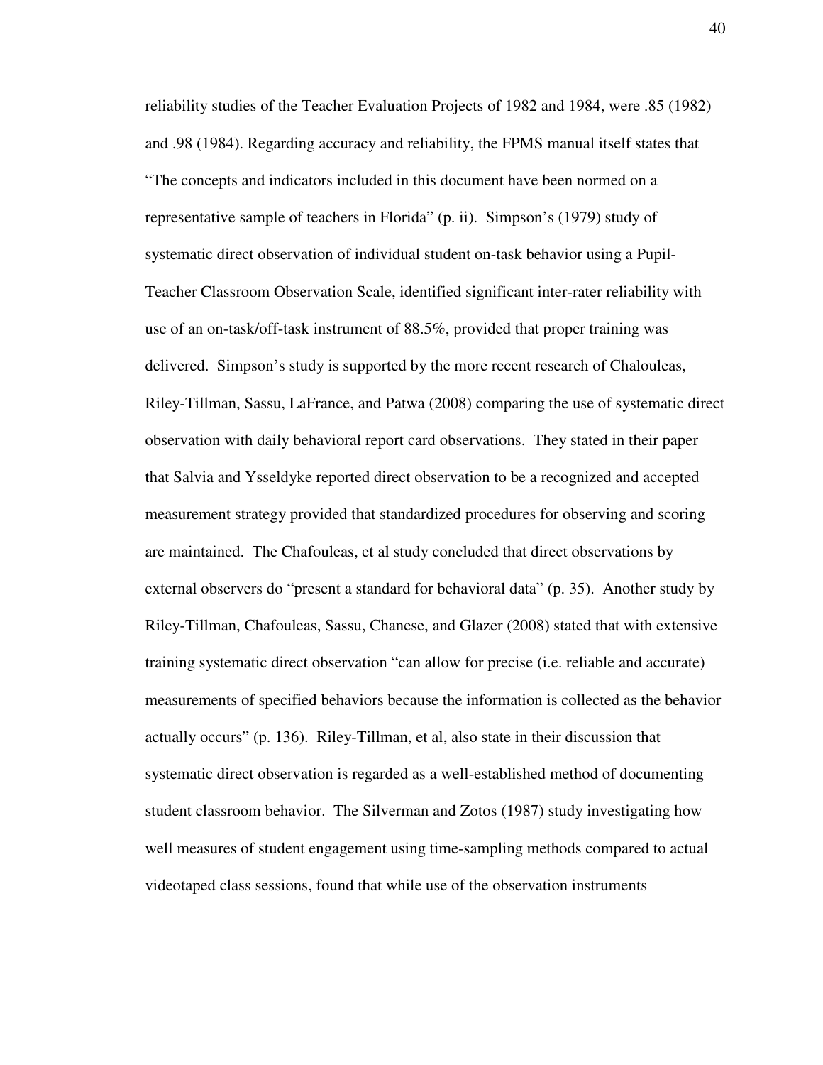reliability studies of the Teacher Evaluation Projects of 1982 and 1984, were .85 (1982) and .98 (1984). Regarding accuracy and reliability, the FPMS manual itself states that "The concepts and indicators included in this document have been normed on a representative sample of teachers in Florida" (p. ii). Simpson's (1979) study of systematic direct observation of individual student on-task behavior using a Pupil-Teacher Classroom Observation Scale, identified significant inter-rater reliability with use of an on-task/off-task instrument of 88.5%, provided that proper training was delivered. Simpson's study is supported by the more recent research of Chalouleas, Riley-Tillman, Sassu, LaFrance, and Patwa (2008) comparing the use of systematic direct observation with daily behavioral report card observations. They stated in their paper that Salvia and Ysseldyke reported direct observation to be a recognized and accepted measurement strategy provided that standardized procedures for observing and scoring are maintained. The Chafouleas, et al study concluded that direct observations by external observers do "present a standard for behavioral data" (p. 35). Another study by Riley-Tillman, Chafouleas, Sassu, Chanese, and Glazer (2008) stated that with extensive training systematic direct observation "can allow for precise (i.e. reliable and accurate) measurements of specified behaviors because the information is collected as the behavior actually occurs" (p. 136). Riley-Tillman, et al, also state in their discussion that systematic direct observation is regarded as a well-established method of documenting student classroom behavior. The Silverman and Zotos (1987) study investigating how well measures of student engagement using time-sampling methods compared to actual videotaped class sessions, found that while use of the observation instruments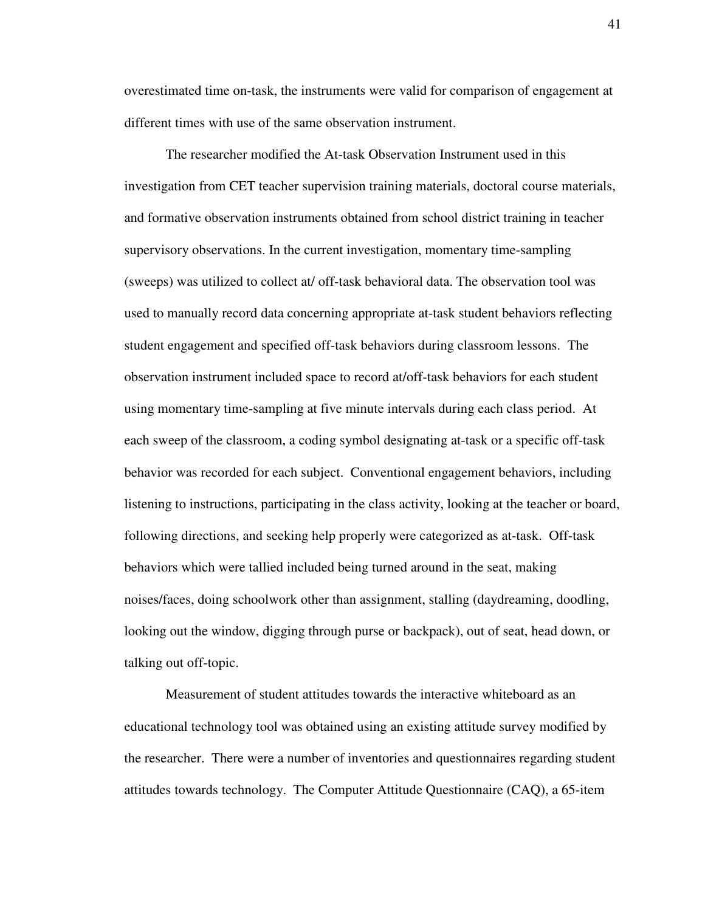overestimated time on-task, the instruments were valid for comparison of engagement at different times with use of the same observation instrument.

The researcher modified the At-task Observation Instrument used in this investigation from CET teacher supervision training materials, doctoral course materials, and formative observation instruments obtained from school district training in teacher supervisory observations. In the current investigation, momentary time-sampling (sweeps) was utilized to collect at/ off-task behavioral data. The observation tool was used to manually record data concerning appropriate at-task student behaviors reflecting student engagement and specified off-task behaviors during classroom lessons. The observation instrument included space to record at/off-task behaviors for each student using momentary time-sampling at five minute intervals during each class period. At each sweep of the classroom, a coding symbol designating at-task or a specific off-task behavior was recorded for each subject. Conventional engagement behaviors, including listening to instructions, participating in the class activity, looking at the teacher or board, following directions, and seeking help properly were categorized as at-task. Off-task behaviors which were tallied included being turned around in the seat, making noises/faces, doing schoolwork other than assignment, stalling (daydreaming, doodling, looking out the window, digging through purse or backpack), out of seat, head down, or talking out off-topic.

Measurement of student attitudes towards the interactive whiteboard as an educational technology tool was obtained using an existing attitude survey modified by the researcher. There were a number of inventories and questionnaires regarding student attitudes towards technology. The Computer Attitude Questionnaire (CAQ), a 65-item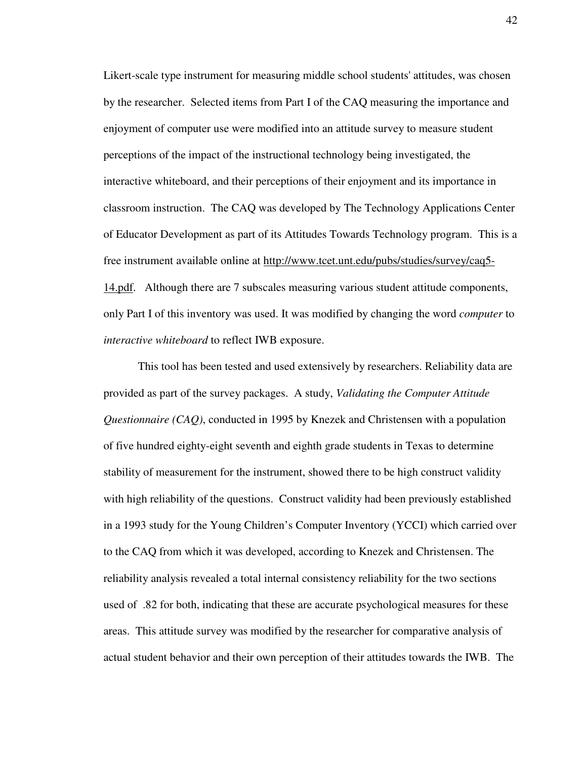Likert-scale type instrument for measuring middle school students' attitudes, was chosen by the researcher. Selected items from Part I of the CAQ measuring the importance and enjoyment of computer use were modified into an attitude survey to measure student perceptions of the impact of the instructional technology being investigated, the interactive whiteboard, and their perceptions of their enjoyment and its importance in classroom instruction. The CAQ was developed by The Technology Applications Center of Educator Development as part of its Attitudes Towards Technology program. This is a free instrument available online at http://www.tcet.unt.edu/pubs/studies/survey/caq5-14.pdf. Although there are 7 subscales measuring various student attitude components, only Part I of this inventory was used. It was modified by changing the word *computer* to *interactive whiteboard* to reflect IWB exposure.

This tool has been tested and used extensively by researchers. Reliability data are provided as part of the survey packages. A study, *Validating the Computer Attitude Questionnaire (CAQ)*, conducted in 1995 by Knezek and Christensen with a population of five hundred eighty-eight seventh and eighth grade students in Texas to determine stability of measurement for the instrument, showed there to be high construct validity with high reliability of the questions. Construct validity had been previously established in a 1993 study for the Young Children's Computer Inventory (YCCI) which carried over to the CAQ from which it was developed, according to Knezek and Christensen. The reliability analysis revealed a total internal consistency reliability for the two sections used of .82 for both, indicating that these are accurate psychological measures for these areas. This attitude survey was modified by the researcher for comparative analysis of actual student behavior and their own perception of their attitudes towards the IWB. The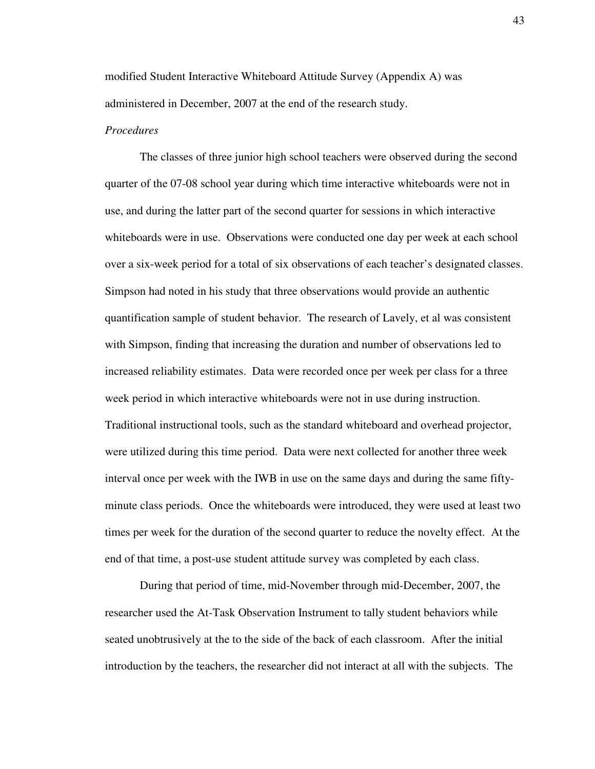modified Student Interactive Whiteboard Attitude Survey (Appendix A) was administered in December, 2007 at the end of the research study.

*Procedures*

The classes of three junior high school teachers were observed during the second quarter of the 07-08 school year during which time interactive whiteboards were not in use, and during the latter part of the second quarter for sessions in which interactive whiteboards were in use. Observations were conducted one day per week at each school over a six-week period for a total of six observations of each teacher's designated classes. Simpson had noted in his study that three observations would provide an authentic quantification sample of student behavior. The research of Lavely, et al was consistent with Simpson, finding that increasing the duration and number of observations led to increased reliability estimates. Data were recorded once per week per class for a three week period in which interactive whiteboards were not in use during instruction. Traditional instructional tools, such as the standard whiteboard and overhead projector, were utilized during this time period. Data were next collected for another three week interval once per week with the IWB in use on the same days and during the same fifty-minute class periods. Once the whiteboards were introduced, they were used at least two times per week for the duration of the second quarter to reduce the novelty effect. At the end of that time, a post-use student attitude survey was completed by each class.

During that period of time, mid-November through mid-December, 2007, the researcher used the At-Task Observation Instrument to tally student behaviors while seated unobtrusively at the to the side of the back of each classroom. After the initial introduction by the teachers, the researcher did not interact at all with the subjects. The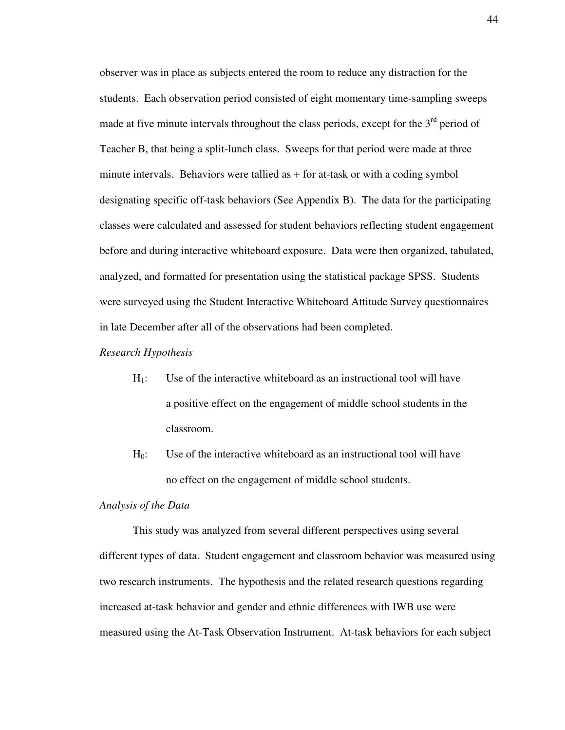observer was in place as subjects entered the room to reduce any distraction for the students. Each observation period consisted of eight momentary time-sampling sweeps made at five minute intervals throughout the class periods, except for the 3rd period of Teacher B, that being a split-lunch class. Sweeps for that period were made at three minute intervals. Behaviors were tallied as + for at-task or with a coding symbol designating specific off-task behaviors (See Appendix B). The data for the participating classes were calculated and assessed for student behaviors reflecting student engagement before and during interactive whiteboard exposure. Data were then organized, tabulated, analyzed, and formatted for presentation using the statistical package SPSS. Students were surveyed using the Student Interactive Whiteboard Attitude Survey questionnaires in late December after all of the observations had been completed.

*Research Hypothesis*

$H_1$: Use of the interactive whiteboard as an instructional tool will have a positive effect on the engagement of middle school students in the classroom.

$H_0$: Use of the interactive whiteboard as an instructional tool will have no effect on the engagement of middle school students.

*Analysis of the Data*

This study was analyzed from several different perspectives using several different types of data. Student engagement and classroom behavior was measured using two research instruments. The hypothesis and the related research questions regarding increased at-task behavior and gender and ethnic differences with IWB use were measured using the At-Task Observation Instrument. At-task behaviors for each subject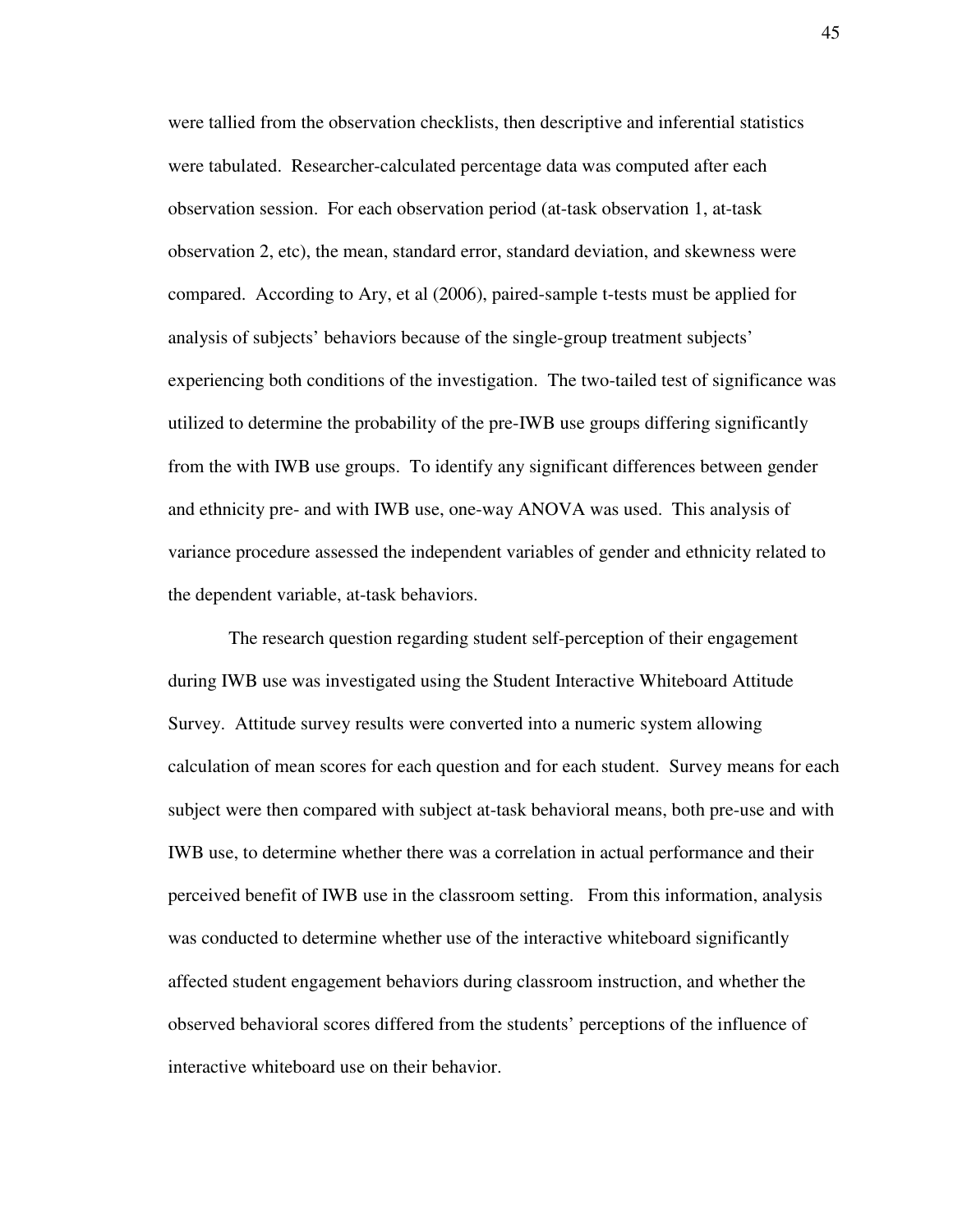were tallied from the observation checklists, then descriptive and inferential statistics were tabulated. Researcher-calculated percentage data was computed after each observation session. For each observation period (at-task observation 1, at-task observation 2, etc), the mean, standard error, standard deviation, and skewness were compared. According to Ary, et al (2006), paired-sample t-tests must be applied for analysis of subjects' behaviors because of the single-group treatment subjects' experiencing both conditions of the investigation. The two-tailed test of significance was utilized to determine the probability of the pre-IWB use groups differing significantly from the with IWB use groups. To identify any significant differences between gender and ethnicity pre- and with IWB use, one-way ANOVA was used. This analysis of variance procedure assessed the independent variables of gender and ethnicity related to the dependent variable, at-task behaviors.

The research question regarding student self-perception of their engagement during IWB use was investigated using the Student Interactive Whiteboard Attitude Survey. Attitude survey results were converted into a numeric system allowing calculation of mean scores for each question and for each student. Survey means for each subject were then compared with subject at-task behavioral means, both pre-use and with IWB use, to determine whether there was a correlation in actual performance and their perceived benefit of IWB use in the classroom setting. From this information, analysis was conducted to determine whether use of the interactive whiteboard significantly affected student engagement behaviors during classroom instruction, and whether the observed behavioral scores differed from the students' perceptions of the influence of interactive whiteboard use on their behavior.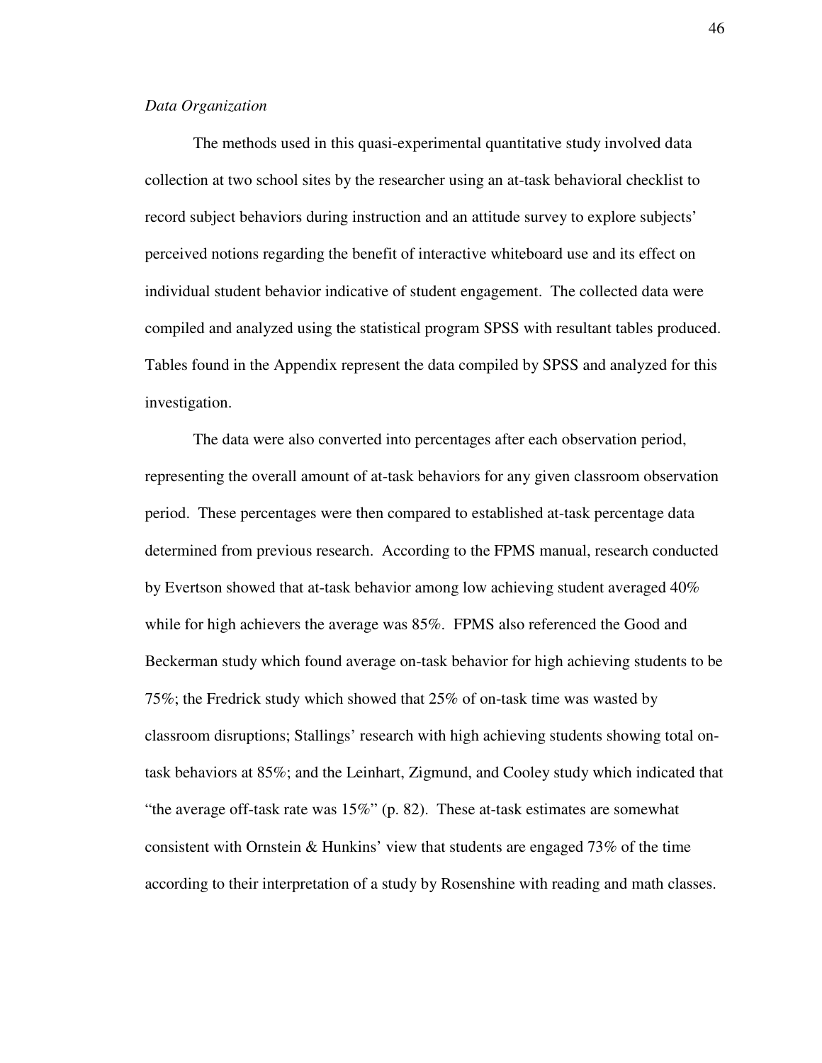*Data Organization*

The methods used in this quasi-experimental quantitative study involved data collection at two school sites by the researcher using an at-task behavioral checklist to record subject behaviors during instruction and an attitude survey to explore subjects' perceived notions regarding the benefit of interactive whiteboard use and its effect on individual student behavior indicative of student engagement. The collected data were compiled and analyzed using the statistical program SPSS with resultant tables produced. Tables found in the Appendix represent the data compiled by SPSS and analyzed for this investigation.

The data were also converted into percentages after each observation period, representing the overall amount of at-task behaviors for any given classroom observation period. These percentages were then compared to established at-task percentage data determined from previous research. According to the FPMS manual, research conducted by Evertson showed that at-task behavior among low achieving student averaged 40% while for high achievers the average was 85%. FPMS also referenced the Good and Beckerman study which found average on-task behavior for high achieving students to be 75%; the Fredrick study which showed that 25% of on-task time was wasted by classroom disruptions; Stallings' research with high achieving students showing total on-task behaviors at 85%; and the Leinhart, Zigmund, and Cooley study which indicated that "the average off-task rate was 15%" (p. 82). These at-task estimates are somewhat consistent with Ornstein & Hunkins' view that students are engaged 73% of the time according to their interpretation of a study by Rosenshine with reading and math classes.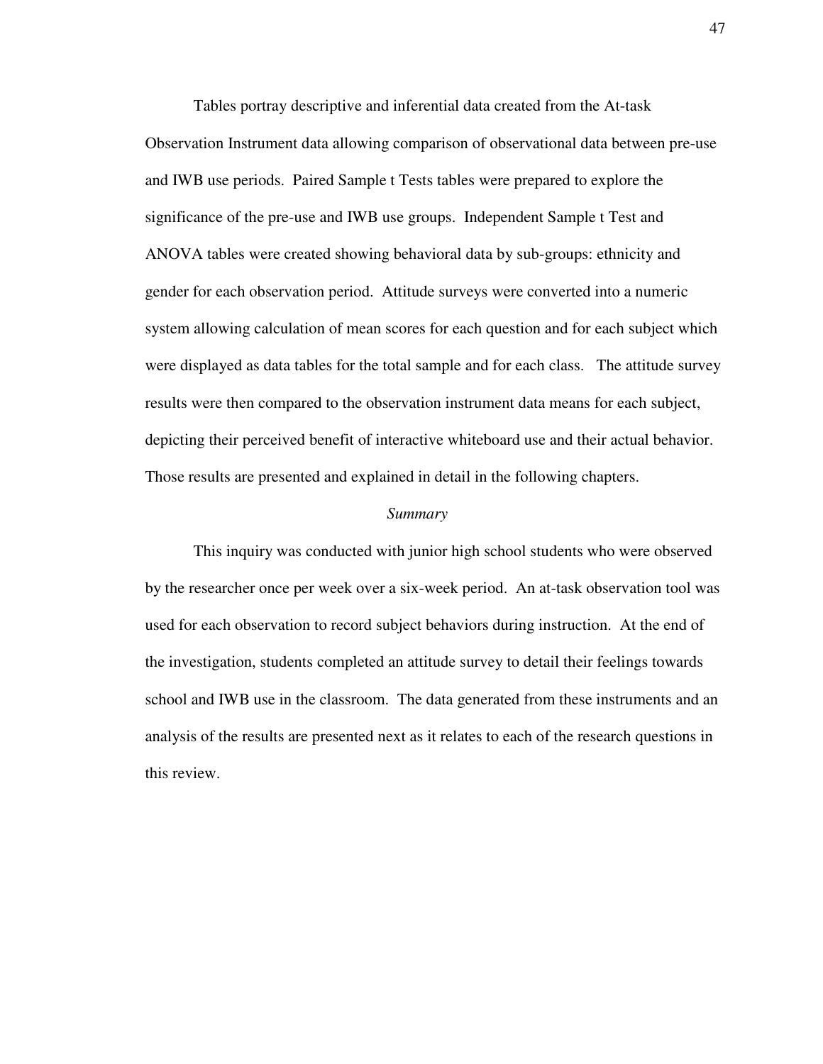Tables portray descriptive and inferential data created from the At-task Observation Instrument data allowing comparison of observational data between pre-use and IWB use periods. Paired Sample t Tests tables were prepared to explore the significance of the pre-use and IWB use groups. Independent Sample t Test and ANOVA tables were created showing behavioral data by sub-groups: ethnicity and gender for each observation period. Attitude surveys were converted into a numeric system allowing calculation of mean scores for each question and for each subject which were displayed as data tables for the total sample and for each class. The attitude survey results were then compared to the observation instrument data means for each subject, depicting their perceived benefit of interactive whiteboard use and their actual behavior. Those results are presented and explained in detail in the following chapters.

### *Summary*

This inquiry was conducted with junior high school students who were observed by the researcher once per week over a six-week period. An at-task observation tool was used for each observation to record subject behaviors during instruction. At the end of the investigation, students completed an attitude survey to detail their feelings towards school and IWB use in the classroom. The data generated from these instruments and an analysis of the results are presented next as it relates to each of the research questions in this review.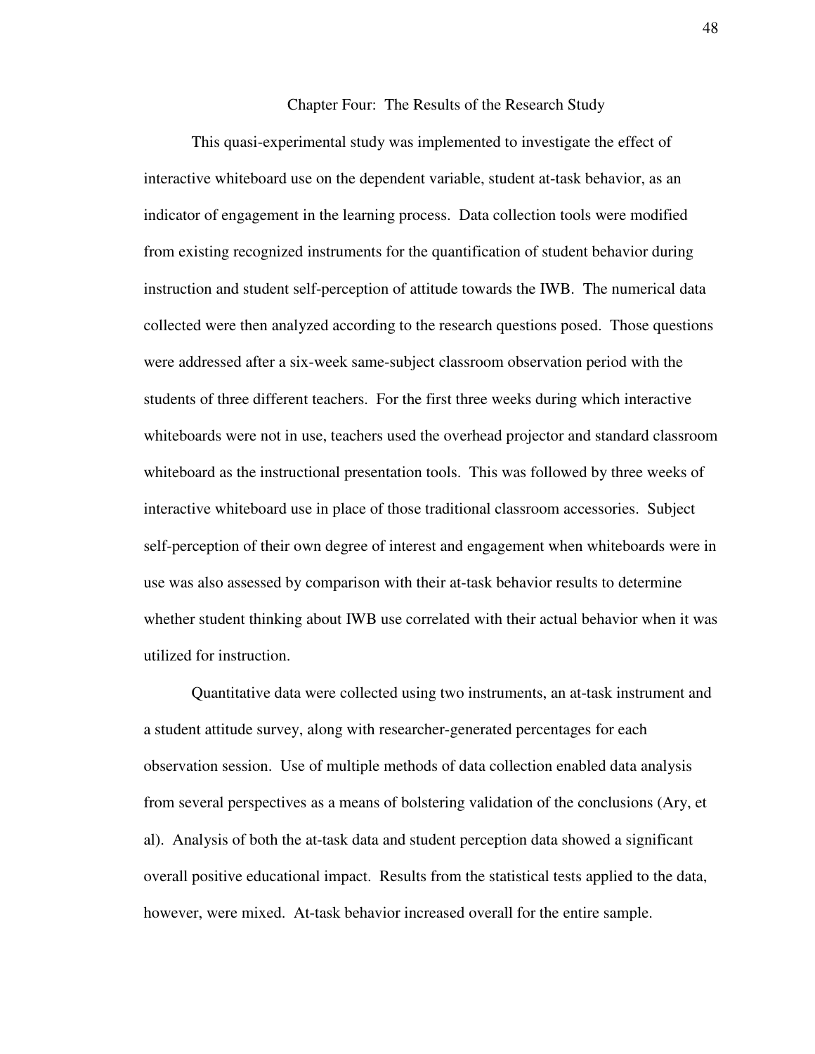# Chapter Four: The Results of the Research Study

This quasi-experimental study was implemented to investigate the effect of interactive whiteboard use on the dependent variable, student at-task behavior, as an indicator of engagement in the learning process. Data collection tools were modified from existing recognized instruments for the quantification of student behavior during instruction and student self-perception of attitude towards the IWB. The numerical data collected were then analyzed according to the research questions posed. Those questions were addressed after a six-week same-subject classroom observation period with the students of three different teachers. For the first three weeks during which interactive whiteboards were not in use, teachers used the overhead projector and standard classroom whiteboard as the instructional presentation tools. This was followed by three weeks of interactive whiteboard use in place of those traditional classroom accessories. Subject self-perception of their own degree of interest and engagement when whiteboards were in use was also assessed by comparison with their at-task behavior results to determine whether student thinking about IWB use correlated with their actual behavior when it was utilized for instruction.

Quantitative data were collected using two instruments, an at-task instrument and a student attitude survey, along with researcher-generated percentages for each observation session. Use of multiple methods of data collection enabled data analysis from several perspectives as a means of bolstering validation of the conclusions (Ary, et al). Analysis of both the at-task data and student perception data showed a significant overall positive educational impact. Results from the statistical tests applied to the data, however, were mixed. At-task behavior increased overall for the entire sample.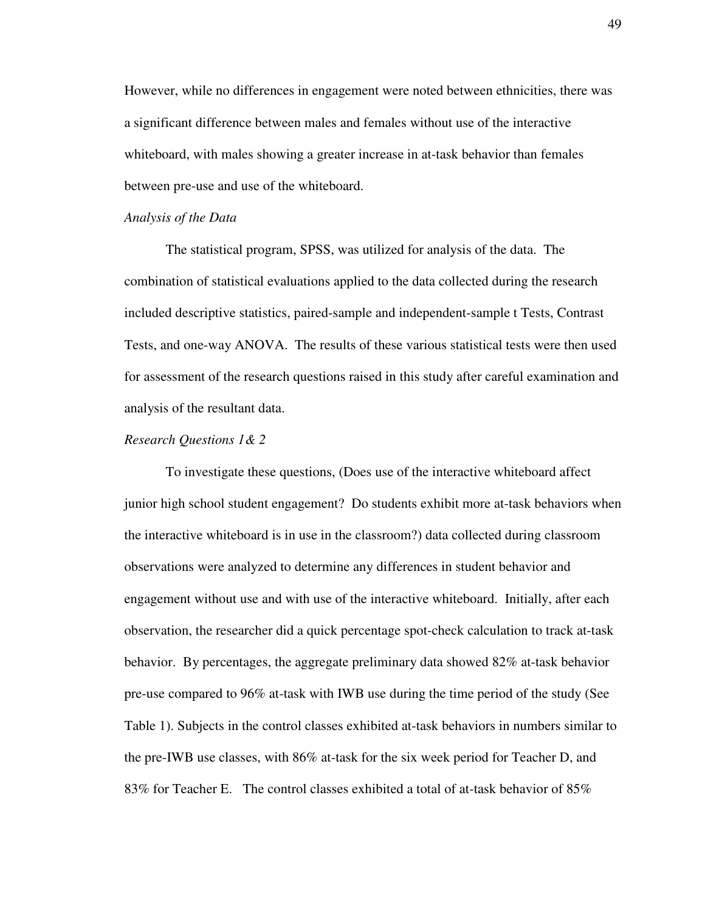However, while no differences in engagement were noted between ethnicities, there was a significant difference between males and females without use of the interactive whiteboard, with males showing a greater increase in at-task behavior than females between pre-use and use of the whiteboard.

*Analysis of the Data*

The statistical program, SPSS, was utilized for analysis of the data. The combination of statistical evaluations applied to the data collected during the research included descriptive statistics, paired-sample and independent-sample t Tests, Contrast Tests, and one-way ANOVA. The results of these various statistical tests were then used for assessment of the research questions raised in this study after careful examination and analysis of the resultant data.

*Research Questions 1& 2*

To investigate these questions, (Does use of the interactive whiteboard affect junior high school student engagement? Do students exhibit more at-task behaviors when the interactive whiteboard is in use in the classroom?) data collected during classroom observations were analyzed to determine any differences in student behavior and engagement without use and with use of the interactive whiteboard. Initially, after each observation, the researcher did a quick percentage spot-check calculation to track at-task behavior. By percentages, the aggregate preliminary data showed 82% at-task behavior pre-use compared to 96% at-task with IWB use during the time period of the study (See Table 1). Subjects in the control classes exhibited at-task behaviors in numbers similar to the pre-IWB use classes, with 86% at-task for the six week period for Teacher D, and 83% for Teacher E. The control classes exhibited a total of at-task behavior of 85%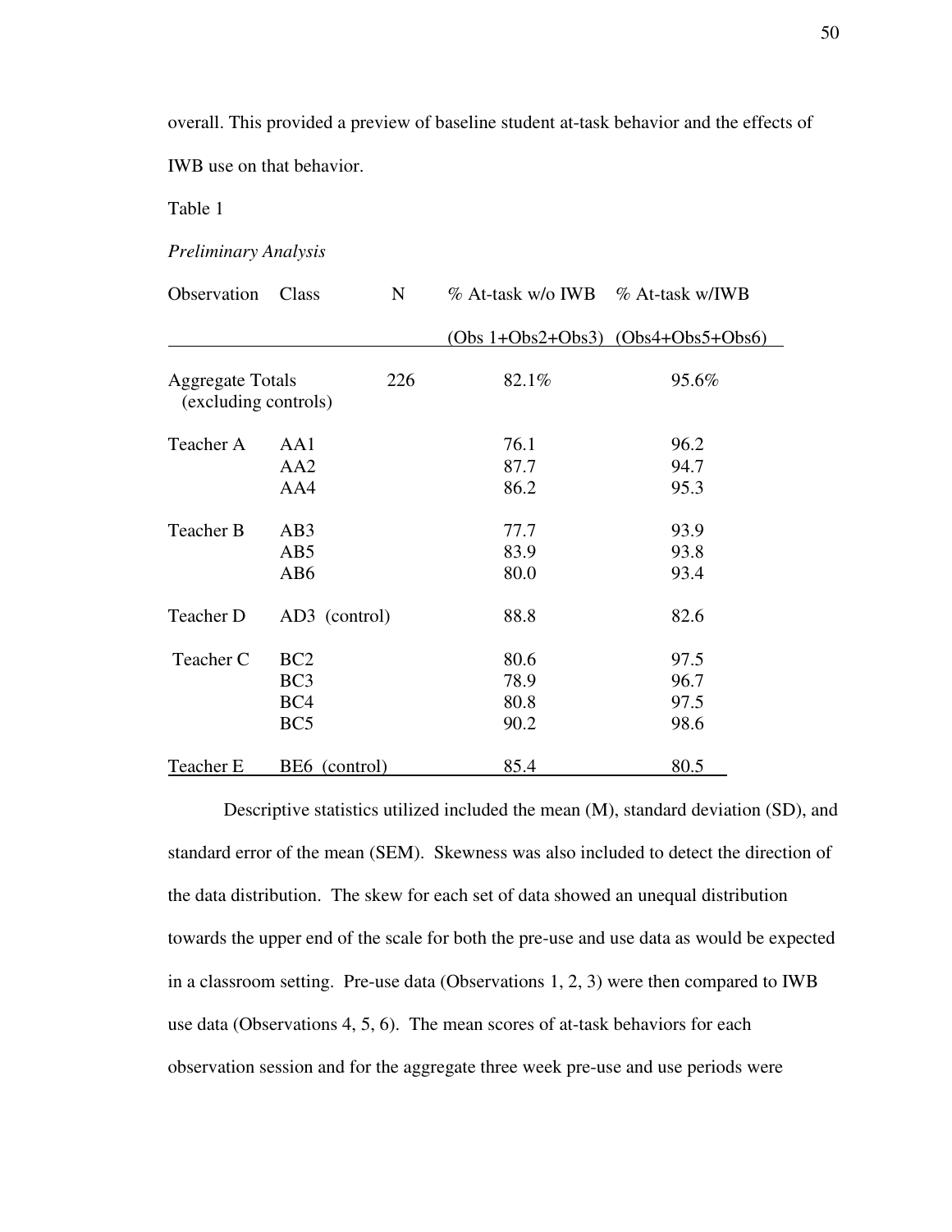overall. This provided a preview of baseline student at-task behavior and the effects of IWB use on that behavior.

Table 1

*Preliminary Analysis*

| Observation | Class | N | % At-task w/o IWB (Obs 1+Obs2+Obs3) | % At-task w/IWB (Obs4+Obs5+Obs6) |
|---|---|---|---|---|
| Aggregate Totals (excluding controls) | | 226 | 82.1% | 95.6% |
| Teacher A | AA1 | | 76.1 | 96.2 |
| | AA2 | | 87.7 | 94.7 |
| | AA4 | | 86.2 | 95.3 |
| Teacher B | AB3 | | 77.7 | 93.9 |
| | AB5 | | 83.9 | 93.8 |
| | AB6 | | 80.0 | 93.4 |
| Teacher D | AD3 (control) | | 88.8 | 82.6 |
| Teacher C | BC2 | | 80.6 | 97.5 |
| | BC3 | | 78.9 | 96.7 |
| | BC4 | | 80.8 | 97.5 |
| | BC5 | | 90.2 | 98.6 |
| Teacher E | BE6 (control) | | 85.4 | 80.5 |

Descriptive statistics utilized included the mean (M), standard deviation (SD), and standard error of the mean (SEM). Skewness was also included to detect the direction of the data distribution. The skew for each set of data showed an unequal distribution towards the upper end of the scale for both the pre-use and use data as would be expected in a classroom setting. Pre-use data (Observations 1, 2, 3) were then compared to IWB use data (Observations 4, 5, 6). The mean scores of at-task behaviors for each observation session and for the aggregate three week pre-use and use periods were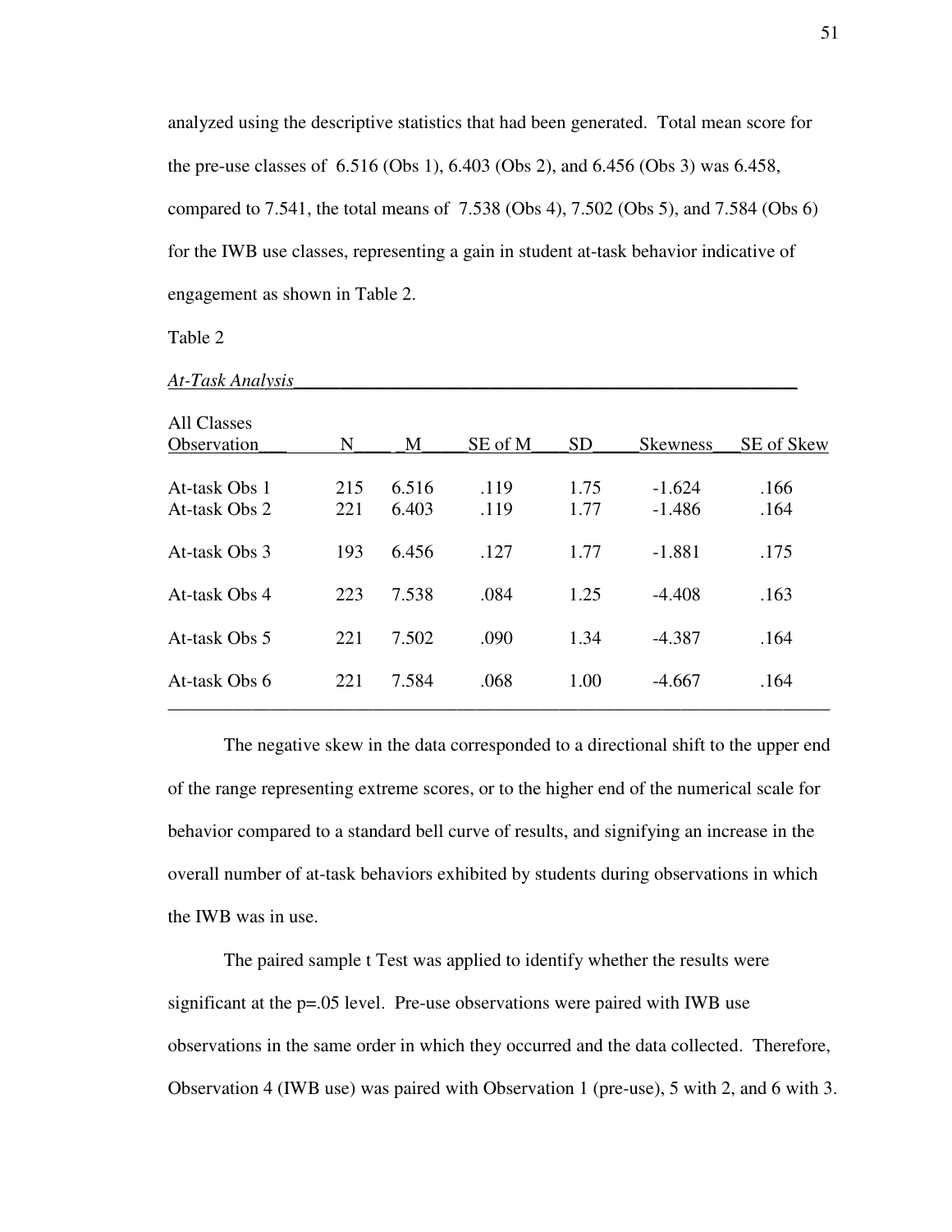analyzed using the descriptive statistics that had been generated. Total mean score for the pre-use classes of 6.516 (Obs 1), 6.403 (Obs 2), and 6.456 (Obs 3) was 6.458, compared to 7.541, the total means of 7.538 (Obs 4), 7.502 (Obs 5), and 7.584 (Obs 6) for the IWB use classes, representing a gain in student at-task behavior indicative of engagement as shown in Table 2.

Table 2

*At-Task Analysis*

| All Classes Observation | N | M | SE of M | SD | Skewness | SE of Skew |
|---|---|---|---|---|---|---|
| At-task Obs 1 | 215 | 6.516 | .119 | 1.75 | -1.624 | .166 |
| At-task Obs 2 | 221 | 6.403 | .119 | 1.77 | -1.486 | .164 |
| At-task Obs 3 | 193 | 6.456 | .127 | 1.77 | -1.881 | .175 |
| At-task Obs 4 | 223 | 7.538 | .084 | 1.25 | -4.408 | .163 |
| At-task Obs 5 | 221 | 7.502 | .090 | 1.34 | -4.387 | .164 |
| At-task Obs 6 | 221 | 7.584 | .068 | 1.00 | -4.667 | .164 |

The negative skew in the data corresponded to a directional shift to the upper end of the range representing extreme scores, or to the higher end of the numerical scale for behavior compared to a standard bell curve of results, and signifying an increase in the overall number of at-task behaviors exhibited by students during observations in which the IWB was in use.

The paired sample t Test was applied to identify whether the results were significant at the $p=.05$ level. Pre-use observations were paired with IWB use observations in the same order in which they occurred and the data collected. Therefore, Observation 4 (IWB use) was paired with Observation 1 (pre-use), 5 with 2, and 6 with 3.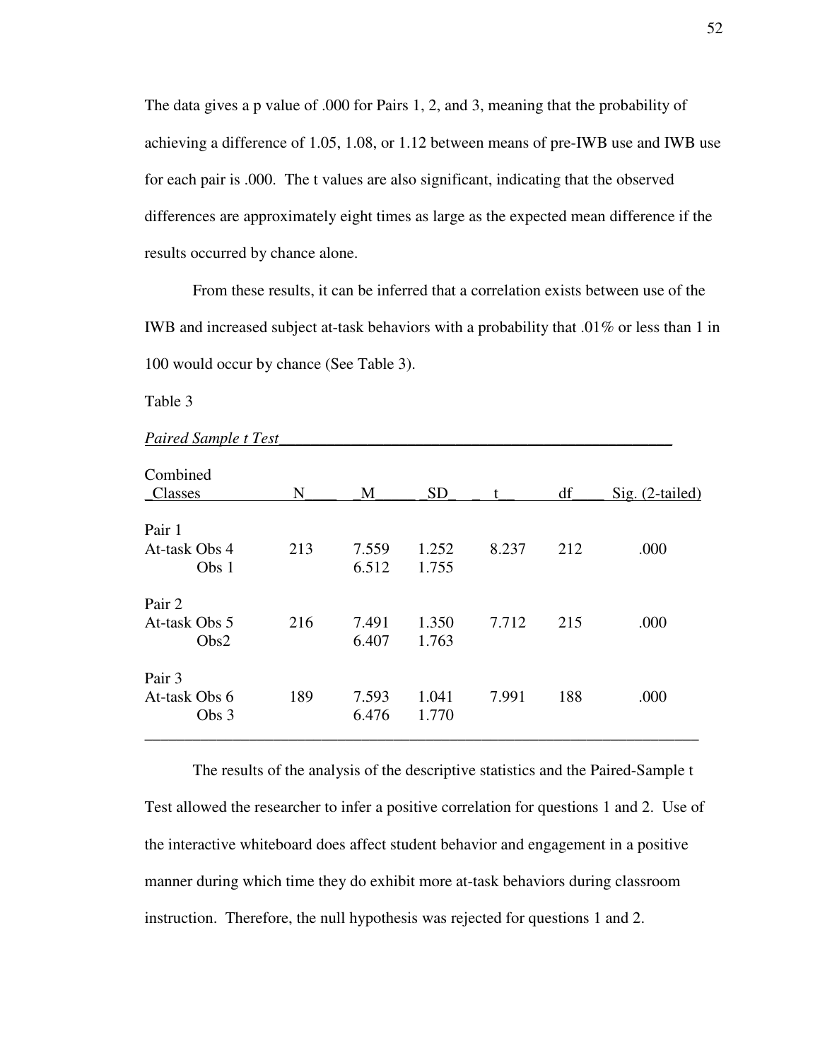The data gives a p value of .000 for Pairs 1, 2, and 3, meaning that the probability of achieving a difference of 1.05, 1.08, or 1.12 between means of pre-IWB use and IWB use for each pair is .000. The t values are also significant, indicating that the observed differences are approximately eight times as large as the expected mean difference if the results occurred by chance alone.

From these results, it can be inferred that a correlation exists between use of the IWB and increased subject at-task behaviors with a probability that .01% or less than 1 in 100 would occur by chance (See Table 3).

Table 3

*Paired Sample t Test*

| Combined Classes | N | M | SD | t | df | Sig. (2-tailed) |
|---|---|---|---|---|---|---|
| Pair 1 | | | | | | |
| At-task Obs 4 | 213 | 7.559 | 1.252 | 8.237 | 212 | .000 |
| Obs 1 | | 6.512 | 1.755 | | | |
| Pair 2 | | | | | | |
| At-task Obs 5 | 216 | 7.491 | 1.350 | 7.712 | 215 | .000 |
| Obs2 | | 6.407 | 1.763 | | | |
| Pair 3 | | | | | | |
| At-task Obs 6 | 189 | 7.593 | 1.041 | 7.991 | 188 | .000 |
| Obs 3 | | 6.476 | 1.770 | | | |

The results of the analysis of the descriptive statistics and the Paired-Sample t Test allowed the researcher to infer a positive correlation for questions 1 and 2. Use of the interactive whiteboard does affect student behavior and engagement in a positive manner during which time they do exhibit more at-task behaviors during classroom instruction. Therefore, the null hypothesis was rejected for questions 1 and 2.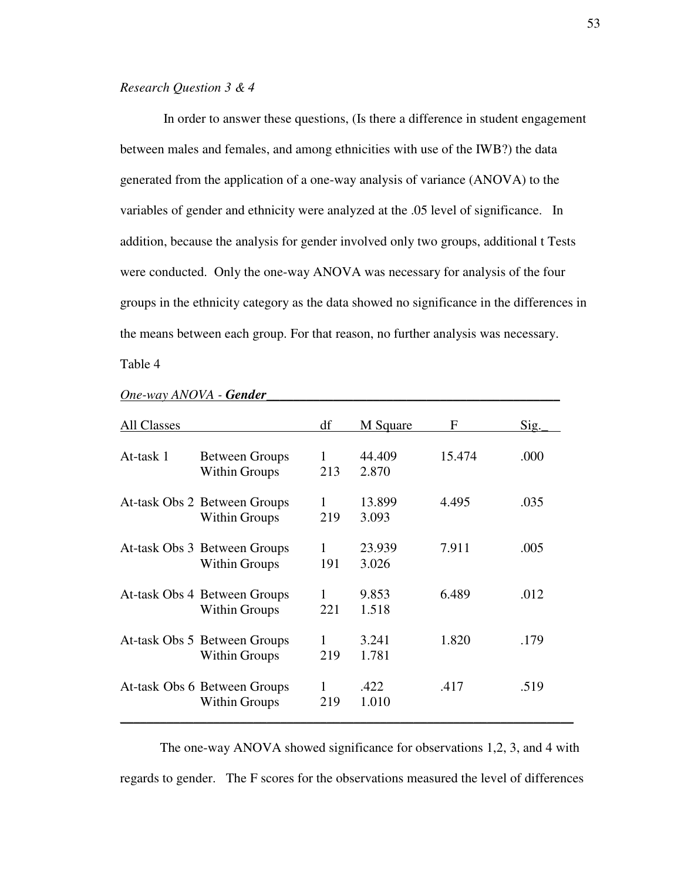*Research Question 3 & 4*

In order to answer these questions, (Is there a difference in student engagement between males and females, and among ethnicities with use of the IWB?) the data generated from the application of a one-way analysis of variance (ANOVA) to the variables of gender and ethnicity were analyzed at the .05 level of significance. In addition, because the analysis for gender involved only two groups, additional t Tests were conducted. Only the one-way ANOVA was necessary for analysis of the four groups in the ethnicity category as the data showed no significance in the differences in the means between each group. For that reason, no further analysis was necessary.

Table 4

*One-way ANOVA - **Gender***

| All Classes | | df | M Square | F | Sig. |
|---|---|---|---|---|---|
| At-task 1 | Between Groups | 1 | 44.409 | 15.474 | .000 |
| | Within Groups | 213 | 2.870 | | |
| At-task Obs 2 | Between Groups | 1 | 13.899 | 4.495 | .035 |
| | Within Groups | 219 | 3.093 | | |
| At-task Obs 3 | Between Groups | 1 | 23.939 | 7.911 | .005 |
| | Within Groups | 191 | 3.026 | | |
| At-task Obs 4 | Between Groups | 1 | 9.853 | 6.489 | .012 |
| | Within Groups | 221 | 1.518 | | |
| At-task Obs 5 | Between Groups | 1 | 3.241 | 1.820 | .179 |
| | Within Groups | 219 | 1.781 | | |
| At-task Obs 6 | Between Groups | 1 | .422 | .417 | .519 |
| | Within Groups | 219 | 1.010 | | |

The one-way ANOVA showed significance for observations 1,2, 3, and 4 with regards to gender. The F scores for the observations measured the level of differences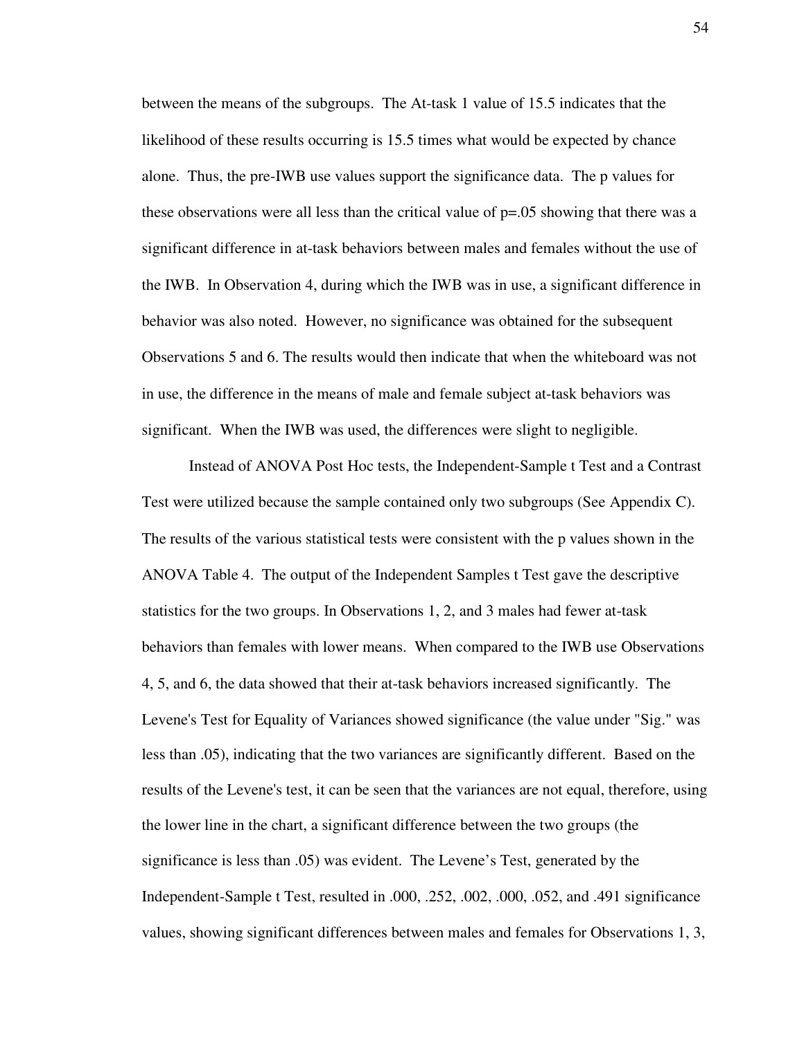between the means of the subgroups. The At-task 1 value of 15.5 indicates that the likelihood of these results occurring is 15.5 times what would be expected by chance alone. Thus, the pre-IWB use values support the significance data. The p values for these observations were all less than the critical value of p=.05 showing that there was a significant difference in at-task behaviors between males and females without the use of the IWB. In Observation 4, during which the IWB was in use, a significant difference in behavior was also noted. However, no significance was obtained for the subsequent Observations 5 and 6. The results would then indicate that when the whiteboard was not in use, the difference in the means of male and female subject at-task behaviors was significant. When the IWB was used, the differences were slight to negligible.

Instead of ANOVA Post Hoc tests, the Independent-Sample t Test and a Contrast Test were utilized because the sample contained only two subgroups (See Appendix C). The results of the various statistical tests were consistent with the p values shown in the ANOVA Table 4. The output of the Independent Samples t Test gave the descriptive statistics for the two groups. In Observations 1, 2, and 3 males had fewer at-task behaviors than females with lower means. When compared to the IWB use Observations 4, 5, and 6, the data showed that their at-task behaviors increased significantly. The Levene's Test for Equality of Variances showed significance (the value under "Sig." was less than .05), indicating that the two variances are significantly different. Based on the results of the Levene's test, it can be seen that the variances are not equal, therefore, using the lower line in the chart, a significant difference between the two groups (the significance is less than .05) was evident. The Levene's Test, generated by the Independent-Sample t Test, resulted in .000, .252, .002, .000, .052, and .491 significance values, showing significant differences between males and females for Observations 1, 3,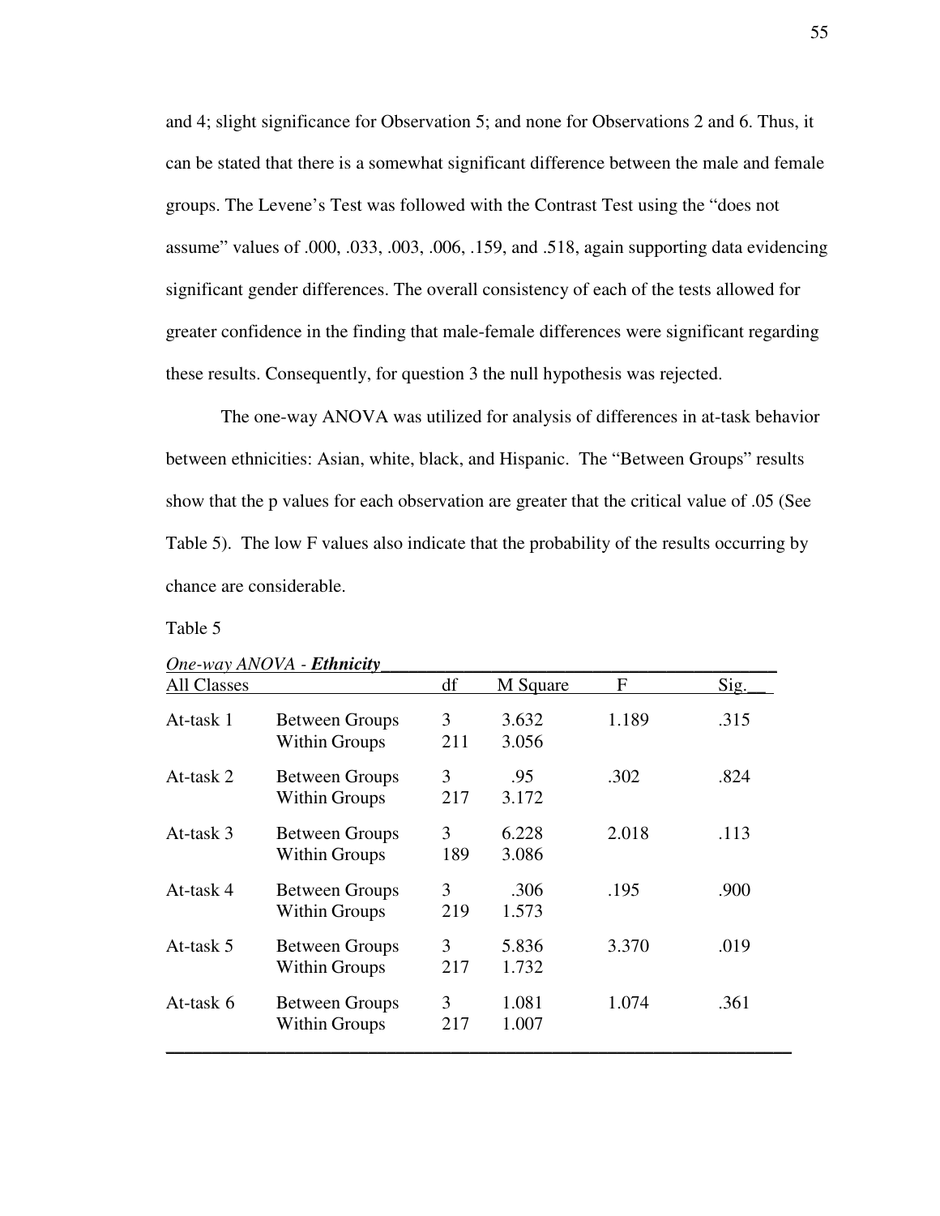and 4; slight significance for Observation 5; and none for Observations 2 and 6. Thus, it can be stated that there is a somewhat significant difference between the male and female groups. The Levene's Test was followed with the Contrast Test using the "does not assume" values of .000, .033, .003, .006, .159, and .518, again supporting data evidencing significant gender differences. The overall consistency of each of the tests allowed for greater confidence in the finding that male-female differences were significant regarding these results. Consequently, for question 3 the null hypothesis was rejected.

The one-way ANOVA was utilized for analysis of differences in at-task behavior between ethnicities: Asian, white, black, and Hispanic. The "Between Groups" results show that the p values for each observation are greater that the critical value of .05 (See Table 5). The low F values also indicate that the probability of the results occurring by chance are considerable.

Table 5

*One-way ANOVA* - ***Ethnicity***

| All Classes | | df | M Square | F | Sig. |
|---|---|---|---|---|---|
| At-task 1 | Between Groups | 3 | 3.632 | 1.189 | .315 |
| | Within Groups | 211 | 3.056 | | |
| At-task 2 | Between Groups | 3 | .95 | .302 | .824 |
| | Within Groups | 217 | 3.172 | | |
| At-task 3 | Between Groups | 3 | 6.228 | 2.018 | .113 |
| | Within Groups | 189 | 3.086 | | |
| At-task 4 | Between Groups | 3 | .306 | .195 | .900 |
| | Within Groups | 219 | 1.573 | | |
| At-task 5 | Between Groups | 3 | 5.836 | 3.370 | .019 |
| | Within Groups | 217 | 1.732 | | |
| At-task 6 | Between Groups | 3 | 1.081 | 1.074 | .361 |
| | Within Groups | 217 | 1.007 | | |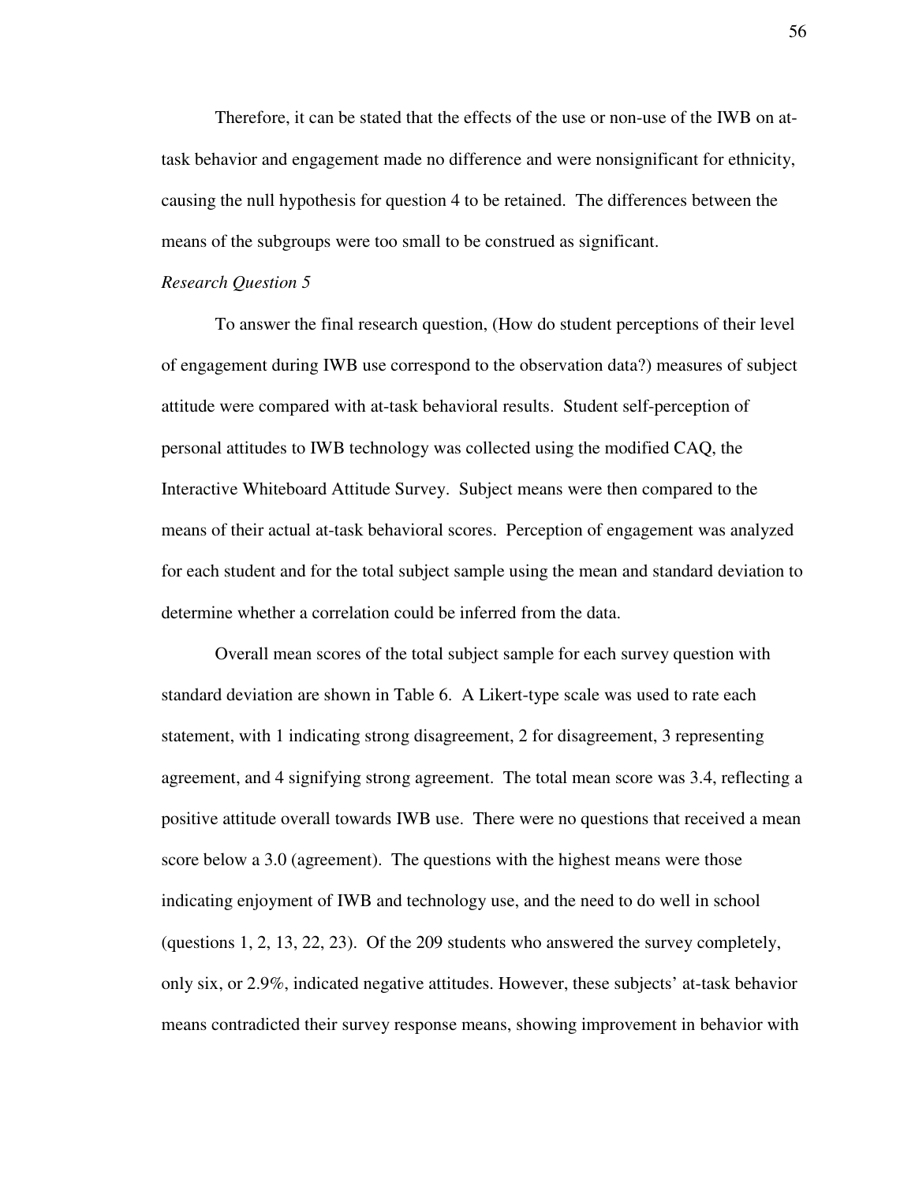Therefore, it can be stated that the effects of the use or non-use of the IWB on at-task behavior and engagement made no difference and were nonsignificant for ethnicity, causing the null hypothesis for question 4 to be retained. The differences between the means of the subgroups were too small to be construed as significant.

*Research Question 5*

To answer the final research question, (How do student perceptions of their level of engagement during IWB use correspond to the observation data?) measures of subject attitude were compared with at-task behavioral results. Student self-perception of personal attitudes to IWB technology was collected using the modified CAQ, the Interactive Whiteboard Attitude Survey. Subject means were then compared to the means of their actual at-task behavioral scores. Perception of engagement was analyzed for each student and for the total subject sample using the mean and standard deviation to determine whether a correlation could be inferred from the data.

Overall mean scores of the total subject sample for each survey question with standard deviation are shown in Table 6. A Likert-type scale was used to rate each statement, with 1 indicating strong disagreement, 2 for disagreement, 3 representing agreement, and 4 signifying strong agreement. The total mean score was 3.4, reflecting a positive attitude overall towards IWB use. There were no questions that received a mean score below a 3.0 (agreement). The questions with the highest means were those indicating enjoyment of IWB and technology use, and the need to do well in school (questions 1, 2, 13, 22, 23). Of the 209 students who answered the survey completely, only six, or 2.9%, indicated negative attitudes. However, these subjects' at-task behavior means contradicted their survey response means, showing improvement in behavior with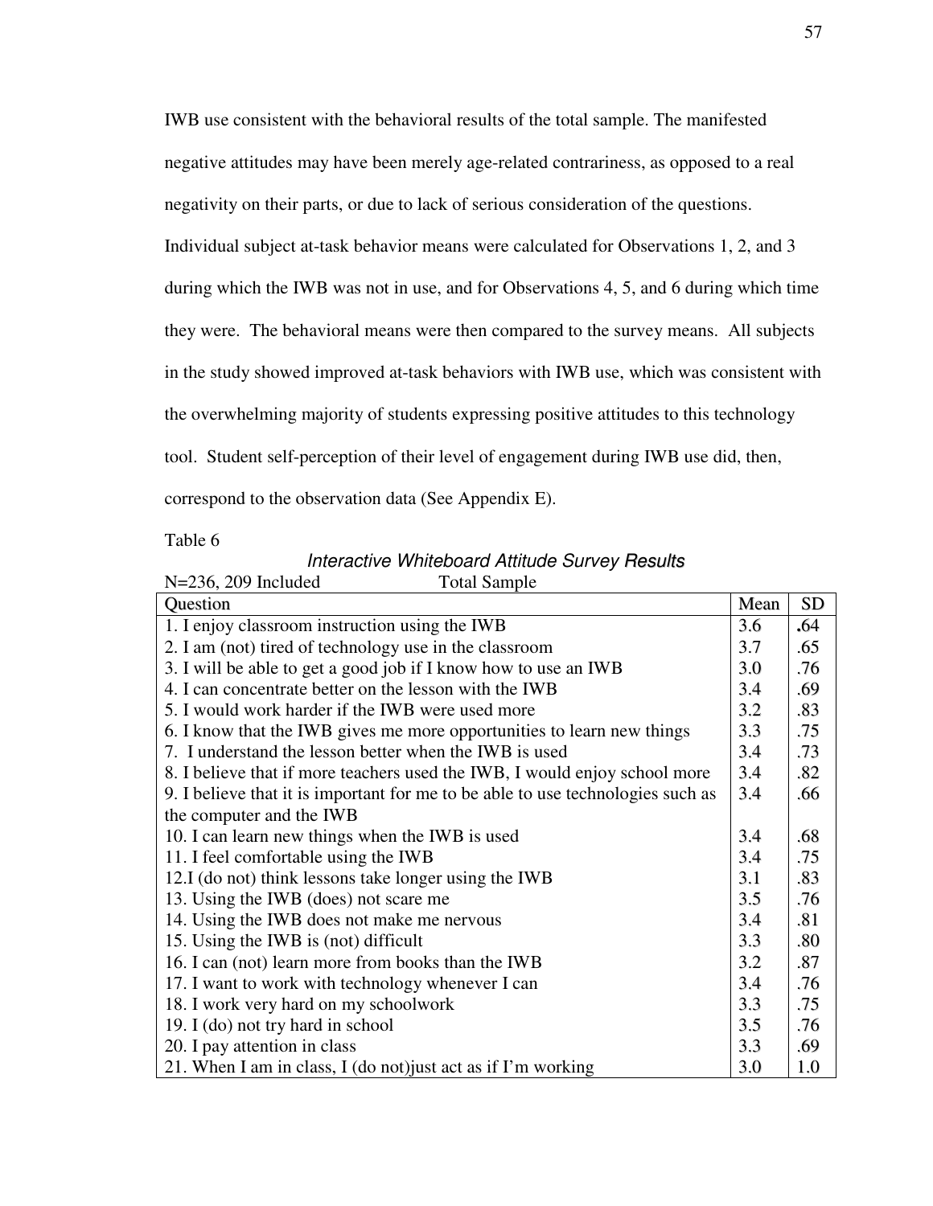IWB use consistent with the behavioral results of the total sample. The manifested negative attitudes may have been merely age-related contrariness, as opposed to a real negativity on their parts, or due to lack of serious consideration of the questions. Individual subject at-task behavior means were calculated for Observations 1, 2, and 3 during which the IWB was not in use, and for Observations 4, 5, and 6 during which time they were. The behavioral means were then compared to the survey means. All subjects in the study showed improved at-task behaviors with IWB use, which was consistent with the overwhelming majority of students expressing positive attitudes to this technology tool. Student self-perception of their level of engagement during IWB use did, then, correspond to the observation data (See Appendix E).

Table 6

*Interactive Whiteboard Attitude Survey Results*

N=236, 209 Included Total Sample

| Question | Mean | SD |
|---|---|---|
| 1. I enjoy classroom instruction using the IWB | 3.6 | .64 |
| 2. I am (not) tired of technology use in the classroom | 3.7 | .65 |
| 3. I will be able to get a good job if I know how to use an IWB | 3.0 | .76 |
| 4. I can concentrate better on the lesson with the IWB | 3.4 | .69 |
| 5. I would work harder if the IWB were used more | 3.2 | .83 |
| 6. I know that the IWB gives me more opportunities to learn new things | 3.3 | .75 |
| 7. I understand the lesson better when the IWB is used | 3.4 | .73 |
| 8. I believe that if more teachers used the IWB, I would enjoy school more | 3.4 | .82 |
| 9. I believe that it is important for me to be able to use technologies such as the computer and the IWB | 3.4 | .66 |
| 10. I can learn new things when the IWB is used | 3.4 | .68 |
| 11. I feel comfortable using the IWB | 3.4 | .75 |
| 12.I (do not) think lessons take longer using the IWB | 3.1 | .83 |
| 13. Using the IWB (does) not scare me | 3.5 | .76 |
| 14. Using the IWB does not make me nervous | 3.4 | .81 |
| 15. Using the IWB is (not) difficult | 3.3 | .80 |
| 16. I can (not) learn more from books than the IWB | 3.2 | .87 |
| 17. I want to work with technology whenever I can | 3.4 | .76 |
| 18. I work very hard on my schoolwork | 3.3 | .75 |
| 19. I (do) not try hard in school | 3.5 | .76 |
| 20. I pay attention in class | 3.3 | .69 |
| 21. When I am in class, I (do not)just act as if I'm working | 3.0 | 1.0 |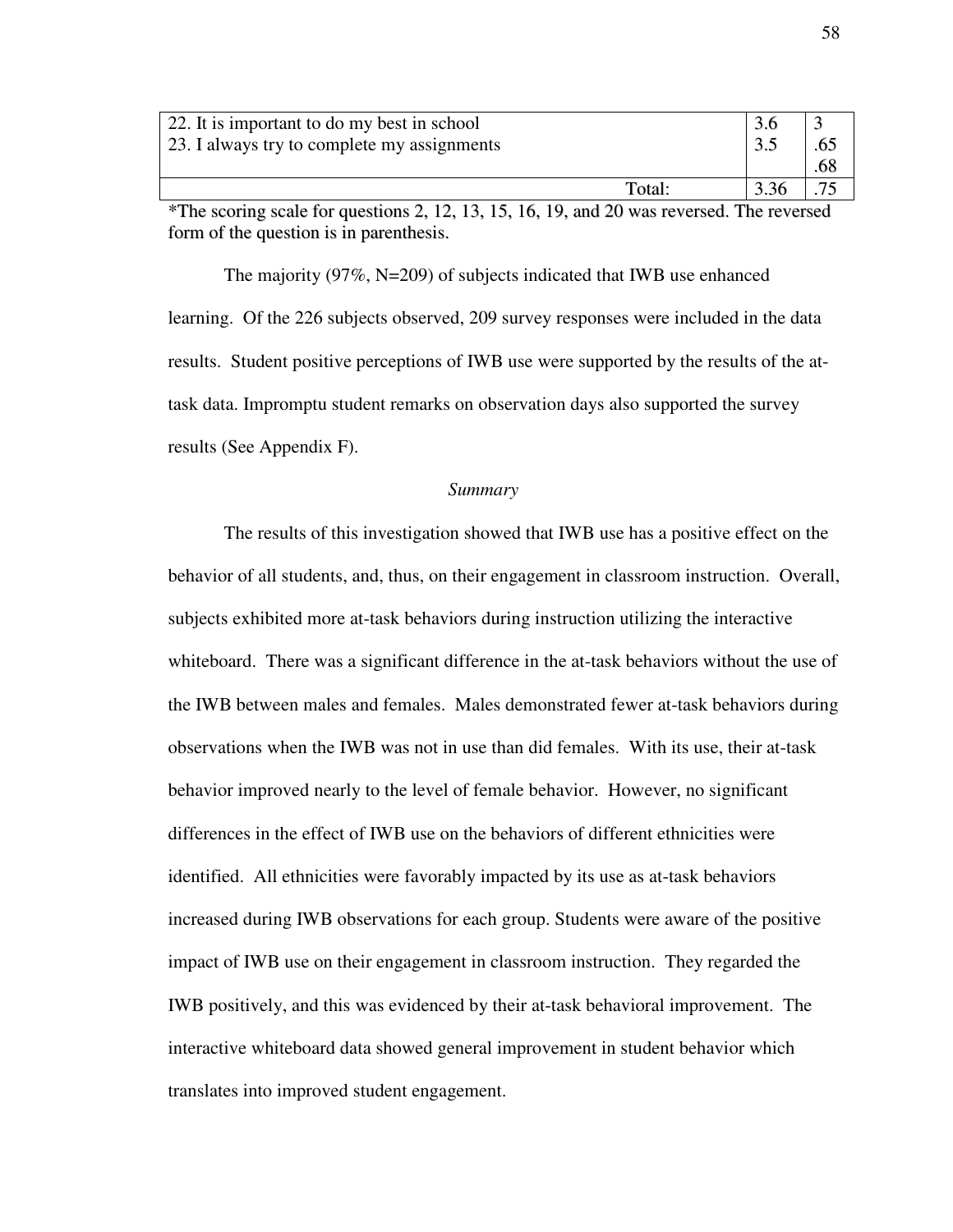| | | |
|---|---|---|
| 22. It is important to do my best in school | 3.6 | 3 |
| 23. I always try to complete my assignments | 3.5 | .65<br>.68 |
| Total: | 3.36 | .75 |

*The scoring scale for questions 2, 12, 13, 15, 16, 19, and 20 was reversed. The reversed form of the question is in parenthesis.

The majority (97%, N=209) of subjects indicated that IWB use enhanced learning. Of the 226 subjects observed, 209 survey responses were included in the data results. Student positive perceptions of IWB use were supported by the results of the at-task data. Impromptu student remarks on observation days also supported the survey results (See Appendix F).

*Summary*

The results of this investigation showed that IWB use has a positive effect on the behavior of all students, and, thus, on their engagement in classroom instruction. Overall, subjects exhibited more at-task behaviors during instruction utilizing the interactive whiteboard. There was a significant difference in the at-task behaviors without the use of the IWB between males and females. Males demonstrated fewer at-task behaviors during observations when the IWB was not in use than did females. With its use, their at-task behavior improved nearly to the level of female behavior. However, no significant differences in the effect of IWB use on the behaviors of different ethnicities were identified. All ethnicities were favorably impacted by its use as at-task behaviors increased during IWB observations for each group. Students were aware of the positive impact of IWB use on their engagement in classroom instruction. They regarded the IWB positively, and this was evidenced by their at-task behavioral improvement. The interactive whiteboard data showed general improvement in student behavior which translates into improved student engagement.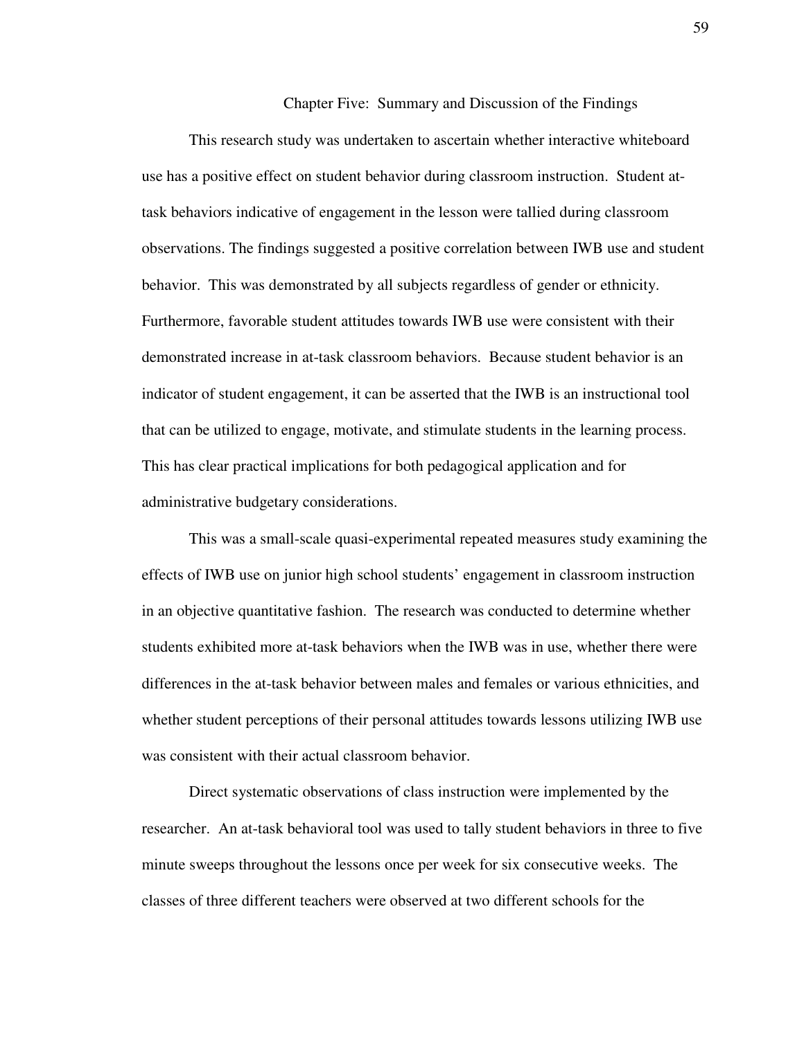# Chapter Five: Summary and Discussion of the Findings

This research study was undertaken to ascertain whether interactive whiteboard use has a positive effect on student behavior during classroom instruction. Student at-task behaviors indicative of engagement in the lesson were tallied during classroom observations. The findings suggested a positive correlation between IWB use and student behavior. This was demonstrated by all subjects regardless of gender or ethnicity. Furthermore, favorable student attitudes towards IWB use were consistent with their demonstrated increase in at-task classroom behaviors. Because student behavior is an indicator of student engagement, it can be asserted that the IWB is an instructional tool that can be utilized to engage, motivate, and stimulate students in the learning process. This has clear practical implications for both pedagogical application and for administrative budgetary considerations.

This was a small-scale quasi-experimental repeated measures study examining the effects of IWB use on junior high school students' engagement in classroom instruction in an objective quantitative fashion. The research was conducted to determine whether students exhibited more at-task behaviors when the IWB was in use, whether there were differences in the at-task behavior between males and females or various ethnicities, and whether student perceptions of their personal attitudes towards lessons utilizing IWB use was consistent with their actual classroom behavior.

Direct systematic observations of class instruction were implemented by the researcher. An at-task behavioral tool was used to tally student behaviors in three to five minute sweeps throughout the lessons once per week for six consecutive weeks. The classes of three different teachers were observed at two different schools for the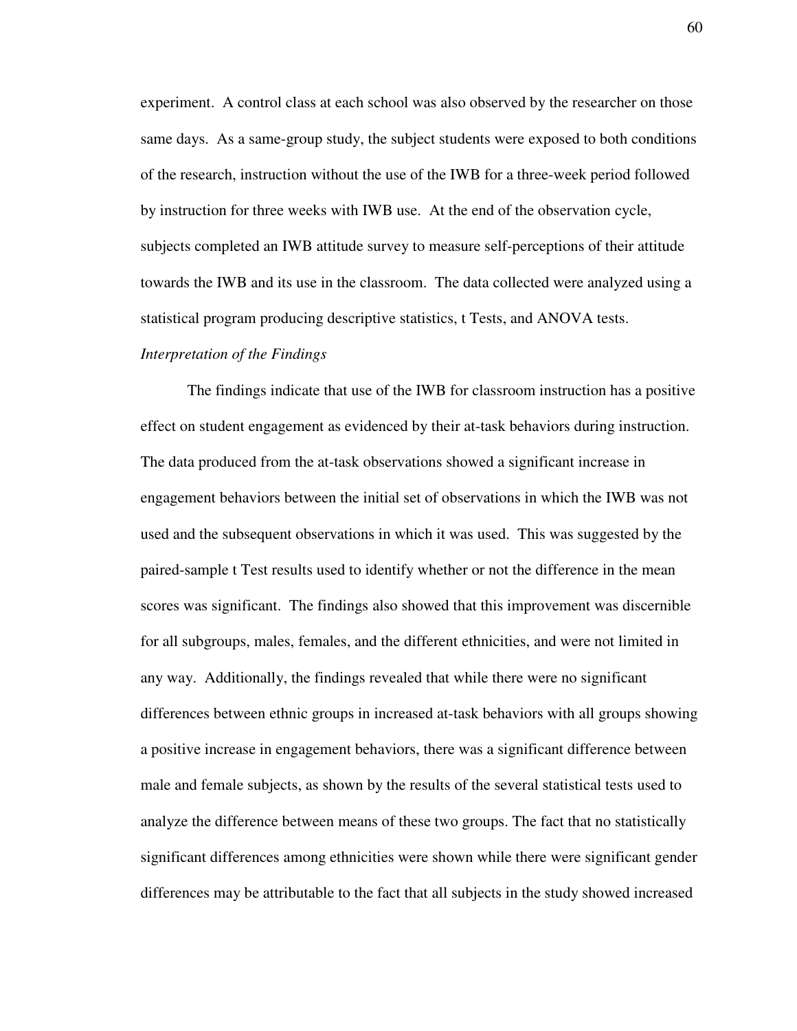experiment. A control class at each school was also observed by the researcher on those same days. As a same-group study, the subject students were exposed to both conditions of the research, instruction without the use of the IWB for a three-week period followed by instruction for three weeks with IWB use. At the end of the observation cycle, subjects completed an IWB attitude survey to measure self-perceptions of their attitude towards the IWB and its use in the classroom. The data collected were analyzed using a statistical program producing descriptive statistics, t Tests, and ANOVA tests.

*Interpretation of the Findings*

The findings indicate that use of the IWB for classroom instruction has a positive effect on student engagement as evidenced by their at-task behaviors during instruction. The data produced from the at-task observations showed a significant increase in engagement behaviors between the initial set of observations in which the IWB was not used and the subsequent observations in which it was used. This was suggested by the paired-sample t Test results used to identify whether or not the difference in the mean scores was significant. The findings also showed that this improvement was discernible for all subgroups, males, females, and the different ethnicities, and were not limited in any way. Additionally, the findings revealed that while there were no significant differences between ethnic groups in increased at-task behaviors with all groups showing a positive increase in engagement behaviors, there was a significant difference between male and female subjects, as shown by the results of the several statistical tests used to analyze the difference between means of these two groups. The fact that no statistically significant differences among ethnicities were shown while there were significant gender differences may be attributable to the fact that all subjects in the study showed increased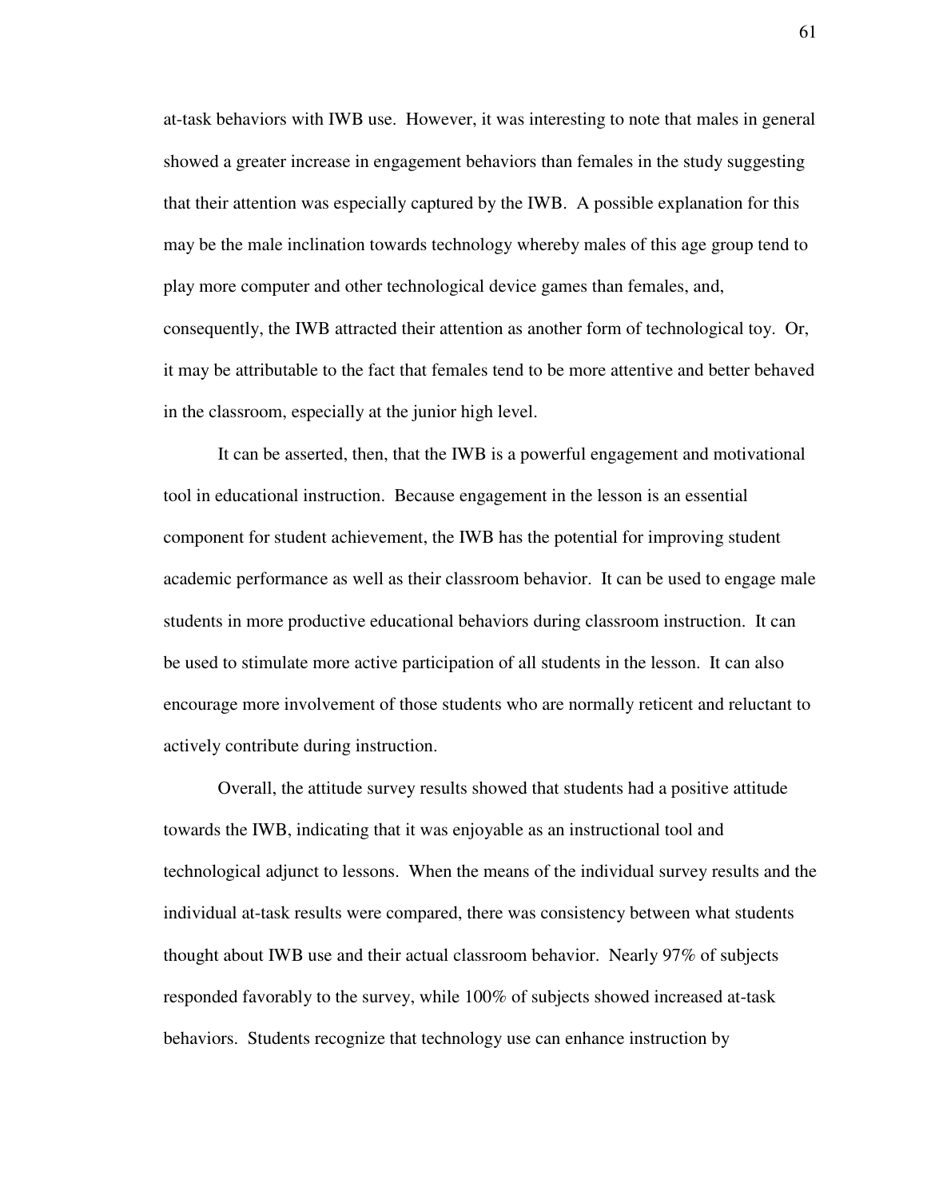at-task behaviors with IWB use. However, it was interesting to note that males in general showed a greater increase in engagement behaviors than females in the study suggesting that their attention was especially captured by the IWB. A possible explanation for this may be the male inclination towards technology whereby males of this age group tend to play more computer and other technological device games than females, and, consequently, the IWB attracted their attention as another form of technological toy. Or, it may be attributable to the fact that females tend to be more attentive and better behaved in the classroom, especially at the junior high level.

It can be asserted, then, that the IWB is a powerful engagement and motivational tool in educational instruction. Because engagement in the lesson is an essential component for student achievement, the IWB has the potential for improving student academic performance as well as their classroom behavior. It can be used to engage male students in more productive educational behaviors during classroom instruction. It can be used to stimulate more active participation of all students in the lesson. It can also encourage more involvement of those students who are normally reticent and reluctant to actively contribute during instruction.

Overall, the attitude survey results showed that students had a positive attitude towards the IWB, indicating that it was enjoyable as an instructional tool and technological adjunct to lessons. When the means of the individual survey results and the individual at-task results were compared, there was consistency between what students thought about IWB use and their actual classroom behavior. Nearly 97% of subjects responded favorably to the survey, while 100% of subjects showed increased at-task behaviors. Students recognize that technology use can enhance instruction by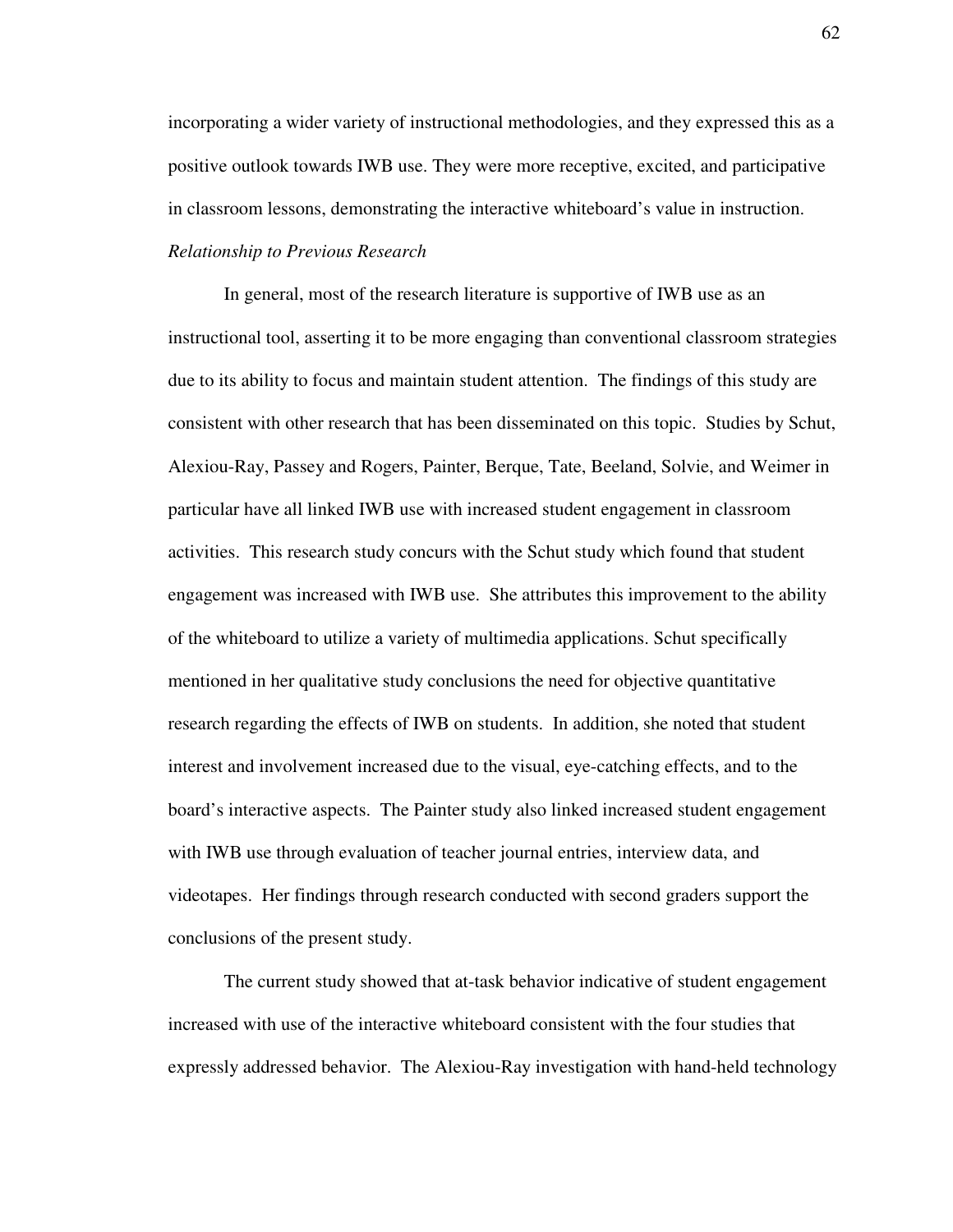incorporating a wider variety of instructional methodologies, and they expressed this as a positive outlook towards IWB use. They were more receptive, excited, and participative in classroom lessons, demonstrating the interactive whiteboard's value in instruction.

*Relationship to Previous Research*

In general, most of the research literature is supportive of IWB use as an instructional tool, asserting it to be more engaging than conventional classroom strategies due to its ability to focus and maintain student attention. The findings of this study are consistent with other research that has been disseminated on this topic. Studies by Schut, Alexiou-Ray, Passey and Rogers, Painter, Berque, Tate, Beeland, Solvie, and Weimer in particular have all linked IWB use with increased student engagement in classroom activities. This research study concurs with the Schut study which found that student engagement was increased with IWB use. She attributes this improvement to the ability of the whiteboard to utilize a variety of multimedia applications. Schut specifically mentioned in her qualitative study conclusions the need for objective quantitative research regarding the effects of IWB on students. In addition, she noted that student interest and involvement increased due to the visual, eye-catching effects, and to the board's interactive aspects. The Painter study also linked increased student engagement with IWB use through evaluation of teacher journal entries, interview data, and videotapes. Her findings through research conducted with second graders support the conclusions of the present study.

The current study showed that at-task behavior indicative of student engagement increased with use of the interactive whiteboard consistent with the four studies that expressly addressed behavior. The Alexiou-Ray investigation with hand-held technology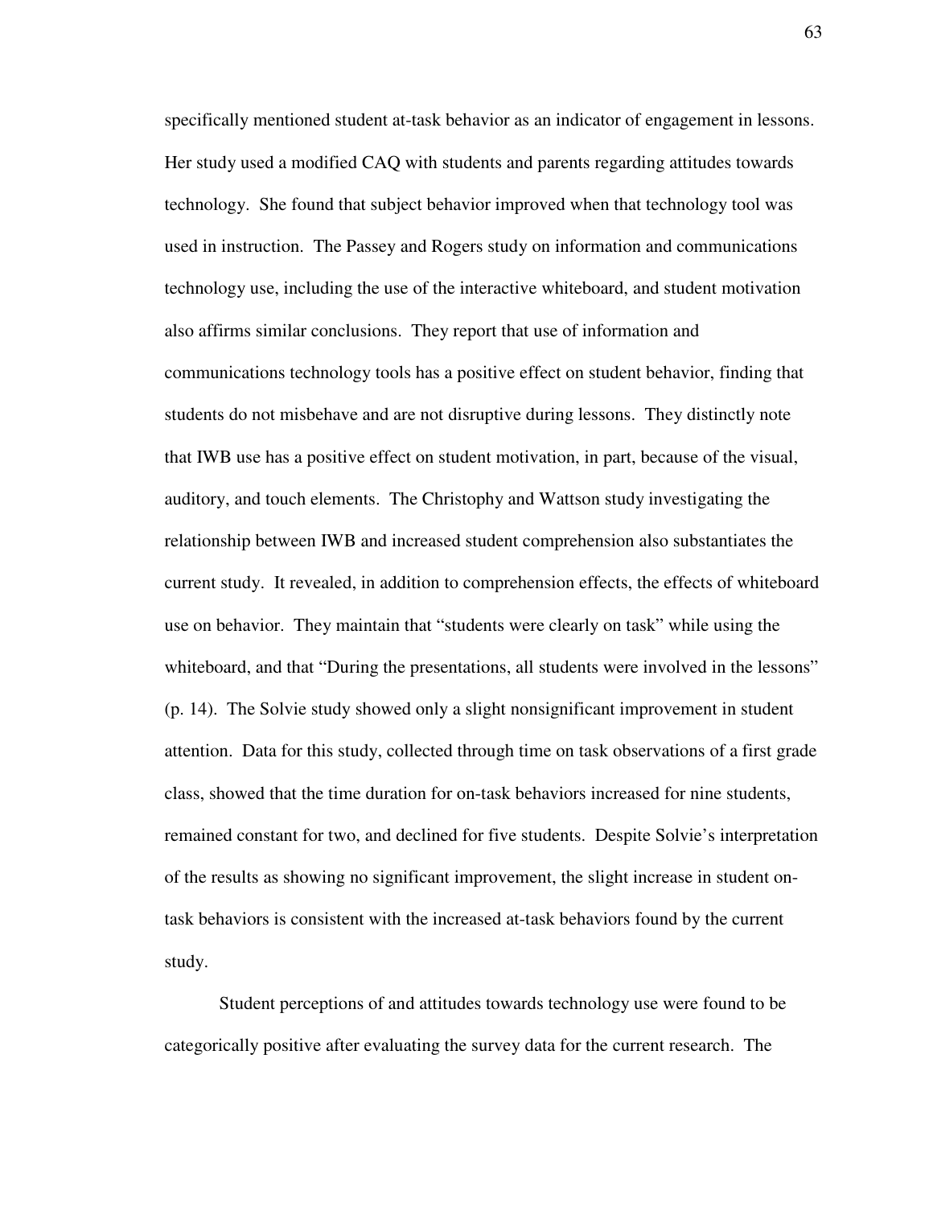specifically mentioned student at-task behavior as an indicator of engagement in lessons. Her study used a modified CAQ with students and parents regarding attitudes towards technology. She found that subject behavior improved when that technology tool was used in instruction. The Passey and Rogers study on information and communications technology use, including the use of the interactive whiteboard, and student motivation also affirms similar conclusions. They report that use of information and communications technology tools has a positive effect on student behavior, finding that students do not misbehave and are not disruptive during lessons. They distinctly note that IWB use has a positive effect on student motivation, in part, because of the visual, auditory, and touch elements. The Christophy and Wattson study investigating the relationship between IWB and increased student comprehension also substantiates the current study. It revealed, in addition to comprehension effects, the effects of whiteboard use on behavior. They maintain that "students were clearly on task" while using the whiteboard, and that "During the presentations, all students were involved in the lessons" (p. 14). The Solvie study showed only a slight nonsignificant improvement in student attention. Data for this study, collected through time on task observations of a first grade class, showed that the time duration for on-task behaviors increased for nine students, remained constant for two, and declined for five students. Despite Solvie's interpretation of the results as showing no significant improvement, the slight increase in student on-task behaviors is consistent with the increased at-task behaviors found by the current study.

Student perceptions of and attitudes towards technology use were found to be categorically positive after evaluating the survey data for the current research. The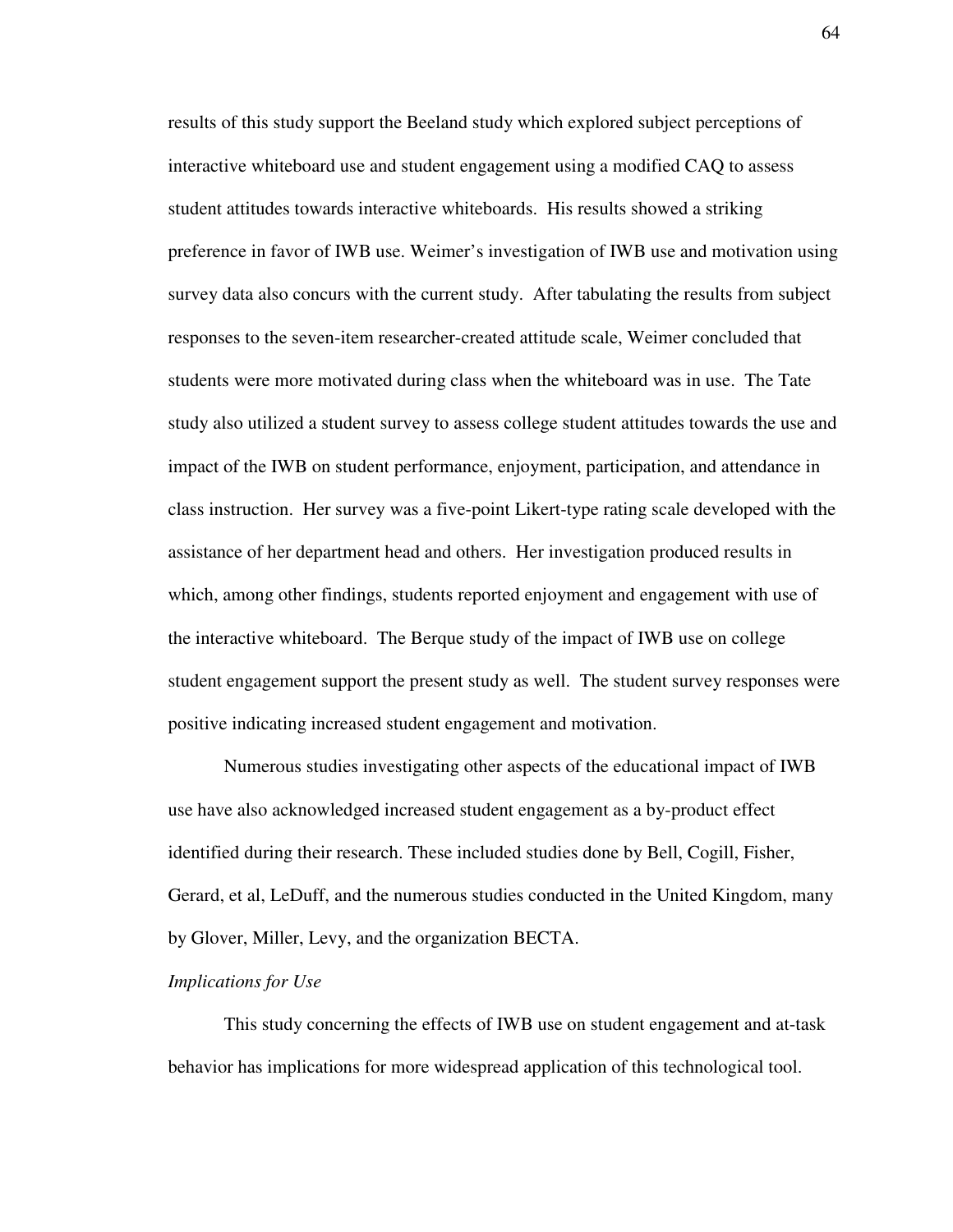results of this study support the Beeland study which explored subject perceptions of interactive whiteboard use and student engagement using a modified CAQ to assess student attitudes towards interactive whiteboards. His results showed a striking preference in favor of IWB use. Weimer's investigation of IWB use and motivation using survey data also concurs with the current study. After tabulating the results from subject responses to the seven-item researcher-created attitude scale, Weimer concluded that students were more motivated during class when the whiteboard was in use. The Tate study also utilized a student survey to assess college student attitudes towards the use and impact of the IWB on student performance, enjoyment, participation, and attendance in class instruction. Her survey was a five-point Likert-type rating scale developed with the assistance of her department head and others. Her investigation produced results in which, among other findings, students reported enjoyment and engagement with use of the interactive whiteboard. The Berque study of the impact of IWB use on college student engagement support the present study as well. The student survey responses were positive indicating increased student engagement and motivation.

Numerous studies investigating other aspects of the educational impact of IWB use have also acknowledged increased student engagement as a by-product effect identified during their research. These included studies done by Bell, Cogill, Fisher, Gerard, et al, LeDuff, and the numerous studies conducted in the United Kingdom, many by Glover, Miller, Levy, and the organization BECTA.

*Implications for Use*

This study concerning the effects of IWB use on student engagement and at-task behavior has implications for more widespread application of this technological tool.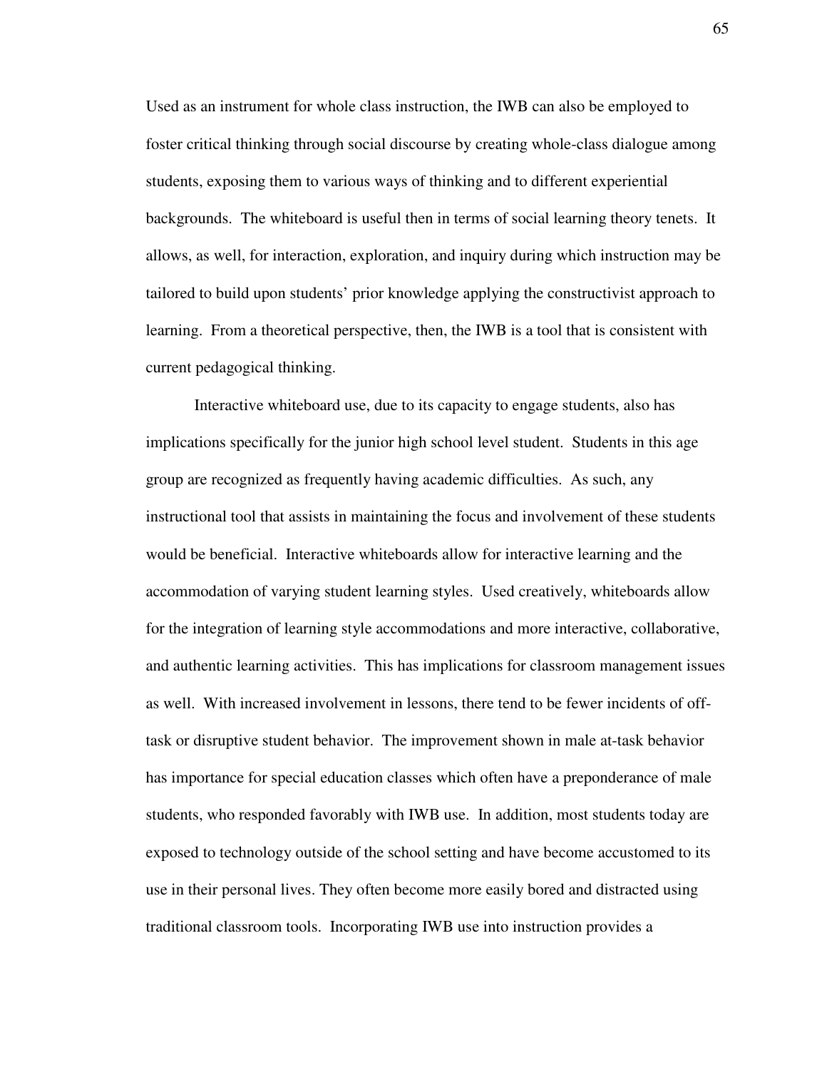Used as an instrument for whole class instruction, the IWB can also be employed to foster critical thinking through social discourse by creating whole-class dialogue among students, exposing them to various ways of thinking and to different experiential backgrounds. The whiteboard is useful then in terms of social learning theory tenets. It allows, as well, for interaction, exploration, and inquiry during which instruction may be tailored to build upon students' prior knowledge applying the constructivist approach to learning. From a theoretical perspective, then, the IWB is a tool that is consistent with current pedagogical thinking.

Interactive whiteboard use, due to its capacity to engage students, also has implications specifically for the junior high school level student. Students in this age group are recognized as frequently having academic difficulties. As such, any instructional tool that assists in maintaining the focus and involvement of these students would be beneficial. Interactive whiteboards allow for interactive learning and the accommodation of varying student learning styles. Used creatively, whiteboards allow for the integration of learning style accommodations and more interactive, collaborative, and authentic learning activities. This has implications for classroom management issues as well. With increased involvement in lessons, there tend to be fewer incidents of off-task or disruptive student behavior. The improvement shown in male at-task behavior has importance for special education classes which often have a preponderance of male students, who responded favorably with IWB use. In addition, most students today are exposed to technology outside of the school setting and have become accustomed to its use in their personal lives. They often become more easily bored and distracted using traditional classroom tools. Incorporating IWB use into instruction provides a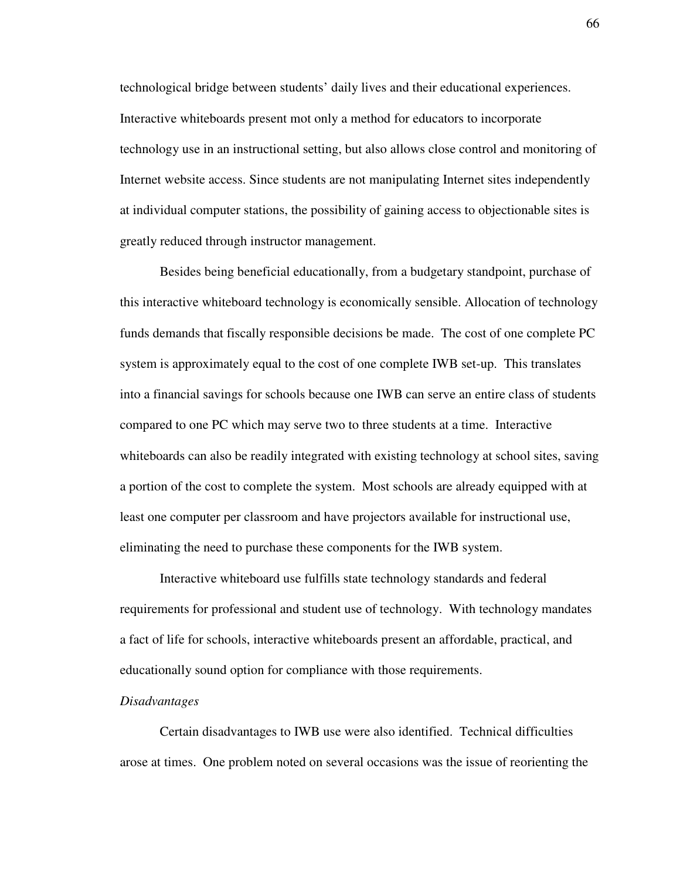technological bridge between students' daily lives and their educational experiences. Interactive whiteboards present mot only a method for educators to incorporate technology use in an instructional setting, but also allows close control and monitoring of Internet website access. Since students are not manipulating Internet sites independently at individual computer stations, the possibility of gaining access to objectionable sites is greatly reduced through instructor management.

Besides being beneficial educationally, from a budgetary standpoint, purchase of this interactive whiteboard technology is economically sensible. Allocation of technology funds demands that fiscally responsible decisions be made. The cost of one complete PC system is approximately equal to the cost of one complete IWB set-up. This translates into a financial savings for schools because one IWB can serve an entire class of students compared to one PC which may serve two to three students at a time. Interactive whiteboards can also be readily integrated with existing technology at school sites, saving a portion of the cost to complete the system. Most schools are already equipped with at least one computer per classroom and have projectors available for instructional use, eliminating the need to purchase these components for the IWB system.

Interactive whiteboard use fulfills state technology standards and federal requirements for professional and student use of technology. With technology mandates a fact of life for schools, interactive whiteboards present an affordable, practical, and educationally sound option for compliance with those requirements.

*Disadvantages*

Certain disadvantages to IWB use were also identified. Technical difficulties arose at times. One problem noted on several occasions was the issue of reorienting the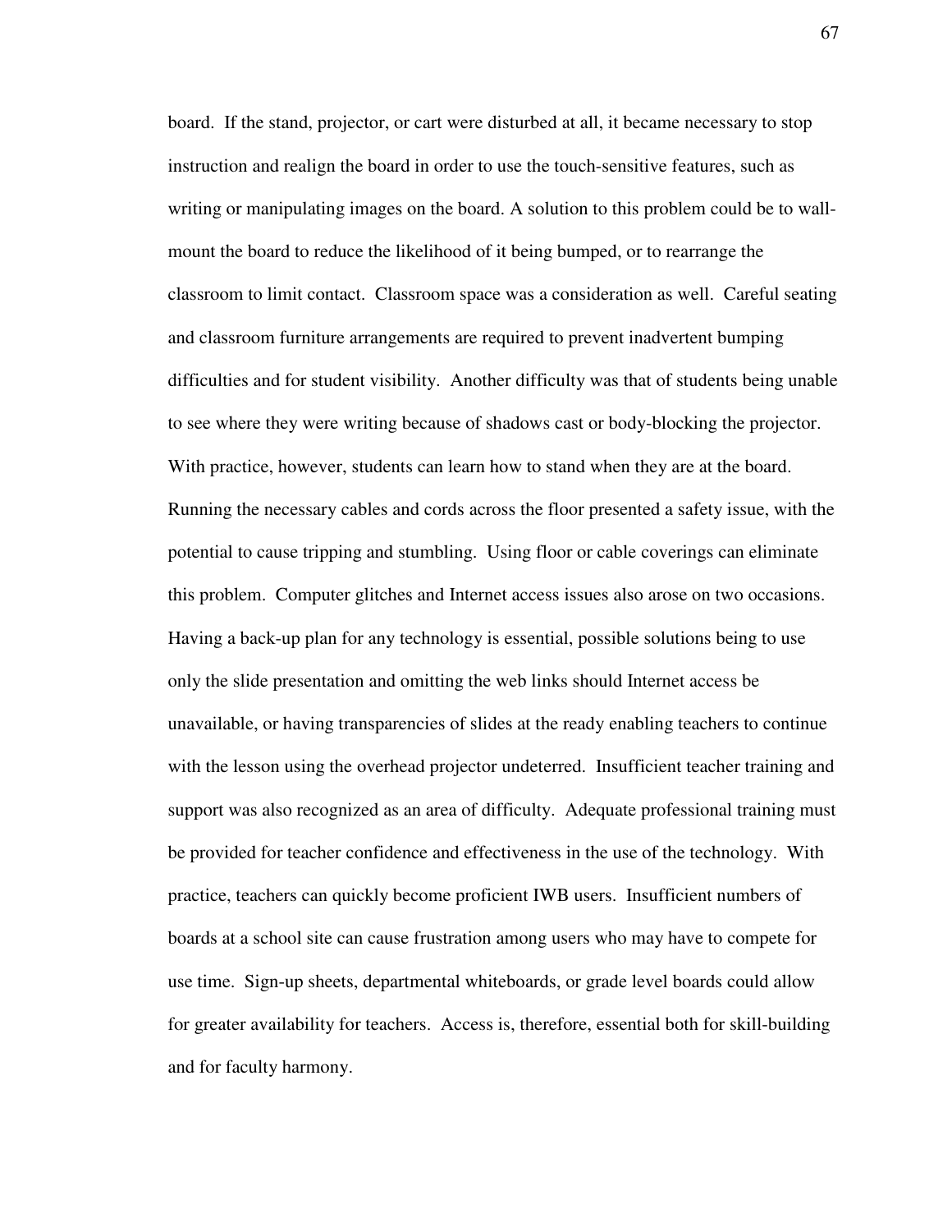board. If the stand, projector, or cart were disturbed at all, it became necessary to stop instruction and realign the board in order to use the touch-sensitive features, such as writing or manipulating images on the board. A solution to this problem could be to wall-mount the board to reduce the likelihood of it being bumped, or to rearrange the classroom to limit contact. Classroom space was a consideration as well. Careful seating and classroom furniture arrangements are required to prevent inadvertent bumping difficulties and for student visibility. Another difficulty was that of students being unable to see where they were writing because of shadows cast or body-blocking the projector. With practice, however, students can learn how to stand when they are at the board. Running the necessary cables and cords across the floor presented a safety issue, with the potential to cause tripping and stumbling. Using floor or cable coverings can eliminate this problem. Computer glitches and Internet access issues also arose on two occasions. Having a back-up plan for any technology is essential, possible solutions being to use only the slide presentation and omitting the web links should Internet access be unavailable, or having transparencies of slides at the ready enabling teachers to continue with the lesson using the overhead projector undeterred. Insufficient teacher training and support was also recognized as an area of difficulty. Adequate professional training must be provided for teacher confidence and effectiveness in the use of the technology. With practice, teachers can quickly become proficient IWB users. Insufficient numbers of boards at a school site can cause frustration among users who may have to compete for use time. Sign-up sheets, departmental whiteboards, or grade level boards could allow for greater availability for teachers. Access is, therefore, essential both for skill-building and for faculty harmony.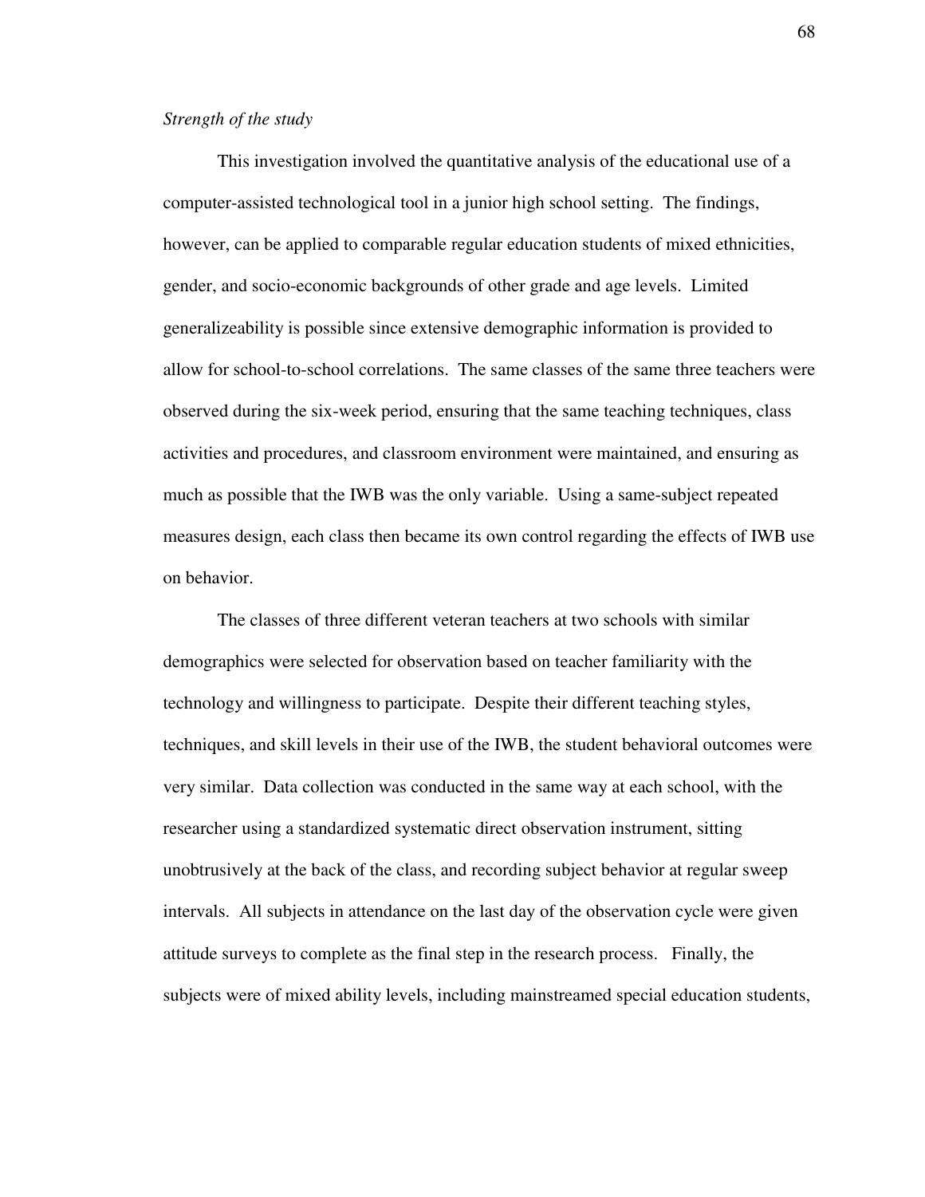*Strength of the study*

This investigation involved the quantitative analysis of the educational use of a computer-assisted technological tool in a junior high school setting. The findings, however, can be applied to comparable regular education students of mixed ethnicities, gender, and socio-economic backgrounds of other grade and age levels. Limited generalizeability is possible since extensive demographic information is provided to allow for school-to-school correlations. The same classes of the same three teachers were observed during the six-week period, ensuring that the same teaching techniques, class activities and procedures, and classroom environment were maintained, and ensuring as much as possible that the IWB was the only variable. Using a same-subject repeated measures design, each class then became its own control regarding the effects of IWB use on behavior.

The classes of three different veteran teachers at two schools with similar demographics were selected for observation based on teacher familiarity with the technology and willingness to participate. Despite their different teaching styles, techniques, and skill levels in their use of the IWB, the student behavioral outcomes were very similar. Data collection was conducted in the same way at each school, with the researcher using a standardized systematic direct observation instrument, sitting unobtrusively at the back of the class, and recording subject behavior at regular sweep intervals. All subjects in attendance on the last day of the observation cycle were given attitude surveys to complete as the final step in the research process. Finally, the subjects were of mixed ability levels, including mainstreamed special education students,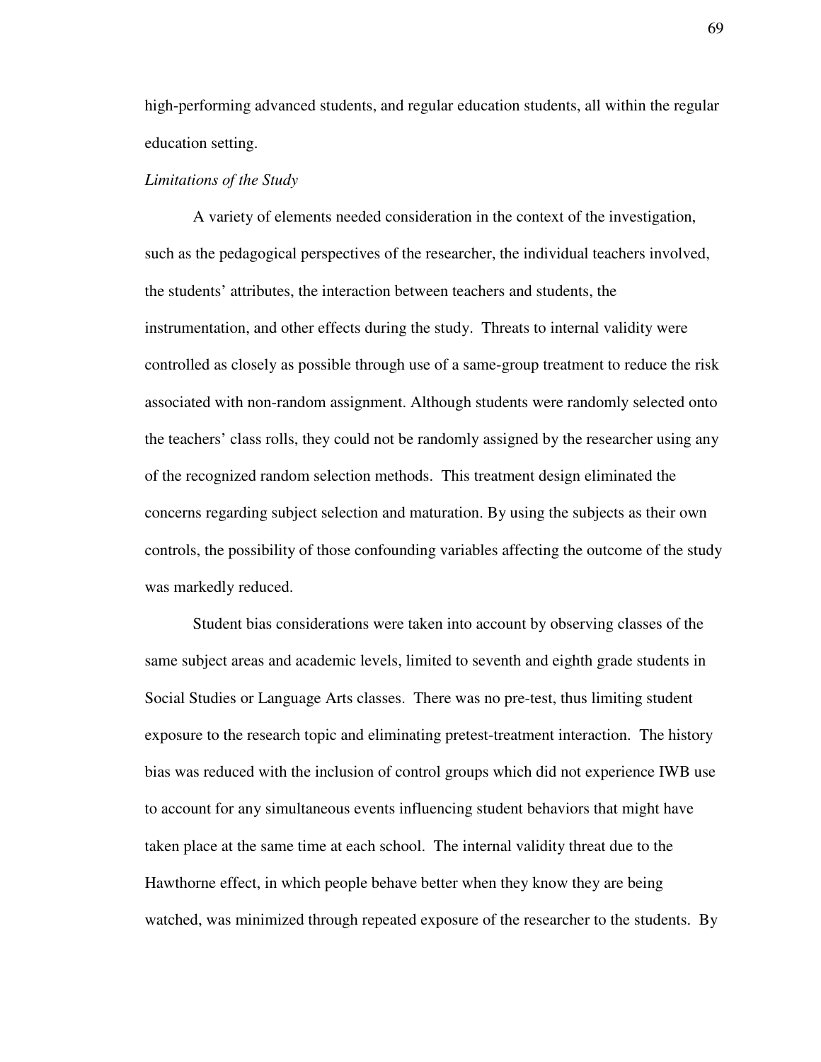high-performing advanced students, and regular education students, all within the regular education setting.

*Limitations of the Study*

A variety of elements needed consideration in the context of the investigation, such as the pedagogical perspectives of the researcher, the individual teachers involved, the students' attributes, the interaction between teachers and students, the instrumentation, and other effects during the study. Threats to internal validity were controlled as closely as possible through use of a same-group treatment to reduce the risk associated with non-random assignment. Although students were randomly selected onto the teachers' class rolls, they could not be randomly assigned by the researcher using any of the recognized random selection methods. This treatment design eliminated the concerns regarding subject selection and maturation. By using the subjects as their own controls, the possibility of those confounding variables affecting the outcome of the study was markedly reduced.

Student bias considerations were taken into account by observing classes of the same subject areas and academic levels, limited to seventh and eighth grade students in Social Studies or Language Arts classes. There was no pre-test, thus limiting student exposure to the research topic and eliminating pretest-treatment interaction. The history bias was reduced with the inclusion of control groups which did not experience IWB use to account for any simultaneous events influencing student behaviors that might have taken place at the same time at each school. The internal validity threat due to the Hawthorne effect, in which people behave better when they know they are being watched, was minimized through repeated exposure of the researcher to the students. By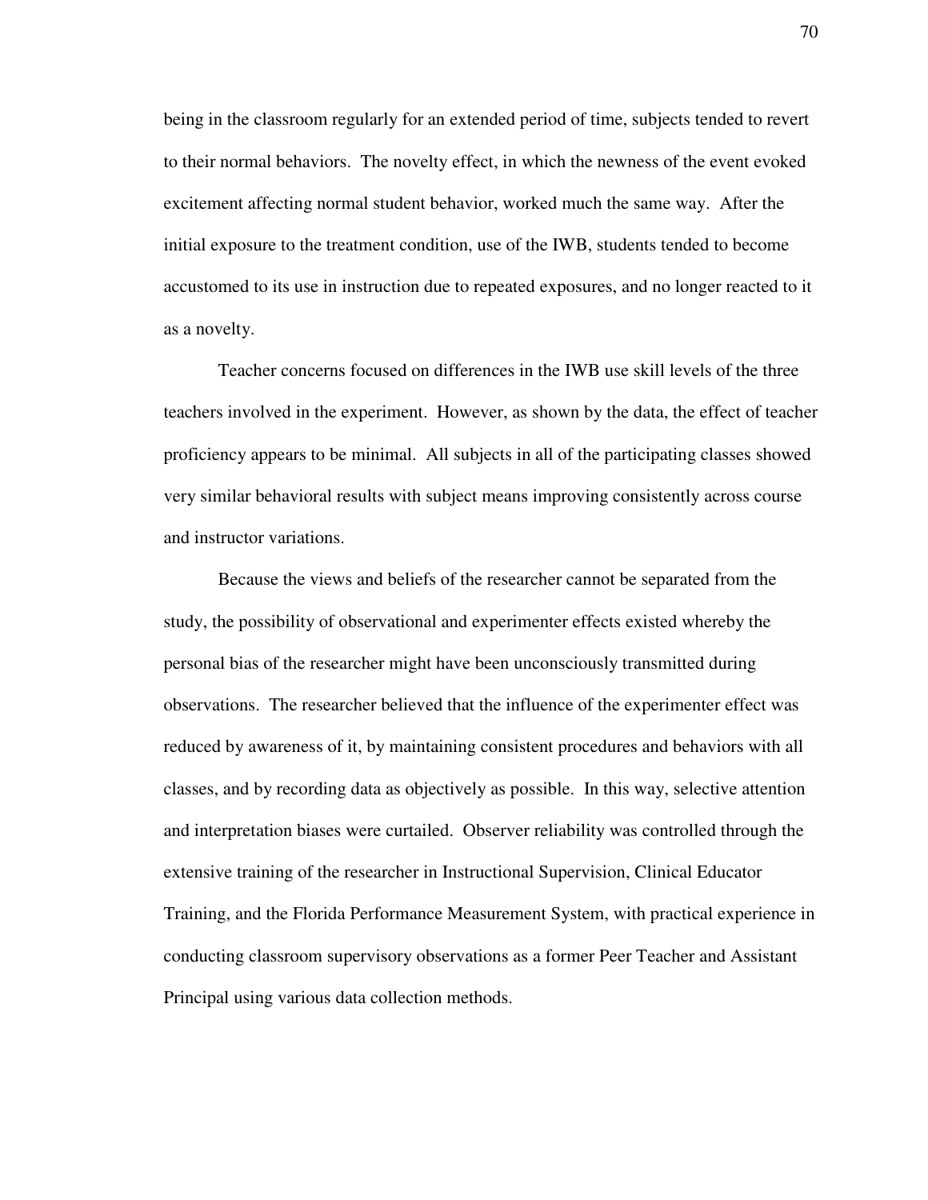being in the classroom regularly for an extended period of time, subjects tended to revert to their normal behaviors. The novelty effect, in which the newness of the event evoked excitement affecting normal student behavior, worked much the same way. After the initial exposure to the treatment condition, use of the IWB, students tended to become accustomed to its use in instruction due to repeated exposures, and no longer reacted to it as a novelty.

Teacher concerns focused on differences in the IWB use skill levels of the three teachers involved in the experiment. However, as shown by the data, the effect of teacher proficiency appears to be minimal. All subjects in all of the participating classes showed very similar behavioral results with subject means improving consistently across course and instructor variations.

Because the views and beliefs of the researcher cannot be separated from the study, the possibility of observational and experimenter effects existed whereby the personal bias of the researcher might have been unconsciously transmitted during observations. The researcher believed that the influence of the experimenter effect was reduced by awareness of it, by maintaining consistent procedures and behaviors with all classes, and by recording data as objectively as possible. In this way, selective attention and interpretation biases were curtailed. Observer reliability was controlled through the extensive training of the researcher in Instructional Supervision, Clinical Educator Training, and the Florida Performance Measurement System, with practical experience in conducting classroom supervisory observations as a former Peer Teacher and Assistant Principal using various data collection methods.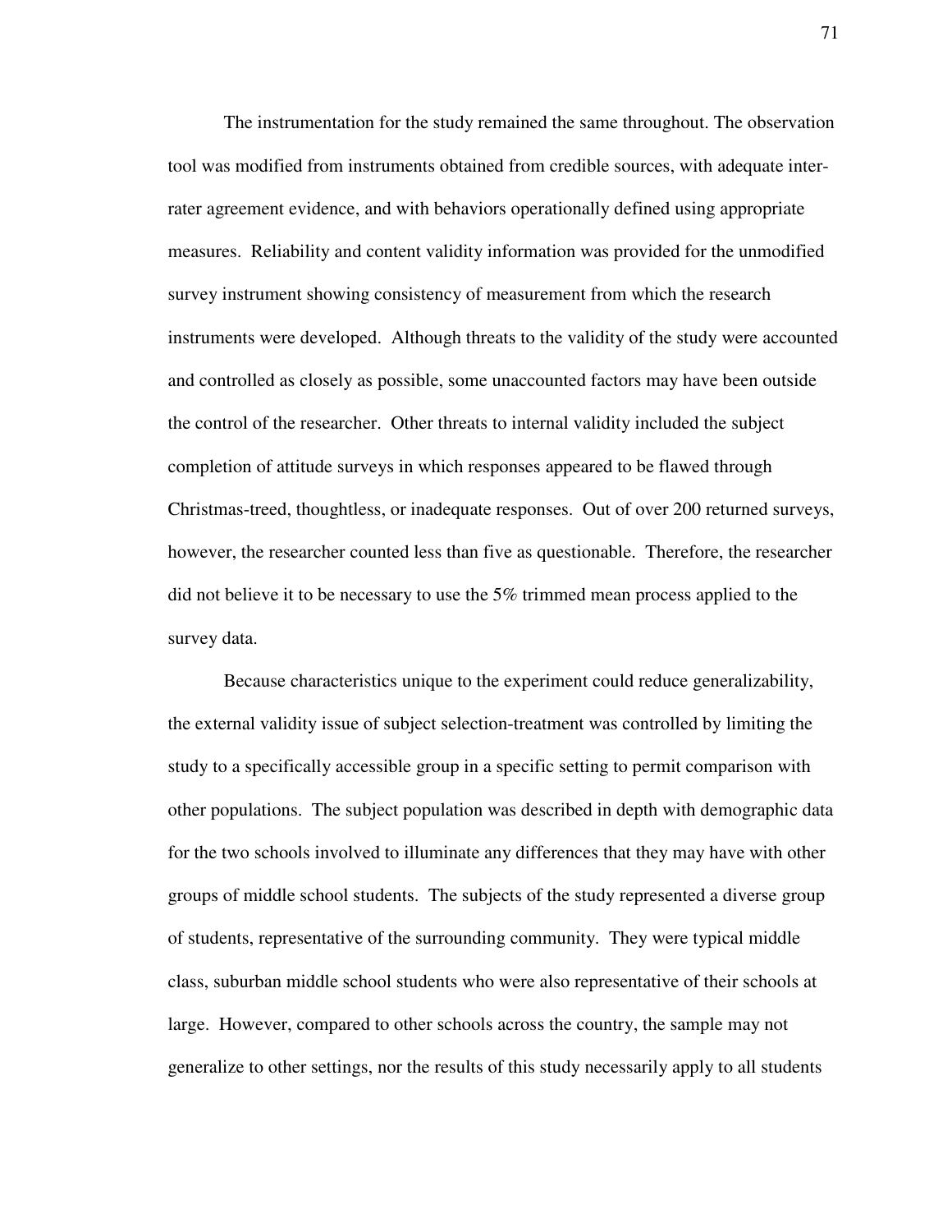The instrumentation for the study remained the same throughout. The observation tool was modified from instruments obtained from credible sources, with adequate inter-rater agreement evidence, and with behaviors operationally defined using appropriate measures. Reliability and content validity information was provided for the unmodified survey instrument showing consistency of measurement from which the research instruments were developed. Although threats to the validity of the study were accounted and controlled as closely as possible, some unaccounted factors may have been outside the control of the researcher. Other threats to internal validity included the subject completion of attitude surveys in which responses appeared to be flawed through Christmas-treed, thoughtless, or inadequate responses. Out of over 200 returned surveys, however, the researcher counted less than five as questionable. Therefore, the researcher did not believe it to be necessary to use the 5% trimmed mean process applied to the survey data.

Because characteristics unique to the experiment could reduce generalizability, the external validity issue of subject selection-treatment was controlled by limiting the study to a specifically accessible group in a specific setting to permit comparison with other populations. The subject population was described in depth with demographic data for the two schools involved to illuminate any differences that they may have with other groups of middle school students. The subjects of the study represented a diverse group of students, representative of the surrounding community. They were typical middle class, suburban middle school students who were also representative of their schools at large. However, compared to other schools across the country, the sample may not generalize to other settings, nor the results of this study necessarily apply to all students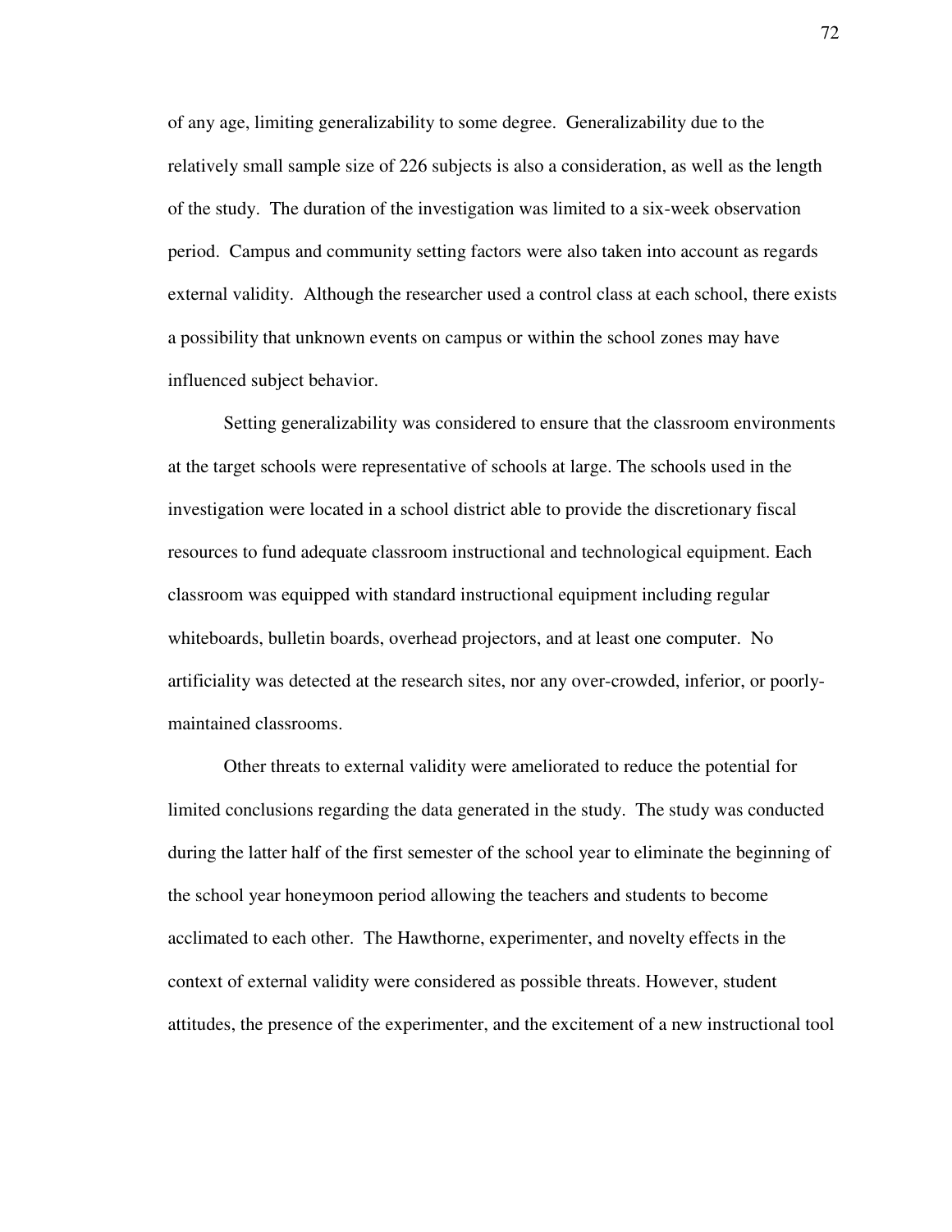of any age, limiting generalizability to some degree. Generalizability due to the relatively small sample size of 226 subjects is also a consideration, as well as the length of the study. The duration of the investigation was limited to a six-week observation period. Campus and community setting factors were also taken into account as regards external validity. Although the researcher used a control class at each school, there exists a possibility that unknown events on campus or within the school zones may have influenced subject behavior.

Setting generalizability was considered to ensure that the classroom environments at the target schools were representative of schools at large. The schools used in the investigation were located in a school district able to provide the discretionary fiscal resources to fund adequate classroom instructional and technological equipment. Each classroom was equipped with standard instructional equipment including regular whiteboards, bulletin boards, overhead projectors, and at least one computer. No artificiality was detected at the research sites, nor any over-crowded, inferior, or poorly-maintained classrooms.

Other threats to external validity were ameliorated to reduce the potential for limited conclusions regarding the data generated in the study. The study was conducted during the latter half of the first semester of the school year to eliminate the beginning of the school year honeymoon period allowing the teachers and students to become acclimated to each other. The Hawthorne, experimenter, and novelty effects in the context of external validity were considered as possible threats. However, student attitudes, the presence of the experimenter, and the excitement of a new instructional tool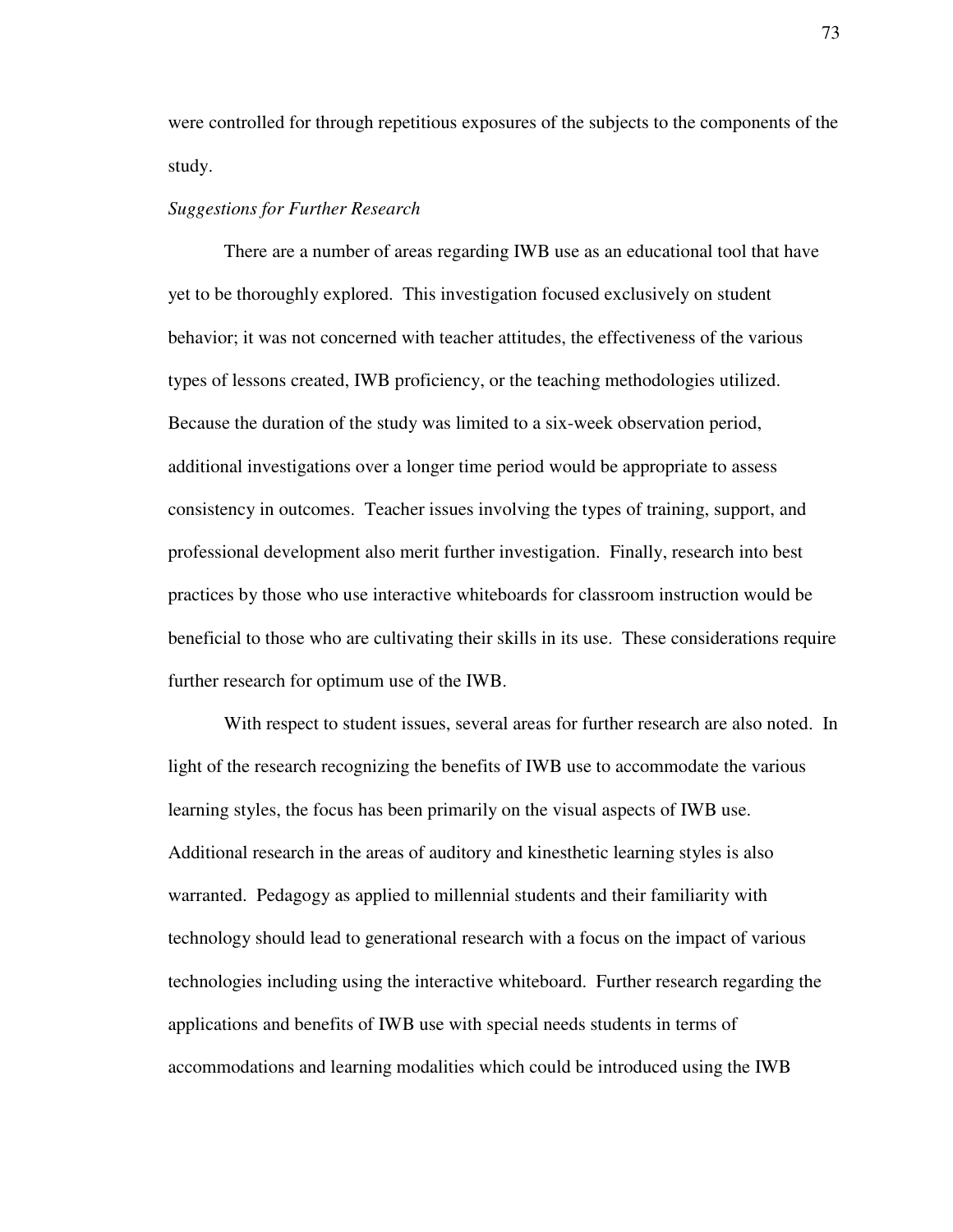were controlled for through repetitious exposures of the subjects to the components of the study.

*Suggestions for Further Research*

There are a number of areas regarding IWB use as an educational tool that have yet to be thoroughly explored. This investigation focused exclusively on student behavior; it was not concerned with teacher attitudes, the effectiveness of the various types of lessons created, IWB proficiency, or the teaching methodologies utilized. Because the duration of the study was limited to a six-week observation period, additional investigations over a longer time period would be appropriate to assess consistency in outcomes. Teacher issues involving the types of training, support, and professional development also merit further investigation. Finally, research into best practices by those who use interactive whiteboards for classroom instruction would be beneficial to those who are cultivating their skills in its use. These considerations require further research for optimum use of the IWB.

With respect to student issues, several areas for further research are also noted. In light of the research recognizing the benefits of IWB use to accommodate the various learning styles, the focus has been primarily on the visual aspects of IWB use. Additional research in the areas of auditory and kinesthetic learning styles is also warranted. Pedagogy as applied to millennial students and their familiarity with technology should lead to generational research with a focus on the impact of various technologies including using the interactive whiteboard. Further research regarding the applications and benefits of IWB use with special needs students in terms of accommodations and learning modalities which could be introduced using the IWB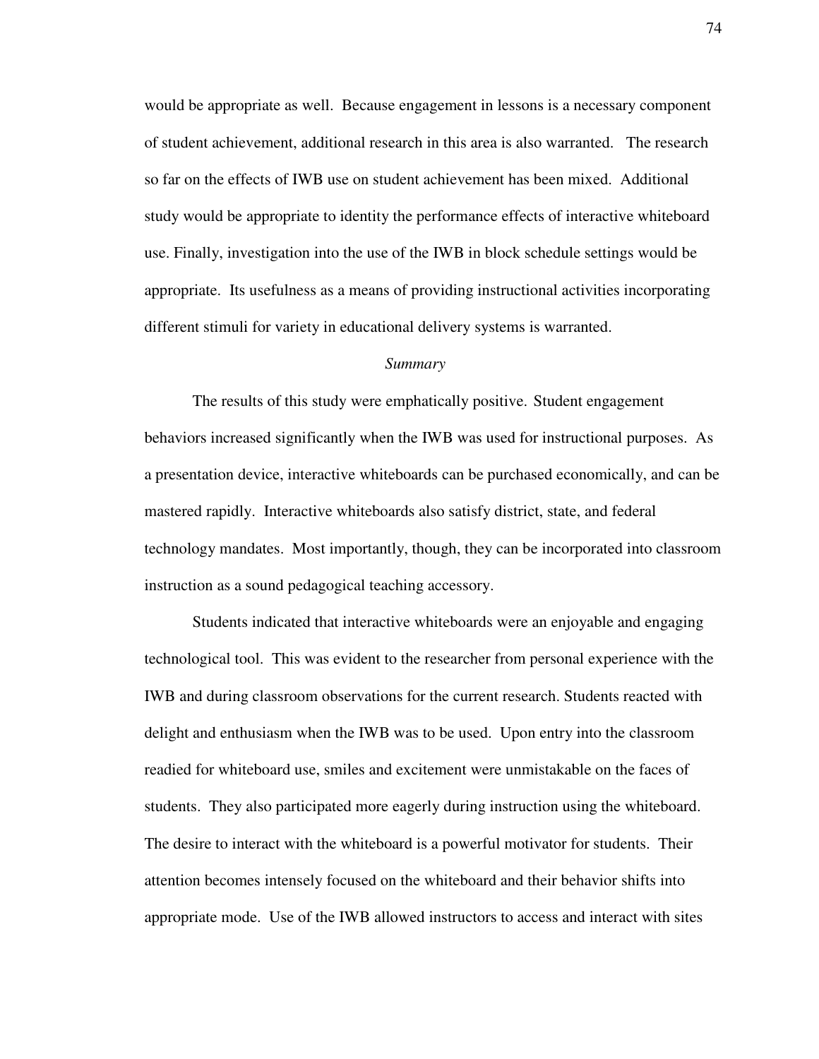would be appropriate as well. Because engagement in lessons is a necessary component of student achievement, additional research in this area is also warranted. The research so far on the effects of IWB use on student achievement has been mixed. Additional study would be appropriate to identity the performance effects of interactive whiteboard use. Finally, investigation into the use of the IWB in block schedule settings would be appropriate. Its usefulness as a means of providing instructional activities incorporating different stimuli for variety in educational delivery systems is warranted.

### *Summary*

The results of this study were emphatically positive. Student engagement behaviors increased significantly when the IWB was used for instructional purposes. As a presentation device, interactive whiteboards can be purchased economically, and can be mastered rapidly. Interactive whiteboards also satisfy district, state, and federal technology mandates. Most importantly, though, they can be incorporated into classroom instruction as a sound pedagogical teaching accessory.

Students indicated that interactive whiteboards were an enjoyable and engaging technological tool. This was evident to the researcher from personal experience with the IWB and during classroom observations for the current research. Students reacted with delight and enthusiasm when the IWB was to be used. Upon entry into the classroom readied for whiteboard use, smiles and excitement were unmistakable on the faces of students. They also participated more eagerly during instruction using the whiteboard. The desire to interact with the whiteboard is a powerful motivator for students. Their attention becomes intensely focused on the whiteboard and their behavior shifts into appropriate mode. Use of the IWB allowed instructors to access and interact with sites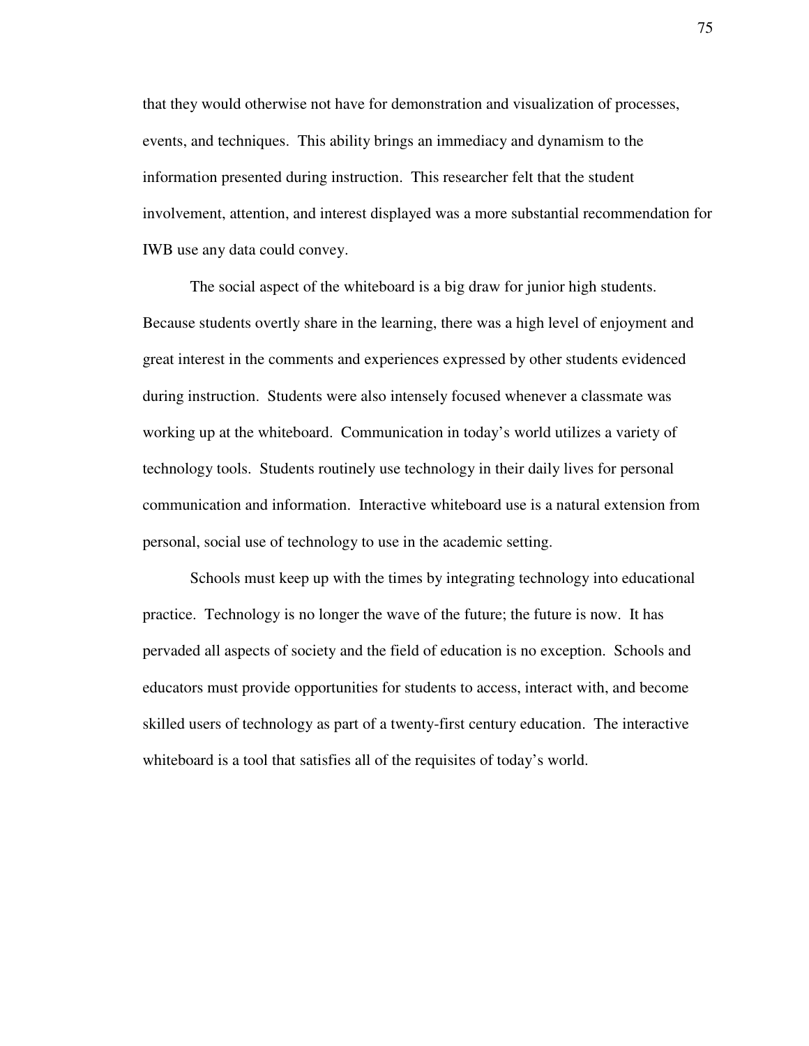that they would otherwise not have for demonstration and visualization of processes, events, and techniques. This ability brings an immediacy and dynamism to the information presented during instruction. This researcher felt that the student involvement, attention, and interest displayed was a more substantial recommendation for IWB use any data could convey.

The social aspect of the whiteboard is a big draw for junior high students. Because students overtly share in the learning, there was a high level of enjoyment and great interest in the comments and experiences expressed by other students evidenced during instruction. Students were also intensely focused whenever a classmate was working up at the whiteboard. Communication in today's world utilizes a variety of technology tools. Students routinely use technology in their daily lives for personal communication and information. Interactive whiteboard use is a natural extension from personal, social use of technology to use in the academic setting.

Schools must keep up with the times by integrating technology into educational practice. Technology is no longer the wave of the future; the future is now. It has pervaded all aspects of society and the field of education is no exception. Schools and educators must provide opportunities for students to access, interact with, and become skilled users of technology as part of a twenty-first century education. The interactive whiteboard is a tool that satisfies all of the requisites of today's world.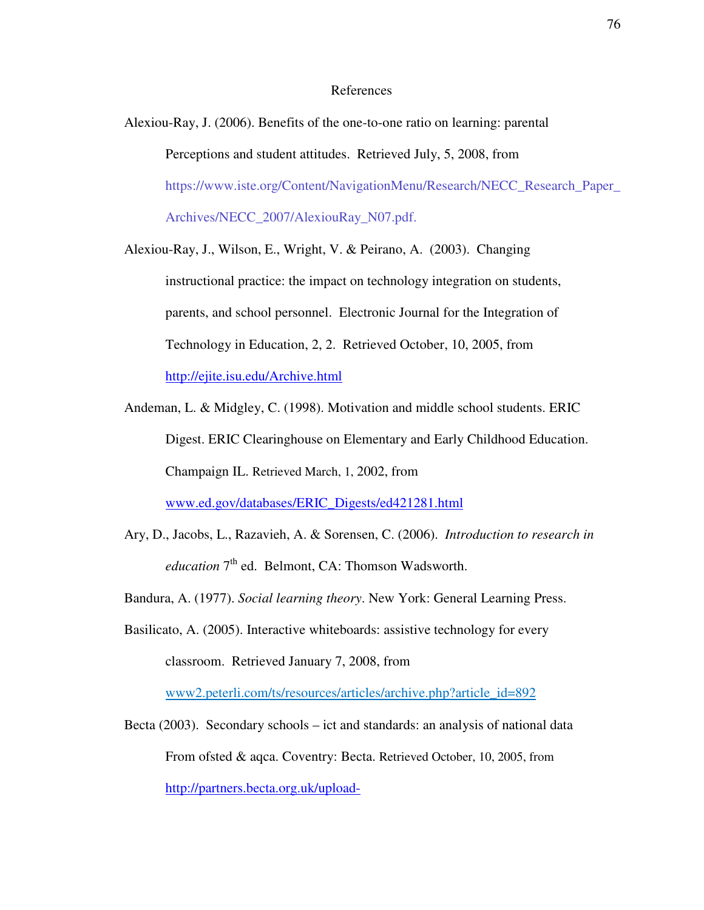# References

Alexiou-Ray, J. (2006). Benefits of the one-to-one ratio on learning: parental Perceptions and student attitudes. Retrieved July, 5, 2008, from https://www.iste.org/Content/NavigationMenu/Research/NECC_Research_Paper_Archives/NECC_2007/AlexiouRay_N07.pdf.

Alexiou-Ray, J., Wilson, E., Wright, V. & Peirano, A. (2003). Changing instructional practice: the impact on technology integration on students, parents, and school personnel. Electronic Journal for the Integration of Technology in Education, 2, 2. Retrieved October, 10, 2005, from http://ejite.isu.edu/Archive.html

Andeman, L. & Midgley, C. (1998). Motivation and middle school students. ERIC Digest. ERIC Clearinghouse on Elementary and Early Childhood Education. Champaign IL. Retrieved March, 1, 2002, from www.ed.gov/databases/ERIC_Digests/ed421281.html

Ary, D., Jacobs, L., Razavieh, A. & Sorensen, C. (2006). *Introduction to research in education* 7th ed. Belmont, CA: Thomson Wadsworth.

Bandura, A. (1977). *Social learning theory*. New York: General Learning Press.

Basilicato, A. (2005). Interactive whiteboards: assistive technology for every classroom. Retrieved January 7, 2008, from www2.peterli.com/ts/resources/articles/archive.php?article_id=892

Becta (2003). Secondary schools – ict and standards: an analysis of national data From ofsted & aqca. Coventry: Becta. Retrieved October, 10, 2005, from http://partners.becta.org.uk/upload-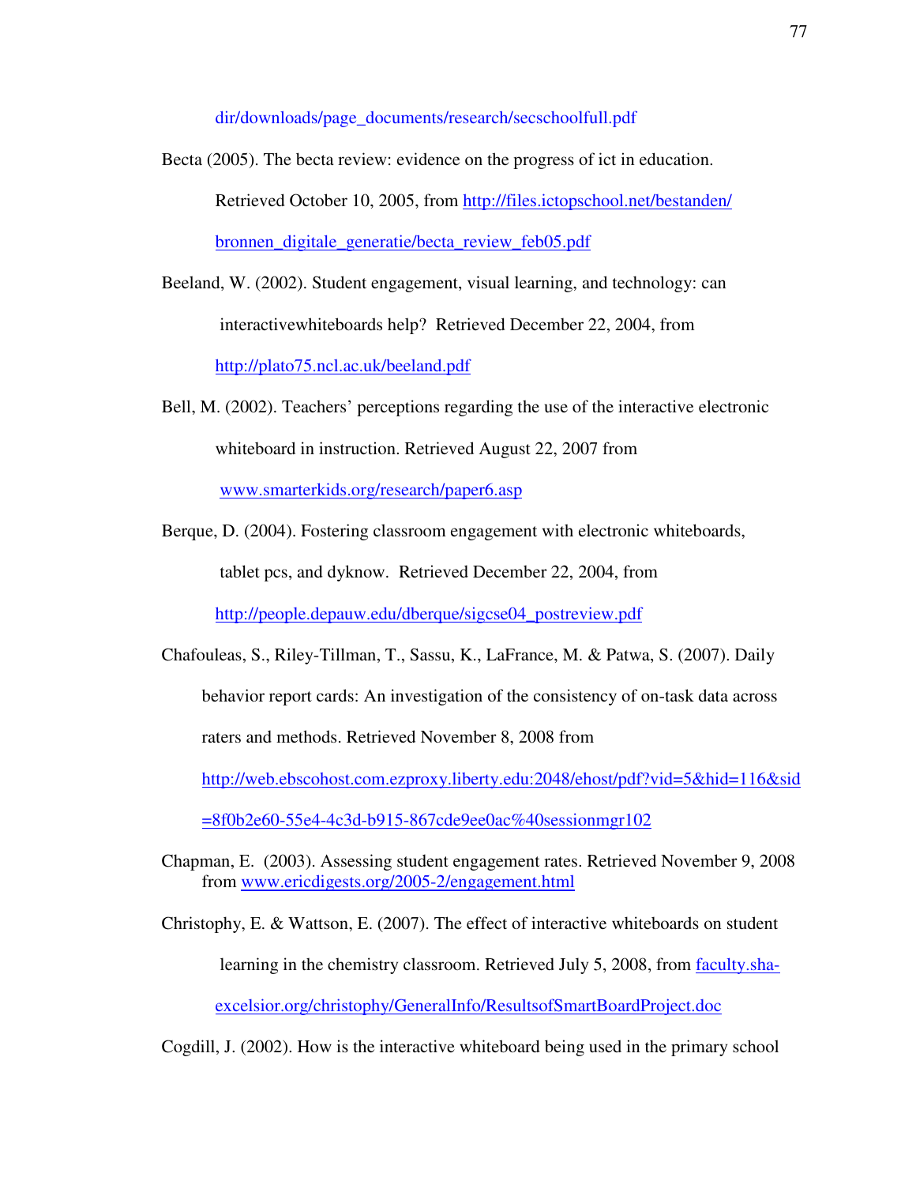dir/downloads/page_documents/research/secschoolfull.pdf

Becta (2005). The becta review: evidence on the progress of ict in education. Retrieved October 10, 2005, from http://files.ictopschool.net/bestanden/bronnen_digitale_generatie/becta_review_feb05.pdf

Beeland, W. (2002). Student engagement, visual learning, and technology: can interactivewhiteboards help? Retrieved December 22, 2004, from http://plato75.ncl.ac.uk/beeland.pdf

Bell, M. (2002). Teachers' perceptions regarding the use of the interactive electronic whiteboard in instruction. Retrieved August 22, 2007 from www.smarterkids.org/research/paper6.asp

Berque, D. (2004). Fostering classroom engagement with electronic whiteboards, tablet pcs, and dyknow. Retrieved December 22, 2004, from http://people.depauw.edu/dberque/sigcse04_postreview.pdf

Chafouleas, S., Riley-Tillman, T., Sassu, K., LaFrance, M. & Patwa, S. (2007). Daily behavior report cards: An investigation of the consistency of on-task data across raters and methods. Retrieved November 8, 2008 from http://web.ebscohost.com.ezproxy.liberty.edu:2048/ehost/pdf?vid=5&hid=116&sid=8f0b2e60-55e4-4c3d-b915-867cde9ee0ac%40sessionmgr102

Chapman, E. (2003). Assessing student engagement rates. Retrieved November 9, 2008 from www.ericdigests.org/2005-2/engagement.html

Christophy, E. & Wattson, E. (2007). The effect of interactive whiteboards on student learning in the chemistry classroom. Retrieved July 5, 2008, from faculty.sha-excelsior.org/christophy/GeneralInfo/ResultsofSmartBoardProject.doc

Cogdill, J. (2002). How is the interactive whiteboard being used in the primary school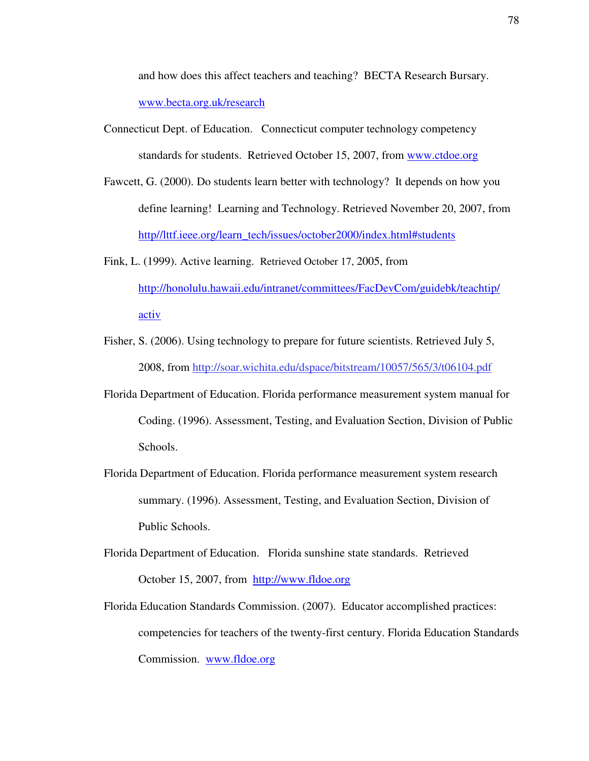and how does this affect teachers and teaching? BECTA Research Bursary. www.becta.org.uk/research

Connecticut Dept. of Education. Connecticut computer technology competency standards for students. Retrieved October 15, 2007, from www.ctdoe.org

Fawcett, G. (2000). Do students learn better with technology? It depends on how you define learning! Learning and Technology. Retrieved November 20, 2007, from http//lttf.ieee.org/learn_tech/issues/october2000/index.html#students

Fink, L. (1999). Active learning. Retrieved October 17, 2005, from http://honolulu.hawaii.edu/intranet/committees/FacDevCom/guidebk/teachtip/activ

Fisher, S. (2006). Using technology to prepare for future scientists. Retrieved July 5, 2008, from http://soar.wichita.edu/dspace/bitstream/10057/565/3/t06104.pdf

Florida Department of Education. Florida performance measurement system manual for Coding. (1996). Assessment, Testing, and Evaluation Section, Division of Public Schools.

Florida Department of Education. Florida performance measurement system research summary. (1996). Assessment, Testing, and Evaluation Section, Division of Public Schools.

Florida Department of Education. Florida sunshine state standards. Retrieved October 15, 2007, from http://www.fldoe.org

Florida Education Standards Commission. (2007). Educator accomplished practices: competencies for teachers of the twenty-first century. Florida Education Standards Commission. www.fldoe.org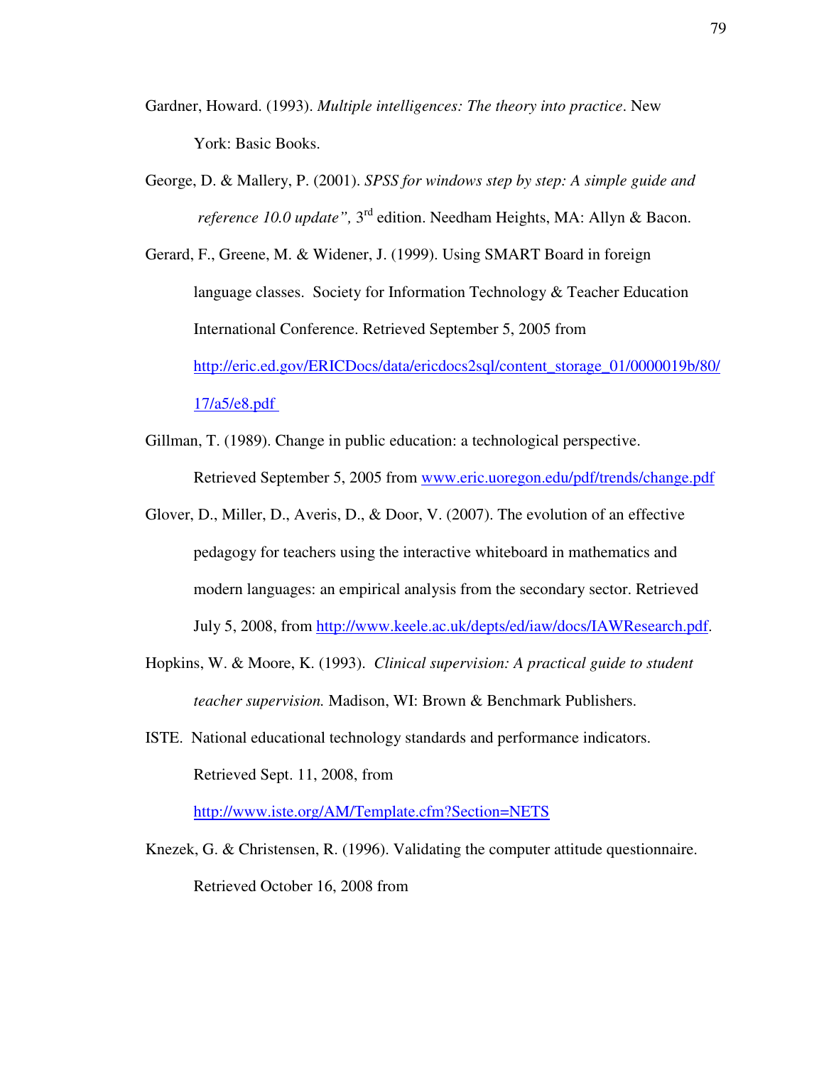Gardner, Howard. (1993). *Multiple intelligences: The theory into practice*. New York: Basic Books.

George, D. & Mallery, P. (2001). *SPSS for windows step by step: A simple guide and reference 10.0 update",* 3rd edition. Needham Heights, MA: Allyn & Bacon.

Gerard, F., Greene, M. & Widener, J. (1999). Using SMART Board in foreign language classes. Society for Information Technology & Teacher Education International Conference. Retrieved September 5, 2005 from http://eric.ed.gov/ERICDocs/data/ericdocs2sql/content_storage_01/0000019b/80/17/a5/e8.pdf

Gillman, T. (1989). Change in public education: a technological perspective. Retrieved September 5, 2005 from www.eric.uoregon.edu/pdf/trends/change.pdf

Glover, D., Miller, D., Averis, D., & Door, V. (2007). The evolution of an effective pedagogy for teachers using the interactive whiteboard in mathematics and modern languages: an empirical analysis from the secondary sector. Retrieved July 5, 2008, from http://www.keele.ac.uk/depts/ed/iaw/docs/IAWResearch.pdf.

Hopkins, W. & Moore, K. (1993). *Clinical supervision: A practical guide to student teacher supervision.* Madison, WI: Brown & Benchmark Publishers.

ISTE. National educational technology standards and performance indicators. Retrieved Sept. 11, 2008, from http://www.iste.org/AM/Template.cfm?Section=NETS

Knezek, G. & Christensen, R. (1996). Validating the computer attitude questionnaire. Retrieved October 16, 2008 from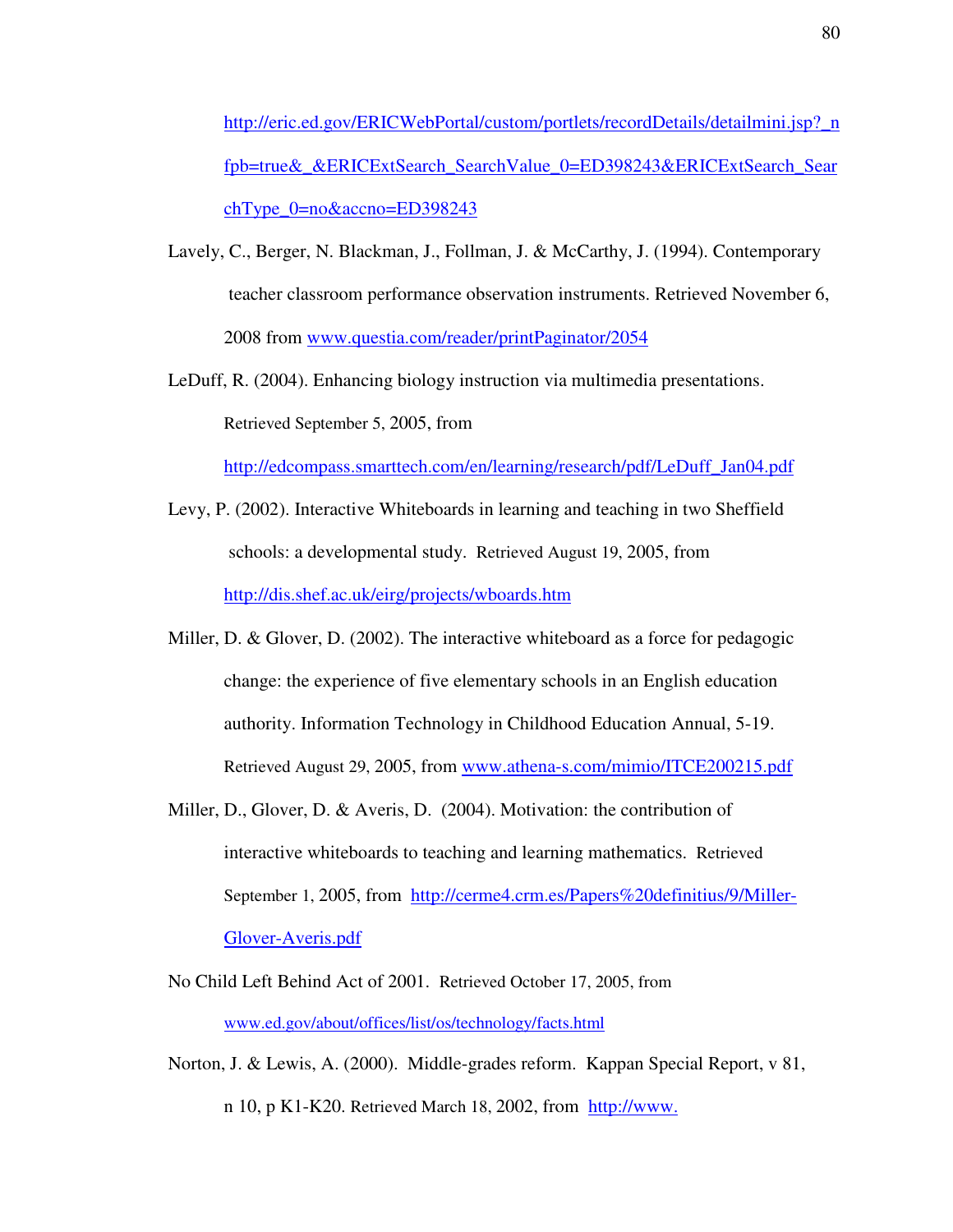http://eric.ed.gov/ERICWebPortal/custom/portlets/recordDetails/detailmini.jsp?_nfpb=true&_&ERICExtSearch_SearchValue_0=ED398243&ERICExtSearch_SearchType_0=no&accno=ED398243

Lavely, C., Berger, N. Blackman, J., Follman, J. & McCarthy, J. (1994). Contemporary teacher classroom performance observation instruments. Retrieved November 6, 2008 from www.questia.com/reader/printPaginator/2054

LeDuff, R. (2004). Enhancing biology instruction via multimedia presentations. Retrieved September 5, 2005, from http://edcompass.smarttech.com/en/learning/research/pdf/LeDuff_Jan04.pdf

Levy, P. (2002). Interactive Whiteboards in learning and teaching in two Sheffield schools: a developmental study. Retrieved August 19, 2005, from http://dis.shef.ac.uk/eirg/projects/wboards.htm

Miller, D. & Glover, D. (2002). The interactive whiteboard as a force for pedagogic change: the experience of five elementary schools in an English education authority. Information Technology in Childhood Education Annual, 5-19. Retrieved August 29, 2005, from www.athena-s.com/mimio/ITCE200215.pdf

Miller, D., Glover, D. & Averis, D. (2004). Motivation: the contribution of interactive whiteboards to teaching and learning mathematics. Retrieved September 1, 2005, from http://cerme4.crm.es/Papers%20definitius/9/Miller-Glover-Averis.pdf

No Child Left Behind Act of 2001. Retrieved October 17, 2005, from www.ed.gov/about/offices/list/os/technology/facts.html

Norton, J. & Lewis, A. (2000). Middle-grades reform. Kappan Special Report, v 81, n 10, p K1-K20. Retrieved March 18, 2002, from http://www.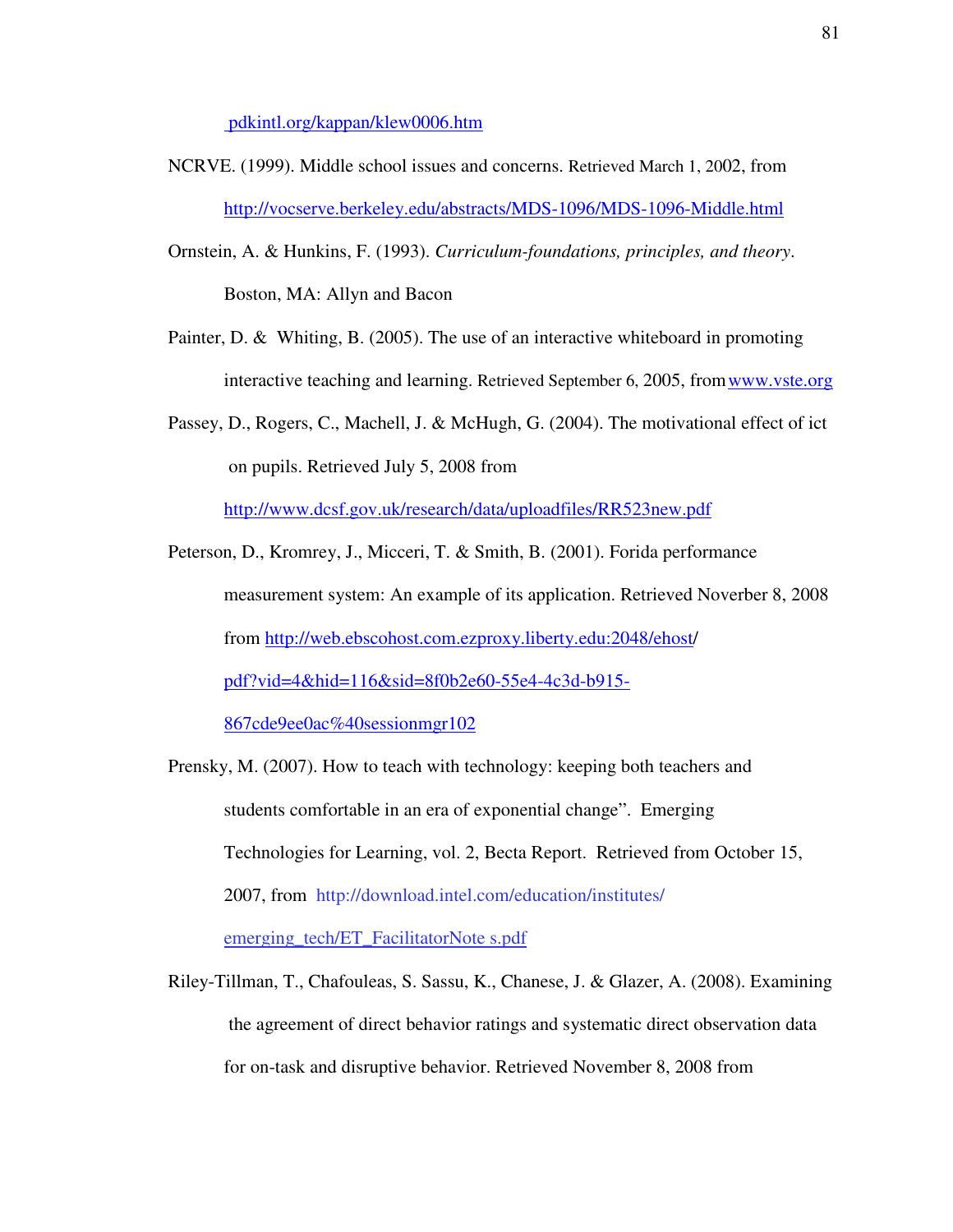pdkintl.org/kappan/klew0006.htm

NCRVE. (1999). Middle school issues and concerns. Retrieved March 1, 2002, from http://vocserve.berkeley.edu/abstracts/MDS-1096/MDS-1096-Middle.html

Ornstein, A. & Hunkins, F. (1993). *Curriculum-foundations, principles, and theory*. Boston, MA: Allyn and Bacon

Painter, D. & Whiting, B. (2005). The use of an interactive whiteboard in promoting interactive teaching and learning. Retrieved September 6, 2005, from www.vste.org

Passey, D., Rogers, C., Machell, J. & McHugh, G. (2004). The motivational effect of ict on pupils. Retrieved July 5, 2008 from http://www.dcsf.gov.uk/research/data/uploadfiles/RR523new.pdf

Peterson, D., Kromrey, J., Micceri, T. & Smith, B. (2001). Forida performance measurement system: An example of its application. Retrieved Noverber 8, 2008 from http://web.ebscohost.com.ezproxy.liberty.edu:2048/ehost/pdf?vid=4&hid=116&sid=8f0b2e60-55e4-4c3d-b915-867cde9ee0ac%40sessionmgr102

Prensky, M. (2007). How to teach with technology: keeping both teachers and students comfortable in an era of exponential change". Emerging Technologies for Learning, vol. 2, Becta Report. Retrieved from October 15, 2007, from http://download.intel.com/education/institutes/emerging_tech/ET_FacilitatorNote s.pdf

Riley-Tillman, T., Chafouleas, S. Sassu, K., Chanese, J. & Glazer, A. (2008). Examining the agreement of direct behavior ratings and systematic direct observation data for on-task and disruptive behavior. Retrieved November 8, 2008 from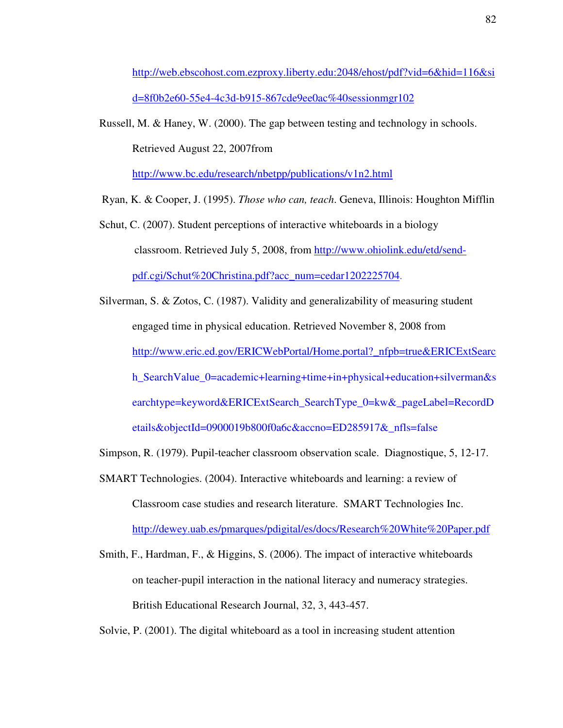http://web.ebscohost.com.ezproxy.liberty.edu:2048/ehost/pdf?vid=6&hid=116&sid=8f0b2e60-55e4-4c3d-b915-867cde9ee0ac%40sessionmgr102

Russell, M. & Haney, W. (2000). The gap between testing and technology in schools. Retrieved August 22, 2007from http://www.bc.edu/research/nbetpp/publications/v1n2.html

Ryan, K. & Cooper, J. (1995). *Those who can, teach*. Geneva, Illinois: Houghton Mifflin

Schut, C. (2007). Student perceptions of interactive whiteboards in a biology classroom. Retrieved July 5, 2008, from http://www.ohiolink.edu/etd/send-pdf.cgi/Schut%20Christina.pdf?acc_num=cedar1202225704.

Silverman, S. & Zotos, C. (1987). Validity and generalizability of measuring student engaged time in physical education. Retrieved November 8, 2008 from http://www.eric.ed.gov/ERICWebPortal/Home.portal?_nfpb=true&ERICExtSearch_SearchValue_0=academic+learning+time+in+physical+education+silverman&searchtype=keyword&ERICExtSearch_SearchType_0=kw&_pageLabel=RecordDetails&objectId=0900019b800f0a6c&accno=ED285917&_nfls=false

Simpson, R. (1979). Pupil-teacher classroom observation scale. Diagnostique, 5, 12-17.

SMART Technologies. (2004). Interactive whiteboards and learning: a review of Classroom case studies and research literature. SMART Technologies Inc. http://dewey.uab.es/pmarques/pdigital/es/docs/Research%20White%20Paper.pdf

Smith, F., Hardman, F., & Higgins, S. (2006). The impact of interactive whiteboards on teacher-pupil interaction in the national literacy and numeracy strategies. British Educational Research Journal, 32, 3, 443-457.

Solvie, P. (2001). The digital whiteboard as a tool in increasing student attention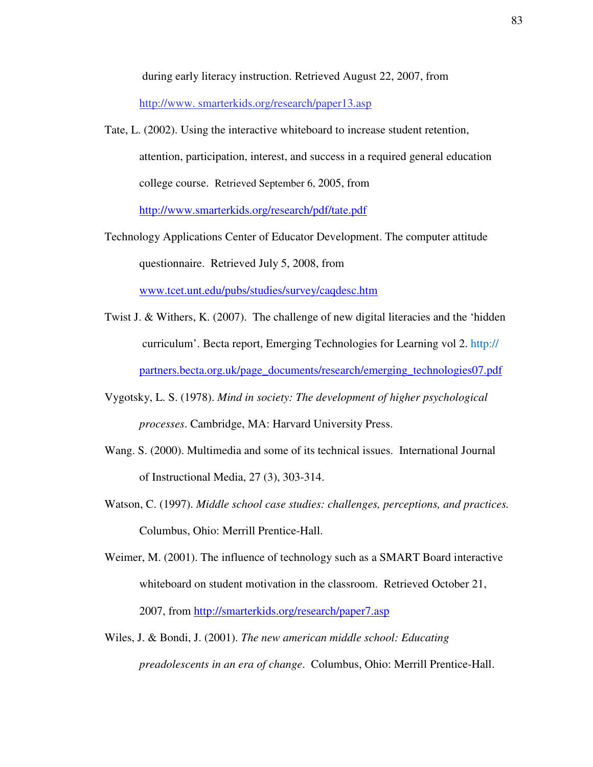during early literacy instruction. Retrieved August 22, 2007, from http://www. smarterkids.org/research/paper13.asp

Tate, L. (2002). Using the interactive whiteboard to increase student retention, attention, participation, interest, and success in a required general education college course. Retrieved September 6, 2005, from http://www.smarterkids.org/research/pdf/tate.pdf

Technology Applications Center of Educator Development. The computer attitude questionnaire. Retrieved July 5, 2008, from www.tcet.unt.edu/pubs/studies/survey/caqdesc.htm

Twist J. & Withers, K. (2007). The challenge of new digital literacies and the 'hidden curriculum'. Becta report, Emerging Technologies for Learning vol 2. http:// partners.becta.org.uk/page_documents/research/emerging_technologies07.pdf

Vygotsky, L. S. (1978). *Mind in society: The development of higher psychological processes*. Cambridge, MA: Harvard University Press.

Wang. S. (2000). Multimedia and some of its technical issues. International Journal of Instructional Media, 27 (3), 303-314.

Watson, C. (1997). *Middle school case studies: challenges, perceptions, and practices.* Columbus, Ohio: Merrill Prentice-Hall.

Weimer, M. (2001). The influence of technology such as a SMART Board interactive whiteboard on student motivation in the classroom. Retrieved October 21, 2007, from http://smarterkids.org/research/paper7.asp

Wiles, J. & Bondi, J. (2001). *The new american middle school: Educating preadolescents in an era of change*. Columbus, Ohio: Merrill Prentice-Hall.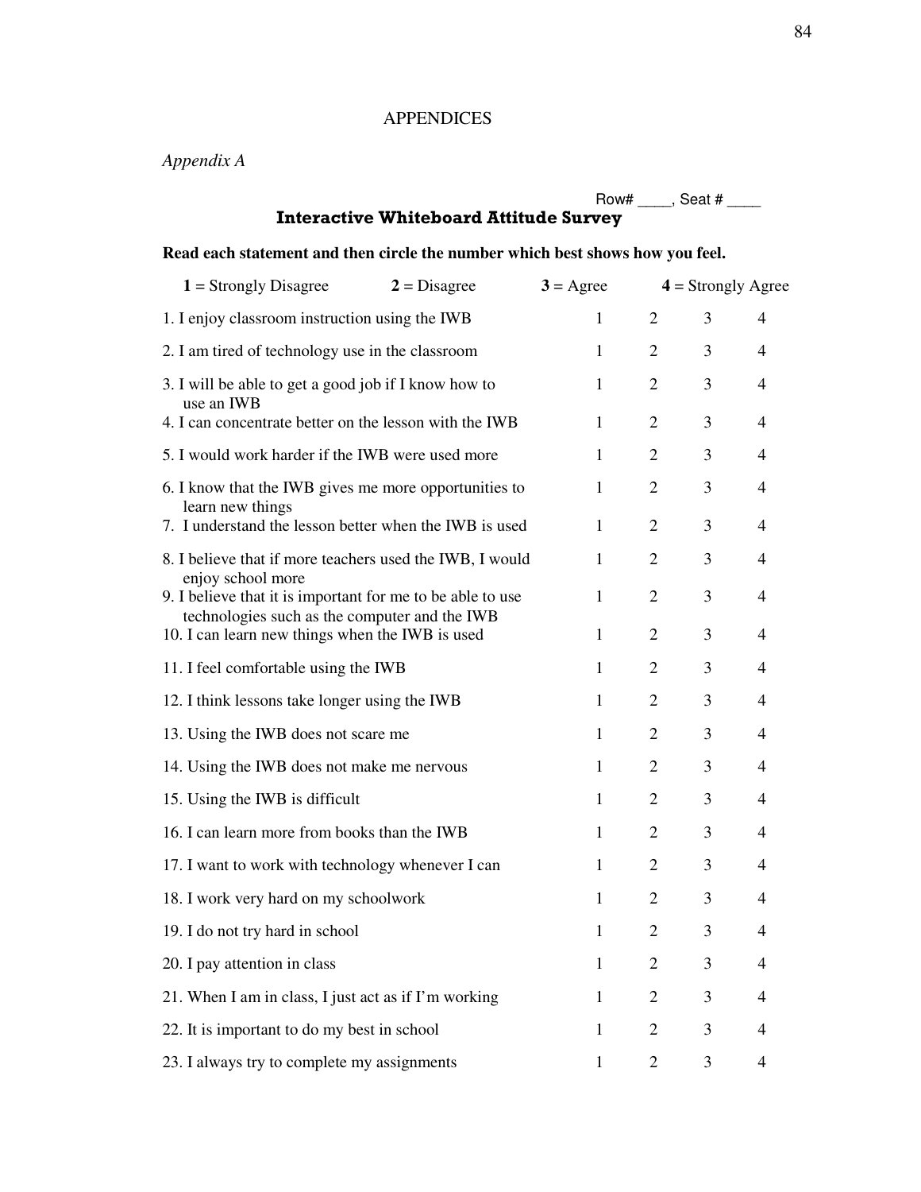# APPENDICES

*Appendix A*

Row# ____, Seat # ____

## Interactive Whiteboard Attitude Survey

**Read each statement and then circle the number which best shows how you feel.**

**1** = Strongly Disagree **2** = Disagree **3** = Agree **4** = Strongly Agree

| Statement | | | | |
|---|---|---|---|---|
| 1. I enjoy classroom instruction using the IWB | 1 | 2 | 3 | 4 |
| 2. I am tired of technology use in the classroom | 1 | 2 | 3 | 4 |
| 3. I will be able to get a good job if I know how to use an IWB | 1 | 2 | 3 | 4 |
| 4. I can concentrate better on the lesson with the IWB | 1 | 2 | 3 | 4 |
| 5. I would work harder if the IWB were used more | 1 | 2 | 3 | 4 |
| 6. I know that the IWB gives me more opportunities to learn new things | 1 | 2 | 3 | 4 |
| 7. I understand the lesson better when the IWB is used | 1 | 2 | 3 | 4 |
| 8. I believe that if more teachers used the IWB, I would enjoy school more | 1 | 2 | 3 | 4 |
| 9. I believe that it is important for me to be able to use technologies such as the computer and the IWB | 1 | 2 | 3 | 4 |
| 10. I can learn new things when the IWB is used | 1 | 2 | 3 | 4 |
| 11. I feel comfortable using the IWB | 1 | 2 | 3 | 4 |
| 12. I think lessons take longer using the IWB | 1 | 2 | 3 | 4 |
| 13. Using the IWB does not scare me | 1 | 2 | 3 | 4 |
| 14. Using the IWB does not make me nervous | 1 | 2 | 3 | 4 |
| 15. Using the IWB is difficult | 1 | 2 | 3 | 4 |
| 16. I can learn more from books than the IWB | 1 | 2 | 3 | 4 |
| 17. I want to work with technology whenever I can | 1 | 2 | 3 | 4 |
| 18. I work very hard on my schoolwork | 1 | 2 | 3 | 4 |
| 19. I do not try hard in school | 1 | 2 | 3 | 4 |
| 20. I pay attention in class | 1 | 2 | 3 | 4 |
| 21. When I am in class, I just act as if I'm working | 1 | 2 | 3 | 4 |
| 22. It is important to do my best in school | 1 | 2 | 3 | 4 |
| 23. I always try to complete my assignments | 1 | 2 | 3 | 4 |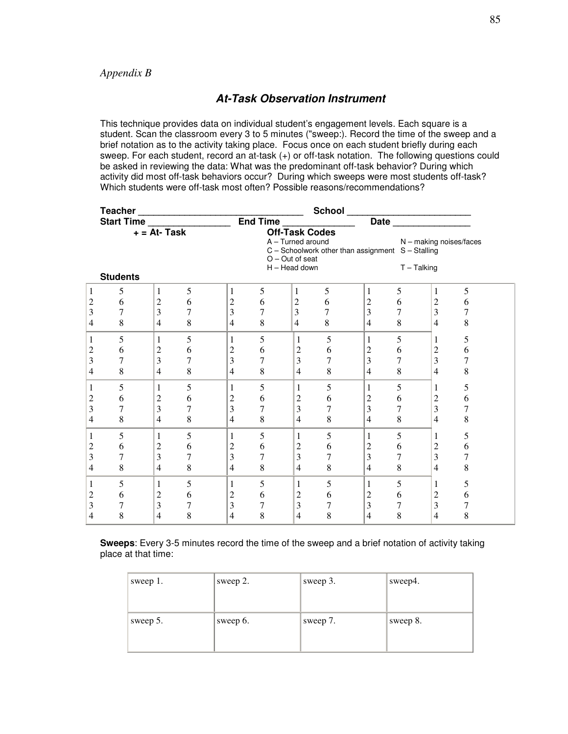*Appendix B*

## ***At-Task Observation Instrument***

This technique provides data on individual student's engagement levels. Each square is a student. Scan the classroom every 3 to 5 minutes ("sweep:). Record the time of the sweep and a brief notation as to the activity taking place. Focus once on each student briefly during each sweep. For each student, record an at-task (+) or off-task notation. The following questions could be asked in reviewing the data: What was the predominant off-task behavior? During which activity did most off-task behaviors occur? During which sweeps were most students off-task? Which students were off-task most often? Possible reasons/recommendations?

**Teacher** ________________________________ **School** ________________________

**Start Time** ________________ **End Time** ______________ **Date** _______________

**+ = At- Task**

**Off-Task Codes**

A – Turned around
C – Schoolwork other than assignment
O – Out of seat
H – Head down
N – making noises/faces
S – Stalling
T – Talking

**Students**

| | | | | | |
|---|---|---|---|---|---|
| 1 5<br>2 6<br>3 7<br>4 8 | 1 5<br>2 6<br>3 7<br>4 8 | 1 5<br>2 6<br>3 7<br>4 8 | 1 5<br>2 6<br>3 7<br>4 8 | 1 5<br>2 6<br>3 7<br>4 8 | 1 5<br>2 6<br>3 7<br>4 8 |
| 1 5<br>2 6<br>3 7<br>4 8 | 1 5<br>2 6<br>3 7<br>4 8 | 1 5<br>2 6<br>3 7<br>4 8 | 1 5<br>2 6<br>3 7<br>4 8 | 1 5<br>2 6<br>3 7<br>4 8 | 1 5<br>2 6<br>3 7<br>4 8 |
| 1 5<br>2 6<br>3 7<br>4 8 | 1 5<br>2 6<br>3 7<br>4 8 | 1 5<br>2 6<br>3 7<br>4 8 | 1 5<br>2 6<br>3 7<br>4 8 | 1 5<br>2 6<br>3 7<br>4 8 | 1 5<br>2 6<br>3 7<br>4 8 |
| 1 5<br>2 6<br>3 7<br>4 8 | 1 5<br>2 6<br>3 7<br>4 8 | 1 5<br>2 6<br>3 7<br>4 8 | 1 5<br>2 6<br>3 7<br>4 8 | 1 5<br>2 6<br>3 7<br>4 8 | 1 5<br>2 6<br>3 7<br>4 8 |
| 1 5<br>2 6<br>3 7<br>4 8 | 1 5<br>2 6<br>3 7<br>4 8 | 1 5<br>2 6<br>3 7<br>4 8 | 1 5<br>2 6<br>3 7<br>4 8 | 1 5<br>2 6<br>3 7<br>4 8 | 1 5<br>2 6<br>3 7<br>4 8 |

**Sweeps**: Every 3-5 minutes record the time of the sweep and a brief notation of activity taking place at that time:

| | | | |
|---|---|---|---|
| sweep 1. | sweep 2. | sweep 3. | sweep4. |
| sweep 5. | sweep 6. | sweep 7. | sweep 8. |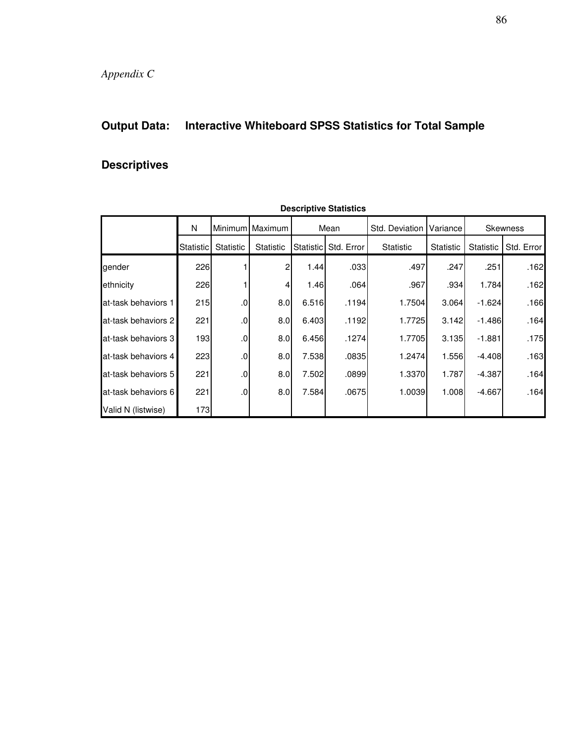*Appendix C*

## Output Data: Interactive Whiteboard SPSS Statistics for Total Sample

## Descriptives

**Descriptive Statistics**

| | N | Minimum | Maximum | Mean | | Std. Deviation | Variance | Skewness | |
|---|---|---|---|---|---|---|---|---|---|
| | Statistic | Statistic | Statistic | Statistic | Std. Error | Statistic | Statistic | Statistic | Std. Error |
| gender | 226 | 1 | 2 | 1.44 | .033 | .497 | .247 | .251 | .162 |
| ethnicity | 226 | 1 | 4 | 1.46 | .064 | .967 | .934 | 1.784 | .162 |
| at-task behaviors 1 | 215 | .0 | 8.0 | 6.516 | .1194 | 1.7504 | 3.064 | -1.624 | .166 |
| at-task behaviors 2 | 221 | .0 | 8.0 | 6.403 | .1192 | 1.7725 | 3.142 | -1.486 | .164 |
| at-task behaviors 3 | 193 | .0 | 8.0 | 6.456 | .1274 | 1.7705 | 3.135 | -1.881 | .175 |
| at-task behaviors 4 | 223 | .0 | 8.0 | 7.538 | .0835 | 1.2474 | 1.556 | -4.408 | .163 |
| at-task behaviors 5 | 221 | .0 | 8.0 | 7.502 | .0899 | 1.3370 | 1.787 | -4.387 | .164 |
| at-task behaviors 6 | 221 | .0 | 8.0 | 7.584 | .0675 | 1.0039 | 1.008 | -4.667 | .164 |
| Valid N (listwise) | 173 | | | | | | | | |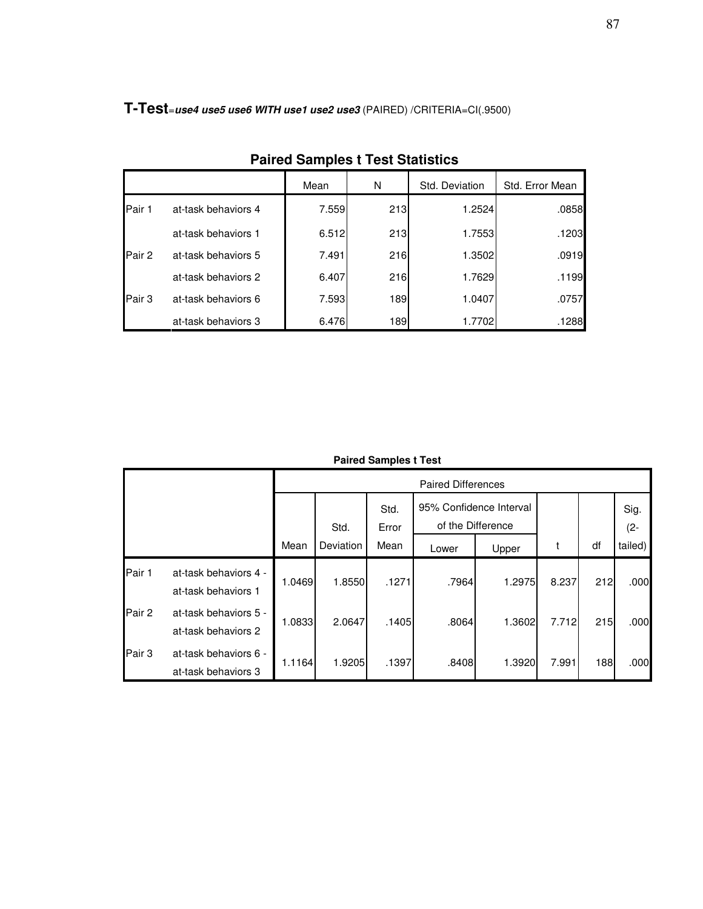**T-Test**=***use4 use5 use6 WITH use1 use2 use3*** (PAIRED) /CRITERIA=CI(.9500)

**Paired Samples t Test Statistics**

| | | Mean | N | Std. Deviation | Std. Error Mean |
|---|---|---|---|---|---|
| Pair 1 | at-task behaviors 4 | 7.559 | 213 | 1.2524 | .0858 |
| | at-task behaviors 1 | 6.512 | 213 | 1.7553 | .1203 |
| Pair 2 | at-task behaviors 5 | 7.491 | 216 | 1.3502 | .0919 |
| | at-task behaviors 2 | 6.407 | 216 | 1.7629 | .1199 |
| Pair 3 | at-task behaviors 6 | 7.593 | 189 | 1.0407 | .0757 |
| | at-task behaviors 3 | 6.476 | 189 | 1.7702 | .1288 |

**Paired Samples t Test**

| | | Paired Differences | | | | | t | df | Sig. (2-tailed) |
|---|---|---|---|---|---|---|---|---|---|
| | | Mean | Std. Deviation | Std. Error Mean | 95% Confidence Interval of the Difference | | | | |
| | | | | | Lower | Upper | | | |
| Pair 1 | at-task behaviors 4 - at-task behaviors 1 | 1.0469 | 1.8550 | .1271 | .7964 | 1.2975 | 8.237 | 212 | .000 |
| Pair 2 | at-task behaviors 5 - at-task behaviors 2 | 1.0833 | 2.0647 | .1405 | .8064 | 1.3602 | 7.712 | 215 | .000 |
| Pair 3 | at-task behaviors 6 - at-task behaviors 3 | 1.1164 | 1.9205 | .1397 | .8408 | 1.3920 | 7.991 | 188 | .000 |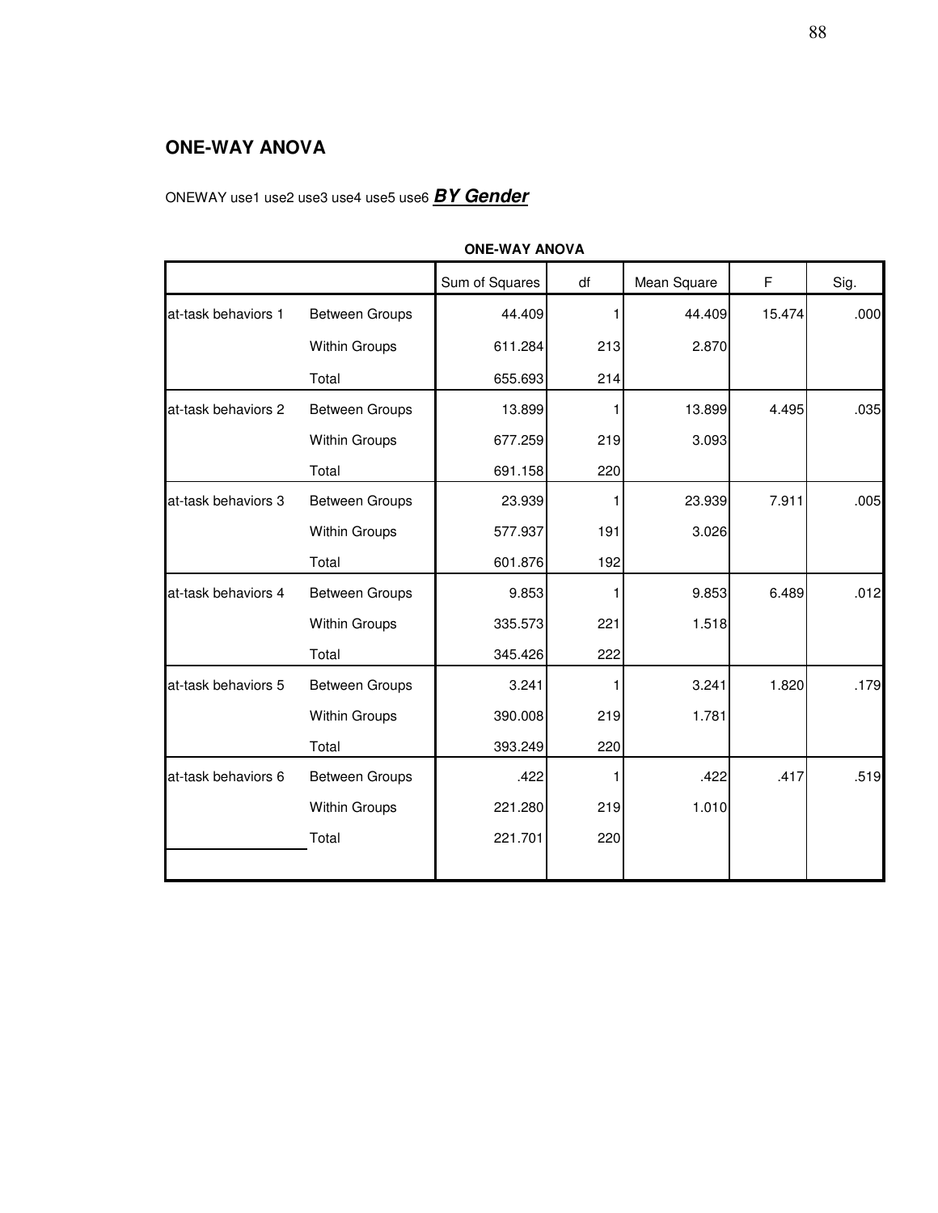## ONE-WAY ANOVA

ONEWAY use1 use2 use3 use4 use5 use6 ***BY Gender***

**ONE-WAY ANOVA**

| | | Sum of Squares | df | Mean Square | F | Sig. |
|---|---|---|---|---|---|---|
| at-task behaviors 1 | Between Groups | 44.409 | 1 | 44.409 | 15.474 | .000 |
| | Within Groups | 611.284 | 213 | 2.870 | | |
| | Total | 655.693 | 214 | | | |
| at-task behaviors 2 | Between Groups | 13.899 | 1 | 13.899 | 4.495 | .035 |
| | Within Groups | 677.259 | 219 | 3.093 | | |
| | Total | 691.158 | 220 | | | |
| at-task behaviors 3 | Between Groups | 23.939 | 1 | 23.939 | 7.911 | .005 |
| | Within Groups | 577.937 | 191 | 3.026 | | |
| | Total | 601.876 | 192 | | | |
| at-task behaviors 4 | Between Groups | 9.853 | 1 | 9.853 | 6.489 | .012 |
| | Within Groups | 335.573 | 221 | 1.518 | | |
| | Total | 345.426 | 222 | | | |
| at-task behaviors 5 | Between Groups | 3.241 | 1 | 3.241 | 1.820 | .179 |
| | Within Groups | 390.008 | 219 | 1.781 | | |
| | Total | 393.249 | 220 | | | |
| at-task behaviors 6 | Between Groups | .422 | 1 | .422 | .417 | .519 |
| | Within Groups | 221.280 | 219 | 1.010 | | |
| | Total | 221.701 | 220 | | | |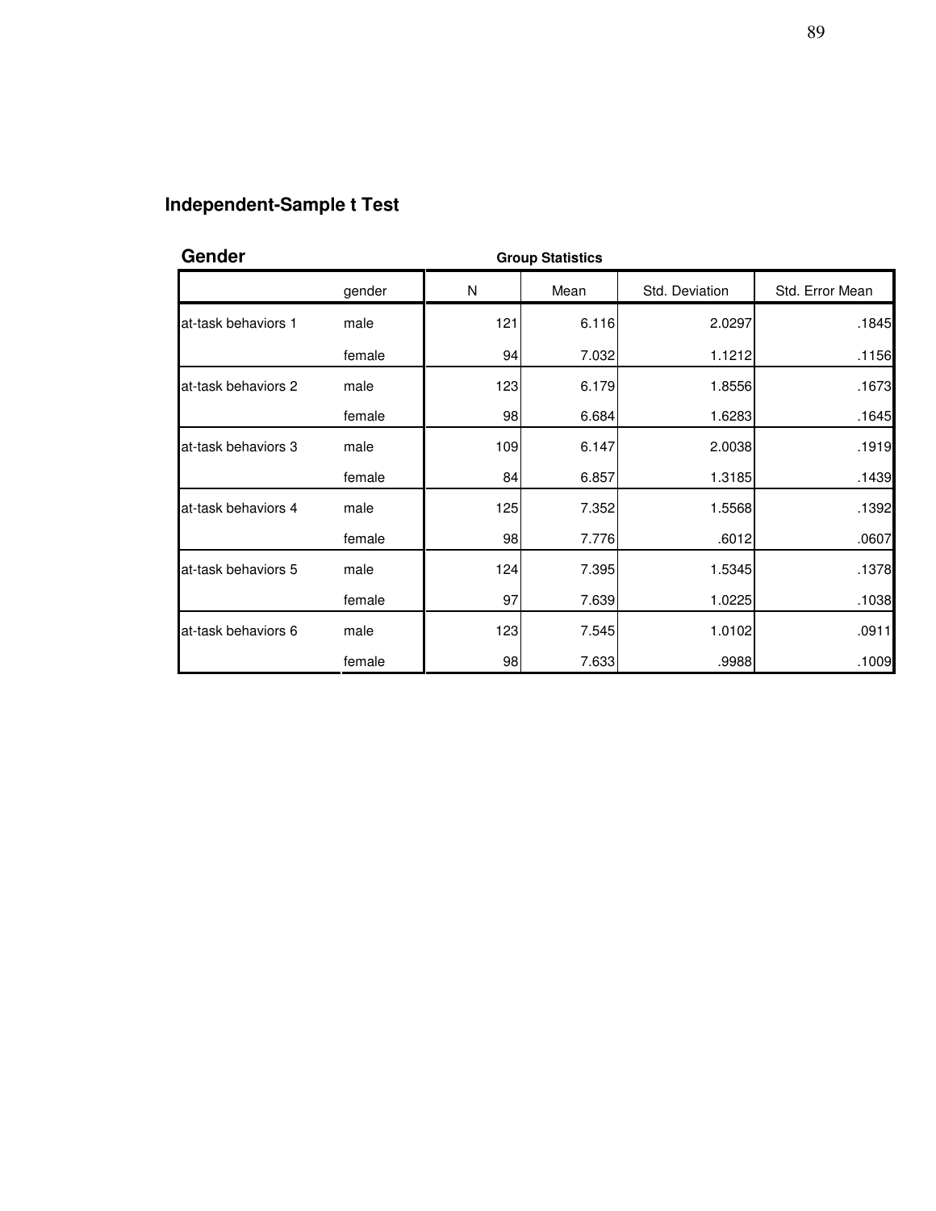## Independent-Sample t Test

### Gender

**Group Statistics**

| | gender | N | Mean | Std. Deviation | Std. Error Mean |
|---|---|---|---|---|---|
| at-task behaviors 1 | male | 121 | 6.116 | 2.0297 | .1845 |
| | female | 94 | 7.032 | 1.1212 | .1156 |
| at-task behaviors 2 | male | 123 | 6.179 | 1.8556 | .1673 |
| | female | 98 | 6.684 | 1.6283 | .1645 |
| at-task behaviors 3 | male | 109 | 6.147 | 2.0038 | .1919 |
| | female | 84 | 6.857 | 1.3185 | .1439 |
| at-task behaviors 4 | male | 125 | 7.352 | 1.5568 | .1392 |
| | female | 98 | 7.776 | .6012 | .0607 |
| at-task behaviors 5 | male | 124 | 7.395 | 1.5345 | .1378 |
| | female | 97 | 7.639 | 1.0225 | .1038 |
| at-task behaviors 6 | male | 123 | 7.545 | 1.0102 | .0911 |
| | female | 98 | 7.633 | .9988 | .1009 |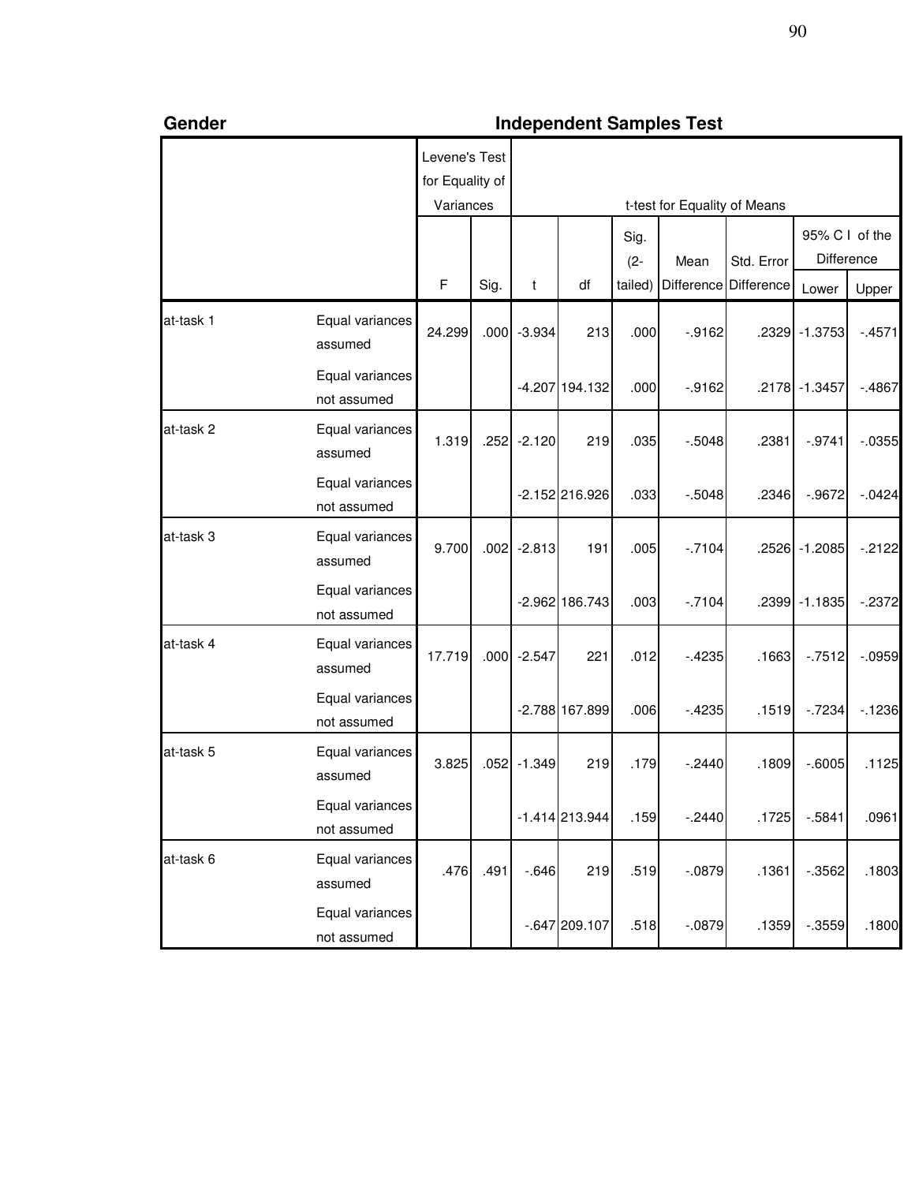**Gender**

### Independent Samples Test

| | | Levene's Test for Equality of Variances | | t-test for Equality of Means | | | | | | |
|---|---|---|---|---|---|---|---|---|---|---|
| | | | | | | | | | 95% C I of the Difference | |
| | | F | Sig. | t | df | Sig. (2-tailed) | Mean Difference | Std. Error Difference | Lower | Upper |
| at-task 1 | Equal variances assumed | 24.299 | .000 | -3.934 | 213 | .000 | -.9162 | .2329 | -1.3753 | -.4571 |
| | Equal variances not assumed | | | -4.207 | 194.132 | .000 | -.9162 | .2178 | -1.3457 | -.4867 |
| at-task 2 | Equal variances assumed | 1.319 | .252 | -2.120 | 219 | .035 | -.5048 | .2381 | -.9741 | -.0355 |
| | Equal variances not assumed | | | -2.152 | 216.926 | .033 | -.5048 | .2346 | -.9672 | -.0424 |
| at-task 3 | Equal variances assumed | 9.700 | .002 | -2.813 | 191 | .005 | -.7104 | .2526 | -1.2085 | -.2122 |
| | Equal variances not assumed | | | -2.962 | 186.743 | .003 | -.7104 | .2399 | -1.1835 | -.2372 |
| at-task 4 | Equal variances assumed | 17.719 | .000 | -2.547 | 221 | .012 | -.4235 | .1663 | -.7512 | -.0959 |
| | Equal variances not assumed | | | -2.788 | 167.899 | .006 | -.4235 | .1519 | -.7234 | -.1236 |
| at-task 5 | Equal variances assumed | 3.825 | .052 | -1.349 | 219 | .179 | -.2440 | .1809 | -.6005 | .1125 |
| | Equal variances not assumed | | | -1.414 | 213.944 | .159 | -.2440 | .1725 | -.5841 | .0961 |
| at-task 6 | Equal variances assumed | .476 | .491 | -.646 | 219 | .519 | -.0879 | .1361 | -.3562 | .1803 |
| | Equal variances not assumed | | | -.647 | 209.107 | .518 | -.0879 | .1359 | -.3559 | .1800 |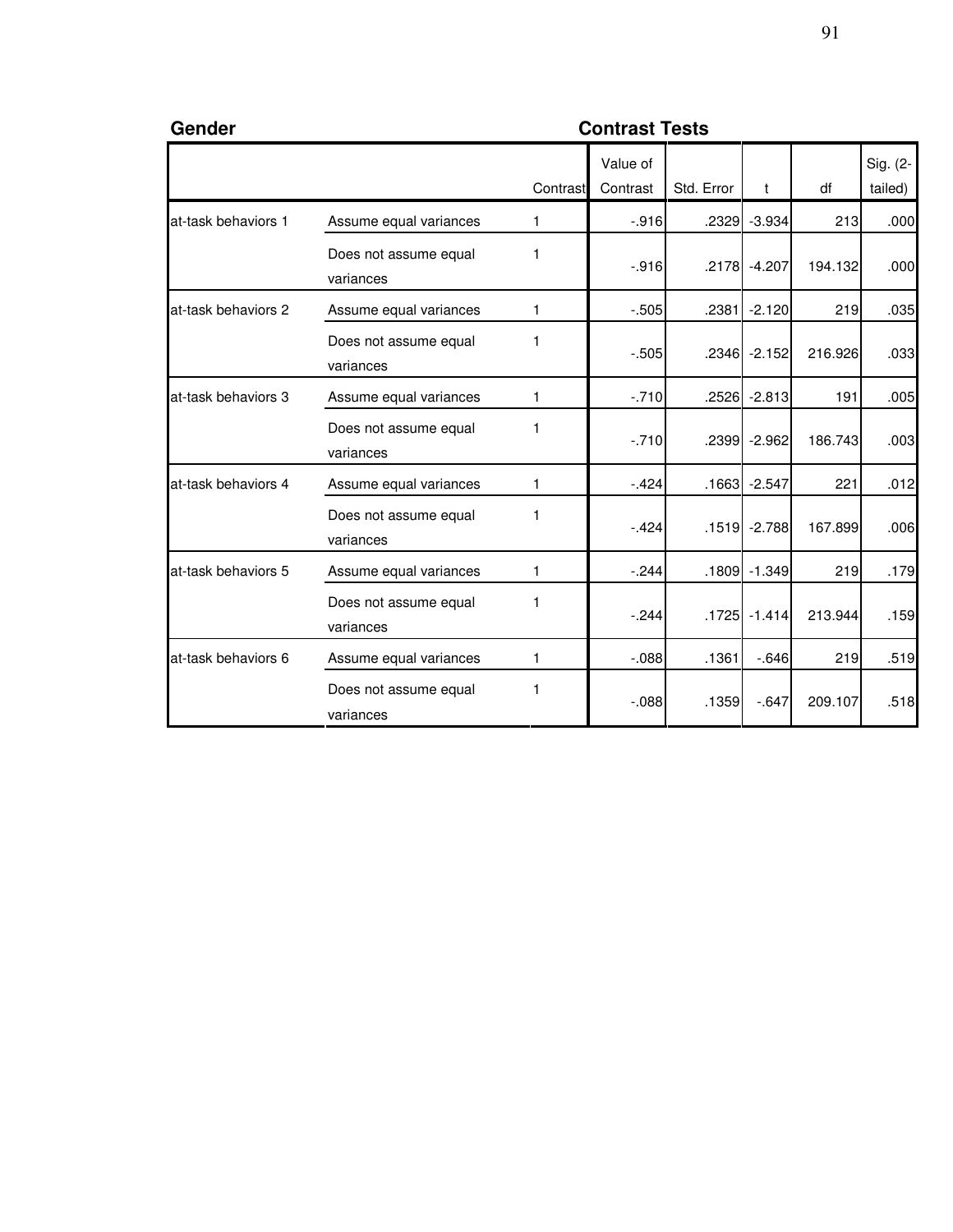**Gender**

**Contrast Tests**

| | | Contrast | Value of Contrast | Std. Error | t | df | Sig. (2-tailed) |
|---|---|---|---|---|---|---|---|
| at-task behaviors 1 | Assume equal variances | 1 | -.916 | .2329 | -3.934 | 213 | .000 |
| | Does not assume equal variances | 1 | -.916 | .2178 | -4.207 | 194.132 | .000 |
| at-task behaviors 2 | Assume equal variances | 1 | -.505 | .2381 | -2.120 | 219 | .035 |
| | Does not assume equal variances | 1 | -.505 | .2346 | -2.152 | 216.926 | .033 |
| at-task behaviors 3 | Assume equal variances | 1 | -.710 | .2526 | -2.813 | 191 | .005 |
| | Does not assume equal variances | 1 | -.710 | .2399 | -2.962 | 186.743 | .003 |
| at-task behaviors 4 | Assume equal variances | 1 | -.424 | .1663 | -2.547 | 221 | .012 |
| | Does not assume equal variances | 1 | -.424 | .1519 | -2.788 | 167.899 | .006 |
| at-task behaviors 5 | Assume equal variances | 1 | -.244 | .1809 | -1.349 | 219 | .179 |
| | Does not assume equal variances | 1 | -.244 | .1725 | -1.414 | 213.944 | .159 |
| at-task behaviors 6 | Assume equal variances | 1 | -.088 | .1361 | -.646 | 219 | .519 |
| | Does not assume equal variances | 1 | -.088 | .1359 | -.647 | 209.107 | .518 |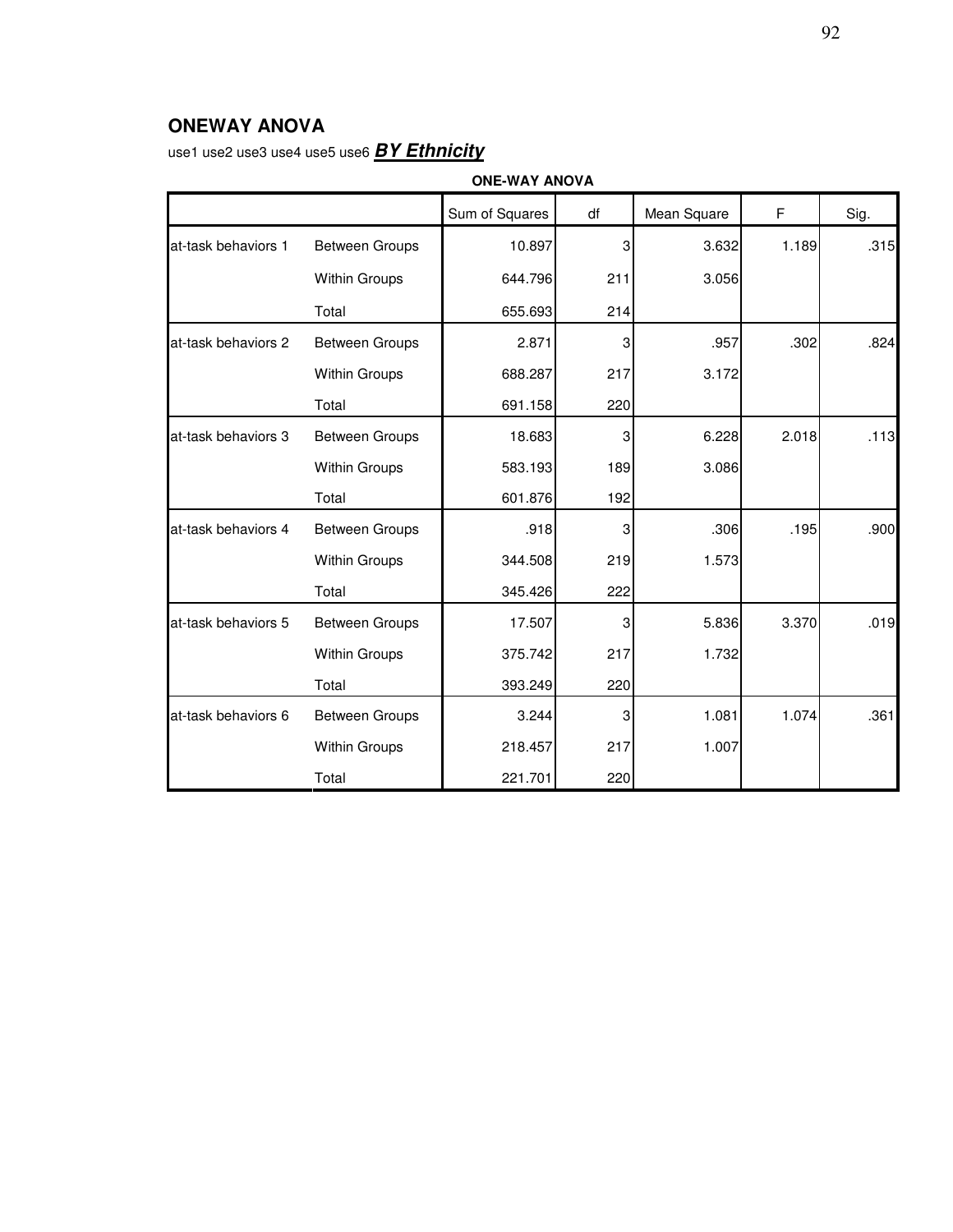## ONEWAY ANOVA

use1 use2 use3 use4 use5 use6 ***BY Ethnicity***

**ONE-WAY ANOVA**

| | | Sum of Squares | df | Mean Square | F | Sig. |
|---|---|---|---|---|---|---|
| at-task behaviors 1 | Between Groups | 10.897 | 3 | 3.632 | 1.189 | .315 |
| | Within Groups | 644.796 | 211 | 3.056 | | |
| | Total | 655.693 | 214 | | | |
| at-task behaviors 2 | Between Groups | 2.871 | 3 | .957 | .302 | .824 |
| | Within Groups | 688.287 | 217 | 3.172 | | |
| | Total | 691.158 | 220 | | | |
| at-task behaviors 3 | Between Groups | 18.683 | 3 | 6.228 | 2.018 | .113 |
| | Within Groups | 583.193 | 189 | 3.086 | | |
| | Total | 601.876 | 192 | | | |
| at-task behaviors 4 | Between Groups | .918 | 3 | .306 | .195 | .900 |
| | Within Groups | 344.508 | 219 | 1.573 | | |
| | Total | 345.426 | 222 | | | |
| at-task behaviors 5 | Between Groups | 17.507 | 3 | 5.836 | 3.370 | .019 |
| | Within Groups | 375.742 | 217 | 1.732 | | |
| | Total | 393.249 | 220 | | | |
| at-task behaviors 6 | Between Groups | 3.244 | 3 | 1.081 | 1.074 | .361 |
| | Within Groups | 218.457 | 217 | 1.007 | | |
| | Total | 221.701 | 220 | | | |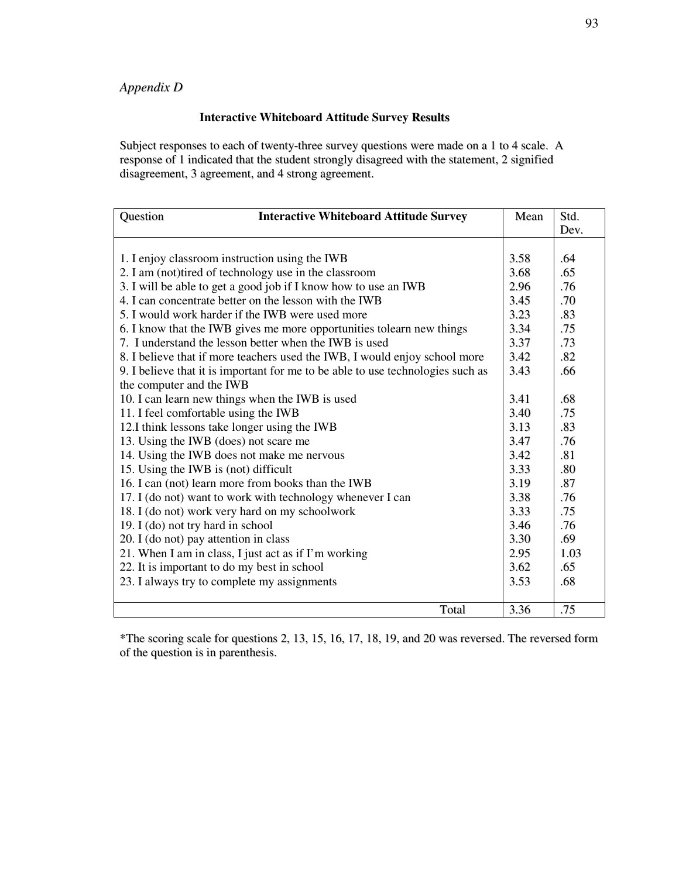*Appendix D*

**Interactive Whiteboard Attitude Survey Results**

Subject responses to each of twenty-three survey questions were made on a 1 to 4 scale. A response of 1 indicated that the student strongly disagreed with the statement, 2 signified disagreement, 3 agreement, and 4 strong agreement.

| Question **Interactive Whiteboard Attitude Survey** | Mean | Std. Dev. |
|---|---|---|
| 1. I enjoy classroom instruction using the IWB | 3.58 | .64 |
| 2. I am (not)tired of technology use in the classroom | 3.68 | .65 |
| 3. I will be able to get a good job if I know how to use an IWB | 2.96 | .76 |
| 4. I can concentrate better on the lesson with the IWB | 3.45 | .70 |
| 5. I would work harder if the IWB were used more | 3.23 | .83 |
| 6. I know that the IWB gives me more opportunities tolearn new things | 3.34 | .75 |
| 7. I understand the lesson better when the IWB is used | 3.37 | .73 |
| 8. I believe that if more teachers used the IWB, I would enjoy school more | 3.42 | .82 |
| 9. I believe that it is important for me to be able to use technologies such as the computer and the IWB | 3.43 | .66 |
| 10. I can learn new things when the IWB is used | 3.41 | .68 |
| 11. I feel comfortable using the IWB | 3.40 | .75 |
| 12.I think lessons take longer using the IWB | 3.13 | .83 |
| 13. Using the IWB (does) not scare me | 3.47 | .76 |
| 14. Using the IWB does not make me nervous | 3.42 | .81 |
| 15. Using the IWB is (not) difficult | 3.33 | .80 |
| 16. I can (not) learn more from books than the IWB | 3.19 | .87 |
| 17. I (do not) want to work with technology whenever I can | 3.38 | .76 |
| 18. I (do not) work very hard on my schoolwork | 3.33 | .75 |
| 19. I (do) not try hard in school | 3.46 | .76 |
| 20. I (do not) pay attention in class | 3.30 | .69 |
| 21. When I am in class, I just act as if I'm working | 2.95 | 1.03 |
| 22. It is important to do my best in school | 3.62 | .65 |
| 23. I always try to complete my assignments | 3.53 | .68 |
| Total | 3.36 | .75 |

*The scoring scale for questions 2, 13, 15, 16, 17, 18, 19, and 20 was reversed. The reversed form of the question is in parenthesis.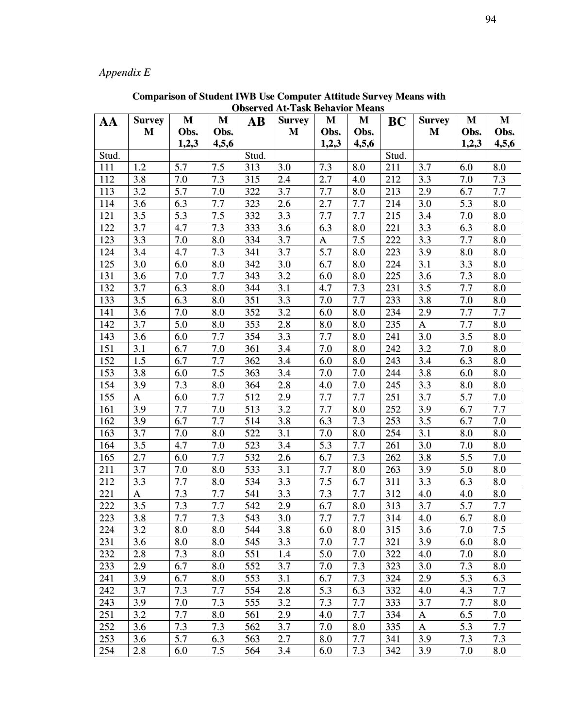*Appendix E*

**Comparison of Student IWB Use Computer Attitude Survey Means with Observed At-Task Behavior Means**

| AA | Survey M | M Obs. 1,2,3 | M Obs. 4,5,6 | AB | Survey M | M Obs. 1,2,3 | M Obs. 4,5,6 | BC | Survey M | M Obs. 1,2,3 | M Obs. 4,5,6 |
|---|---|---|---|---|---|---|---|---|---|---|---|
| Stud. | | | | Stud. | | | | Stud. | | | |
| 111 | 1.2 | 5.7 | 7.5 | 313 | 3.0 | 7.3 | 8.0 | 211 | 3.7 | 6.0 | 8.0 |
| 112 | 3.8 | 7.0 | 7.3 | 315 | 2.4 | 2.7 | 4.0 | 212 | 3.3 | 7.0 | 7.3 |
| 113 | 3.2 | 5.7 | 7.0 | 322 | 3.7 | 7.7 | 8.0 | 213 | 2.9 | 6.7 | 7.7 |
| 114 | 3.6 | 6.3 | 7.7 | 323 | 2.6 | 2.7 | 7.7 | 214 | 3.0 | 5.3 | 8.0 |
| 121 | 3.5 | 5.3 | 7.5 | 332 | 3.3 | 7.7 | 7.7 | 215 | 3.4 | 7.0 | 8.0 |
| 122 | 3.7 | 4.7 | 7.3 | 333 | 3.6 | 6.3 | 8.0 | 221 | 3.3 | 6.3 | 8.0 |
| 123 | 3.3 | 7.0 | 8.0 | 334 | 3.7 | A | 7.5 | 222 | 3.3 | 7.7 | 8.0 |
| 124 | 3.4 | 4.7 | 7.3 | 341 | 3.7 | 5.7 | 8.0 | 223 | 3.9 | 8.0 | 8.0 |
| 125 | 3.0 | 6.0 | 8.0 | 342 | 3.0 | 6.7 | 8.0 | 224 | 3.1 | 3.3 | 8.0 |
| 131 | 3.6 | 7.0 | 7.7 | 343 | 3.2 | 6.0 | 8.0 | 225 | 3.6 | 7.3 | 8.0 |
| 132 | 3.7 | 6.3 | 8.0 | 344 | 3.1 | 4.7 | 7.3 | 231 | 3.5 | 7.7 | 8.0 |
| 133 | 3.5 | 6.3 | 8.0 | 351 | 3.3 | 7.0 | 7.7 | 233 | 3.8 | 7.0 | 8.0 |
| 141 | 3.6 | 7.0 | 8.0 | 352 | 3.2 | 6.0 | 8.0 | 234 | 2.9 | 7.7 | 7.7 |
| 142 | 3.7 | 5.0 | 8.0 | 353 | 2.8 | 8.0 | 8.0 | 235 | A | 7.7 | 8.0 |
| 143 | 3.6 | 6.0 | 7.7 | 354 | 3.3 | 7.7 | 8.0 | 241 | 3.0 | 3.5 | 8.0 |
| 151 | 3.1 | 6.7 | 7.0 | 361 | 3.4 | 7.0 | 8.0 | 242 | 3.2 | 7.0 | 8.0 |
| 152 | 1.5 | 6.7 | 7.7 | 362 | 3.4 | 6.0 | 8.0 | 243 | 3.4 | 6.3 | 8.0 |
| 153 | 3.8 | 6.0 | 7.5 | 363 | 3.4 | 7.0 | 7.0 | 244 | 3.8 | 6.0 | 8.0 |
| 154 | 3.9 | 7.3 | 8.0 | 364 | 2.8 | 4.0 | 7.0 | 245 | 3.3 | 8.0 | 8.0 |
| 155 | A | 6.0 | 7.7 | 512 | 2.9 | 7.7 | 7.7 | 251 | 3.7 | 5.7 | 7.0 |
| 161 | 3.9 | 7.7 | 7.0 | 513 | 3.2 | 7.7 | 8.0 | 252 | 3.9 | 6.7 | 7.7 |
| 162 | 3.9 | 6.7 | 7.7 | 514 | 3.8 | 6.3 | 7.3 | 253 | 3.5 | 6.7 | 7.0 |
| 163 | 3.7 | 7.0 | 8.0 | 522 | 3.1 | 7.0 | 8.0 | 254 | 3.1 | 8.0 | 8.0 |
| 164 | 3.5 | 4.7 | 7.0 | 523 | 3.4 | 5.3 | 7.7 | 261 | 3.0 | 7.0 | 8.0 |
| 165 | 2.7 | 6.0 | 7.7 | 532 | 2.6 | 6.7 | 7.3 | 262 | 3.8 | 5.5 | 7.0 |
| 211 | 3.7 | 7.0 | 8.0 | 533 | 3.1 | 7.7 | 8.0 | 263 | 3.9 | 5.0 | 8.0 |
| 212 | 3.3 | 7.7 | 8.0 | 534 | 3.3 | 7.5 | 6.7 | 311 | 3.3 | 6.3 | 8.0 |
| 221 | A | 7.3 | 7.7 | 541 | 3.3 | 7.3 | 7.7 | 312 | 4.0 | 4.0 | 8.0 |
| 222 | 3.5 | 7.3 | 7.7 | 542 | 2.9 | 6.7 | 8.0 | 313 | 3.7 | 5.7 | 7.7 |
| 223 | 3.8 | 7.7 | 7.3 | 543 | 3.0 | 7.7 | 7.7 | 314 | 4.0 | 6.7 | 8.0 |
| 224 | 3.2 | 8.0 | 8.0 | 544 | 3.8 | 6.0 | 8.0 | 315 | 3.6 | 7.0 | 7.5 |
| 231 | 3.6 | 8.0 | 8.0 | 545 | 3.3 | 7.0 | 7.7 | 321 | 3.9 | 6.0 | 8.0 |
| 232 | 2.8 | 7.3 | 8.0 | 551 | 1.4 | 5.0 | 7.0 | 322 | 4.0 | 7.0 | 8.0 |
| 233 | 2.9 | 6.7 | 8.0 | 552 | 3.7 | 7.0 | 7.3 | 323 | 3.0 | 7.3 | 8.0 |
| 241 | 3.9 | 6.7 | 8.0 | 553 | 3.1 | 6.7 | 7.3 | 324 | 2.9 | 5.3 | 6.3 |
| 242 | 3.7 | 7.3 | 7.7 | 554 | 2.8 | 5.3 | 6.3 | 332 | 4.0 | 4.3 | 7.7 |
| 243 | 3.9 | 7.0 | 7.3 | 555 | 3.2 | 7.3 | 7.7 | 333 | 3.7 | 7.7 | 8.0 |
| 251 | 3.2 | 7.7 | 8.0 | 561 | 2.9 | 4.0 | 7.7 | 334 | A | 6.5 | 7.0 |
| 252 | 3.6 | 7.3 | 7.3 | 562 | 3.7 | 7.0 | 8.0 | 335 | A | 5.3 | 7.7 |
| 253 | 3.6 | 5.7 | 6.3 | 563 | 2.7 | 8.0 | 7.7 | 341 | 3.9 | 7.3 | 7.3 |
| 254 | 2.8 | 6.0 | 7.5 | 564 | 3.4 | 6.0 | 7.3 | 342 | 3.9 | 7.0 | 8.0 |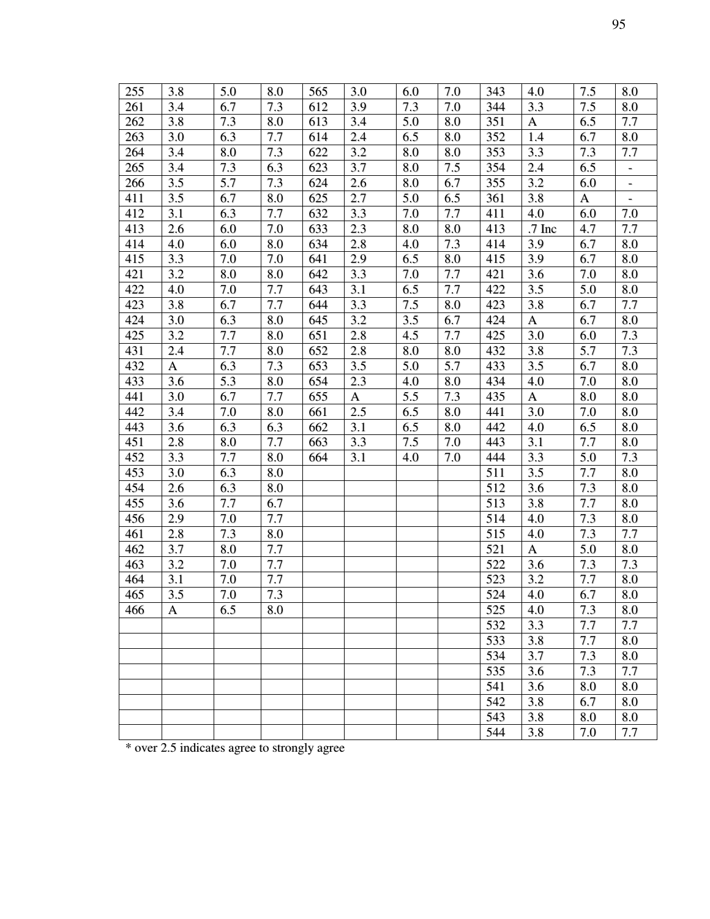| | | | | | | | | | | | |
|---|---|---|---|---|---|---|---|---|---|---|---|
| 255 | 3.8 | 5.0 | 8.0 | 565 | 3.0 | 6.0 | 7.0 | 343 | 4.0 | 7.5 | 8.0 |
| 261 | 3.4 | 6.7 | 7.3 | 612 | 3.9 | 7.3 | 7.0 | 344 | 3.3 | 7.5 | 8.0 |
| 262 | 3.8 | 7.3 | 8.0 | 613 | 3.4 | 5.0 | 8.0 | 351 | A | 6.5 | 7.7 |
| 263 | 3.0 | 6.3 | 7.7 | 614 | 2.4 | 6.5 | 8.0 | 352 | 1.4 | 6.7 | 8.0 |
| 264 | 3.4 | 8.0 | 7.3 | 622 | 3.2 | 8.0 | 8.0 | 353 | 3.3 | 7.3 | 7.7 |
| 265 | 3.4 | 7.3 | 6.3 | 623 | 3.7 | 8.0 | 7.5 | 354 | 2.4 | 6.5 | - |
| 266 | 3.5 | 5.7 | 7.3 | 624 | 2.6 | 8.0 | 6.7 | 355 | 3.2 | 6.0 | - |
| 411 | 3.5 | 6.7 | 8.0 | 625 | 2.7 | 5.0 | 6.5 | 361 | 3.8 | A | - |
| 412 | 3.1 | 6.3 | 7.7 | 632 | 3.3 | 7.0 | 7.7 | 411 | 4.0 | 6.0 | 7.0 |
| 413 | 2.6 | 6.0 | 7.0 | 633 | 2.3 | 8.0 | 8.0 | 413 | .7 Inc | 4.7 | 7.7 |
| 414 | 4.0 | 6.0 | 8.0 | 634 | 2.8 | 4.0 | 7.3 | 414 | 3.9 | 6.7 | 8.0 |
| 415 | 3.3 | 7.0 | 7.0 | 641 | 2.9 | 6.5 | 8.0 | 415 | 3.9 | 6.7 | 8.0 |
| 421 | 3.2 | 8.0 | 8.0 | 642 | 3.3 | 7.0 | 7.7 | 421 | 3.6 | 7.0 | 8.0 |
| 422 | 4.0 | 7.0 | 7.7 | 643 | 3.1 | 6.5 | 7.7 | 422 | 3.5 | 5.0 | 8.0 |
| 423 | 3.8 | 6.7 | 7.7 | 644 | 3.3 | 7.5 | 8.0 | 423 | 3.8 | 6.7 | 7.7 |
| 424 | 3.0 | 6.3 | 8.0 | 645 | 3.2 | 3.5 | 6.7 | 424 | A | 6.7 | 8.0 |
| 425 | 3.2 | 7.7 | 8.0 | 651 | 2.8 | 4.5 | 7.7 | 425 | 3.0 | 6.0 | 7.3 |
| 431 | 2.4 | 7.7 | 8.0 | 652 | 2.8 | 8.0 | 8.0 | 432 | 3.8 | 5.7 | 7.3 |
| 432 | A | 6.3 | 7.3 | 653 | 3.5 | 5.0 | 5.7 | 433 | 3.5 | 6.7 | 8.0 |
| 433 | 3.6 | 5.3 | 8.0 | 654 | 2.3 | 4.0 | 8.0 | 434 | 4.0 | 7.0 | 8.0 |
| 441 | 3.0 | 6.7 | 7.7 | 655 | A | 5.5 | 7.3 | 435 | A | 8.0 | 8.0 |
| 442 | 3.4 | 7.0 | 8.0 | 661 | 2.5 | 6.5 | 8.0 | 441 | 3.0 | 7.0 | 8.0 |
| 443 | 3.6 | 6.3 | 6.3 | 662 | 3.1 | 6.5 | 8.0 | 442 | 4.0 | 6.5 | 8.0 |
| 451 | 2.8 | 8.0 | 7.7 | 663 | 3.3 | 7.5 | 7.0 | 443 | 3.1 | 7.7 | 8.0 |
| 452 | 3.3 | 7.7 | 8.0 | 664 | 3.1 | 4.0 | 7.0 | 444 | 3.3 | 5.0 | 7.3 |
| 453 | 3.0 | 6.3 | 8.0 | | | | | 511 | 3.5 | 7.7 | 8.0 |
| 454 | 2.6 | 6.3 | 8.0 | | | | | 512 | 3.6 | 7.3 | 8.0 |
| 455 | 3.6 | 7.7 | 6.7 | | | | | 513 | 3.8 | 7.7 | 8.0 |
| 456 | 2.9 | 7.0 | 7.7 | | | | | 514 | 4.0 | 7.3 | 8.0 |
| 461 | 2.8 | 7.3 | 8.0 | | | | | 515 | 4.0 | 7.3 | 7.7 |
| 462 | 3.7 | 8.0 | 7.7 | | | | | 521 | A | 5.0 | 8.0 |
| 463 | 3.2 | 7.0 | 7.7 | | | | | 522 | 3.6 | 7.3 | 7.3 |
| 464 | 3.1 | 7.0 | 7.7 | | | | | 523 | 3.2 | 7.7 | 8.0 |
| 465 | 3.5 | 7.0 | 7.3 | | | | | 524 | 4.0 | 6.7 | 8.0 |
| 466 | A | 6.5 | 8.0 | | | | | 525 | 4.0 | 7.3 | 8.0 |
| | | | | | | | | 532 | 3.3 | 7.7 | 7.7 |
| | | | | | | | | 533 | 3.8 | 7.7 | 8.0 |
| | | | | | | | | 534 | 3.7 | 7.3 | 8.0 |
| | | | | | | | | 535 | 3.6 | 7.3 | 7.7 |
| | | | | | | | | 541 | 3.6 | 8.0 | 8.0 |
| | | | | | | | | 542 | 3.8 | 6.7 | 8.0 |
| | | | | | | | | 543 | 3.8 | 8.0 | 8.0 |
| | | | | | | | | 544 | 3.8 | 7.0 | 7.7 |

* over 2.5 indicates agree to strongly agree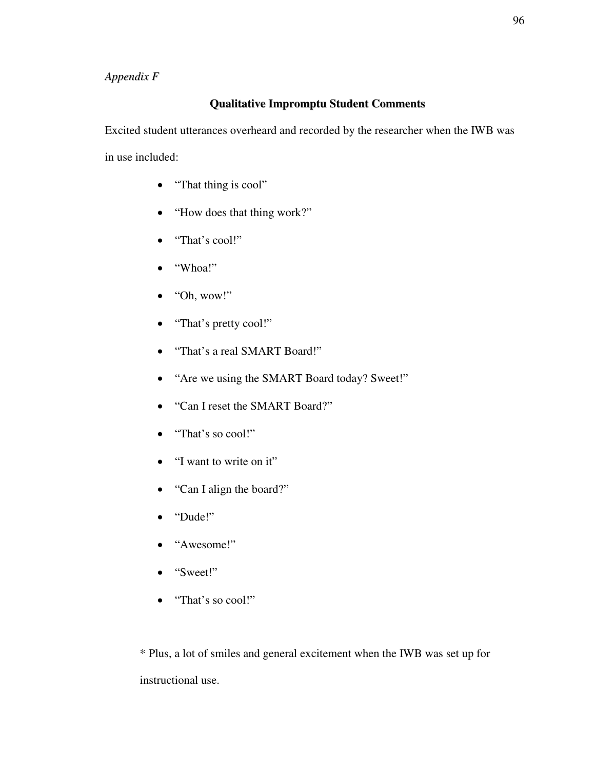*Appendix F*

## Qualitative Impromptu Student Comments

Excited student utterances overheard and recorded by the researcher when the IWB was in use included:

- “That thing is cool”
- “How does that thing work?”
- “That’s cool!”
- “Whoa!”
- “Oh, wow!”
- “That’s pretty cool!”
- “That’s a real SMART Board!”
- “Are we using the SMART Board today? Sweet!”
- “Can I reset the SMART Board?”
- “That’s so cool!”
- “I want to write on it”
- “Can I align the board?”
- “Dude!”
- “Awesome!”
- “Sweet!”
- “That’s so cool!”

\* Plus, a lot of smiles and general excitement when the IWB was set up for instructional use.